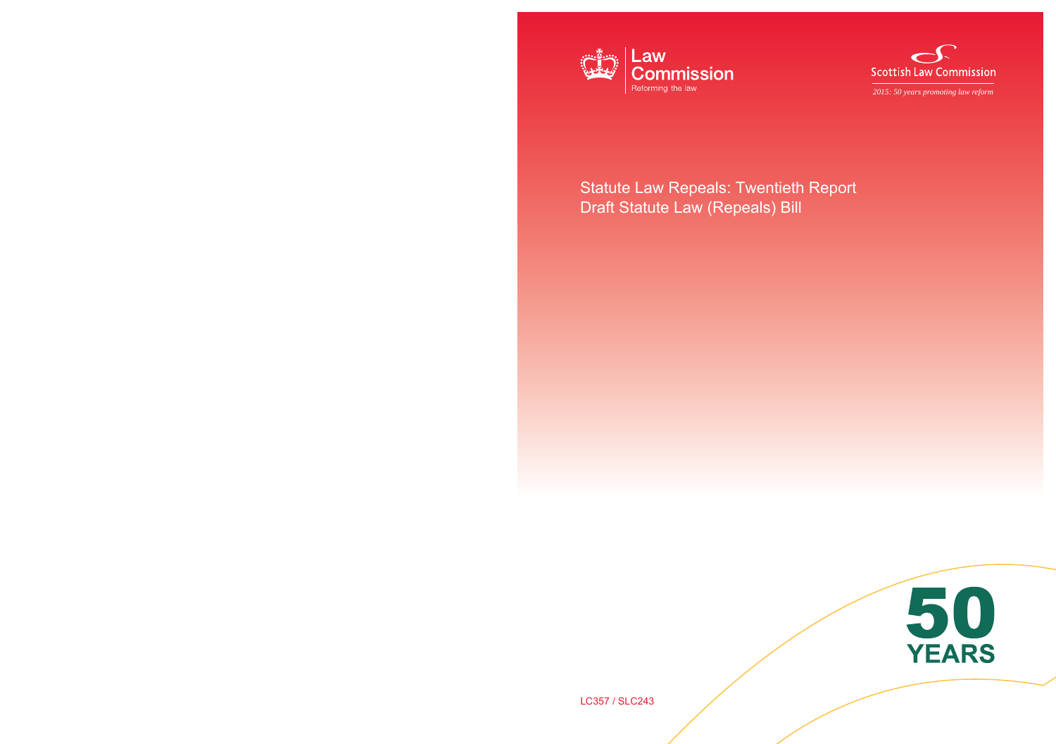Law Commission
Reforming the law

Scottish Law Commission
*2015: 50 years promoting law reform*

# Statute Law Repeals: Twentieth Report
# Draft Statute Law (Repeals) Bill

50 YEARS

LC357 / SLC243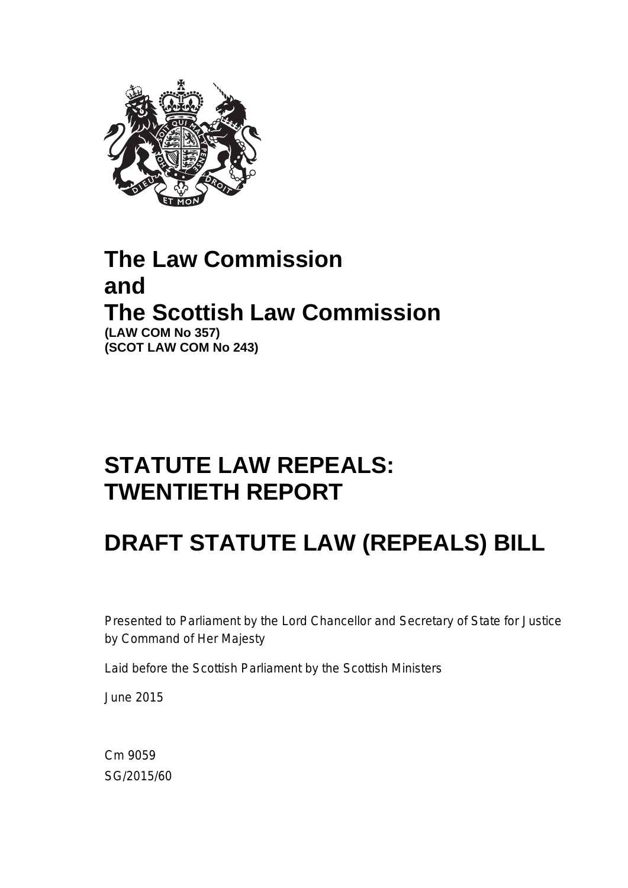# The Law Commission and The Scottish Law Commission

**(LAW COM No 357)**
**(SCOT LAW COM No 243)**

# STATUTE LAW REPEALS: TWENTIETH REPORT

# DRAFT STATUTE LAW (REPEALS) BILL

Presented to Parliament by the Lord Chancellor and Secretary of State for Justice by Command of Her Majesty

Laid before the Scottish Parliament by the Scottish Ministers

June 2015

Cm 9059
SG/2015/60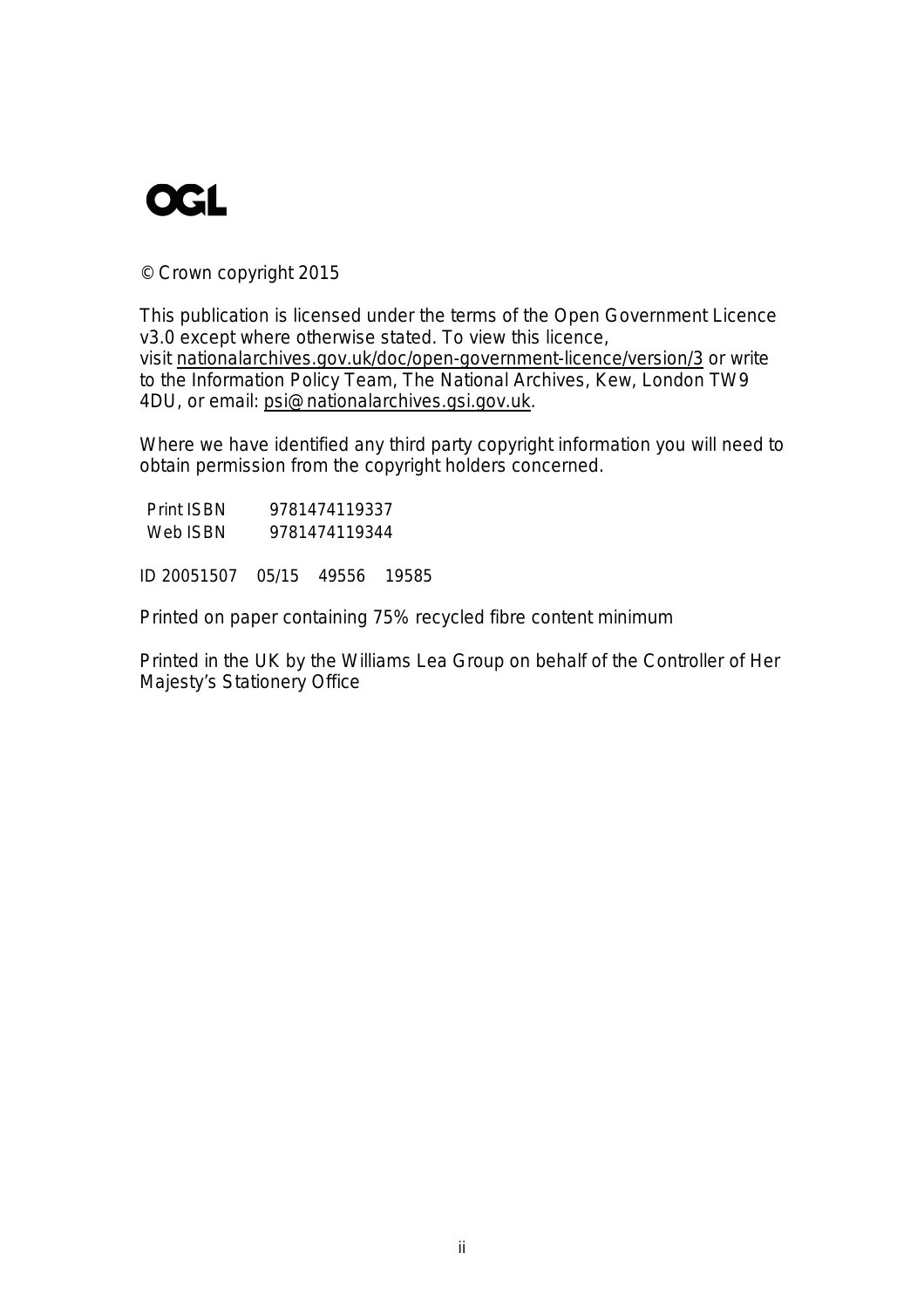OGL

© Crown copyright 2015

This publication is licensed under the terms of the Open Government Licence v3.0 except where otherwise stated. To view this licence, visit nationalarchives.gov.uk/doc/open-government-licence/version/3 or write to the Information Policy Team, The National Archives, Kew, London TW9 4DU, or email: psi@nationalarchives.gsi.gov.uk.

Where we have identified any third party copyright information you will need to obtain permission from the copyright holders concerned.

Print ISBN 9781474119337
Web ISBN 9781474119344

ID 20051507 05/15 49556 19585

Printed on paper containing 75% recycled fibre content minimum

Printed in the UK by the Williams Lea Group on behalf of the Controller of Her Majesty's Stationery Office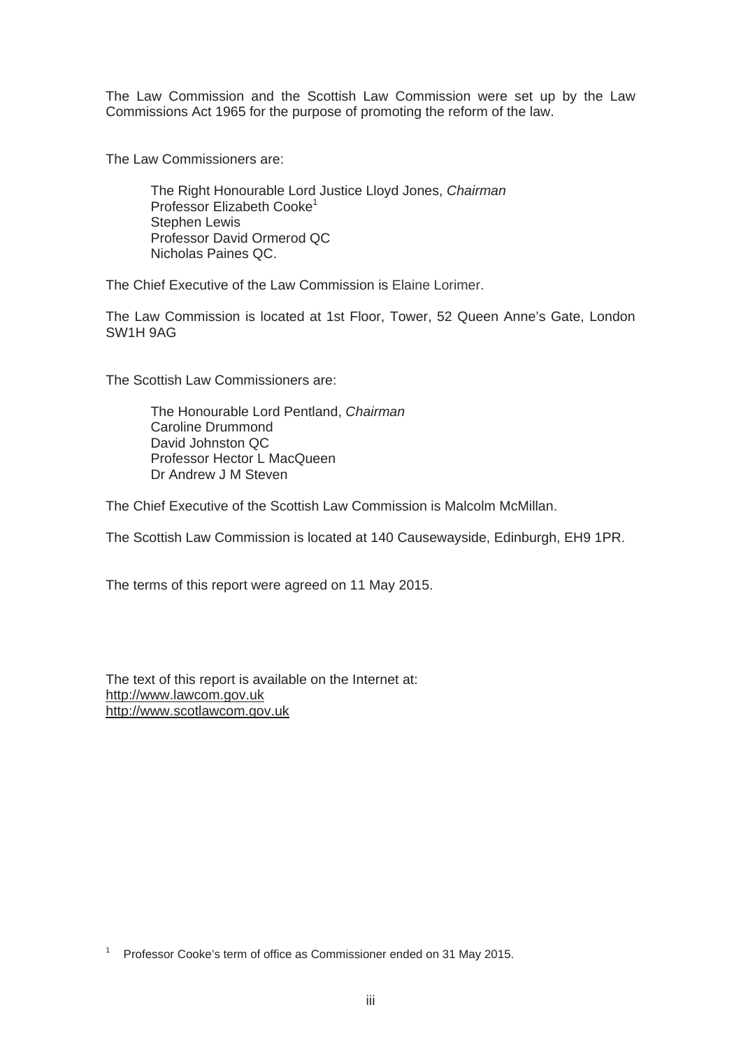The Law Commission and the Scottish Law Commission were set up by the Law Commissions Act 1965 for the purpose of promoting the reform of the law.

The Law Commissioners are:

The Right Honourable Lord Justice Lloyd Jones, *Chairman*
Professor Elizabeth Cooke[1]
Stephen Lewis
Professor David Ormerod QC
Nicholas Paines QC.

The Chief Executive of the Law Commission is Elaine Lorimer.

The Law Commission is located at 1st Floor, Tower, 52 Queen Anne's Gate, London SW1H 9AG

The Scottish Law Commissioners are:

The Honourable Lord Pentland, *Chairman*
Caroline Drummond
David Johnston QC
Professor Hector L MacQueen
Dr Andrew J M Steven

The Chief Executive of the Scottish Law Commission is Malcolm McMillan.

The Scottish Law Commission is located at 140 Causewayside, Edinburgh, EH9 1PR.

The terms of this report were agreed on 11 May 2015.

The text of this report is available on the Internet at:
http://www.lawcom.gov.uk
http://www.scotlawcom.gov.uk

[1] Professor Cooke's term of office as Commissioner ended on 31 May 2015.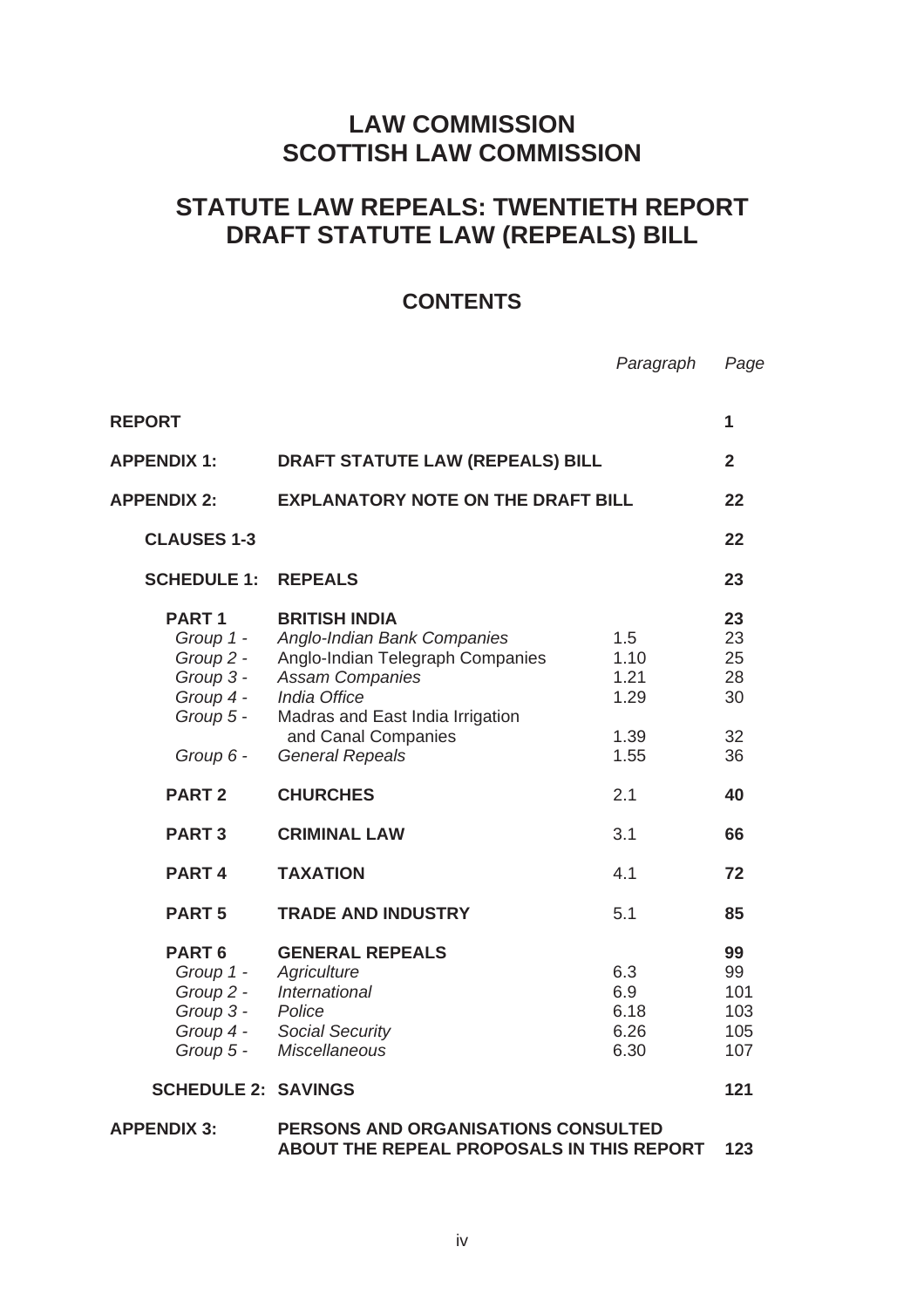# LAW COMMISSION
# SCOTTISH LAW COMMISSION

## STATUTE LAW REPEALS: TWENTIETH REPORT
## DRAFT STATUTE LAW (REPEALS) BILL

### CONTENTS

| | | *Paragraph* | *Page* |
|---|---|---|---|
| **REPORT** | | | **1** |
| **APPENDIX 1:** | **DRAFT STATUTE LAW (REPEALS) BILL** | | **2** |
| **APPENDIX 2:** | **EXPLANATORY NOTE ON THE DRAFT BILL** | | **22** |
| **CLAUSES 1-3** | | | **22** |
| **SCHEDULE 1:** | **REPEALS** | | **23** |
| **PART 1** | **BRITISH INDIA** | | **23** |
| *Group 1 -* | *Anglo-Indian Bank Companies* | 1.5 | 23 |
| *Group 2 -* | Anglo-Indian Telegraph Companies | 1.10 | 25 |
| *Group 3 -* | *Assam Companies* | 1.21 | 28 |
| *Group 4 -* | *India Office* | 1.29 | 30 |
| *Group 5 -* | Madras and East India Irrigation and Canal Companies | 1.39 | 32 |
| *Group 6 -* | *General Repeals* | 1.55 | 36 |
| **PART 2** | **CHURCHES** | 2.1 | **40** |
| **PART 3** | **CRIMINAL LAW** | 3.1 | **66** |
| **PART 4** | **TAXATION** | 4.1 | **72** |
| **PART 5** | **TRADE AND INDUSTRY** | 5.1 | **85** |
| **PART 6** | **GENERAL REPEALS** | | **99** |
| *Group 1 -* | *Agriculture* | 6.3 | 99 |
| *Group 2 -* | *International* | 6.9 | 101 |
| *Group 3 -* | *Police* | 6.18 | 103 |
| *Group 4 -* | *Social Security* | 6.26 | 105 |
| *Group 5 -* | *Miscellaneous* | 6.30 | 107 |
| **SCHEDULE 2:** | **SAVINGS** | | **121** |
| **APPENDIX 3:** | **PERSONS AND ORGANISATIONS CONSULTED ABOUT THE REPEAL PROPOSALS IN THIS REPORT** | | **123** |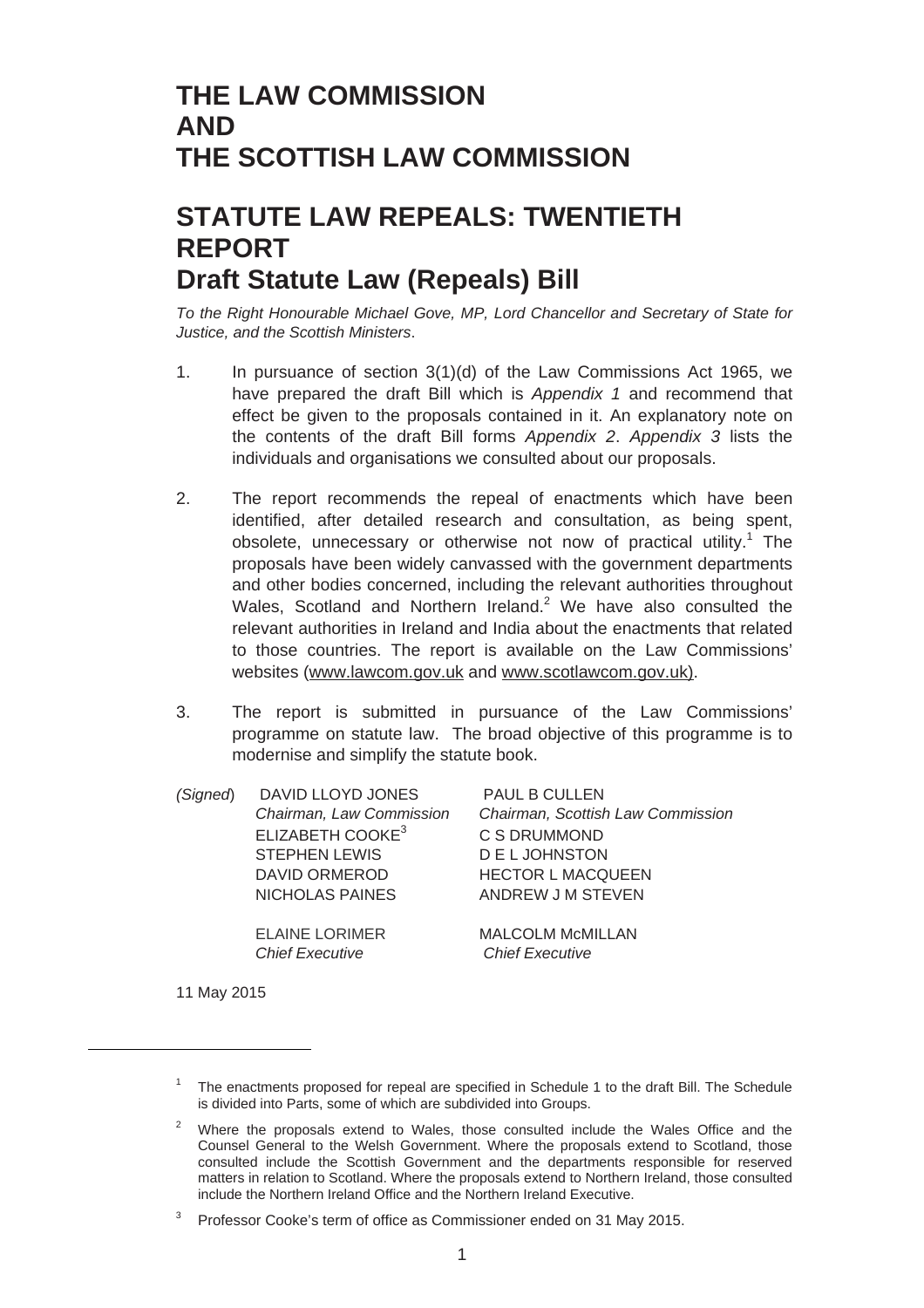# THE LAW COMMISSION
# AND
# THE SCOTTISH LAW COMMISSION

# STATUTE LAW REPEALS: TWENTIETH REPORT
## Draft Statute Law (Repeals) Bill

*To the Right Honourable Michael Gove, MP, Lord Chancellor and Secretary of State for Justice, and the Scottish Ministers*.

1. In pursuance of section 3(1)(d) of the Law Commissions Act 1965, we have prepared the draft Bill which is *Appendix 1* and recommend that effect be given to the proposals contained in it. An explanatory note on the contents of the draft Bill forms *Appendix 2*. *Appendix 3* lists the individuals and organisations we consulted about our proposals.

2. The report recommends the repeal of enactments which have been identified, after detailed research and consultation, as being spent, obsolete, unnecessary or otherwise not now of practical utility.[1] The proposals have been widely canvassed with the government departments and other bodies concerned, including the relevant authorities throughout Wales, Scotland and Northern Ireland.[2] We have also consulted the relevant authorities in Ireland and India about the enactments that related to those countries. The report is available on the Law Commissions' websites (www.lawcom.gov.uk and www.scotlawcom.gov.uk).

3. The report is submitted in pursuance of the Law Commissions' programme on statute law. The broad objective of this programme is to modernise and simplify the statute book.

| | | |
|---|---|---|
| *(Signed)* | DAVID LLOYD JONES<br>*Chairman, Law Commission* | PAUL B CULLEN<br>*Chairman, Scottish Law Commission* |
| | ELIZABETH COOKE[3] | C S DRUMMOND |
| | STEPHEN LEWIS | D E L JOHNSTON |
| | DAVID ORMEROD | HECTOR L MACQUEEN |
| | NICHOLAS PAINES | ANDREW J M STEVEN |
| | ELAINE LORIMER<br>*Chief Executive* | MALCOLM McMILLAN<br>*Chief Executive* |

11 May 2015

---

[1] The enactments proposed for repeal are specified in Schedule 1 to the draft Bill. The Schedule is divided into Parts, some of which are subdivided into Groups.

[2] Where the proposals extend to Wales, those consulted include the Wales Office and the Counsel General to the Welsh Government. Where the proposals extend to Scotland, those consulted include the Scottish Government and the departments responsible for reserved matters in relation to Scotland. Where the proposals extend to Northern Ireland, those consulted include the Northern Ireland Office and the Northern Ireland Executive.

[3] Professor Cooke's term of office as Commissioner ended on 31 May 2015.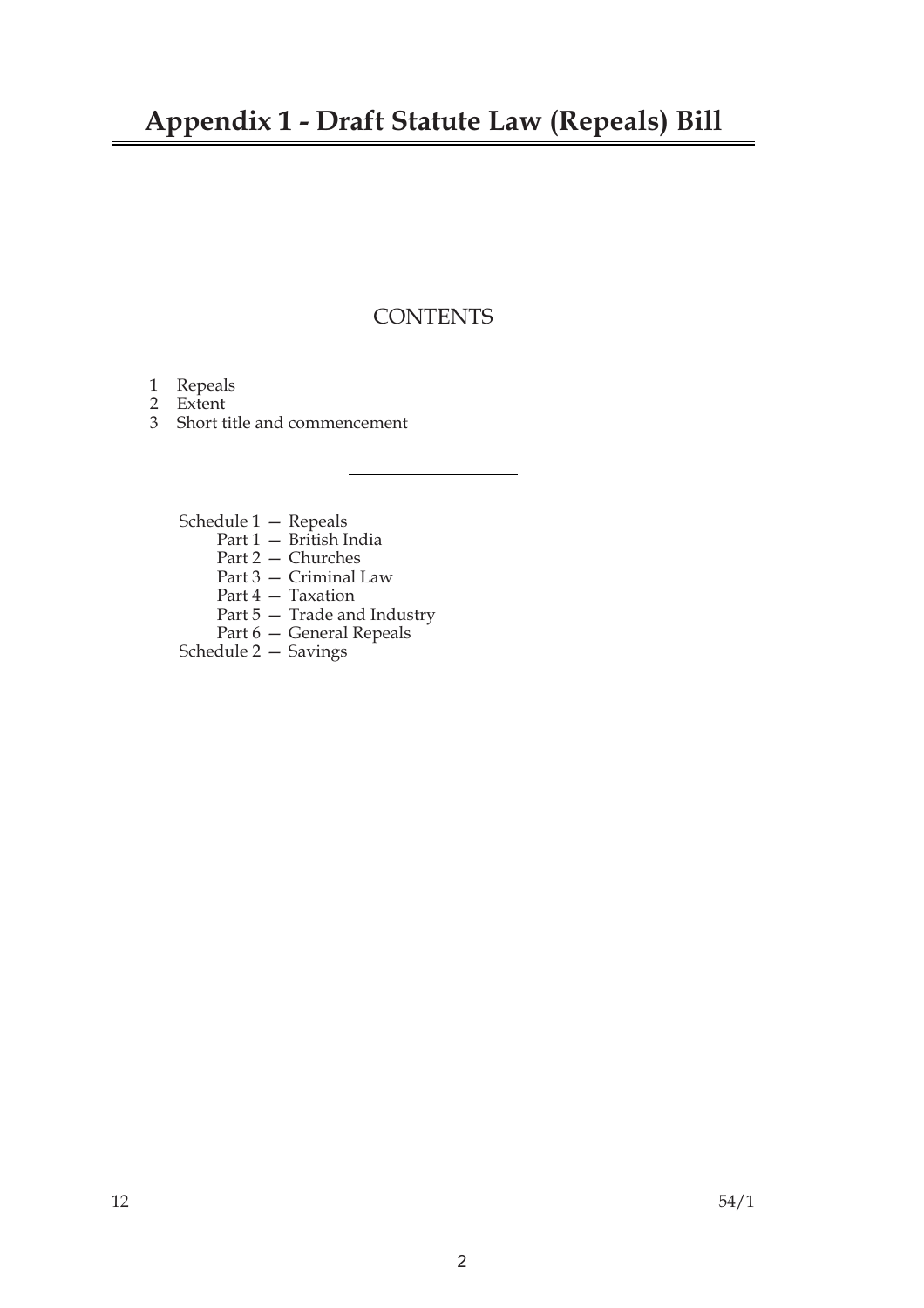# Appendix 1 - Draft Statute Law (Repeals) Bill

## CONTENTS

1 Repeals
2 Extent
3 Short title and commencement

---

Schedule 1 — Repeals
  Part 1 — British India
  Part 2 — Churches
  Part 3 — Criminal Law
  Part 4 — Taxation
  Part 5 — Trade and Industry
  Part 6 — General Repeals
Schedule 2 — Savings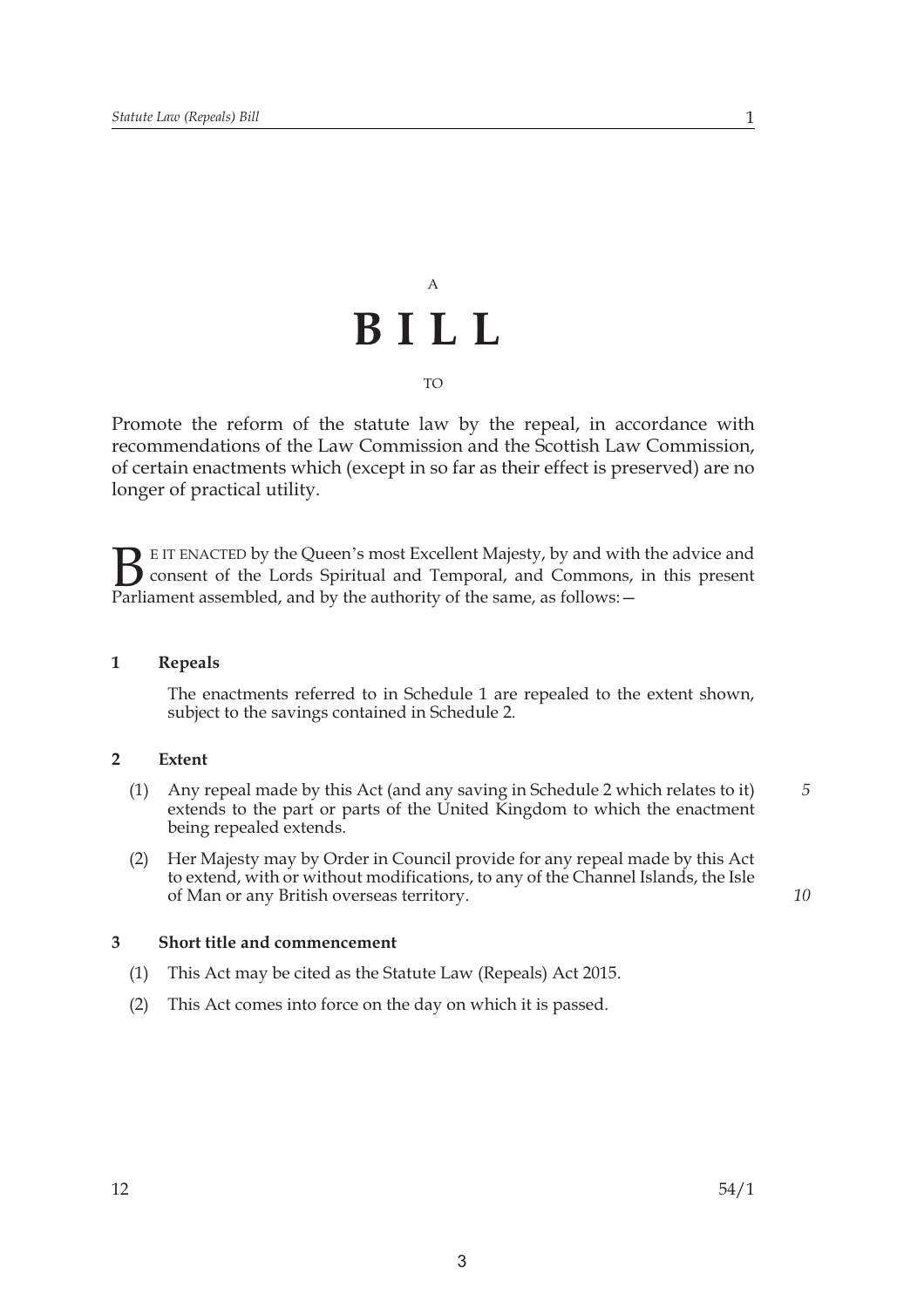A

# BILL

TO

Promote the reform of the statute law by the repeal, in accordance with recommendations of the Law Commission and the Scottish Law Commission, of certain enactments which (except in so far as their effect is preserved) are no longer of practical utility.

BE IT ENACTED by the Queen's most Excellent Majesty, by and with the advice and consent of the Lords Spiritual and Temporal, and Commons, in this present Parliament assembled, and by the authority of the same, as follows:—

**1 Repeals**

The enactments referred to in Schedule 1 are repealed to the extent shown, subject to the savings contained in Schedule 2.

**2 Extent**

(1) Any repeal made by this Act (and any saving in Schedule 2 which relates to it) extends to the part or parts of the United Kingdom to which the enactment being repealed extends.

(2) Her Majesty may by Order in Council provide for any repeal made by this Act to extend, with or without modifications, to any of the Channel Islands, the Isle of Man or any British overseas territory.

**3 Short title and commencement**

(1) This Act may be cited as the Statute Law (Repeals) Act 2015.

(2) This Act comes into force on the day on which it is passed.

12 54/1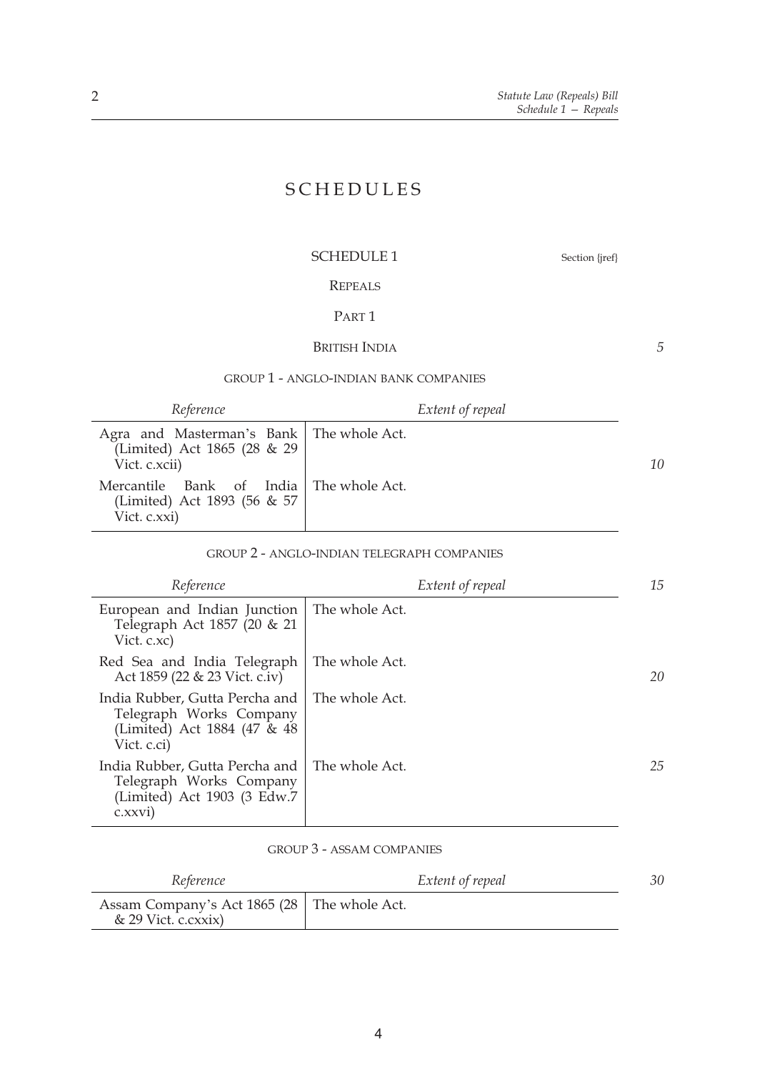# SCHEDULES

## SCHEDULE 1

Section {jref}

REPEALS

PART 1

BRITISH INDIA

GROUP 1 - ANGLO-INDIAN BANK COMPANIES

| *Reference* | *Extent of repeal* |
|---|---|
| Agra and Masterman's Bank (Limited) Act 1865 (28 & 29 Vict. c.xcii) | The whole Act. |
| Mercantile Bank of India (Limited) Act 1893 (56 & 57 Vict. c.xxi) | The whole Act. |

GROUP 2 - ANGLO-INDIAN TELEGRAPH COMPANIES

| *Reference* | *Extent of repeal* |
|---|---|
| European and Indian Junction Telegraph Act 1857 (20 & 21 Vict. c.xc) | The whole Act. |
| Red Sea and India Telegraph Act 1859 (22 & 23 Vict. c.iv) | The whole Act. |
| India Rubber, Gutta Percha and Telegraph Works Company (Limited) Act 1884 (47 & 48 Vict. c.ci) | The whole Act. |
| India Rubber, Gutta Percha and Telegraph Works Company (Limited) Act 1903 (3 Edw.7 c.xxvi) | The whole Act. |

GROUP 3 - ASSAM COMPANIES

| *Reference* | *Extent of repeal* |
|---|---|
| Assam Company's Act 1865 (28 & 29 Vict. c.cxxix) | The whole Act. |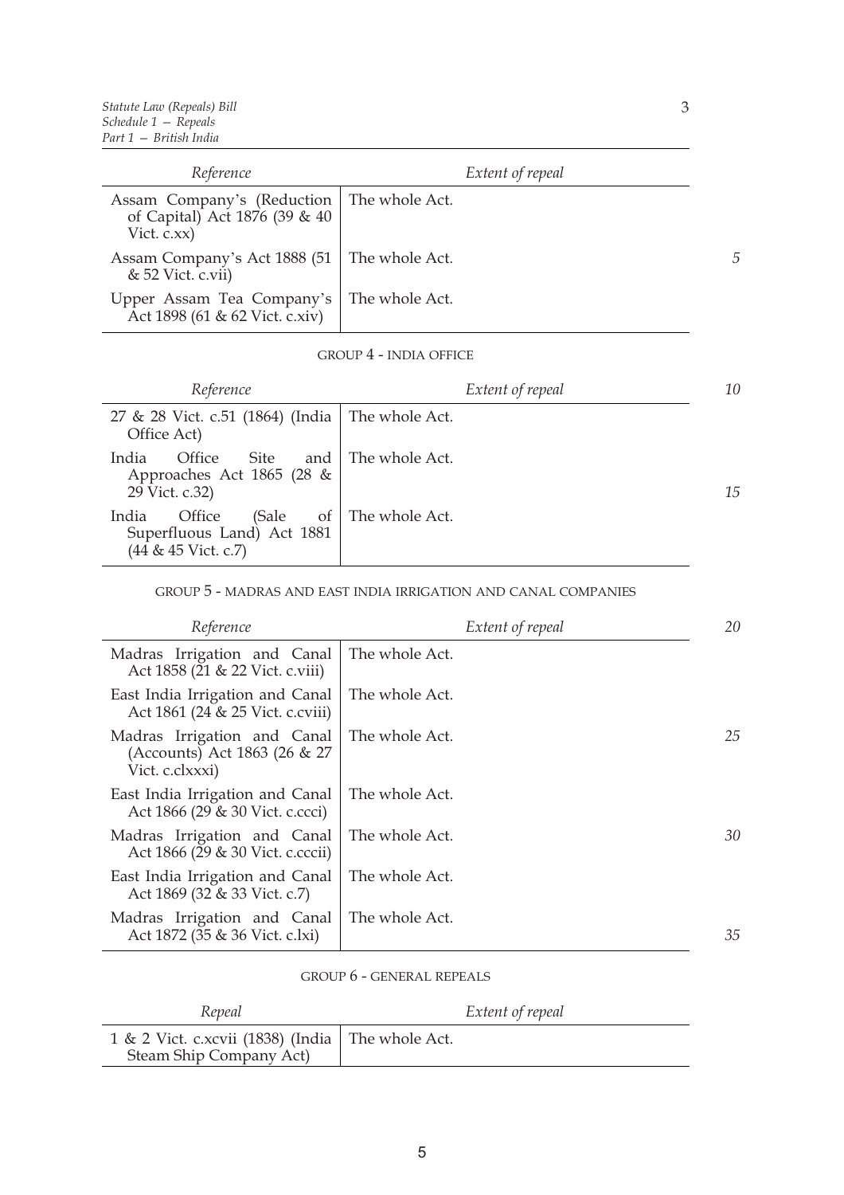| Reference | Extent of repeal |
| --- | --- |
| Assam Company's (Reduction of Capital) Act 1876 (39 & 40 Vict. c.xx) | The whole Act. |
| Assam Company's Act 1888 (51 & 52 Vict. c.vii) | The whole Act. |
| Upper Assam Tea Company's Act 1898 (61 & 62 Vict. c.xiv) | The whole Act. |

GROUP 4 - INDIA OFFICE

| Reference | Extent of repeal |
| --- | --- |
| 27 & 28 Vict. c.51 (1864) (India Office Act) | The whole Act. |
| India Office Site and Approaches Act 1865 (28 & 29 Vict. c.32) | The whole Act. |
| India Office (Sale of Superfluous Land) Act 1881 (44 & 45 Vict. c.7) | The whole Act. |

GROUP 5 - MADRAS AND EAST INDIA IRRIGATION AND CANAL COMPANIES

| Reference | Extent of repeal |
| --- | --- |
| Madras Irrigation and Canal Act 1858 (21 & 22 Vict. c.viii) | The whole Act. |
| East India Irrigation and Canal Act 1861 (24 & 25 Vict. c.cviii) | The whole Act. |
| Madras Irrigation and Canal (Accounts) Act 1863 (26 & 27 Vict. c.clxxxi) | The whole Act. |
| East India Irrigation and Canal Act 1866 (29 & 30 Vict. c.ccci) | The whole Act. |
| Madras Irrigation and Canal Act 1866 (29 & 30 Vict. c.cccii) | The whole Act. |
| East India Irrigation and Canal Act 1869 (32 & 33 Vict. c.7) | The whole Act. |
| Madras Irrigation and Canal Act 1872 (35 & 36 Vict. c.lxi) | The whole Act. |

GROUP 6 - GENERAL REPEALS

| Repeal | Extent of repeal |
| --- | --- |
| 1 & 2 Vict. c.xcvii (1838) (India Steam Ship Company Act) | The whole Act. |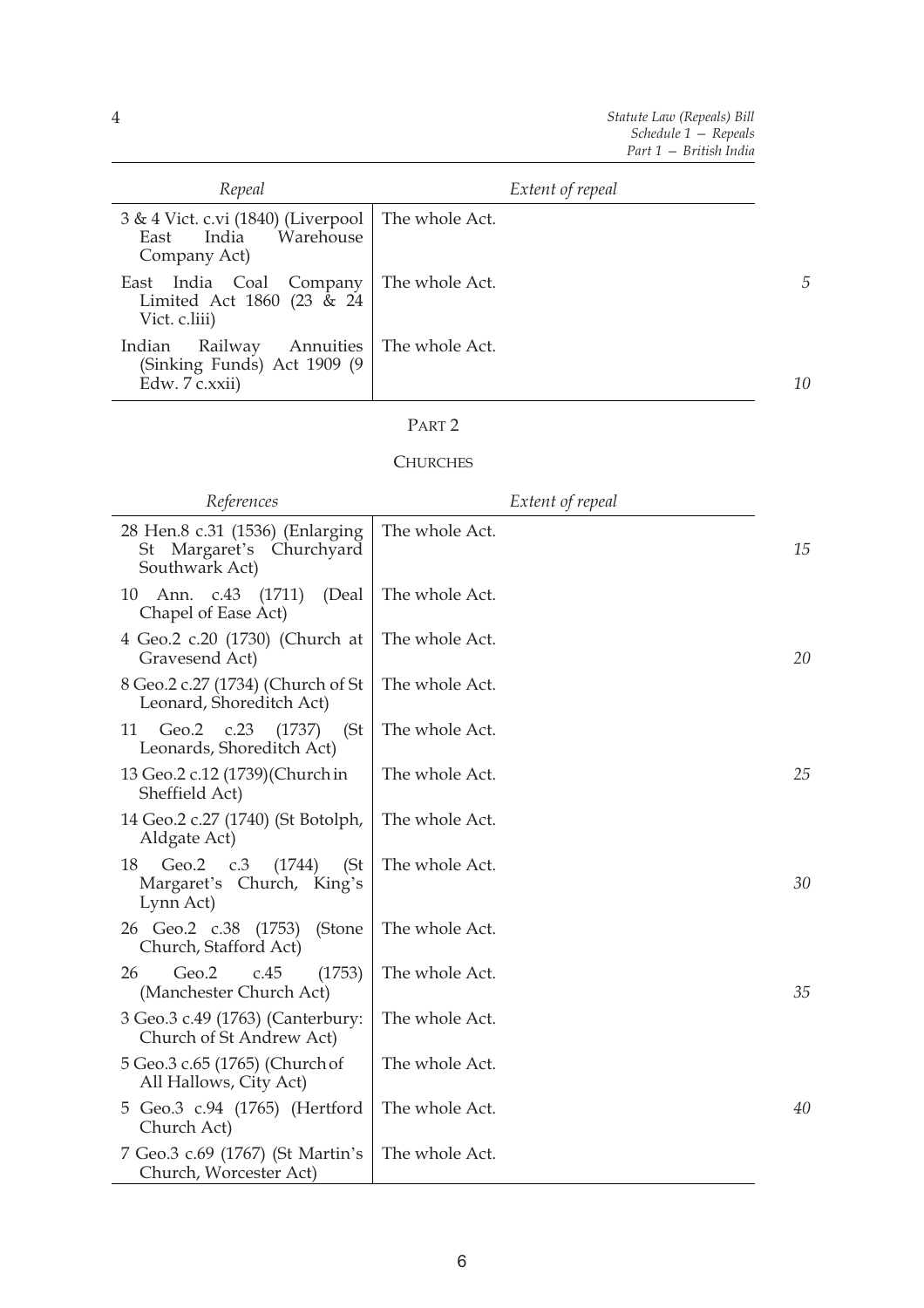| Repeal | Extent of repeal |
|---|---|
| 3 & 4 Vict. c.vi (1840) (Liverpool East India Warehouse Company Act) | The whole Act. |
| East India Coal Company Limited Act 1860 (23 & 24 Vict. c.liii) | The whole Act. |
| Indian Railway Annuities (Sinking Funds) Act 1909 (9 Edw. 7 c.xxii) | The whole Act. |

## PART 2

## CHURCHES

| References | Extent of repeal |
|---|---|
| 28 Hen.8 c.31 (1536) (Enlarging St Margaret's Churchyard Southwark Act) | The whole Act. |
| 10 Ann. c.43 (1711) (Deal Chapel of Ease Act) | The whole Act. |
| 4 Geo.2 c.20 (1730) (Church at Gravesend Act) | The whole Act. |
| 8 Geo.2 c.27 (1734) (Church of St Leonard, Shoreditch Act) | The whole Act. |
| 11 Geo.2 c.23 (1737) (St Leonards, Shoreditch Act) | The whole Act. |
| 13 Geo.2 c.12 (1739)(Church in Sheffield Act) | The whole Act. |
| 14 Geo.2 c.27 (1740) (St Botolph, Aldgate Act) | The whole Act. |
| 18 Geo.2 c.3 (1744) (St Margaret's Church, King's Lynn Act) | The whole Act. |
| 26 Geo.2 c.38 (1753) (Stone Church, Stafford Act) | The whole Act. |
| 26 Geo.2 c.45 (1753) (Manchester Church Act) | The whole Act. |
| 3 Geo.3 c.49 (1763) (Canterbury: Church of St Andrew Act) | The whole Act. |
| 5 Geo.3 c.65 (1765) (Church of All Hallows, City Act) | The whole Act. |
| 5 Geo.3 c.94 (1765) (Hertford Church Act) | The whole Act. |
| 7 Geo.3 c.69 (1767) (St Martin's Church, Worcester Act) | The whole Act. |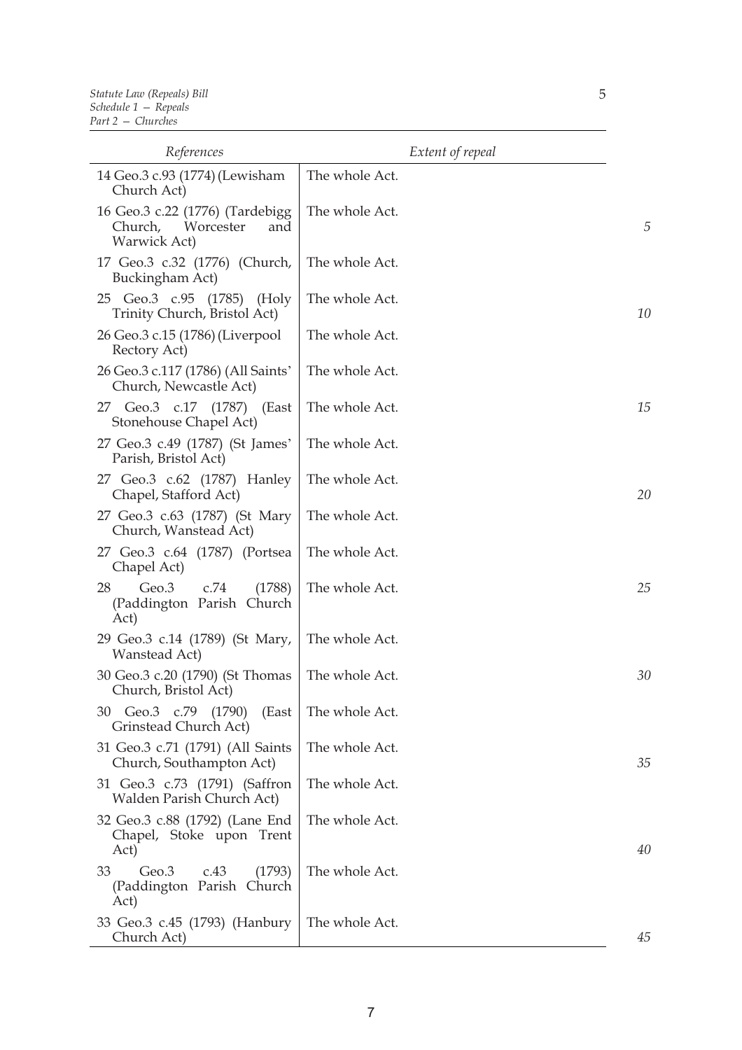| References | Extent of repeal |
| --- | --- |
| 14 Geo.3 c.93 (1774) (Lewisham Church Act) | The whole Act. |
| 16 Geo.3 c.22 (1776) (Tardebigg Church, Worcester and Warwick Act) | The whole Act. |
| 17 Geo.3 c.32 (1776) (Church, Buckingham Act) | The whole Act. |
| 25 Geo.3 c.95 (1785) (Holy Trinity Church, Bristol Act) | The whole Act. |
| 26 Geo.3 c.15 (1786) (Liverpool Rectory Act) | The whole Act. |
| 26 Geo.3 c.117 (1786) (All Saints' Church, Newcastle Act) | The whole Act. |
| 27 Geo.3 c.17 (1787) (East Stonehouse Chapel Act) | The whole Act. |
| 27 Geo.3 c.49 (1787) (St James' Parish, Bristol Act) | The whole Act. |
| 27 Geo.3 c.62 (1787) Hanley Chapel, Stafford Act) | The whole Act. |
| 27 Geo.3 c.63 (1787) (St Mary Church, Wanstead Act) | The whole Act. |
| 27 Geo.3 c.64 (1787) (Portsea Chapel Act) | The whole Act. |
| 28 Geo.3 c.74 (1788) (Paddington Parish Church Act) | The whole Act. |
| 29 Geo.3 c.14 (1789) (St Mary, Wanstead Act) | The whole Act. |
| 30 Geo.3 c.20 (1790) (St Thomas Church, Bristol Act) | The whole Act. |
| 30 Geo.3 c.79 (1790) (East Grinstead Church Act) | The whole Act. |
| 31 Geo.3 c.71 (1791) (All Saints Church, Southampton Act) | The whole Act. |
| 31 Geo.3 c.73 (1791) (Saffron Walden Parish Church Act) | The whole Act. |
| 32 Geo.3 c.88 (1792) (Lane End Chapel, Stoke upon Trent Act) | The whole Act. |
| 33 Geo.3 c.43 (1793) (Paddington Parish Church Act) | The whole Act. |
| 33 Geo.3 c.45 (1793) (Hanbury Church Act) | The whole Act. |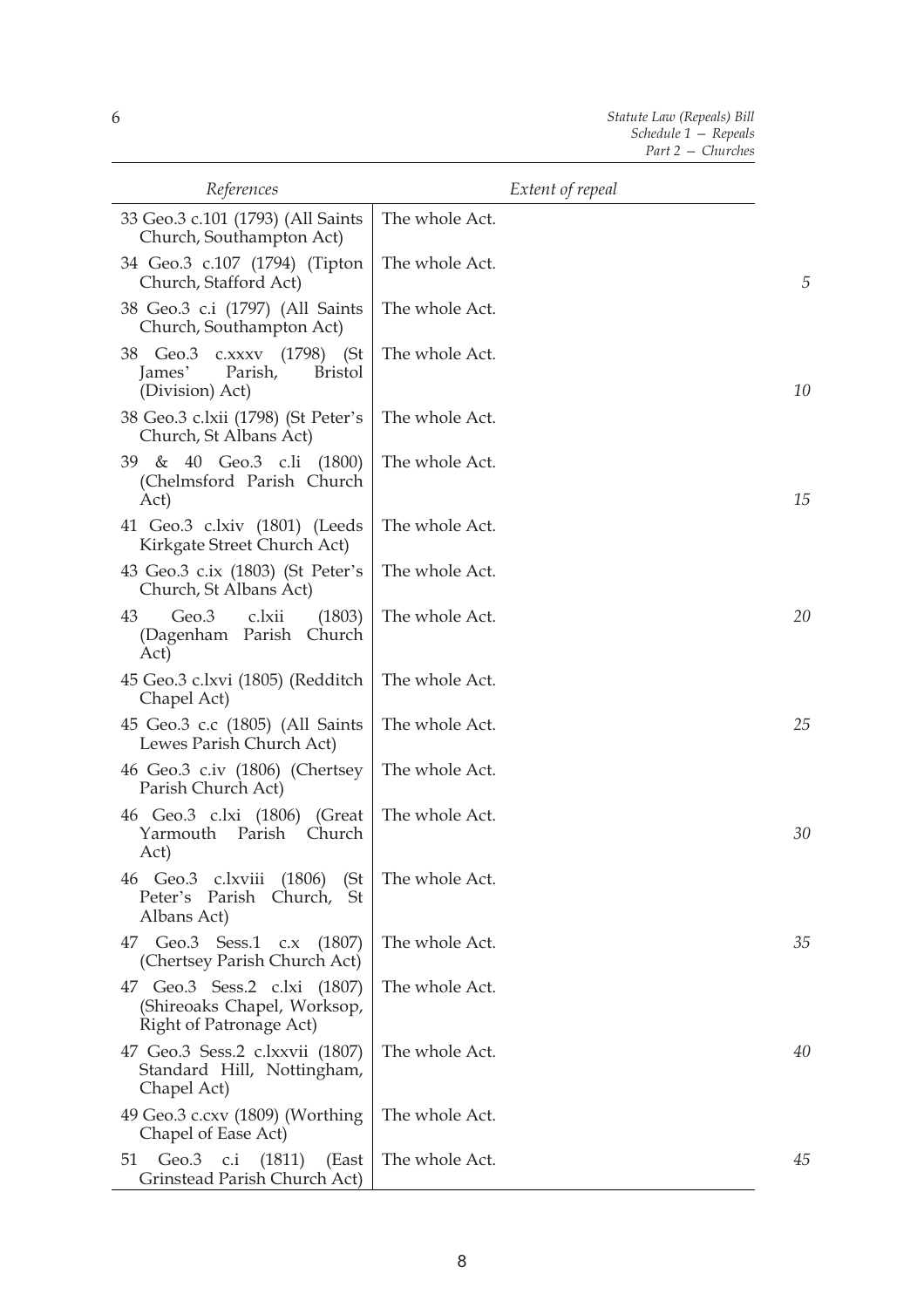| References | Extent of repeal |
|---|---|
| 33 Geo.3 c.101 (1793) (All Saints Church, Southampton Act) | The whole Act. |
| 34 Geo.3 c.107 (1794) (Tipton Church, Stafford Act) | The whole Act. |
| 38 Geo.3 c.i (1797) (All Saints Church, Southampton Act) | The whole Act. |
| 38 Geo.3 c.xxxv (1798) (St James' Parish, Bristol (Division) Act) | The whole Act. |
| 38 Geo.3 c.lxii (1798) (St Peter's Church, St Albans Act) | The whole Act. |
| 39 & 40 Geo.3 c.li (1800) (Chelmsford Parish Church Act) | The whole Act. |
| 41 Geo.3 c.lxiv (1801) (Leeds Kirkgate Street Church Act) | The whole Act. |
| 43 Geo.3 c.ix (1803) (St Peter's Church, St Albans Act) | The whole Act. |
| 43 Geo.3 c.lxii (1803) (Dagenham Parish Church Act) | The whole Act. |
| 45 Geo.3 c.lxvi (1805) (Redditch Chapel Act) | The whole Act. |
| 45 Geo.3 c.c (1805) (All Saints Lewes Parish Church Act) | The whole Act. |
| 46 Geo.3 c.iv (1806) (Chertsey Parish Church Act) | The whole Act. |
| 46 Geo.3 c.lxi (1806) (Great Yarmouth Parish Church Act) | The whole Act. |
| 46 Geo.3 c.lxviii (1806) (St Peter's Parish Church, St Albans Act) | The whole Act. |
| 47 Geo.3 Sess.1 c.x (1807) (Chertsey Parish Church Act) | The whole Act. |
| 47 Geo.3 Sess.2 c.lxi (1807) (Shireoaks Chapel, Worksop, Right of Patronage Act) | The whole Act. |
| 47 Geo.3 Sess.2 c.lxxvii (1807) Standard Hill, Nottingham, Chapel Act) | The whole Act. |
| 49 Geo.3 c.cxv (1809) (Worthing Chapel of Ease Act) | The whole Act. |
| 51 Geo.3 c.i (1811) (East Grinstead Parish Church Act) | The whole Act. |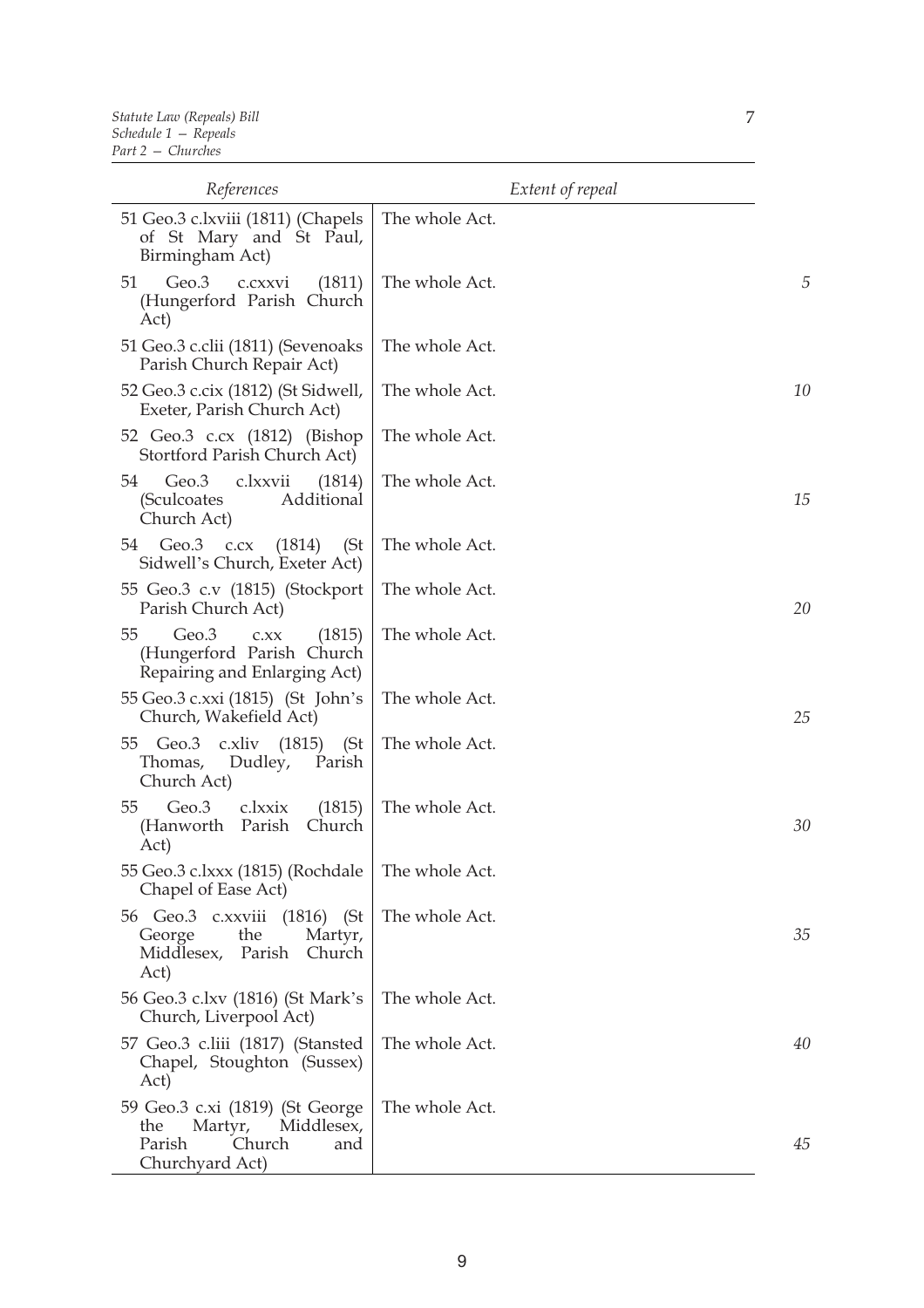| References | Extent of repeal |
| --- | --- |
| 51 Geo.3 c.lxviii (1811) (Chapels of St Mary and St Paul, Birmingham Act) | The whole Act. |
| 51 Geo.3 c.cxxvi (1811) (Hungerford Parish Church Act) | The whole Act. |
| 51 Geo.3 c.clii (1811) (Sevenoaks Parish Church Repair Act) | The whole Act. |
| 52 Geo.3 c.cix (1812) (St Sidwell, Exeter, Parish Church Act) | The whole Act. |
| 52 Geo.3 c.cx (1812) (Bishop Stortford Parish Church Act) | The whole Act. |
| 54 Geo.3 c.lxxvii (1814) (Sculcoates Additional Church Act) | The whole Act. |
| 54 Geo.3 c.cx (1814) (St Sidwell's Church, Exeter Act) | The whole Act. |
| 55 Geo.3 c.v (1815) (Stockport Parish Church Act) | The whole Act. |
| 55 Geo.3 c.xx (1815) (Hungerford Parish Church Repairing and Enlarging Act) | The whole Act. |
| 55 Geo.3 c.xxi (1815) (St John's Church, Wakefield Act) | The whole Act. |
| 55 Geo.3 c.xliv (1815) (St Thomas, Dudley, Parish Church Act) | The whole Act. |
| 55 Geo.3 c.lxxix (1815) (Hanworth Parish Church Act) | The whole Act. |
| 55 Geo.3 c.lxxx (1815) (Rochdale Chapel of Ease Act) | The whole Act. |
| 56 Geo.3 c.xxviii (1816) (St George the Martyr, Middlesex, Parish Church Act) | The whole Act. |
| 56 Geo.3 c.lxv (1816) (St Mark's Church, Liverpool Act) | The whole Act. |
| 57 Geo.3 c.liii (1817) (Stansted Chapel, Stoughton (Sussex) Act) | The whole Act. |
| 59 Geo.3 c.xi (1819) (St George the Martyr, Middlesex, Parish Church and Churchyard Act) | The whole Act. |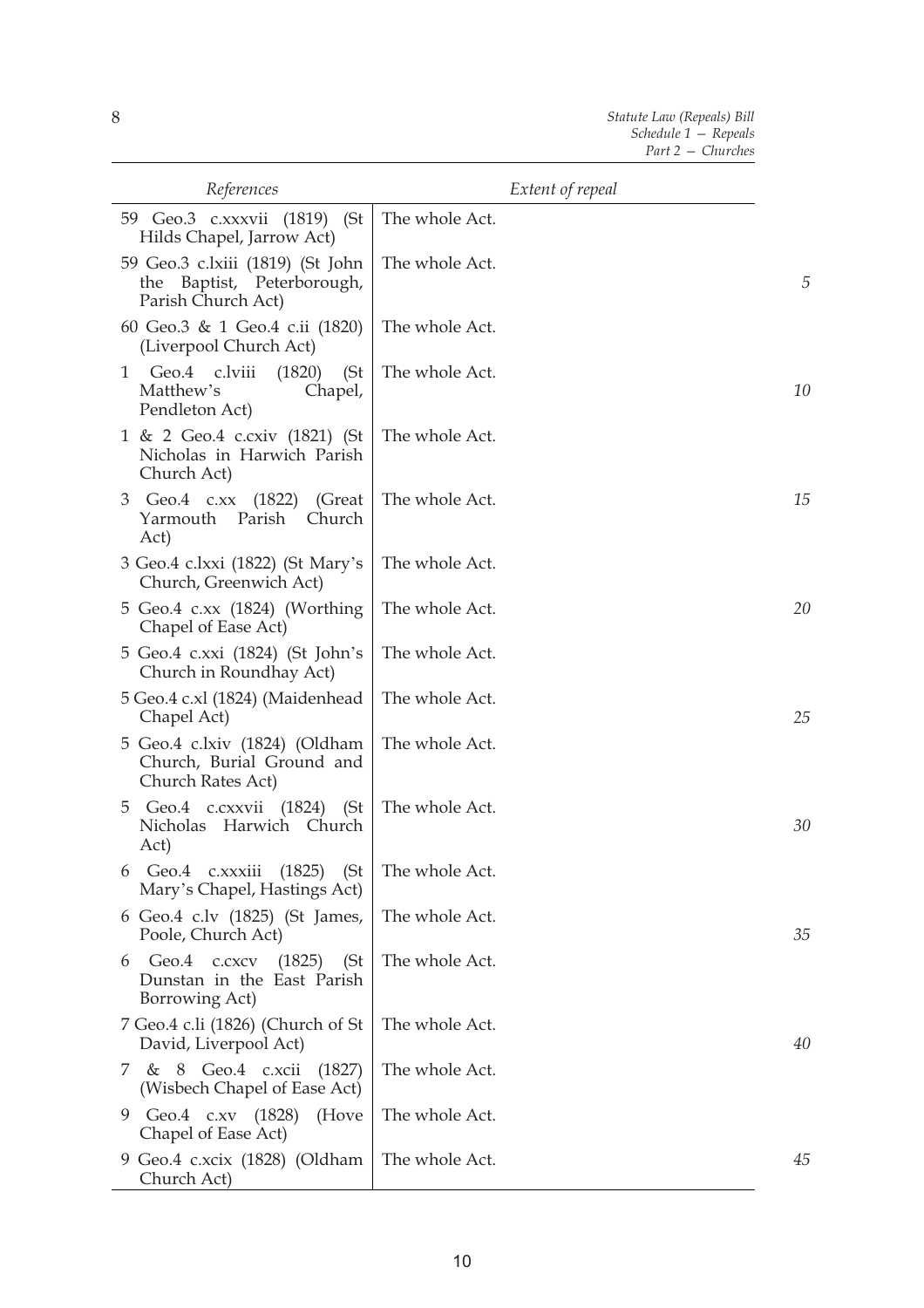| References | Extent of repeal |
| --- | --- |
| 59 Geo.3 c.xxxvii (1819) (St Hilds Chapel, Jarrow Act) | The whole Act. |
| 59 Geo.3 c.lxiii (1819) (St John the Baptist, Peterborough, Parish Church Act) | The whole Act. |
| 60 Geo.3 & 1 Geo.4 c.ii (1820) (Liverpool Church Act) | The whole Act. |
| 1 Geo.4 c.lviii (1820) (St Matthew's Chapel, Pendleton Act) | The whole Act. |
| 1 & 2 Geo.4 c.cxiv (1821) (St Nicholas in Harwich Parish Church Act) | The whole Act. |
| 3 Geo.4 c.xx (1822) (Great Yarmouth Parish Church Act) | The whole Act. |
| 3 Geo.4 c.lxxi (1822) (St Mary's Church, Greenwich Act) | The whole Act. |
| 5 Geo.4 c.xx (1824) (Worthing Chapel of Ease Act) | The whole Act. |
| 5 Geo.4 c.xxi (1824) (St John's Church in Roundhay Act) | The whole Act. |
| 5 Geo.4 c.xl (1824) (Maidenhead Chapel Act) | The whole Act. |
| 5 Geo.4 c.lxiv (1824) (Oldham Church, Burial Ground and Church Rates Act) | The whole Act. |
| 5 Geo.4 c.cxxvii (1824) (St Nicholas Harwich Church Act) | The whole Act. |
| 6 Geo.4 c.xxxiii (1825) (St Mary's Chapel, Hastings Act) | The whole Act. |
| 6 Geo.4 c.lv (1825) (St James, Poole, Church Act) | The whole Act. |
| 6 Geo.4 c.cxcv (1825) (St Dunstan in the East Parish Borrowing Act) | The whole Act. |
| 7 Geo.4 c.li (1826) (Church of St David, Liverpool Act) | The whole Act. |
| 7 & 8 Geo.4 c.xcii (1827) (Wisbech Chapel of Ease Act) | The whole Act. |
| 9 Geo.4 c.xv (1828) (Hove Chapel of Ease Act) | The whole Act. |
| 9 Geo.4 c.xcix (1828) (Oldham Church Act) | The whole Act. |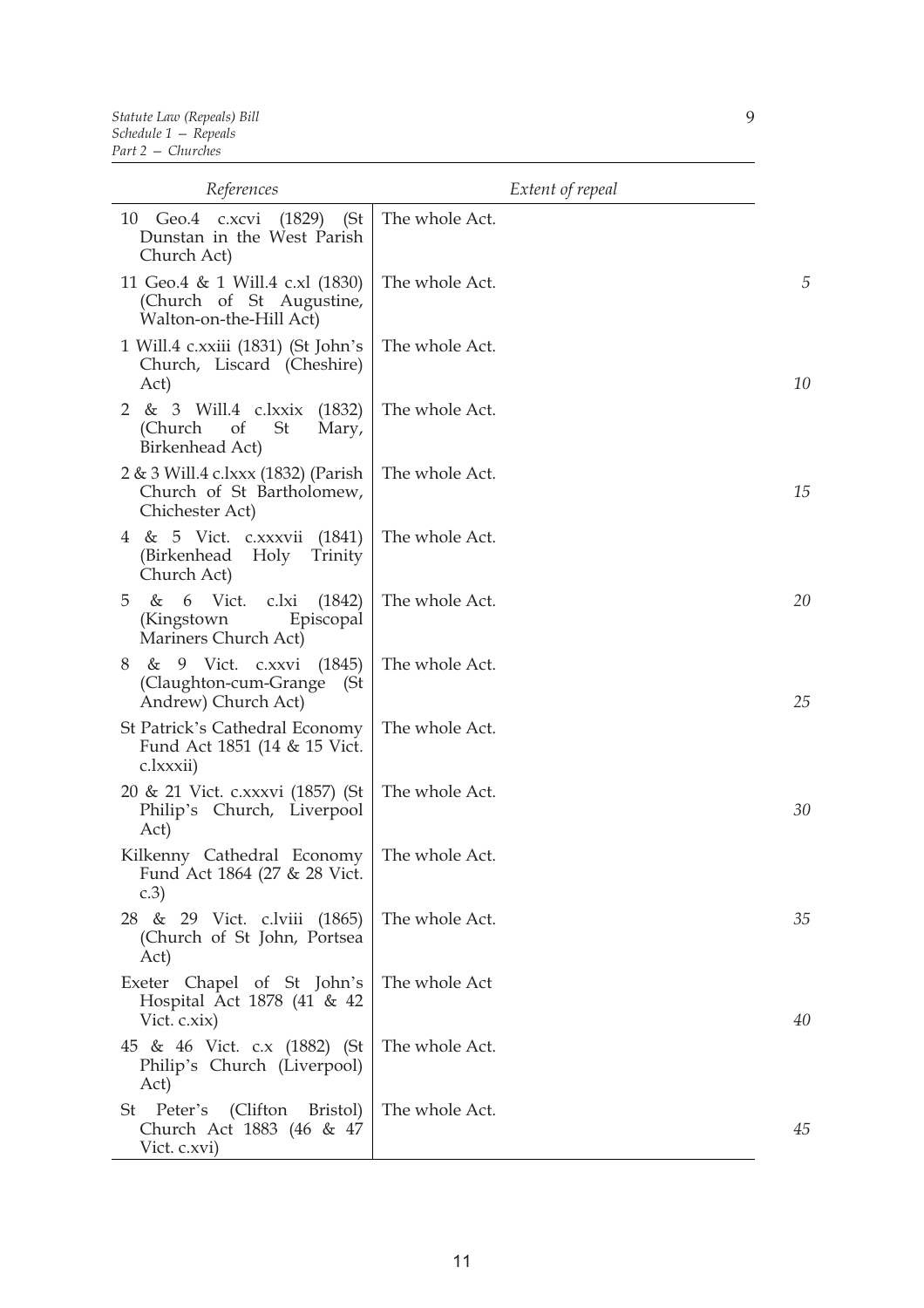| References | Extent of repeal |
| --- | --- |
| 10 Geo.4 c.xcvi (1829) (St Dunstan in the West Parish Church Act) | The whole Act. |
| 11 Geo.4 & 1 Will.4 c.xl (1830) (Church of St Augustine, Walton-on-the-Hill Act) | The whole Act. |
| 1 Will.4 c.xxiii (1831) (St John's Church, Liscard (Cheshire) Act) | The whole Act. |
| 2 & 3 Will.4 c.lxxix (1832) (Church of St Mary, Birkenhead Act) | The whole Act. |
| 2 & 3 Will.4 c.lxxx (1832) (Parish Church of St Bartholomew, Chichester Act) | The whole Act. |
| 4 & 5 Vict. c.xxxvii (1841) (Birkenhead Holy Trinity Church Act) | The whole Act. |
| 5 & 6 Vict. c.lxi (1842) (Kingstown Episcopal Mariners Church Act) | The whole Act. |
| 8 & 9 Vict. c.xxvi (1845) (Claughton-cum-Grange (St Andrew) Church Act) | The whole Act. |
| St Patrick's Cathedral Economy Fund Act 1851 (14 & 15 Vict. c.lxxxii) | The whole Act. |
| 20 & 21 Vict. c.xxxvi (1857) (St Philip's Church, Liverpool Act) | The whole Act. |
| Kilkenny Cathedral Economy Fund Act 1864 (27 & 28 Vict. c.3) | The whole Act. |
| 28 & 29 Vict. c.lviii (1865) (Church of St John, Portsea Act) | The whole Act. |
| Exeter Chapel of St John's Hospital Act 1878 (41 & 42 Vict. c.xix) | The whole Act |
| 45 & 46 Vict. c.x (1882) (St Philip's Church (Liverpool) Act) | The whole Act. |
| St Peter's (Clifton Bristol) Church Act 1883 (46 & 47 Vict. c.xvi) | The whole Act. |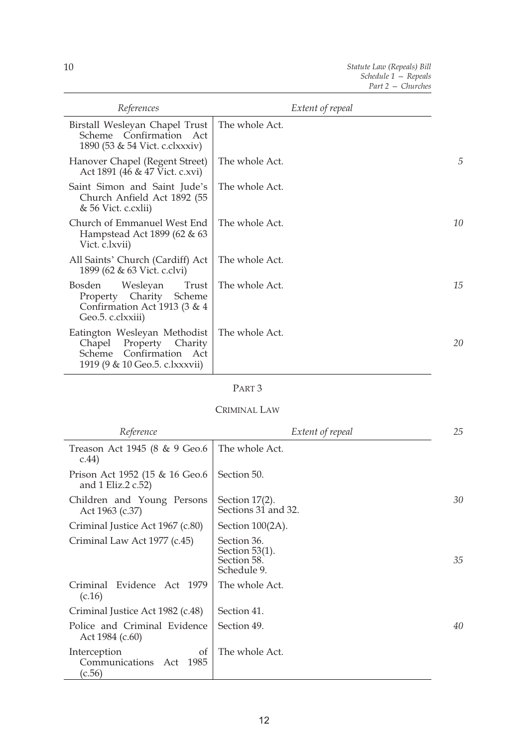| References | Extent of repeal |
|---|---|
| Birstall Wesleyan Chapel Trust Scheme Confirmation Act 1890 (53 & 54 Vict. c.clxxxiv) | The whole Act. |
| Hanover Chapel (Regent Street) Act 1891 (46 & 47 Vict. c.xvi) | The whole Act. |
| Saint Simon and Saint Jude's Church Anfield Act 1892 (55 & 56 Vict. c.cxlii) | The whole Act. |
| Church of Emmanuel West End Hampstead Act 1899 (62 & 63 Vict. c.lxvii) | The whole Act. |
| All Saints' Church (Cardiff) Act 1899 (62 & 63 Vict. c.clvi) | The whole Act. |
| Bosden Wesleyan Trust Property Charity Scheme Confirmation Act 1913 (3 & 4 Geo.5. c.clxxiii) | The whole Act. |
| Eatington Wesleyan Methodist Chapel Property Charity Scheme Confirmation Act 1919 (9 & 10 Geo.5. c.lxxxvii) | The whole Act. |

PART 3

CRIMINAL LAW

| Reference | Extent of repeal |
|---|---|
| Treason Act 1945 (8 & 9 Geo.6 c.44) | The whole Act. |
| Prison Act 1952 (15 & 16 Geo.6 and 1 Eliz.2 c.52) | Section 50. |
| Children and Young Persons Act 1963 (c.37) | Section 17(2).<br>Sections 31 and 32. |
| Criminal Justice Act 1967 (c.80) | Section 100(2A). |
| Criminal Law Act 1977 (c.45) | Section 36.<br>Section 53(1).<br>Section 58.<br>Schedule 9. |
| Criminal Evidence Act 1979 (c.16) | The whole Act. |
| Criminal Justice Act 1982 (c.48) | Section 41. |
| Police and Criminal Evidence Act 1984 (c.60) | Section 49. |
| Interception of Communications Act 1985 (c.56) | The whole Act. |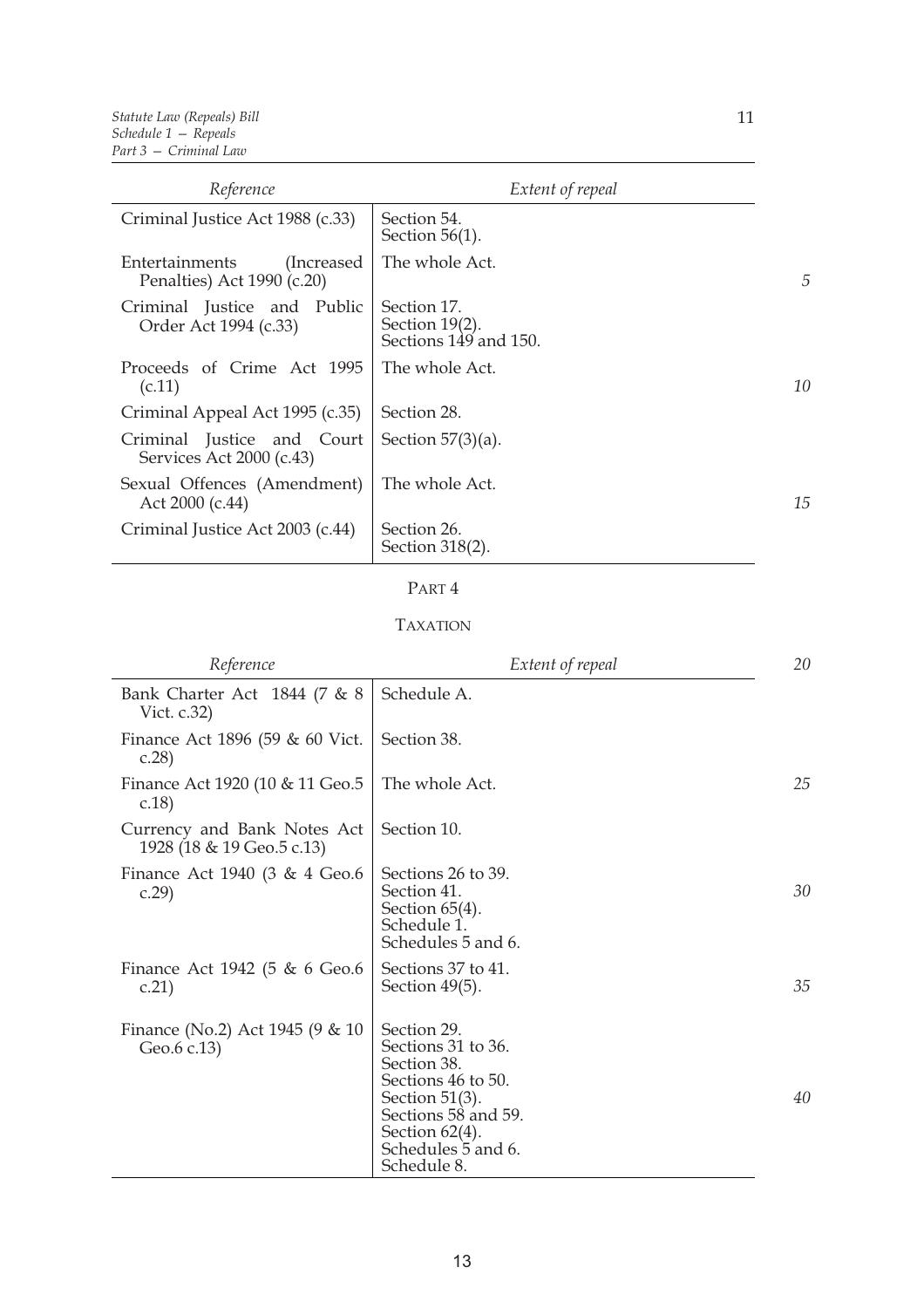| Reference | Extent of repeal |
|---|---|
| Criminal Justice Act 1988 (c.33) | Section 54.<br>Section 56(1). |
| Entertainments (Increased Penalties) Act 1990 (c.20) | The whole Act. |
| Criminal Justice and Public Order Act 1994 (c.33) | Section 17.<br>Section 19(2).<br>Sections 149 and 150. |
| Proceeds of Crime Act 1995 (c.11) | The whole Act. |
| Criminal Appeal Act 1995 (c.35) | Section 28. |
| Criminal Justice and Court Services Act 2000 (c.43) | Section 57(3)(a). |
| Sexual Offences (Amendment) Act 2000 (c.44) | The whole Act. |
| Criminal Justice Act 2003 (c.44) | Section 26.<br>Section 318(2). |

PART 4

TAXATION

| Reference | Extent of repeal |
|---|---|
| Bank Charter Act 1844 (7 & 8 Vict. c.32) | Schedule A. |
| Finance Act 1896 (59 & 60 Vict. c.28) | Section 38. |
| Finance Act 1920 (10 & 11 Geo.5 c.18) | The whole Act. |
| Currency and Bank Notes Act 1928 (18 & 19 Geo.5 c.13) | Section 10. |
| Finance Act 1940 (3 & 4 Geo.6 c.29) | Sections 26 to 39.<br>Section 41.<br>Section 65(4).<br>Schedule 1.<br>Schedules 5 and 6. |
| Finance Act 1942 (5 & 6 Geo.6 c.21) | Sections 37 to 41.<br>Section 49(5). |
| Finance (No.2) Act 1945 (9 & 10 Geo.6 c.13) | Section 29.<br>Sections 31 to 36.<br>Section 38.<br>Sections 46 to 50.<br>Section 51(3).<br>Sections 58 and 59.<br>Section 62(4).<br>Schedules 5 and 6.<br>Schedule 8. |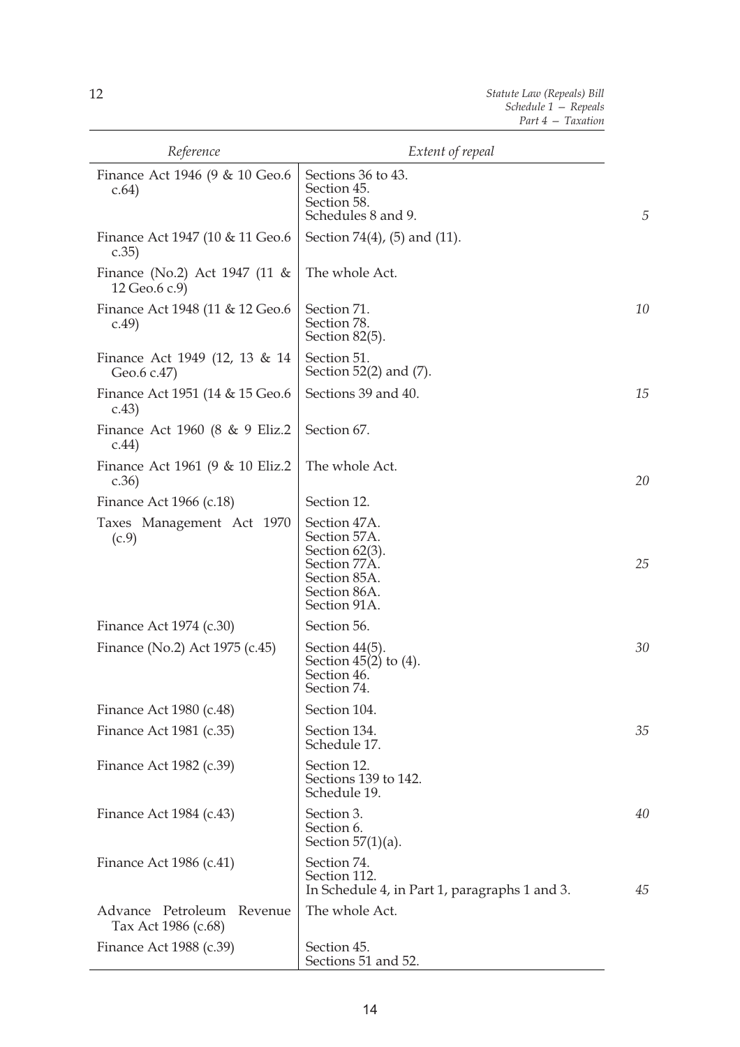| Reference | Extent of repeal |
|---|---|
| Finance Act 1946 (9 & 10 Geo.6 c.64) | Sections 36 to 43.<br>Section 45.<br>Section 58.<br>Schedules 8 and 9. |
| Finance Act 1947 (10 & 11 Geo.6 c.35) | Section 74(4), (5) and (11). |
| Finance (No.2) Act 1947 (11 & 12 Geo.6 c.9) | The whole Act. |
| Finance Act 1948 (11 & 12 Geo.6 c.49) | Section 71.<br>Section 78.<br>Section 82(5). |
| Finance Act 1949 (12, 13 & 14 Geo.6 c.47) | Section 51.<br>Section 52(2) and (7). |
| Finance Act 1951 (14 & 15 Geo.6 c.43) | Sections 39 and 40. |
| Finance Act 1960 (8 & 9 Eliz.2 c.44) | Section 67. |
| Finance Act 1961 (9 & 10 Eliz.2 c.36) | The whole Act. |
| Finance Act 1966 (c.18) | Section 12. |
| Taxes Management Act 1970 (c.9) | Section 47A.<br>Section 57A.<br>Section 62(3).<br>Section 77A.<br>Section 85A.<br>Section 86A.<br>Section 91A. |
| Finance Act 1974 (c.30) | Section 56. |
| Finance (No.2) Act 1975 (c.45) | Section 44(5).<br>Section 45(2) to (4).<br>Section 46.<br>Section 74. |
| Finance Act 1980 (c.48) | Section 104. |
| Finance Act 1981 (c.35) | Section 134.<br>Schedule 17. |
| Finance Act 1982 (c.39) | Section 12.<br>Sections 139 to 142.<br>Schedule 19. |
| Finance Act 1984 (c.43) | Section 3.<br>Section 6.<br>Section 57(1)(a). |
| Finance Act 1986 (c.41) | Section 74.<br>Section 112.<br>In Schedule 4, in Part 1, paragraphs 1 and 3. |
| Advance Petroleum Revenue Tax Act 1986 (c.68) | The whole Act. |
| Finance Act 1988 (c.39) | Section 45.<br>Sections 51 and 52. |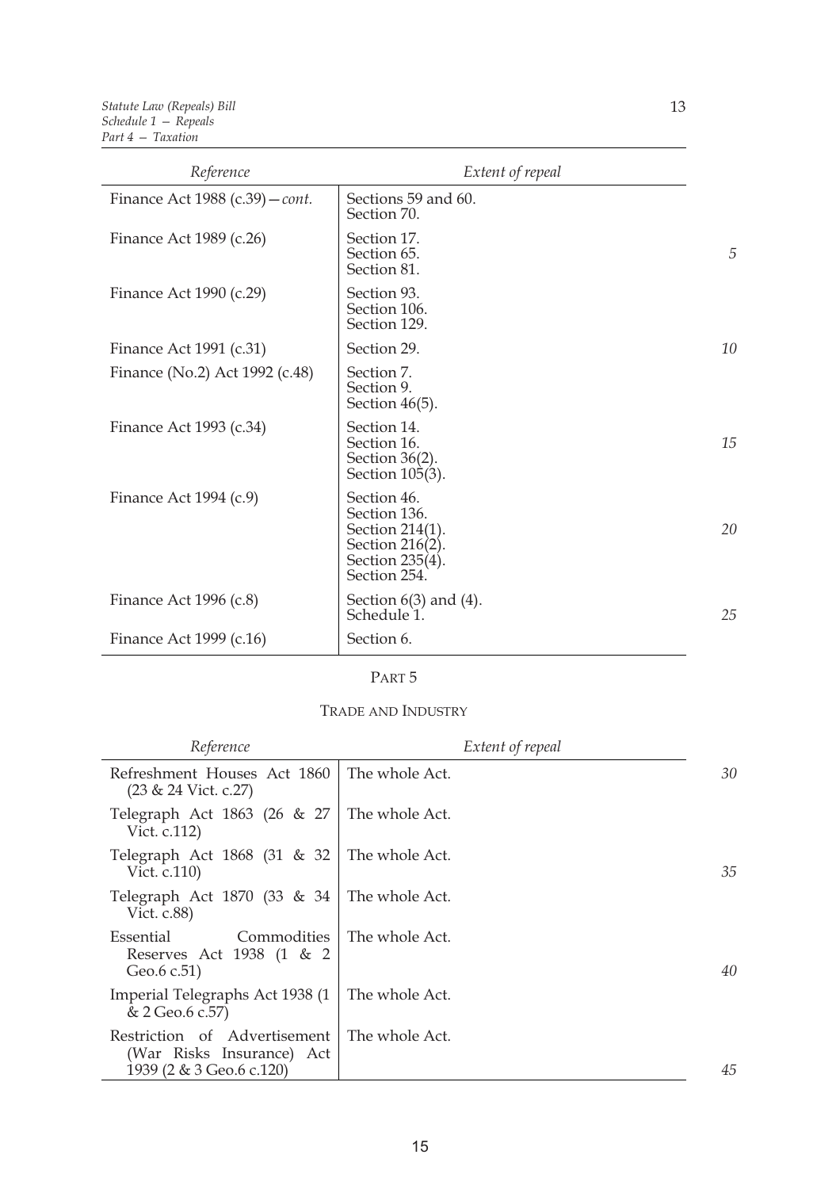| Reference | Extent of repeal |
|---|---|
| Finance Act 1988 (c.39)—*cont.* | Sections 59 and 60.<br>Section 70. |
| Finance Act 1989 (c.26) | Section 17.<br>Section 65.<br>Section 81. |
| Finance Act 1990 (c.29) | Section 93.<br>Section 106.<br>Section 129. |
| Finance Act 1991 (c.31) | Section 29. |
| Finance (No.2) Act 1992 (c.48) | Section 7.<br>Section 9.<br>Section 46(5). |
| Finance Act 1993 (c.34) | Section 14.<br>Section 16.<br>Section 36(2).<br>Section 105(3). |
| Finance Act 1994 (c.9) | Section 46.<br>Section 136.<br>Section 214(1).<br>Section 216(2).<br>Section 235(4).<br>Section 254. |
| Finance Act 1996 (c.8) | Section 6(3) and (4).<br>Schedule 1. |
| Finance Act 1999 (c.16) | Section 6. |

PART 5

TRADE AND INDUSTRY

| Reference | Extent of repeal |
|---|---|
| Refreshment Houses Act 1860 (23 & 24 Vict. c.27) | The whole Act. |
| Telegraph Act 1863 (26 & 27 Vict. c.112) | The whole Act. |
| Telegraph Act 1868 (31 & 32 Vict. c.110) | The whole Act. |
| Telegraph Act 1870 (33 & 34 Vict. c.88) | The whole Act. |
| Essential Commodities Reserves Act 1938 (1 & 2 Geo.6 c.51) | The whole Act. |
| Imperial Telegraphs Act 1938 (1 & 2 Geo.6 c.57) | The whole Act. |
| Restriction of Advertisement (War Risks Insurance) Act 1939 (2 & 3 Geo.6 c.120) | The whole Act. |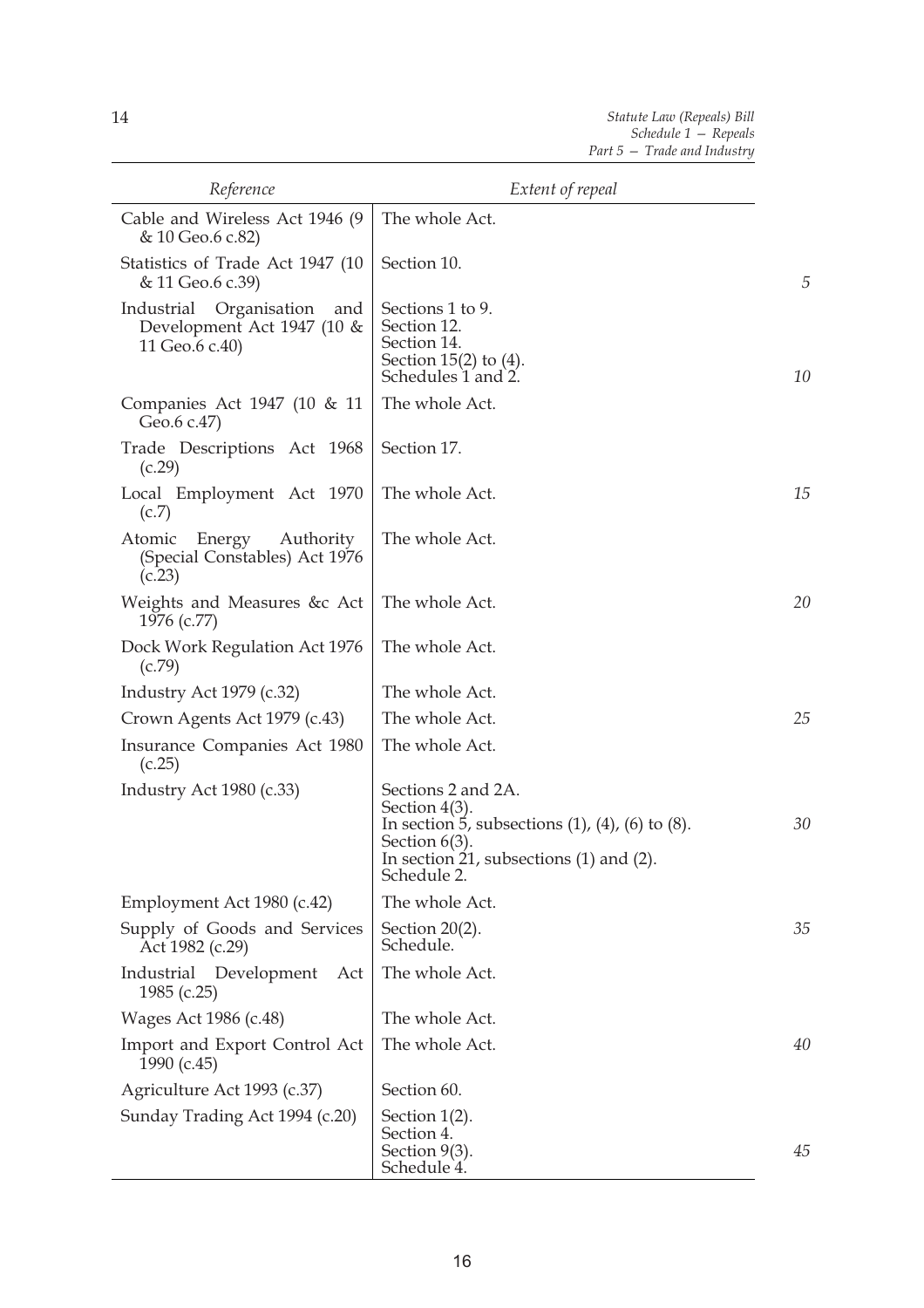| *Reference* | *Extent of repeal* |
|---|---|
| Cable and Wireless Act 1946 (9 & 10 Geo.6 c.82) | The whole Act. |
| Statistics of Trade Act 1947 (10 & 11 Geo.6 c.39) | Section 10. |
| Industrial Organisation and Development Act 1947 (10 & 11 Geo.6 c.40) | Sections 1 to 9.<br>Section 12.<br>Section 14.<br>Section 15(2) to (4).<br>Schedules 1 and 2. |
| Companies Act 1947 (10 & 11 Geo.6 c.47) | The whole Act. |
| Trade Descriptions Act 1968 (c.29) | Section 17. |
| Local Employment Act 1970 (c.7) | The whole Act. |
| Atomic Energy Authority (Special Constables) Act 1976 (c.23) | The whole Act. |
| Weights and Measures &c Act 1976 (c.77) | The whole Act. |
| Dock Work Regulation Act 1976 (c.79) | The whole Act. |
| Industry Act 1979 (c.32) | The whole Act. |
| Crown Agents Act 1979 (c.43) | The whole Act. |
| Insurance Companies Act 1980 (c.25) | The whole Act. |
| Industry Act 1980 (c.33) | Sections 2 and 2A.<br>Section 4(3).<br>In section 5, subsections (1), (4), (6) to (8).<br>Section 6(3).<br>In section 21, subsections (1) and (2).<br>Schedule 2. |
| Employment Act 1980 (c.42) | The whole Act. |
| Supply of Goods and Services Act 1982 (c.29) | Section 20(2).<br>Schedule. |
| Industrial Development Act 1985 (c.25) | The whole Act. |
| Wages Act 1986 (c.48) | The whole Act. |
| Import and Export Control Act 1990 (c.45) | The whole Act. |
| Agriculture Act 1993 (c.37) | Section 60. |
| Sunday Trading Act 1994 (c.20) | Section 1(2).<br>Section 4.<br>Section 9(3).<br>Schedule 4. |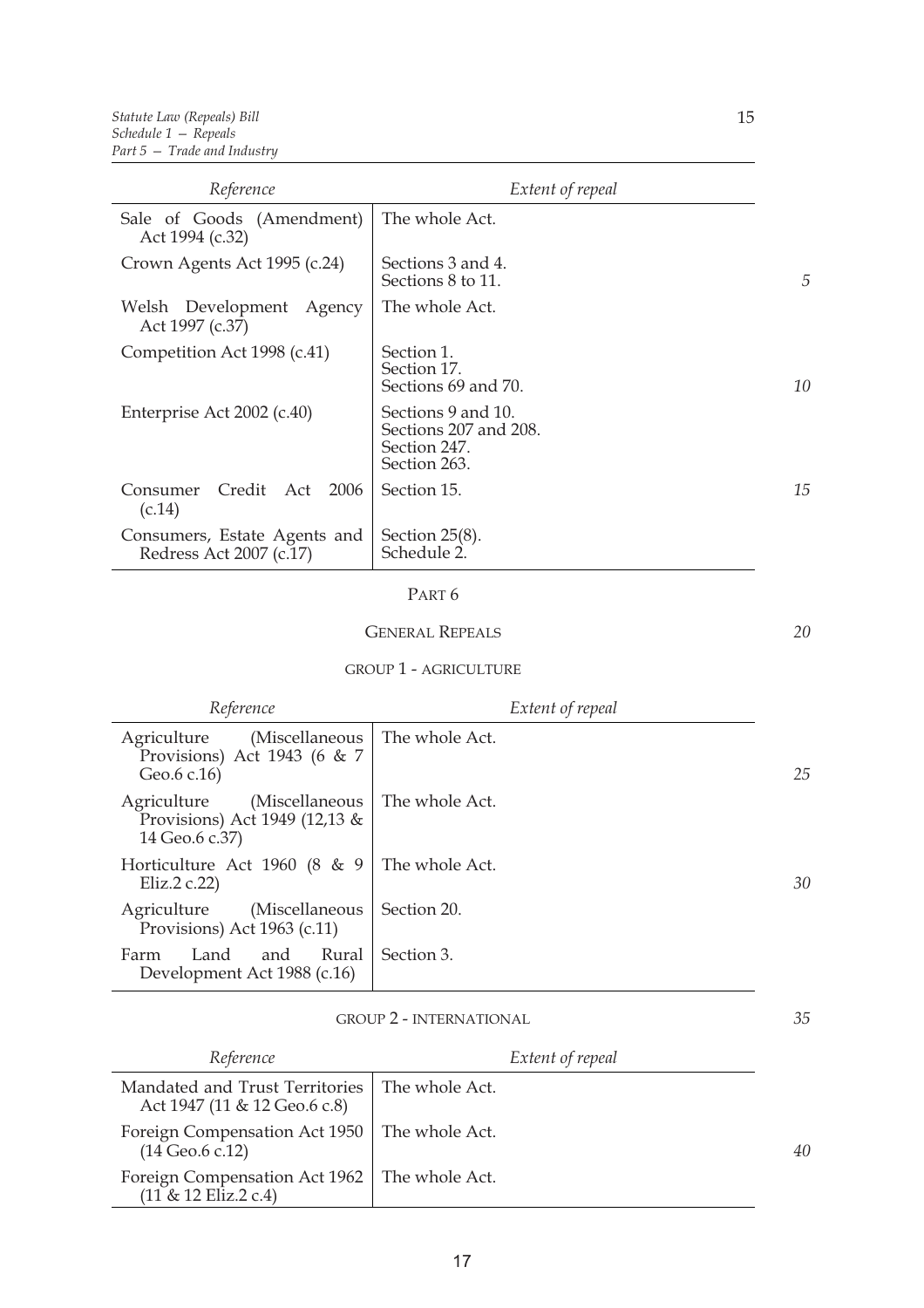| Reference | Extent of repeal |
|---|---|
| Sale of Goods (Amendment) Act 1994 (c.32) | The whole Act. |
| Crown Agents Act 1995 (c.24) | Sections 3 and 4.<br>Sections 8 to 11. |
| Welsh Development Agency Act 1997 (c.37) | The whole Act. |
| Competition Act 1998 (c.41) | Section 1.<br>Section 17.<br>Sections 69 and 70. |
| Enterprise Act 2002 (c.40) | Sections 9 and 10.<br>Sections 207 and 208.<br>Section 247.<br>Section 263. |
| Consumer Credit Act 2006 (c.14) | Section 15. |
| Consumers, Estate Agents and Redress Act 2007 (c.17) | Section 25(8).<br>Schedule 2. |

## PART 6

## GENERAL REPEALS

### GROUP 1 - AGRICULTURE

| Reference | Extent of repeal |
|---|---|
| Agriculture (Miscellaneous Provisions) Act 1943 (6 & 7 Geo.6 c.16) | The whole Act. |
| Agriculture (Miscellaneous Provisions) Act 1949 (12,13 & 14 Geo.6 c.37) | The whole Act. |
| Horticulture Act 1960 (8 & 9 Eliz.2 c.22) | The whole Act. |
| Agriculture (Miscellaneous Provisions) Act 1963 (c.11) | Section 20. |
| Farm Land and Rural Development Act 1988 (c.16) | Section 3. |

### GROUP 2 - INTERNATIONAL

| Reference | Extent of repeal |
|---|---|
| Mandated and Trust Territories Act 1947 (11 & 12 Geo.6 c.8) | The whole Act. |
| Foreign Compensation Act 1950 (14 Geo.6 c.12) | The whole Act. |
| Foreign Compensation Act 1962 (11 & 12 Eliz.2 c.4) | The whole Act. |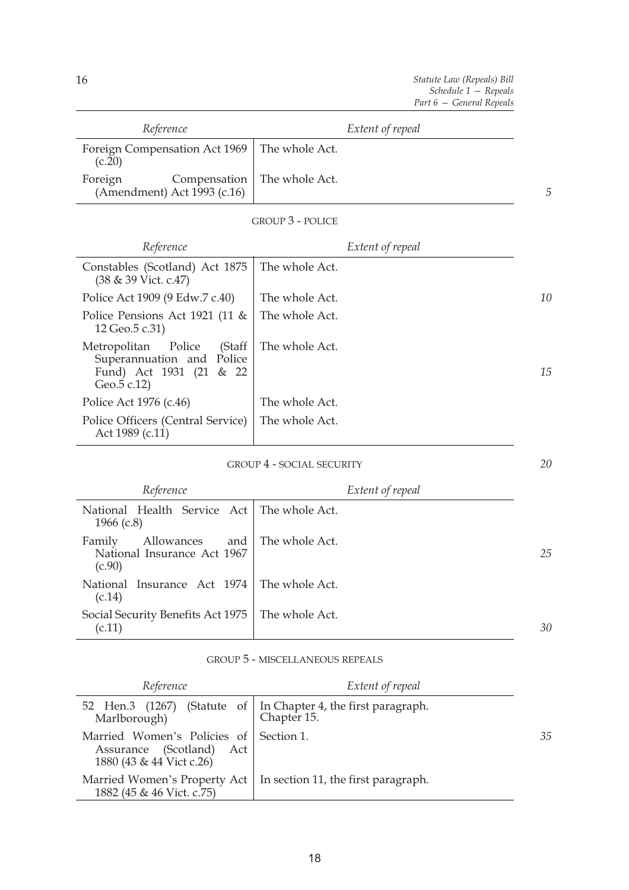| Reference | Extent of repeal |
| --- | --- |
| Foreign Compensation Act 1969 (c.20) | The whole Act. |
| Foreign Compensation (Amendment) Act 1993 (c.16) | The whole Act. |

GROUP 3 - POLICE

| Reference | Extent of repeal |
| --- | --- |
| Constables (Scotland) Act 1875 (38 & 39 Vict. c.47) | The whole Act. |
| Police Act 1909 (9 Edw.7 c.40) | The whole Act. |
| Police Pensions Act 1921 (11 & 12 Geo.5 c.31) | The whole Act. |
| Metropolitan Police (Staff Superannuation and Police Fund) Act 1931 (21 & 22 Geo.5 c.12) | The whole Act. |
| Police Act 1976 (c.46) | The whole Act. |
| Police Officers (Central Service) Act 1989 (c.11) | The whole Act. |

GROUP 4 - SOCIAL SECURITY

| Reference | Extent of repeal |
| --- | --- |
| National Health Service Act 1966 (c.8) | The whole Act. |
| Family Allowances and National Insurance Act 1967 (c.90) | The whole Act. |
| National Insurance Act 1974 (c.14) | The whole Act. |
| Social Security Benefits Act 1975 (c.11) | The whole Act. |

GROUP 5 - MISCELLANEOUS REPEALS

| Reference | Extent of repeal |
| --- | --- |
| 52 Hen.3 (1267) (Statute of Marlborough) | In Chapter 4, the first paragraph. Chapter 15. |
| Married Women's Policies of Assurance (Scotland) Act 1880 (43 & 44 Vict c.26) | Section 1. |
| Married Women's Property Act 1882 (45 & 46 Vict. c.75) | In section 11, the first paragraph. |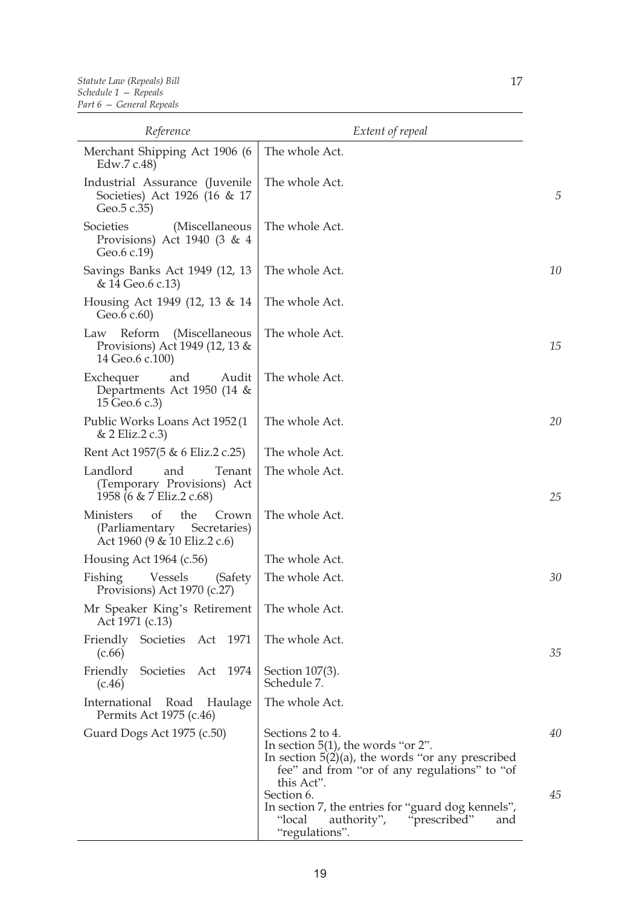| Reference | Extent of repeal |
|---|---|
| Merchant Shipping Act 1906 (6 Edw.7 c.48) | The whole Act. |
| Industrial Assurance (Juvenile Societies) Act 1926 (16 & 17 Geo.5 c.35) | The whole Act. |
| Societies (Miscellaneous Provisions) Act 1940 (3 & 4 Geo.6 c.19) | The whole Act. |
| Savings Banks Act 1949 (12, 13 & 14 Geo.6 c.13) | The whole Act. |
| Housing Act 1949 (12, 13 & 14 Geo.6 c.60) | The whole Act. |
| Law Reform (Miscellaneous Provisions) Act 1949 (12, 13 & 14 Geo.6 c.100) | The whole Act. |
| Exchequer and Audit Departments Act 1950 (14 & 15 Geo.6 c.3) | The whole Act. |
| Public Works Loans Act 1952 (1 & 2 Eliz.2 c.3) | The whole Act. |
| Rent Act 1957(5 & 6 Eliz.2 c.25) | The whole Act. |
| Landlord and Tenant (Temporary Provisions) Act 1958 (6 & 7 Eliz.2 c.68) | The whole Act. |
| Ministers of the Crown (Parliamentary Secretaries) Act 1960 (9 & 10 Eliz.2 c.6) | The whole Act. |
| Housing Act 1964 (c.56) | The whole Act. |
| Fishing Vessels (Safety Provisions) Act 1970 (c.27) | The whole Act. |
| Mr Speaker King's Retirement Act 1971 (c.13) | The whole Act. |
| Friendly Societies Act 1971 (c.66) | The whole Act. |
| Friendly Societies Act 1974 (c.46) | Section 107(3).<br>Schedule 7. |
| International Road Haulage Permits Act 1975 (c.46) | The whole Act. |
| Guard Dogs Act 1975 (c.50) | Sections 2 to 4.<br>In section 5(1), the words "or 2".<br>In section 5(2)(a), the words "or any prescribed fee" and from "or of any regulations" to "of this Act".<br>Section 6.<br>In section 7, the entries for "guard dog kennels", "local authority", "prescribed" and "regulations". |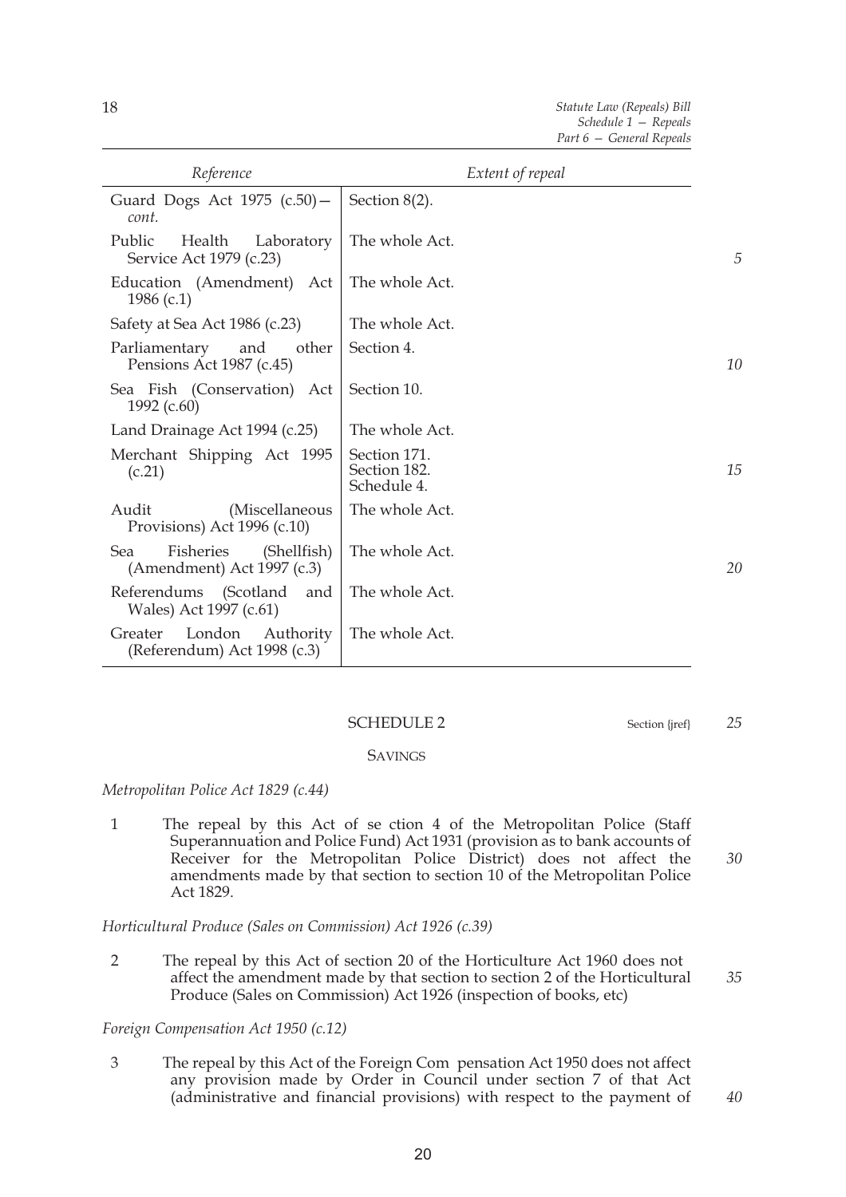| Reference | Extent of repeal |
|---|---|
| Guard Dogs Act 1975 (c.50)—*cont.* | Section 8(2). |
| Public Health Laboratory Service Act 1979 (c.23) | The whole Act. |
| Education (Amendment) Act 1986 (c.1) | The whole Act. |
| Safety at Sea Act 1986 (c.23) | The whole Act. |
| Parliamentary and other Pensions Act 1987 (c.45) | Section 4. |
| Sea Fish (Conservation) Act 1992 (c.60) | Section 10. |
| Land Drainage Act 1994 (c.25) | The whole Act. |
| Merchant Shipping Act 1995 (c.21) | Section 171.<br>Section 182.<br>Schedule 4. |
| Audit (Miscellaneous Provisions) Act 1996 (c.10) | The whole Act. |
| Sea Fisheries (Shellfish) (Amendment) Act 1997 (c.3) | The whole Act. |
| Referendums (Scotland and Wales) Act 1997 (c.61) | The whole Act. |
| Greater London Authority (Referendum) Act 1998 (c.3) | The whole Act. |

## SCHEDULE 2

Section {jref}

SAVINGS

*Metropolitan Police Act 1829 (c.44)*

1 The repeal by this Act of se ction 4 of the Metropolitan Police (Staff Superannuation and Police Fund) Act 1931 (provision as to bank accounts of Receiver for the Metropolitan Police District) does not affect the amendments made by that section to section 10 of the Metropolitan Police Act 1829.

*Horticultural Produce (Sales on Commission) Act 1926 (c.39)*

2 The repeal by this Act of section 20 of the Horticulture Act 1960 does not affect the amendment made by that section to section 2 of the Horticultural Produce (Sales on Commission) Act 1926 (inspection of books, etc)

*Foreign Compensation Act 1950 (c.12)*

3 The repeal by this Act of the Foreign Com pensation Act 1950 does not affect any provision made by Order in Council under section 7 of that Act (administrative and financial provisions) with respect to the payment of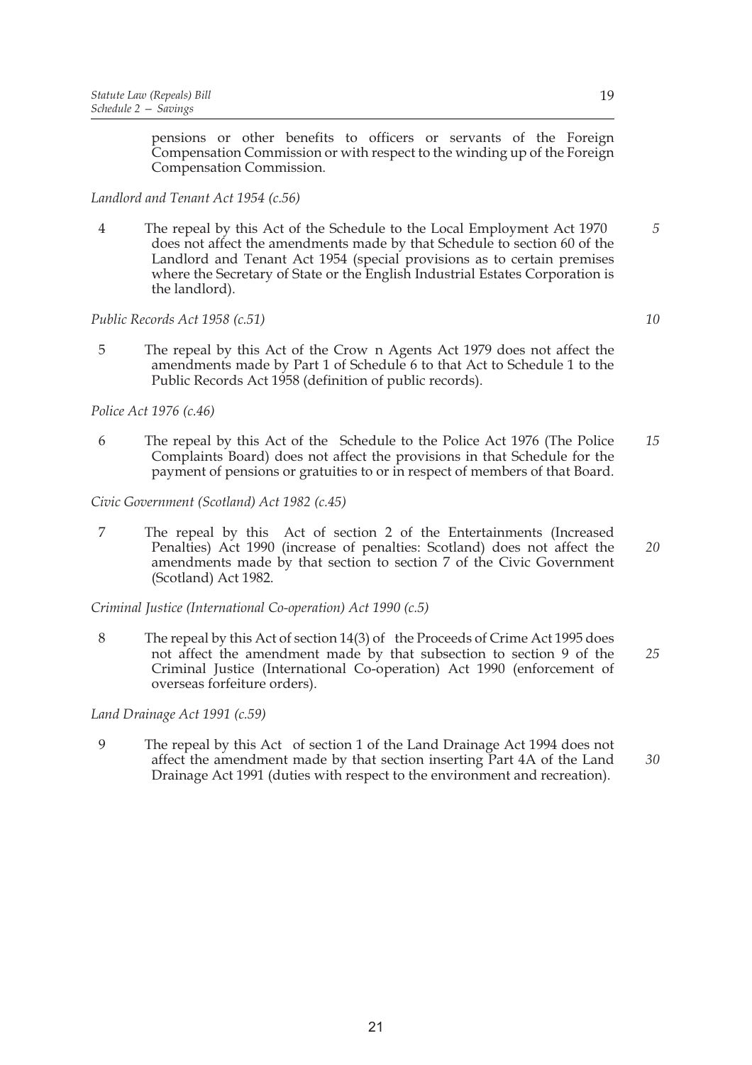pensions or other benefits to officers or servants of the Foreign Compensation Commission or with respect to the winding up of the Foreign Compensation Commission.

*Landlord and Tenant Act 1954 (c.56)*

4 The repeal by this Act of the Schedule to the Local Employment Act 1970 does not affect the amendments made by that Schedule to section 60 of the Landlord and Tenant Act 1954 (special provisions as to certain premises where the Secretary of State or the English Industrial Estates Corporation is the landlord).

*Public Records Act 1958 (c.51)*

5 The repeal by this Act of the Crown Agents Act 1979 does not affect the amendments made by Part 1 of Schedule 6 to that Act to Schedule 1 to the Public Records Act 1958 (definition of public records).

*Police Act 1976 (c.46)*

6 The repeal by this Act of the Schedule to the Police Act 1976 (The Police Complaints Board) does not affect the provisions in that Schedule for the payment of pensions or gratuities to or in respect of members of that Board.

*Civic Government (Scotland) Act 1982 (c.45)*

7 The repeal by this Act of section 2 of the Entertainments (Increased Penalties) Act 1990 (increase of penalties: Scotland) does not affect the amendments made by that section to section 7 of the Civic Government (Scotland) Act 1982.

*Criminal Justice (International Co-operation) Act 1990 (c.5)*

8 The repeal by this Act of section 14(3) of the Proceeds of Crime Act 1995 does not affect the amendment made by that subsection to section 9 of the Criminal Justice (International Co-operation) Act 1990 (enforcement of overseas forfeiture orders).

*Land Drainage Act 1991 (c.59)*

9 The repeal by this Act of section 1 of the Land Drainage Act 1994 does not affect the amendment made by that section inserting Part 4A of the Land Drainage Act 1991 (duties with respect to the environment and recreation).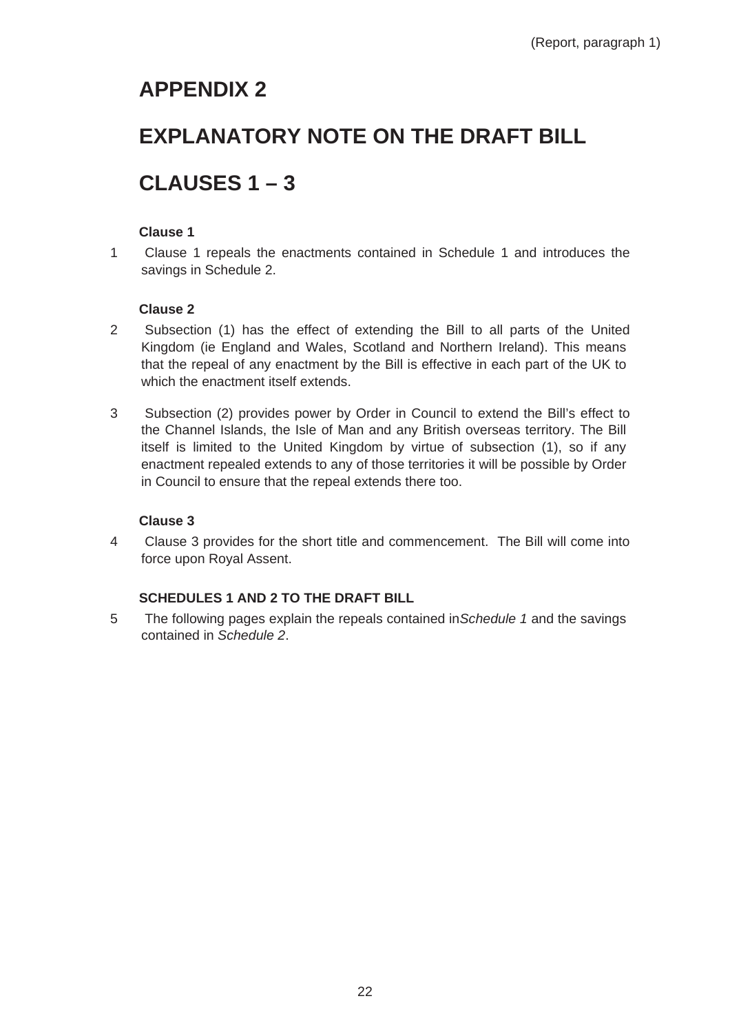(Report, paragraph 1)

# APPENDIX 2

# EXPLANATORY NOTE ON THE DRAFT BILL

# CLAUSES 1 – 3

### Clause 1

1 Clause 1 repeals the enactments contained in Schedule 1 and introduces the savings in Schedule 2.

### Clause 2

2 Subsection (1) has the effect of extending the Bill to all parts of the United Kingdom (ie England and Wales, Scotland and Northern Ireland). This means that the repeal of any enactment by the Bill is effective in each part of the UK to which the enactment itself extends.

3 Subsection (2) provides power by Order in Council to extend the Bill's effect to the Channel Islands, the Isle of Man and any British overseas territory. The Bill itself is limited to the United Kingdom by virtue of subsection (1), so if any enactment repealed extends to any of those territories it will be possible by Order in Council to ensure that the repeal extends there too.

### Clause 3

4 Clause 3 provides for the short title and commencement. The Bill will come into force upon Royal Assent.

### SCHEDULES 1 AND 2 TO THE DRAFT BILL

5 The following pages explain the repeals contained in*Schedule 1* and the savings contained in *Schedule 2*.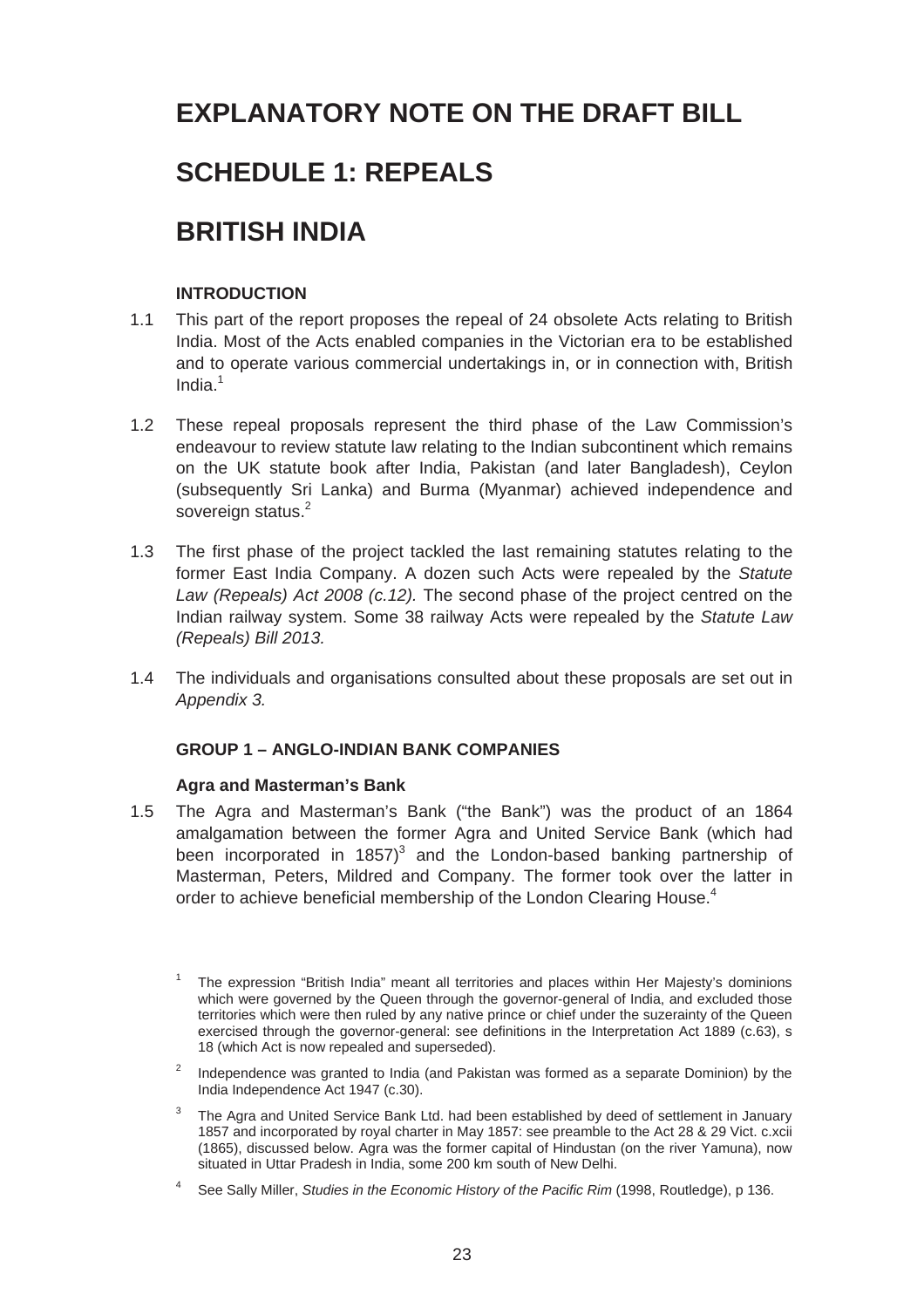# EXPLANATORY NOTE ON THE DRAFT BILL

# SCHEDULE 1: REPEALS

# BRITISH INDIA

### INTRODUCTION

1.1 This part of the report proposes the repeal of 24 obsolete Acts relating to British India. Most of the Acts enabled companies in the Victorian era to be established and to operate various commercial undertakings in, or in connection with, British India.[1]

1.2 These repeal proposals represent the third phase of the Law Commission's endeavour to review statute law relating to the Indian subcontinent which remains on the UK statute book after India, Pakistan (and later Bangladesh), Ceylon (subsequently Sri Lanka) and Burma (Myanmar) achieved independence and sovereign status.[2]

1.3 The first phase of the project tackled the last remaining statutes relating to the former East India Company. A dozen such Acts were repealed by the *Statute Law (Repeals) Act 2008 (c.12).* The second phase of the project centred on the Indian railway system. Some 38 railway Acts were repealed by the *Statute Law (Repeals) Bill 2013.*

1.4 The individuals and organisations consulted about these proposals are set out in *Appendix 3.*

### GROUP 1 – ANGLO-INDIAN BANK COMPANIES

#### Agra and Masterman's Bank

1.5 The Agra and Masterman's Bank ("the Bank") was the product of an 1864 amalgamation between the former Agra and United Service Bank (which had been incorporated in 1857)[3] and the London-based banking partnership of Masterman, Peters, Mildred and Company. The former took over the latter in order to achieve beneficial membership of the London Clearing House.[4]

---

[1] The expression "British India" meant all territories and places within Her Majesty's dominions which were governed by the Queen through the governor-general of India, and excluded those territories which were then ruled by any native prince or chief under the suzerainty of the Queen exercised through the governor-general: see definitions in the Interpretation Act 1889 (c.63), s 18 (which Act is now repealed and superseded).

[2] Independence was granted to India (and Pakistan was formed as a separate Dominion) by the India Independence Act 1947 (c.30).

[3] The Agra and United Service Bank Ltd. had been established by deed of settlement in January 1857 and incorporated by royal charter in May 1857: see preamble to the Act 28 & 29 Vict. c.xcii (1865), discussed below. Agra was the former capital of Hindustan (on the river Yamuna), now situated in Uttar Pradesh in India, some 200 km south of New Delhi.

[4] See Sally Miller, *Studies in the Economic History of the Pacific Rim* (1998, Routledge), p 136.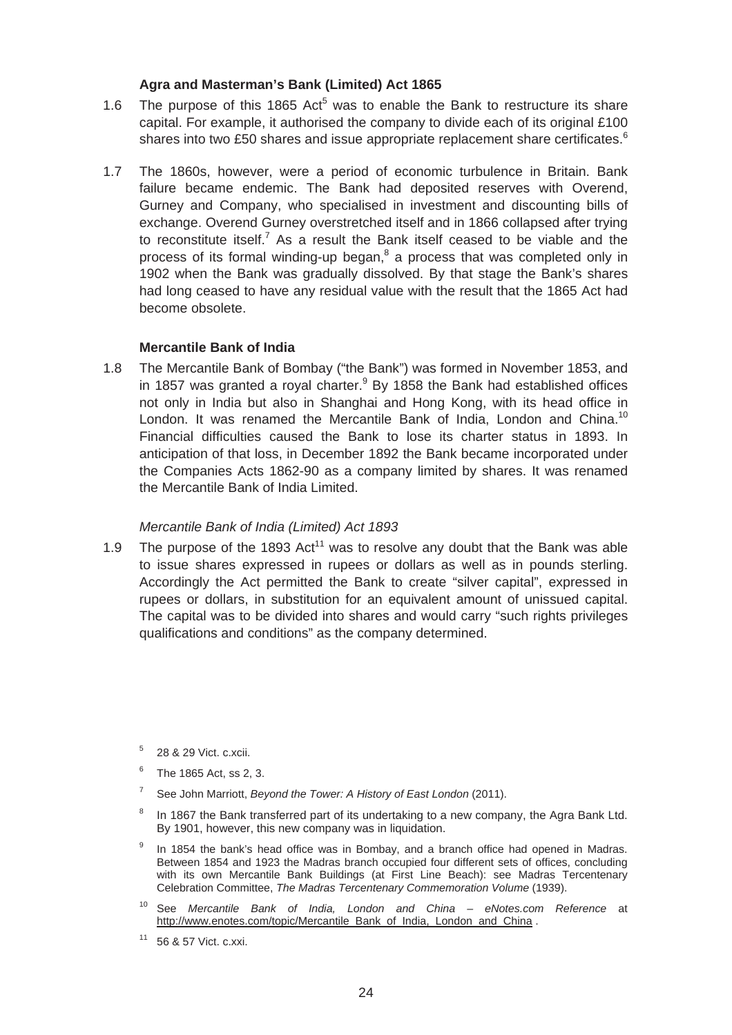**Agra and Masterman's Bank (Limited) Act 1865**

1.6 The purpose of this 1865 Act[5] was to enable the Bank to restructure its share capital. For example, it authorised the company to divide each of its original £100 shares into two £50 shares and issue appropriate replacement share certificates.[6]

1.7 The 1860s, however, were a period of economic turbulence in Britain. Bank failure became endemic. The Bank had deposited reserves with Overend, Gurney and Company, who specialised in investment and discounting bills of exchange. Overend Gurney overstretched itself and in 1866 collapsed after trying to reconstitute itself.[7] As a result the Bank itself ceased to be viable and the process of its formal winding-up began,[8] a process that was completed only in 1902 when the Bank was gradually dissolved. By that stage the Bank's shares had long ceased to have any residual value with the result that the 1865 Act had become obsolete.

**Mercantile Bank of India**

1.8 The Mercantile Bank of Bombay ("the Bank") was formed in November 1853, and in 1857 was granted a royal charter.[9] By 1858 the Bank had established offices not only in India but also in Shanghai and Hong Kong, with its head office in London. It was renamed the Mercantile Bank of India, London and China.[10] Financial difficulties caused the Bank to lose its charter status in 1893. In anticipation of that loss, in December 1892 the Bank became incorporated under the Companies Acts 1862-90 as a company limited by shares. It was renamed the Mercantile Bank of India Limited.

*Mercantile Bank of India (Limited) Act 1893*

1.9 The purpose of the 1893 Act[11] was to resolve any doubt that the Bank was able to issue shares expressed in rupees or dollars as well as in pounds sterling. Accordingly the Act permitted the Bank to create "silver capital", expressed in rupees or dollars, in substitution for an equivalent amount of unissued capital. The capital was to be divided into shares and would carry "such rights privileges qualifications and conditions" as the company determined.

---

[5] 28 & 29 Vict. c.xcii.

[6] The 1865 Act, ss 2, 3.

[7] See John Marriott, *Beyond the Tower: A History of East London* (2011).

[8] In 1867 the Bank transferred part of its undertaking to a new company, the Agra Bank Ltd. By 1901, however, this new company was in liquidation.

[9] In 1854 the bank's head office was in Bombay, and a branch office had opened in Madras. Between 1854 and 1923 the Madras branch occupied four different sets of offices, concluding with its own Mercantile Bank Buildings (at First Line Beach): see Madras Tercentenary Celebration Committee, *The Madras Tercentenary Commemoration Volume* (1939).

[10] See *Mercantile Bank of India, London and China – eNotes.com Reference* at http://www.enotes.com/topic/Mercantile_Bank_of_India,_London_and_China .

[11] 56 & 57 Vict. c.xxi.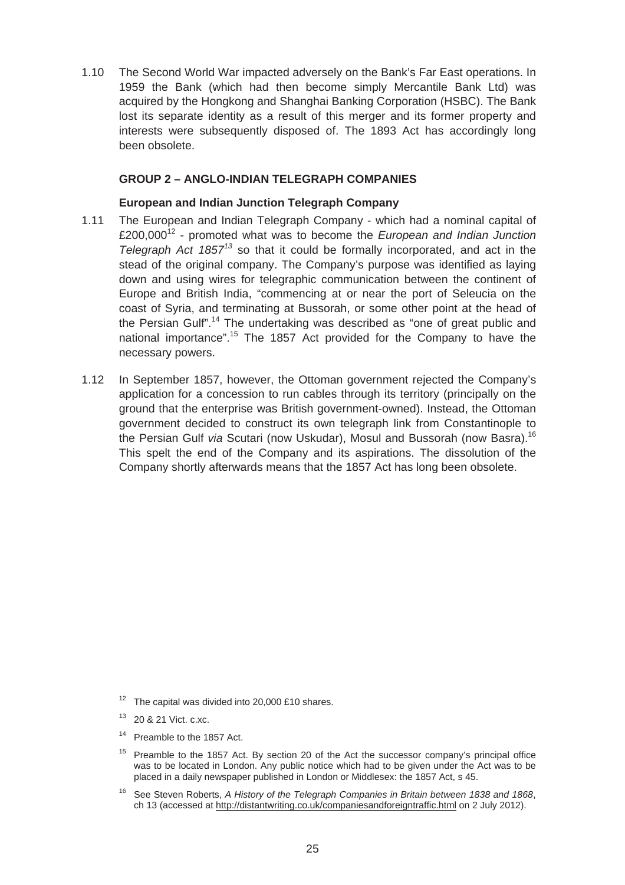1.10 The Second World War impacted adversely on the Bank's Far East operations. In 1959 the Bank (which had then become simply Mercantile Bank Ltd) was acquired by the Hongkong and Shanghai Banking Corporation (HSBC). The Bank lost its separate identity as a result of this merger and its former property and interests were subsequently disposed of. The 1893 Act has accordingly long been obsolete.

### GROUP 2 – ANGLO-INDIAN TELEGRAPH COMPANIES

#### European and Indian Junction Telegraph Company

1.11 The European and Indian Telegraph Company - which had a nominal capital of £200,000[12] - promoted what was to become the *European and Indian Junction Telegraph Act 1857*[13] so that it could be formally incorporated, and act in the stead of the original company. The Company's purpose was identified as laying down and using wires for telegraphic communication between the continent of Europe and British India, "commencing at or near the port of Seleucia on the coast of Syria, and terminating at Bussorah, or some other point at the head of the Persian Gulf".[14] The undertaking was described as "one of great public and national importance".[15] The 1857 Act provided for the Company to have the necessary powers.

1.12 In September 1857, however, the Ottoman government rejected the Company's application for a concession to run cables through its territory (principally on the ground that the enterprise was British government-owned). Instead, the Ottoman government decided to construct its own telegraph link from Constantinople to the Persian Gulf *via* Scutari (now Uskudar), Mosul and Bussorah (now Basra).[16] This spelt the end of the Company and its aspirations. The dissolution of the Company shortly afterwards means that the 1857 Act has long been obsolete.

---

[12] The capital was divided into 20,000 £10 shares.

[13] 20 & 21 Vict. c.xc.

[14] Preamble to the 1857 Act.

[15] Preamble to the 1857 Act. By section 20 of the Act the successor company's principal office was to be located in London. Any public notice which had to be given under the Act was to be placed in a daily newspaper published in London or Middlesex: the 1857 Act, s 45.

[16] See Steven Roberts, *A History of the Telegraph Companies in Britain between 1838 and 1868*, ch 13 (accessed at http://distantwriting.co.uk/companiesandforeigntraffic.html on 2 July 2012).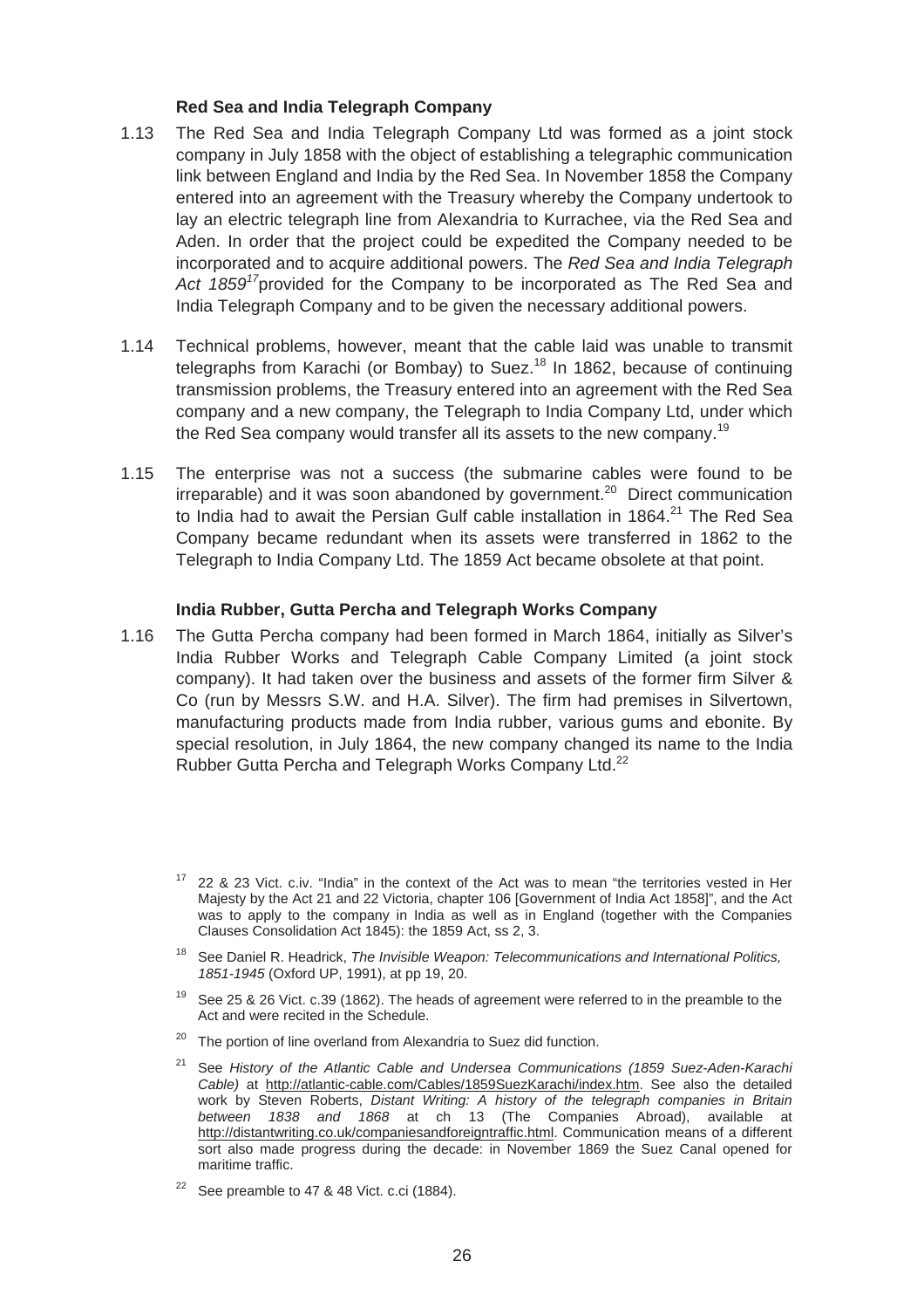### Red Sea and India Telegraph Company

1.13 The Red Sea and India Telegraph Company Ltd was formed as a joint stock company in July 1858 with the object of establishing a telegraphic communication link between England and India by the Red Sea. In November 1858 the Company entered into an agreement with the Treasury whereby the Company undertook to lay an electric telegraph line from Alexandria to Kurrachee, via the Red Sea and Aden. In order that the project could be expedited the Company needed to be incorporated and to acquire additional powers. The *Red Sea and India Telegraph Act 1859*[17] provided for the Company to be incorporated as The Red Sea and India Telegraph Company and to be given the necessary additional powers.

1.14 Technical problems, however, meant that the cable laid was unable to transmit telegraphs from Karachi (or Bombay) to Suez.[18] In 1862, because of continuing transmission problems, the Treasury entered into an agreement with the Red Sea company and a new company, the Telegraph to India Company Ltd, under which the Red Sea company would transfer all its assets to the new company.[19]

1.15 The enterprise was not a success (the submarine cables were found to be irreparable) and it was soon abandoned by government.[20] Direct communication to India had to await the Persian Gulf cable installation in 1864.[21] The Red Sea Company became redundant when its assets were transferred in 1862 to the Telegraph to India Company Ltd. The 1859 Act became obsolete at that point.

### India Rubber, Gutta Percha and Telegraph Works Company

1.16 The Gutta Percha company had been formed in March 1864, initially as Silver's India Rubber Works and Telegraph Cable Company Limited (a joint stock company). It had taken over the business and assets of the former firm Silver & Co (run by Messrs S.W. and H.A. Silver). The firm had premises in Silvertown, manufacturing products made from India rubber, various gums and ebonite. By special resolution, in July 1864, the new company changed its name to the India Rubber Gutta Percha and Telegraph Works Company Ltd.[22]

---

[17] 22 & 23 Vict. c.iv. "India" in the context of the Act was to mean "the territories vested in Her Majesty by the Act 21 and 22 Victoria, chapter 106 [Government of India Act 1858]", and the Act was to apply to the company in India as well as in England (together with the Companies Clauses Consolidation Act 1845): the 1859 Act, ss 2, 3.

[18] See Daniel R. Headrick, *The Invisible Weapon: Telecommunications and International Politics, 1851-1945* (Oxford UP, 1991), at pp 19, 20.

[19] See 25 & 26 Vict. c.39 (1862). The heads of agreement were referred to in the preamble to the Act and were recited in the Schedule.

[20] The portion of line overland from Alexandria to Suez did function.

[21] See *History of the Atlantic Cable and Undersea Communications (1859 Suez-Aden-Karachi Cable)* at http://atlantic-cable.com/Cables/1859SuezKarachi/index.htm. See also the detailed work by Steven Roberts, *Distant Writing: A history of the telegraph companies in Britain between 1838 and 1868* at ch 13 (The Companies Abroad), available at http://distantwriting.co.uk/companiesandforeigntraffic.html. Communication means of a different sort also made progress during the decade: in November 1869 the Suez Canal opened for maritime traffic.

[22] See preamble to 47 & 48 Vict. c.ci (1884).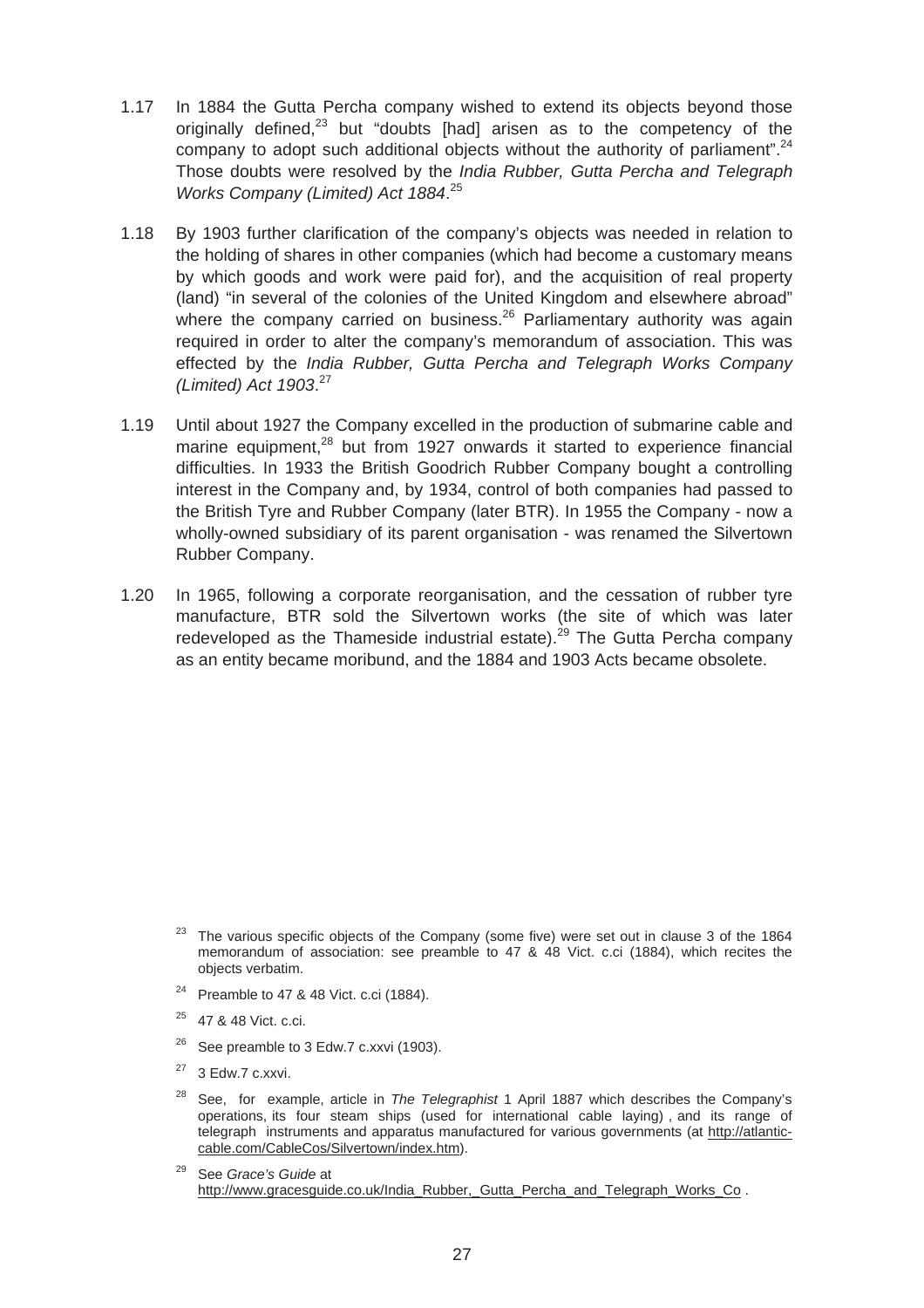1.17 In 1884 the Gutta Percha company wished to extend its objects beyond those originally defined,[23] but "doubts [had] arisen as to the competency of the company to adopt such additional objects without the authority of parliament".[24] Those doubts were resolved by the *India Rubber, Gutta Percha and Telegraph Works Company (Limited) Act 1884*.[25]

1.18 By 1903 further clarification of the company's objects was needed in relation to the holding of shares in other companies (which had become a customary means by which goods and work were paid for), and the acquisition of real property (land) "in several of the colonies of the United Kingdom and elsewhere abroad" where the company carried on business.[26] Parliamentary authority was again required in order to alter the company's memorandum of association. This was effected by the *India Rubber, Gutta Percha and Telegraph Works Company (Limited) Act 1903*.[27]

1.19 Until about 1927 the Company excelled in the production of submarine cable and marine equipment,[28] but from 1927 onwards it started to experience financial difficulties. In 1933 the British Goodrich Rubber Company bought a controlling interest in the Company and, by 1934, control of both companies had passed to the British Tyre and Rubber Company (later BTR). In 1955 the Company - now a wholly-owned subsidiary of its parent organisation - was renamed the Silvertown Rubber Company.

1.20 In 1965, following a corporate reorganisation, and the cessation of rubber tyre manufacture, BTR sold the Silvertown works (the site of which was later redeveloped as the Thameside industrial estate).[29] The Gutta Percha company as an entity became moribund, and the 1884 and 1903 Acts became obsolete.

[23] The various specific objects of the Company (some five) were set out in clause 3 of the 1864 memorandum of association: see preamble to 47 & 48 Vict. c.ci (1884), which recites the objects verbatim.

[24] Preamble to 47 & 48 Vict. c.ci (1884).

[25] 47 & 48 Vict. c.ci.

[26] See preamble to 3 Edw.7 c.xxvi (1903).

[27] 3 Edw.7 c.xxvi.

[28] See, for example, article in *The Telegraphist* 1 April 1887 which describes the Company's operations, its four steam ships (used for international cable laying), and its range of telegraph instruments and apparatus manufactured for various governments (at http://atlantic-cable.com/CableCos/Silvertown/index.htm).

[29] See *Grace's Guide* at http://www.gracesguide.co.uk/India_Rubber,_Gutta_Percha_and_Telegraph_Works_Co .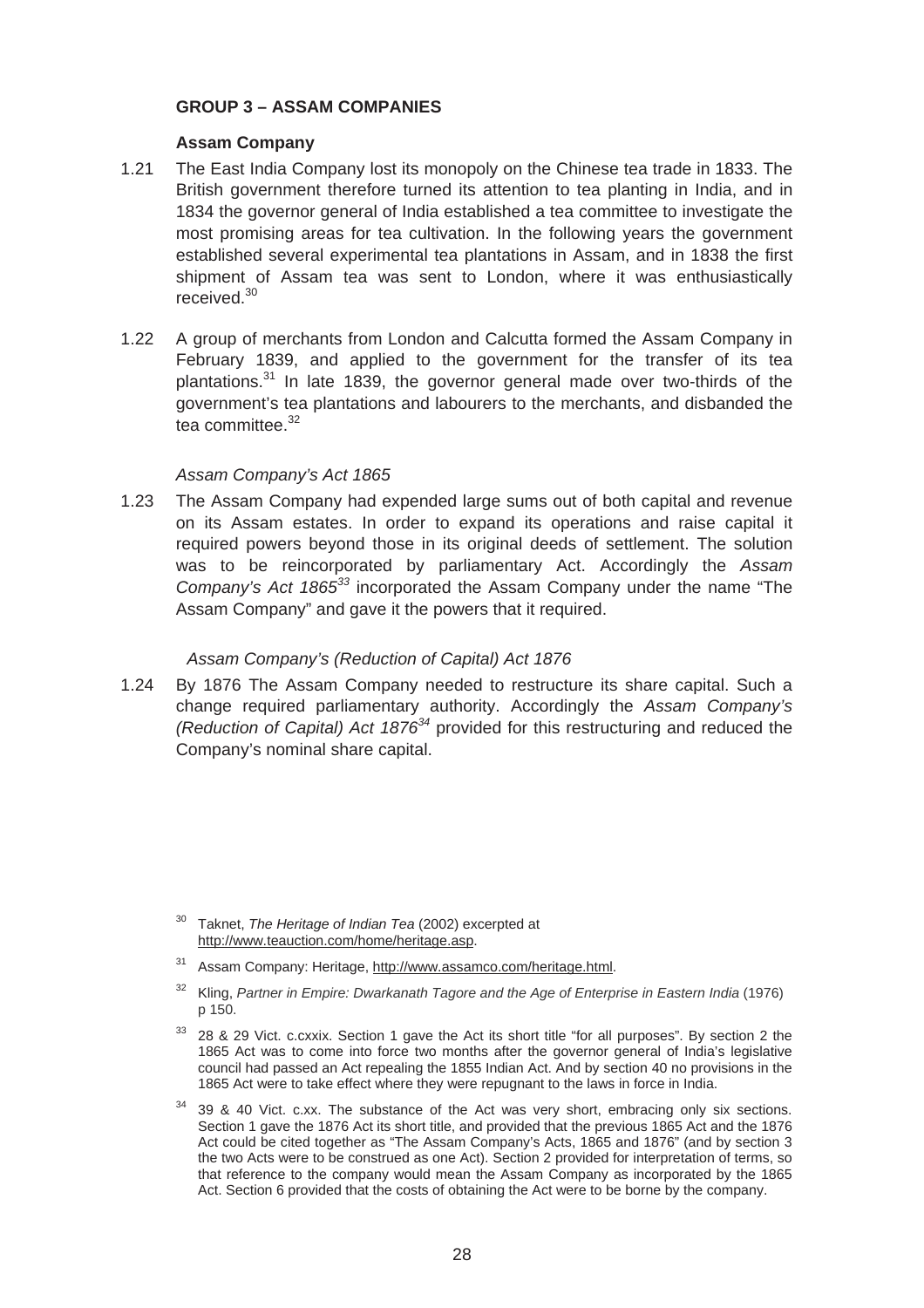### GROUP 3 – ASSAM COMPANIES

#### Assam Company

1.21 The East India Company lost its monopoly on the Chinese tea trade in 1833. The British government therefore turned its attention to tea planting in India, and in 1834 the governor general of India established a tea committee to investigate the most promising areas for tea cultivation. In the following years the government established several experimental tea plantations in Assam, and in 1838 the first shipment of Assam tea was sent to London, where it was enthusiastically received.[30]

1.22 A group of merchants from London and Calcutta formed the Assam Company in February 1839, and applied to the government for the transfer of its tea plantations.[31] In late 1839, the governor general made over two-thirds of the government's tea plantations and labourers to the merchants, and disbanded the tea committee.[32]

*Assam Company's Act 1865*

1.23 The Assam Company had expended large sums out of both capital and revenue on its Assam estates. In order to expand its operations and raise capital it required powers beyond those in its original deeds of settlement. The solution was to be reincorporated by parliamentary Act. Accordingly the *Assam Company's Act 1865*[33] incorporated the Assam Company under the name "The Assam Company" and gave it the powers that it required.

*Assam Company's (Reduction of Capital) Act 1876*

1.24 By 1876 The Assam Company needed to restructure its share capital. Such a change required parliamentary authority. Accordingly the *Assam Company's (Reduction of Capital) Act 1876*[34] provided for this restructuring and reduced the Company's nominal share capital.

---

[30] Taknet, *The Heritage of Indian Tea* (2002) excerpted at http://www.teauction.com/home/heritage.asp.

[31] Assam Company: Heritage, http://www.assamco.com/heritage.html.

[32] Kling, *Partner in Empire: Dwarkanath Tagore and the Age of Enterprise in Eastern India* (1976) p 150.

[33] 28 & 29 Vict. c.cxxix. Section 1 gave the Act its short title "for all purposes". By section 2 the 1865 Act was to come into force two months after the governor general of India's legislative council had passed an Act repealing the 1855 Indian Act. And by section 40 no provisions in the 1865 Act were to take effect where they were repugnant to the laws in force in India.

[34] 39 & 40 Vict. c.xx. The substance of the Act was very short, embracing only six sections. Section 1 gave the 1876 Act its short title, and provided that the previous 1865 Act and the 1876 Act could be cited together as "The Assam Company's Acts, 1865 and 1876" (and by section 3 the two Acts were to be construed as one Act). Section 2 provided for interpretation of terms, so that reference to the company would mean the Assam Company as incorporated by the 1865 Act. Section 6 provided that the costs of obtaining the Act were to be borne by the company.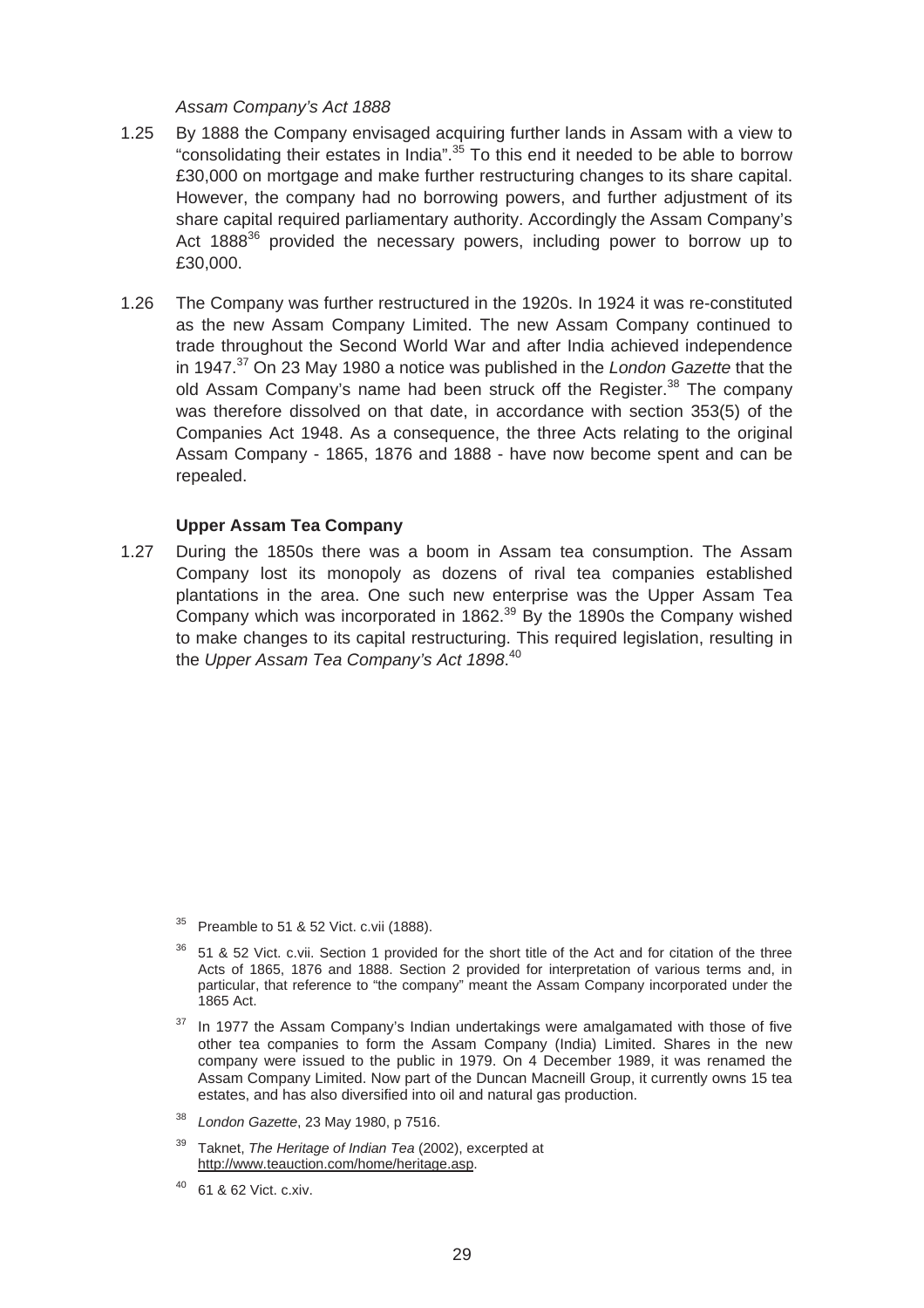*Assam Company's Act 1888*

1.25 By 1888 the Company envisaged acquiring further lands in Assam with a view to "consolidating their estates in India".[35] To this end it needed to be able to borrow £30,000 on mortgage and make further restructuring changes to its share capital. However, the company had no borrowing powers, and further adjustment of its share capital required parliamentary authority. Accordingly the Assam Company's Act 1888[36] provided the necessary powers, including power to borrow up to £30,000.

1.26 The Company was further restructured in the 1920s. In 1924 it was re-constituted as the new Assam Company Limited. The new Assam Company continued to trade throughout the Second World War and after India achieved independence in 1947.[37] On 23 May 1980 a notice was published in the *London Gazette* that the old Assam Company's name had been struck off the Register.[38] The company was therefore dissolved on that date, in accordance with section 353(5) of the Companies Act 1948. As a consequence, the three Acts relating to the original Assam Company - 1865, 1876 and 1888 - have now become spent and can be repealed.

**Upper Assam Tea Company**

1.27 During the 1850s there was a boom in Assam tea consumption. The Assam Company lost its monopoly as dozens of rival tea companies established plantations in the area. One such new enterprise was the Upper Assam Tea Company which was incorporated in 1862.[39] By the 1890s the Company wished to make changes to its capital restructuring. This required legislation, resulting in the *Upper Assam Tea Company's Act 1898*.[40]

---

[35] Preamble to 51 & 52 Vict. c.vii (1888).

[36] 51 & 52 Vict. c.vii. Section 1 provided for the short title of the Act and for citation of the three Acts of 1865, 1876 and 1888. Section 2 provided for interpretation of various terms and, in particular, that reference to "the company" meant the Assam Company incorporated under the 1865 Act.

[37] In 1977 the Assam Company's Indian undertakings were amalgamated with those of five other tea companies to form the Assam Company (India) Limited. Shares in the new company were issued to the public in 1979. On 4 December 1989, it was renamed the Assam Company Limited. Now part of the Duncan Macneill Group, it currently owns 15 tea estates, and has also diversified into oil and natural gas production.

[38] *London Gazette*, 23 May 1980, p 7516.

[39] Taknet, *The Heritage of Indian Tea* (2002), excerpted at http://www.teauction.com/home/heritage.asp.

[40] 61 & 62 Vict. c.xiv.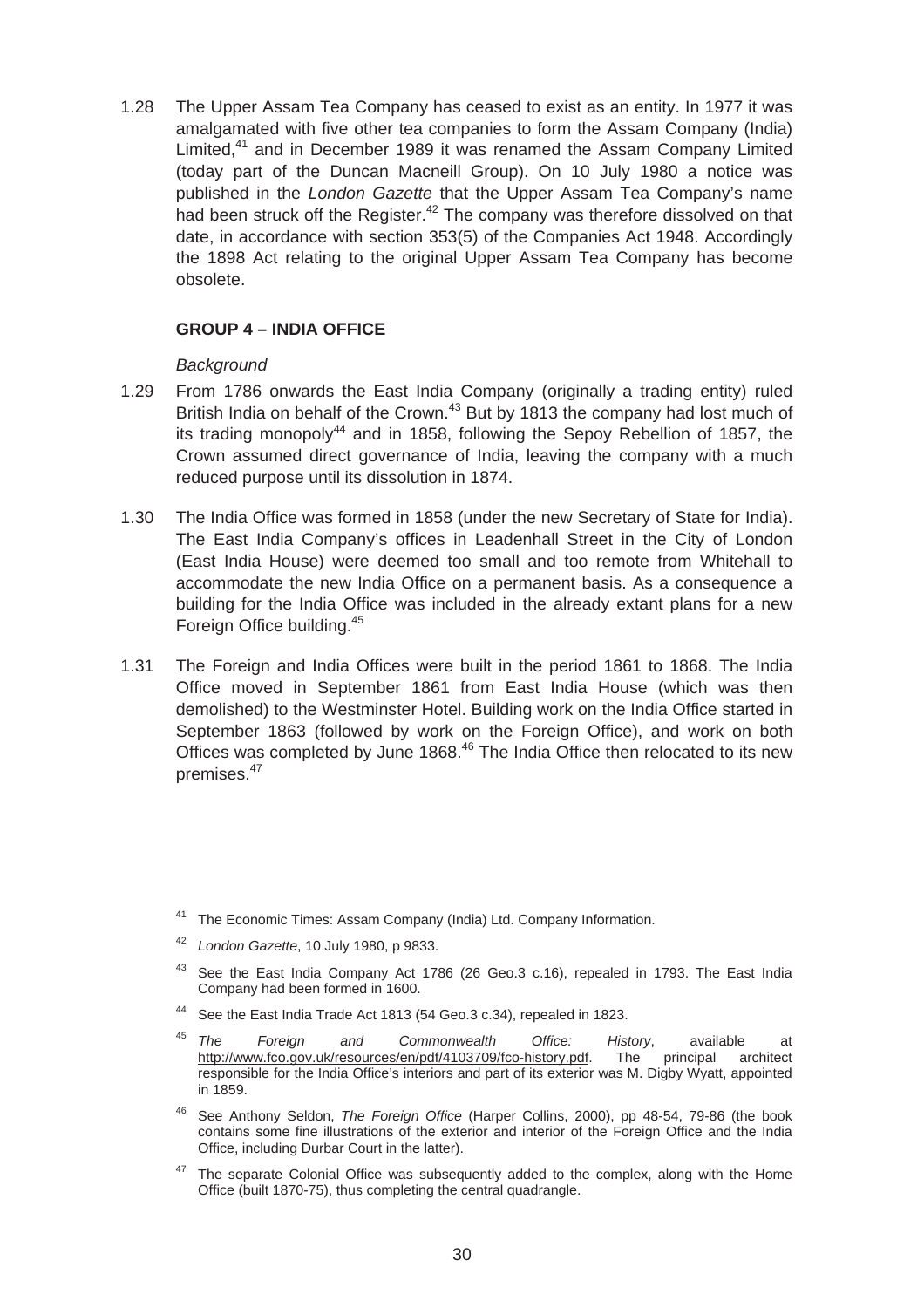1.28 The Upper Assam Tea Company has ceased to exist as an entity. In 1977 it was amalgamated with five other tea companies to form the Assam Company (India) Limited,[41] and in December 1989 it was renamed the Assam Company Limited (today part of the Duncan Macneill Group). On 10 July 1980 a notice was published in the *London Gazette* that the Upper Assam Tea Company's name had been struck off the Register.[42] The company was therefore dissolved on that date, in accordance with section 353(5) of the Companies Act 1948. Accordingly the 1898 Act relating to the original Upper Assam Tea Company has become obsolete.

### GROUP 4 – INDIA OFFICE

*Background*

1.29 From 1786 onwards the East India Company (originally a trading entity) ruled British India on behalf of the Crown.[43] But by 1813 the company had lost much of its trading monopoly[44] and in 1858, following the Sepoy Rebellion of 1857, the Crown assumed direct governance of India, leaving the company with a much reduced purpose until its dissolution in 1874.

1.30 The India Office was formed in 1858 (under the new Secretary of State for India). The East India Company's offices in Leadenhall Street in the City of London (East India House) were deemed too small and too remote from Whitehall to accommodate the new India Office on a permanent basis. As a consequence a building for the India Office was included in the already extant plans for a new Foreign Office building.[45]

1.31 The Foreign and India Offices were built in the period 1861 to 1868. The India Office moved in September 1861 from East India House (which was then demolished) to the Westminster Hotel. Building work on the India Office started in September 1863 (followed by work on the Foreign Office), and work on both Offices was completed by June 1868.[46] The India Office then relocated to its new premises.[47]

---

[41] The Economic Times: Assam Company (India) Ltd. Company Information.

[42] *London Gazette*, 10 July 1980, p 9833.

[43] See the East India Company Act 1786 (26 Geo.3 c.16), repealed in 1793. The East India Company had been formed in 1600.

[44] See the East India Trade Act 1813 (54 Geo.3 c.34), repealed in 1823.

[45] *The Foreign and Commonwealth Office: History*, available at http://www.fco.gov.uk/resources/en/pdf/4103709/fco-history.pdf. The principal architect responsible for the India Office's interiors and part of its exterior was M. Digby Wyatt, appointed in 1859.

[46] See Anthony Seldon, *The Foreign Office* (Harper Collins, 2000), pp 48-54, 79-86 (the book contains some fine illustrations of the exterior and interior of the Foreign Office and the India Office, including Durbar Court in the latter).

[47] The separate Colonial Office was subsequently added to the complex, along with the Home Office (built 1870-75), thus completing the central quadrangle.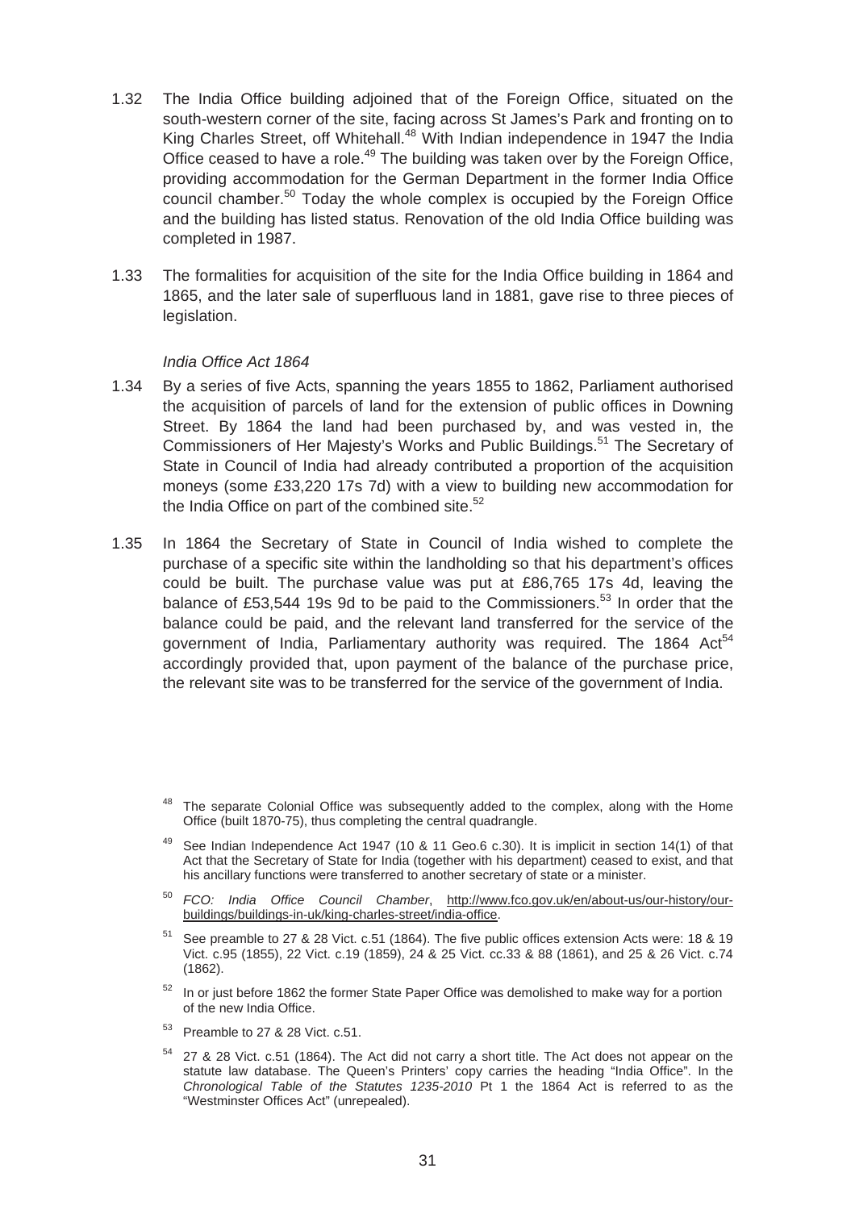1.32 The India Office building adjoined that of the Foreign Office, situated on the south-western corner of the site, facing across St James's Park and fronting on to King Charles Street, off Whitehall.[48] With Indian independence in 1947 the India Office ceased to have a role.[49] The building was taken over by the Foreign Office, providing accommodation for the German Department in the former India Office council chamber.[50] Today the whole complex is occupied by the Foreign Office and the building has listed status. Renovation of the old India Office building was completed in 1987.

1.33 The formalities for acquisition of the site for the India Office building in 1864 and 1865, and the later sale of superfluous land in 1881, gave rise to three pieces of legislation.

*India Office Act 1864*

1.34 By a series of five Acts, spanning the years 1855 to 1862, Parliament authorised the acquisition of parcels of land for the extension of public offices in Downing Street. By 1864 the land had been purchased by, and was vested in, the Commissioners of Her Majesty's Works and Public Buildings.[51] The Secretary of State in Council of India had already contributed a proportion of the acquisition moneys (some £33,220 17s 7d) with a view to building new accommodation for the India Office on part of the combined site.[52]

1.35 In 1864 the Secretary of State in Council of India wished to complete the purchase of a specific site within the landholding so that his department's offices could be built. The purchase value was put at £86,765 17s 4d, leaving the balance of £53,544 19s 9d to be paid to the Commissioners.[53] In order that the balance could be paid, and the relevant land transferred for the service of the government of India, Parliamentary authority was required. The 1864 Act[54] accordingly provided that, upon payment of the balance of the purchase price, the relevant site was to be transferred for the service of the government of India.

---

[48] The separate Colonial Office was subsequently added to the complex, along with the Home Office (built 1870-75), thus completing the central quadrangle.

[49] See Indian Independence Act 1947 (10 & 11 Geo.6 c.30). It is implicit in section 14(1) of that Act that the Secretary of State for India (together with his department) ceased to exist, and that his ancillary functions were transferred to another secretary of state or a minister.

[50] *FCO: India Office Council Chamber*, http://www.fco.gov.uk/en/about-us/our-history/our-buildings/buildings-in-uk/king-charles-street/india-office.

[51] See preamble to 27 & 28 Vict. c.51 (1864). The five public offices extension Acts were: 18 & 19 Vict. c.95 (1855), 22 Vict. c.19 (1859), 24 & 25 Vict. cc.33 & 88 (1861), and 25 & 26 Vict. c.74 (1862).

[52] In or just before 1862 the former State Paper Office was demolished to make way for a portion of the new India Office.

[53] Preamble to 27 & 28 Vict. c.51.

[54] 27 & 28 Vict. c.51 (1864). The Act did not carry a short title. The Act does not appear on the statute law database. The Queen's Printers' copy carries the heading "India Office". In the *Chronological Table of the Statutes 1235-2010* Pt 1 the 1864 Act is referred to as the "Westminster Offices Act" (unrepealed).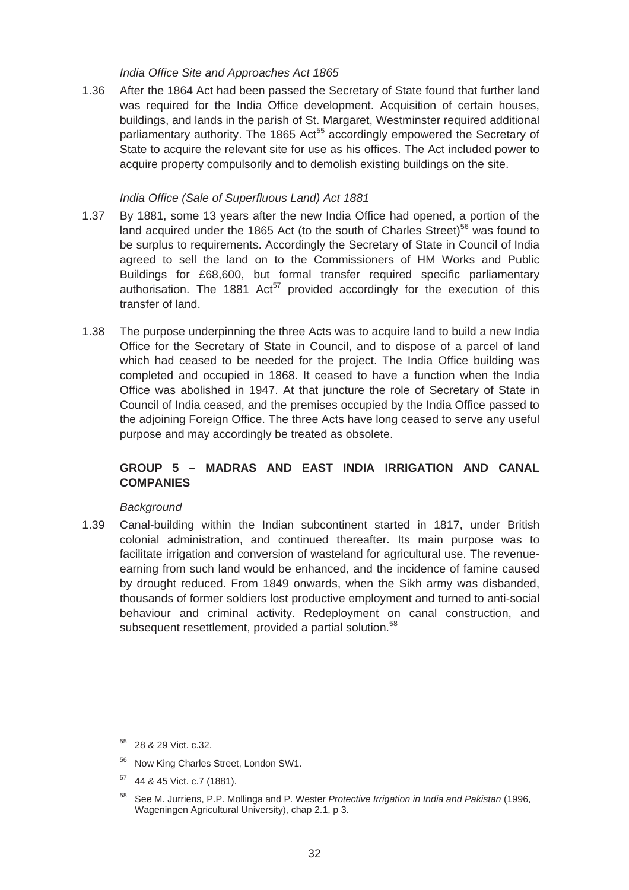*India Office Site and Approaches Act 1865*

1.36 After the 1864 Act had been passed the Secretary of State found that further land was required for the India Office development. Acquisition of certain houses, buildings, and lands in the parish of St. Margaret, Westminster required additional parliamentary authority. The 1865 Act[55] accordingly empowered the Secretary of State to acquire the relevant site for use as his offices. The Act included power to acquire property compulsorily and to demolish existing buildings on the site.

*India Office (Sale of Superfluous Land) Act 1881*

1.37 By 1881, some 13 years after the new India Office had opened, a portion of the land acquired under the 1865 Act (to the south of Charles Street)[56] was found to be surplus to requirements. Accordingly the Secretary of State in Council of India agreed to sell the land on to the Commissioners of HM Works and Public Buildings for £68,600, but formal transfer required specific parliamentary authorisation. The 1881 Act[57] provided accordingly for the execution of this transfer of land.

1.38 The purpose underpinning the three Acts was to acquire land to build a new India Office for the Secretary of State in Council, and to dispose of a parcel of land which had ceased to be needed for the project. The India Office building was completed and occupied in 1868. It ceased to have a function when the India Office was abolished in 1947. At that juncture the role of Secretary of State in Council of India ceased, and the premises occupied by the India Office passed to the adjoining Foreign Office. The three Acts have long ceased to serve any useful purpose and may accordingly be treated as obsolete.

**GROUP 5 – MADRAS AND EAST INDIA IRRIGATION AND CANAL COMPANIES**

*Background*

1.39 Canal-building within the Indian subcontinent started in 1817, under British colonial administration, and continued thereafter. Its main purpose was to facilitate irrigation and conversion of wasteland for agricultural use. The revenue-earning from such land would be enhanced, and the incidence of famine caused by drought reduced. From 1849 onwards, when the Sikh army was disbanded, thousands of former soldiers lost productive employment and turned to anti-social behaviour and criminal activity. Redeployment on canal construction, and subsequent resettlement, provided a partial solution.[58]

---

[55] 28 & 29 Vict. c.32.

[56] Now King Charles Street, London SW1.

[57] 44 & 45 Vict. c.7 (1881).

[58] See M. Jurriens, P.P. Mollinga and P. Wester *Protective Irrigation in India and Pakistan* (1996, Wageningen Agricultural University), chap 2.1, p 3.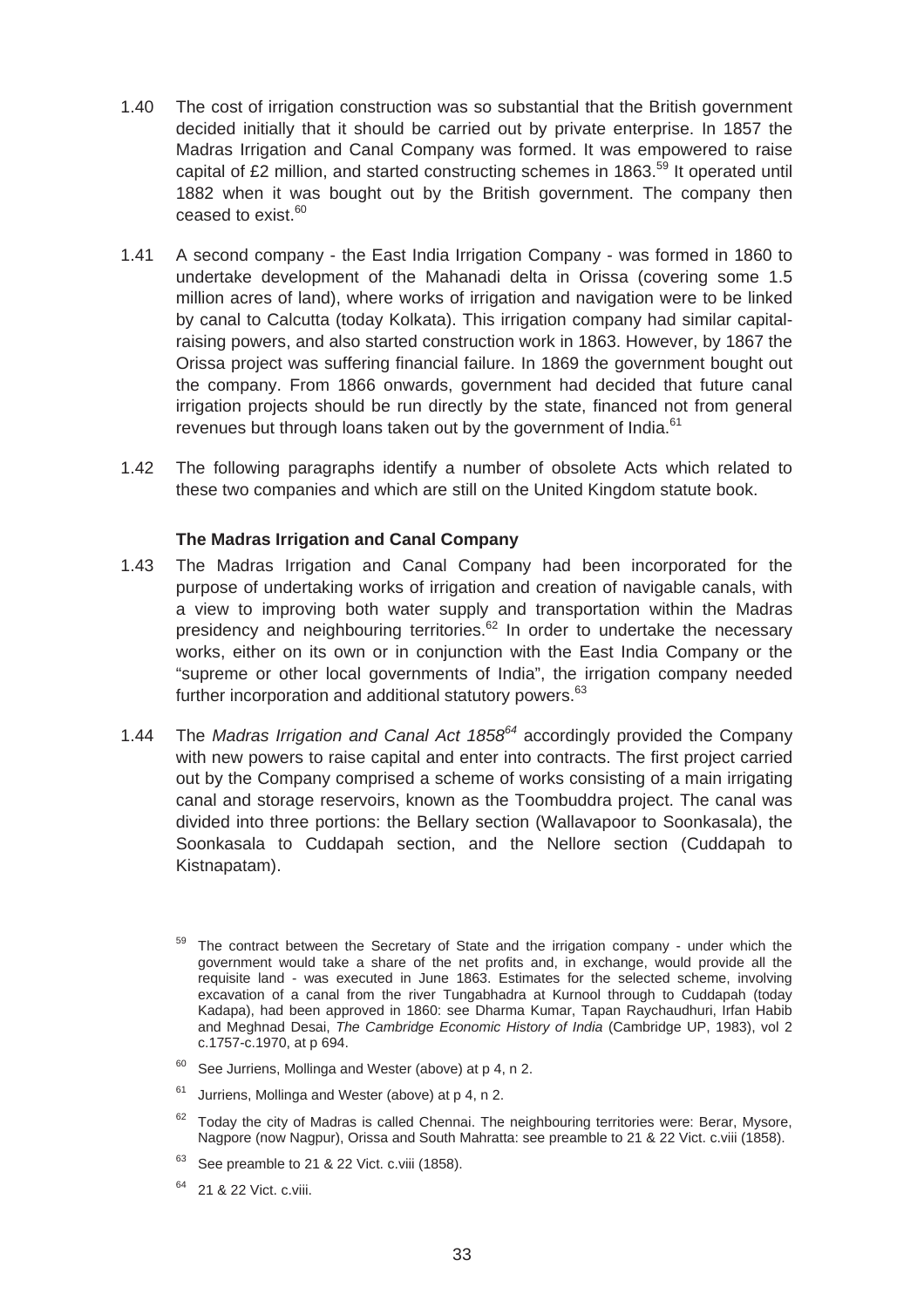1.40 The cost of irrigation construction was so substantial that the British government decided initially that it should be carried out by private enterprise. In 1857 the Madras Irrigation and Canal Company was formed. It was empowered to raise capital of £2 million, and started constructing schemes in 1863.[59] It operated until 1882 when it was bought out by the British government. The company then ceased to exist.[60]

1.41 A second company - the East India Irrigation Company - was formed in 1860 to undertake development of the Mahanadi delta in Orissa (covering some 1.5 million acres of land), where works of irrigation and navigation were to be linked by canal to Calcutta (today Kolkata). This irrigation company had similar capital-raising powers, and also started construction work in 1863. However, by 1867 the Orissa project was suffering financial failure. In 1869 the government bought out the company. From 1866 onwards, government had decided that future canal irrigation projects should be run directly by the state, financed not from general revenues but through loans taken out by the government of India.[61]

1.42 The following paragraphs identify a number of obsolete Acts which related to these two companies and which are still on the United Kingdom statute book.

**The Madras Irrigation and Canal Company**

1.43 The Madras Irrigation and Canal Company had been incorporated for the purpose of undertaking works of irrigation and creation of navigable canals, with a view to improving both water supply and transportation within the Madras presidency and neighbouring territories.[62] In order to undertake the necessary works, either on its own or in conjunction with the East India Company or the "supreme or other local governments of India", the irrigation company needed further incorporation and additional statutory powers.[63]

1.44 The *Madras Irrigation and Canal Act 1858*[64] accordingly provided the Company with new powers to raise capital and enter into contracts. The first project carried out by the Company comprised a scheme of works consisting of a main irrigating canal and storage reservoirs, known as the Toombuddra project. The canal was divided into three portions: the Bellary section (Wallavapoor to Soonkasala), the Soonkasala to Cuddapah section, and the Nellore section (Cuddapah to Kistnapatam).

[59] The contract between the Secretary of State and the irrigation company - under which the government would take a share of the net profits and, in exchange, would provide all the requisite land - was executed in June 1863. Estimates for the selected scheme, involving excavation of a canal from the river Tungabhadra at Kurnool through to Cuddapah (today Kadapa), had been approved in 1860: see Dharma Kumar, Tapan Raychaudhuri, Irfan Habib and Meghnad Desai, *The Cambridge Economic History of India* (Cambridge UP, 1983), vol 2 c.1757-c.1970, at p 694.

[60] See Jurriens, Mollinga and Wester (above) at p 4, n 2.

[61] Jurriens, Mollinga and Wester (above) at p 4, n 2.

[62] Today the city of Madras is called Chennai. The neighbouring territories were: Berar, Mysore, Nagpore (now Nagpur), Orissa and South Mahratta: see preamble to 21 & 22 Vict. c.viii (1858).

[63] See preamble to 21 & 22 Vict. c.viii (1858).

[64] 21 & 22 Vict. c.viii.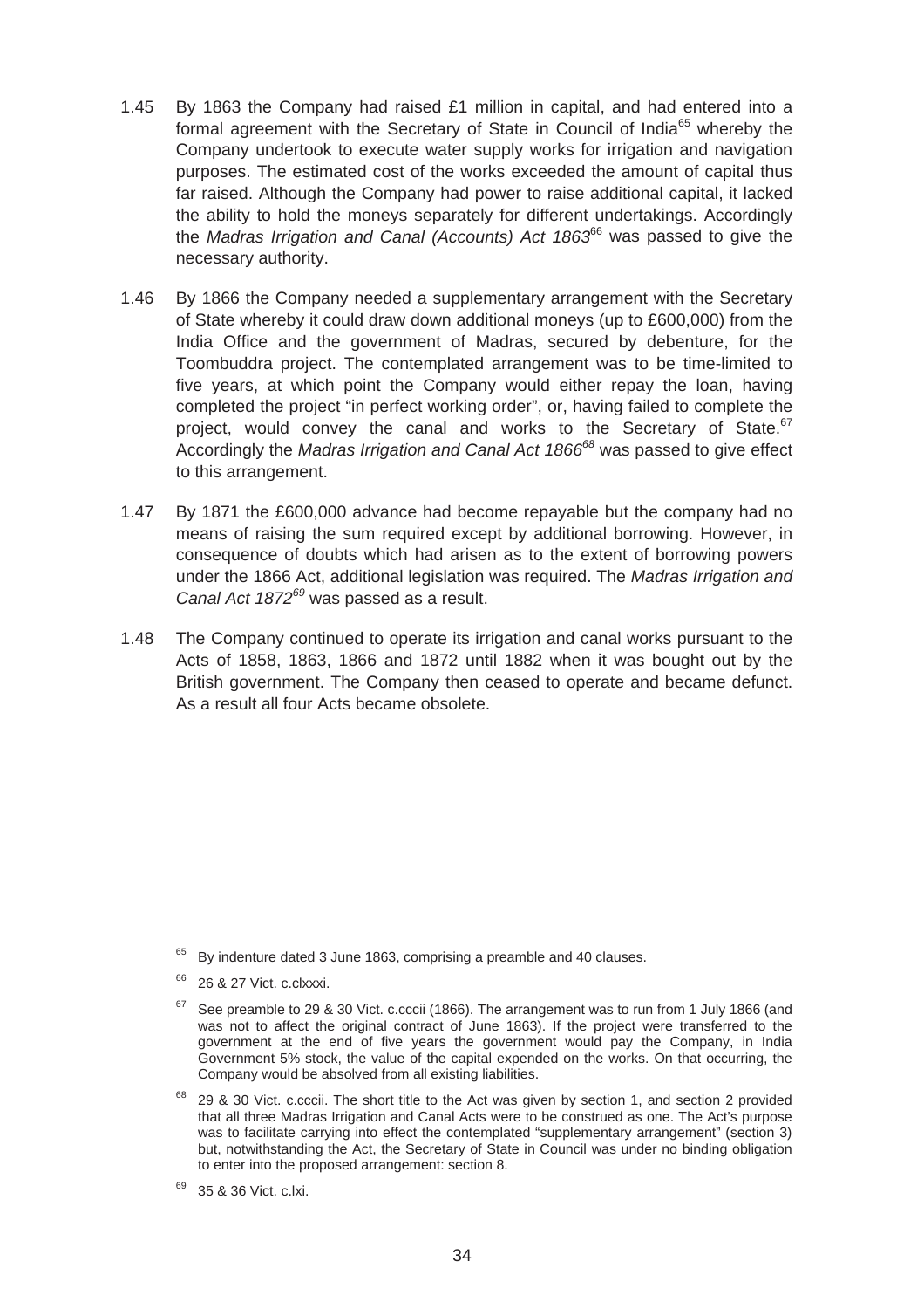1.45 By 1863 the Company had raised £1 million in capital, and had entered into a formal agreement with the Secretary of State in Council of India[65] whereby the Company undertook to execute water supply works for irrigation and navigation purposes. The estimated cost of the works exceeded the amount of capital thus far raised. Although the Company had power to raise additional capital, it lacked the ability to hold the moneys separately for different undertakings. Accordingly the *Madras Irrigation and Canal (Accounts) Act 1863*[66] was passed to give the necessary authority.

1.46 By 1866 the Company needed a supplementary arrangement with the Secretary of State whereby it could draw down additional moneys (up to £600,000) from the India Office and the government of Madras, secured by debenture, for the Toombuddra project. The contemplated arrangement was to be time-limited to five years, at which point the Company would either repay the loan, having completed the project "in perfect working order", or, having failed to complete the project, would convey the canal and works to the Secretary of State.[67] Accordingly the *Madras Irrigation and Canal Act 1866*[68] was passed to give effect to this arrangement.

1.47 By 1871 the £600,000 advance had become repayable but the company had no means of raising the sum required except by additional borrowing. However, in consequence of doubts which had arisen as to the extent of borrowing powers under the 1866 Act, additional legislation was required. The *Madras Irrigation and Canal Act 1872*[69] was passed as a result.

1.48 The Company continued to operate its irrigation and canal works pursuant to the Acts of 1858, 1863, 1866 and 1872 until 1882 when it was bought out by the British government. The Company then ceased to operate and became defunct. As a result all four Acts became obsolete.

[65] By indenture dated 3 June 1863, comprising a preamble and 40 clauses.

[66] 26 & 27 Vict. c.clxxxi.

[67] See preamble to 29 & 30 Vict. c.cccii (1866). The arrangement was to run from 1 July 1866 (and was not to affect the original contract of June 1863). If the project were transferred to the government at the end of five years the government would pay the Company, in India Government 5% stock, the value of the capital expended on the works. On that occurring, the Company would be absolved from all existing liabilities.

[68] 29 & 30 Vict. c.cccii. The short title to the Act was given by section 1, and section 2 provided that all three Madras Irrigation and Canal Acts were to be construed as one. The Act's purpose was to facilitate carrying into effect the contemplated "supplementary arrangement" (section 3) but, notwithstanding the Act, the Secretary of State in Council was under no binding obligation to enter into the proposed arrangement: section 8.

[69] 35 & 36 Vict. c.lxi.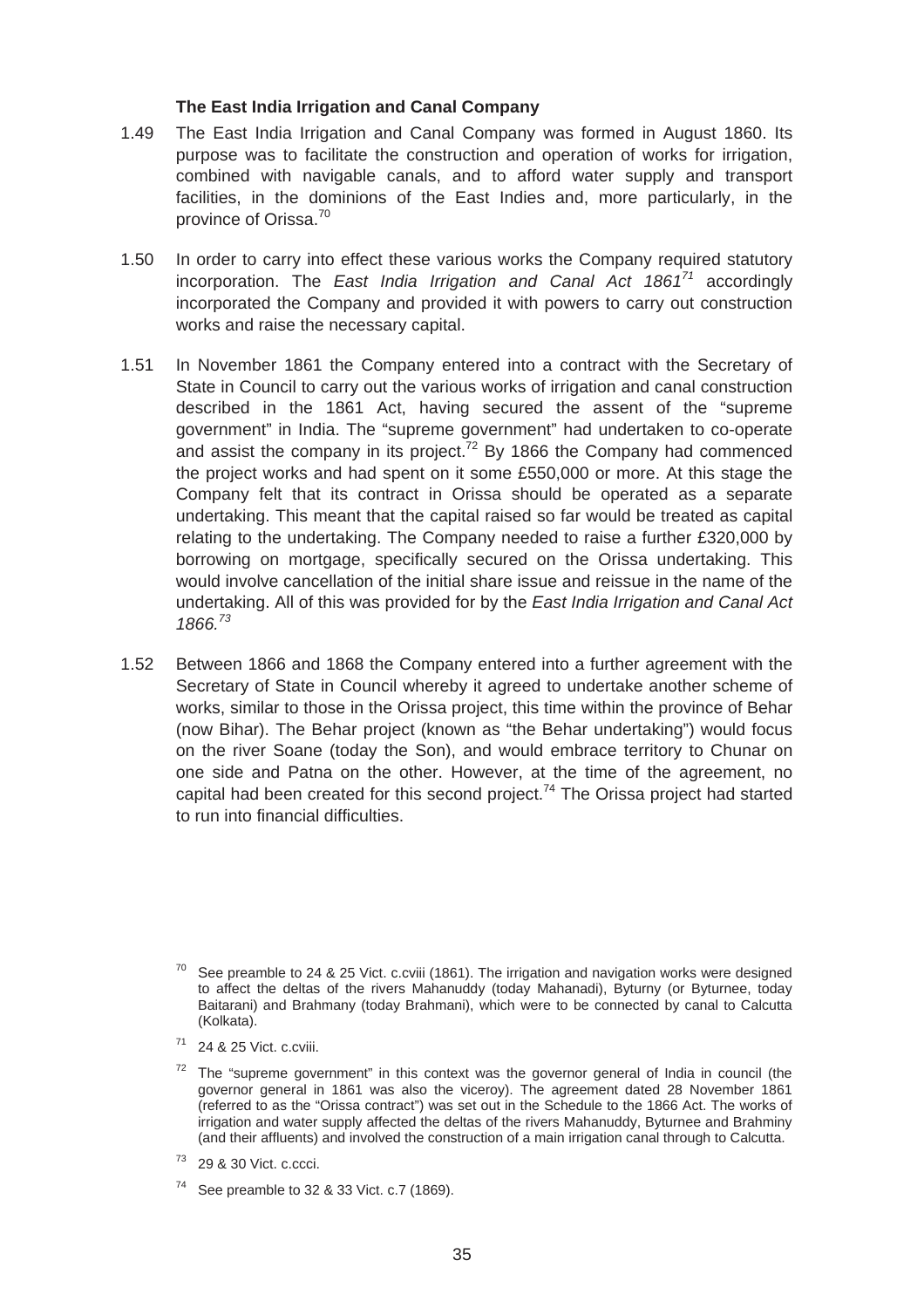### The East India Irrigation and Canal Company

1.49 The East India Irrigation and Canal Company was formed in August 1860. Its purpose was to facilitate the construction and operation of works for irrigation, combined with navigable canals, and to afford water supply and transport facilities, in the dominions of the East Indies and, more particularly, in the province of Orissa.[70]

1.50 In order to carry into effect these various works the Company required statutory incorporation. The *East India Irrigation and Canal Act 1861*[71] accordingly incorporated the Company and provided it with powers to carry out construction works and raise the necessary capital.

1.51 In November 1861 the Company entered into a contract with the Secretary of State in Council to carry out the various works of irrigation and canal construction described in the 1861 Act, having secured the assent of the "supreme government" in India. The "supreme government" had undertaken to co-operate and assist the company in its project.[72] By 1866 the Company had commenced the project works and had spent on it some £550,000 or more. At this stage the Company felt that its contract in Orissa should be operated as a separate undertaking. This meant that the capital raised so far would be treated as capital relating to the undertaking. The Company needed to raise a further £320,000 by borrowing on mortgage, specifically secured on the Orissa undertaking. This would involve cancellation of the initial share issue and reissue in the name of the undertaking. All of this was provided for by the *East India Irrigation and Canal Act 1866.*[73]

1.52 Between 1866 and 1868 the Company entered into a further agreement with the Secretary of State in Council whereby it agreed to undertake another scheme of works, similar to those in the Orissa project, this time within the province of Behar (now Bihar). The Behar project (known as "the Behar undertaking") would focus on the river Soane (today the Son), and would embrace territory to Chunar on one side and Patna on the other. However, at the time of the agreement, no capital had been created for this second project.[74] The Orissa project had started to run into financial difficulties.

---

[70] See preamble to 24 & 25 Vict. c.cviii (1861). The irrigation and navigation works were designed to affect the deltas of the rivers Mahanuddy (today Mahanadi), Byturny (or Byturnee, today Baitarani) and Brahmany (today Brahmani), which were to be connected by canal to Calcutta (Kolkata).

[71] 24 & 25 Vict. c.cviii.

[72] The "supreme government" in this context was the governor general of India in council (the governor general in 1861 was also the viceroy). The agreement dated 28 November 1861 (referred to as the "Orissa contract") was set out in the Schedule to the 1866 Act. The works of irrigation and water supply affected the deltas of the rivers Mahanuddy, Byturnee and Brahminy (and their affluents) and involved the construction of a main irrigation canal through to Calcutta.

[73] 29 & 30 Vict. c.ccci.

[74] See preamble to 32 & 33 Vict. c.7 (1869).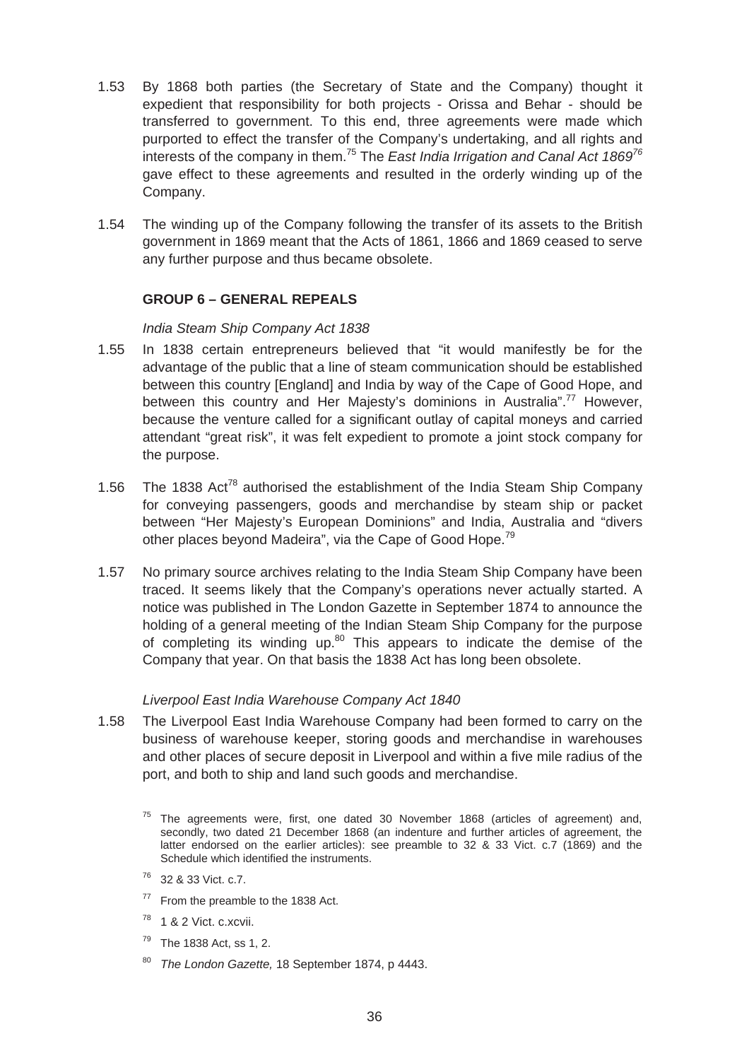1.53 By 1868 both parties (the Secretary of State and the Company) thought it expedient that responsibility for both projects - Orissa and Behar - should be transferred to government. To this end, three agreements were made which purported to effect the transfer of the Company's undertaking, and all rights and interests of the company in them.[75] The *East India Irrigation and Canal Act 1869*[76] gave effect to these agreements and resulted in the orderly winding up of the Company.

1.54 The winding up of the Company following the transfer of its assets to the British government in 1869 meant that the Acts of 1861, 1866 and 1869 ceased to serve any further purpose and thus became obsolete.

### GROUP 6 – GENERAL REPEALS

*India Steam Ship Company Act 1838*

1.55 In 1838 certain entrepreneurs believed that "it would manifestly be for the advantage of the public that a line of steam communication should be established between this country [England] and India by way of the Cape of Good Hope, and between this country and Her Majesty's dominions in Australia".[77] However, because the venture called for a significant outlay of capital moneys and carried attendant "great risk", it was felt expedient to promote a joint stock company for the purpose.

1.56 The 1838 Act[78] authorised the establishment of the India Steam Ship Company for conveying passengers, goods and merchandise by steam ship or packet between "Her Majesty's European Dominions" and India, Australia and "divers other places beyond Madeira", via the Cape of Good Hope.[79]

1.57 No primary source archives relating to the India Steam Ship Company have been traced. It seems likely that the Company's operations never actually started. A notice was published in The London Gazette in September 1874 to announce the holding of a general meeting of the Indian Steam Ship Company for the purpose of completing its winding up.[80] This appears to indicate the demise of the Company that year. On that basis the 1838 Act has long been obsolete.

*Liverpool East India Warehouse Company Act 1840*

1.58 The Liverpool East India Warehouse Company had been formed to carry on the business of warehouse keeper, storing goods and merchandise in warehouses and other places of secure deposit in Liverpool and within a five mile radius of the port, and both to ship and land such goods and merchandise.

[75] The agreements were, first, one dated 30 November 1868 (articles of agreement) and, secondly, two dated 21 December 1868 (an indenture and further articles of agreement, the latter endorsed on the earlier articles): see preamble to 32 & 33 Vict. c.7 (1869) and the Schedule which identified the instruments.

[76] 32 & 33 Vict. c.7.

[77] From the preamble to the 1838 Act.

[78] 1 & 2 Vict. c.xcvii.

[79] The 1838 Act, ss 1, 2.

[80] *The London Gazette,* 18 September 1874, p 4443.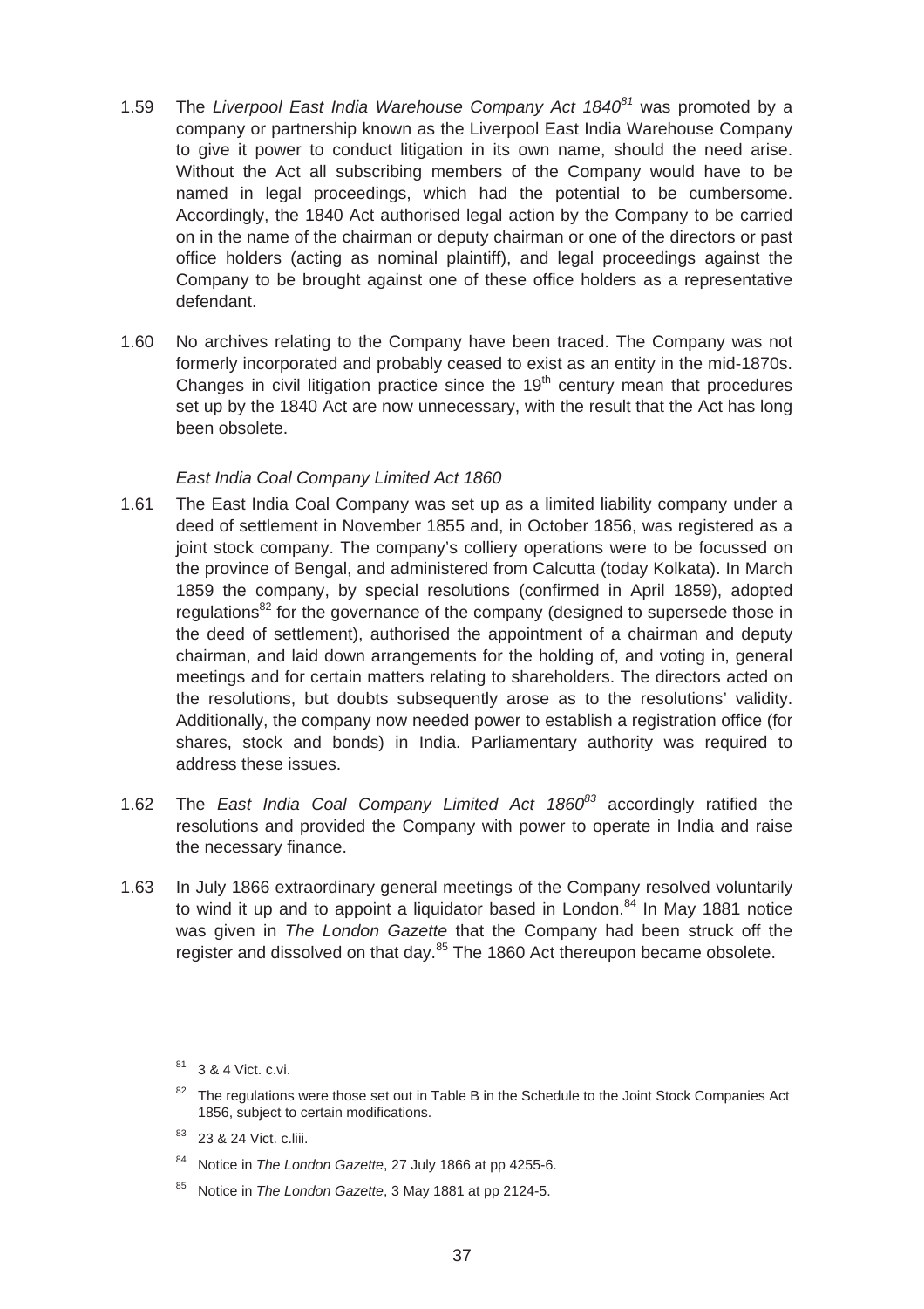1.59 The *Liverpool East India Warehouse Company Act 1840*[81] was promoted by a company or partnership known as the Liverpool East India Warehouse Company to give it power to conduct litigation in its own name, should the need arise. Without the Act all subscribing members of the Company would have to be named in legal proceedings, which had the potential to be cumbersome. Accordingly, the 1840 Act authorised legal action by the Company to be carried on in the name of the chairman or deputy chairman or one of the directors or past office holders (acting as nominal plaintiff), and legal proceedings against the Company to be brought against one of these office holders as a representative defendant.

1.60 No archives relating to the Company have been traced. The Company was not formerly incorporated and probably ceased to exist as an entity in the mid-1870s. Changes in civil litigation practice since the 19th century mean that procedures set up by the 1840 Act are now unnecessary, with the result that the Act has long been obsolete.

*East India Coal Company Limited Act 1860*

1.61 The East India Coal Company was set up as a limited liability company under a deed of settlement in November 1855 and, in October 1856, was registered as a joint stock company. The company's colliery operations were to be focussed on the province of Bengal, and administered from Calcutta (today Kolkata). In March 1859 the company, by special resolutions (confirmed in April 1859), adopted regulations[82] for the governance of the company (designed to supersede those in the deed of settlement), authorised the appointment of a chairman and deputy chairman, and laid down arrangements for the holding of, and voting in, general meetings and for certain matters relating to shareholders. The directors acted on the resolutions, but doubts subsequently arose as to the resolutions' validity. Additionally, the company now needed power to establish a registration office (for shares, stock and bonds) in India. Parliamentary authority was required to address these issues.

1.62 The *East India Coal Company Limited Act 1860*[83] accordingly ratified the resolutions and provided the Company with power to operate in India and raise the necessary finance.

1.63 In July 1866 extraordinary general meetings of the Company resolved voluntarily to wind it up and to appoint a liquidator based in London.[84] In May 1881 notice was given in *The London Gazette* that the Company had been struck off the register and dissolved on that day.[85] The 1860 Act thereupon became obsolete.

---

[81] 3 & 4 Vict. c.vi.

[82] The regulations were those set out in Table B in the Schedule to the Joint Stock Companies Act 1856, subject to certain modifications.

[83] 23 & 24 Vict. c.liii.

[84] Notice in *The London Gazette*, 27 July 1866 at pp 4255-6.

[85] Notice in *The London Gazette*, 3 May 1881 at pp 2124-5.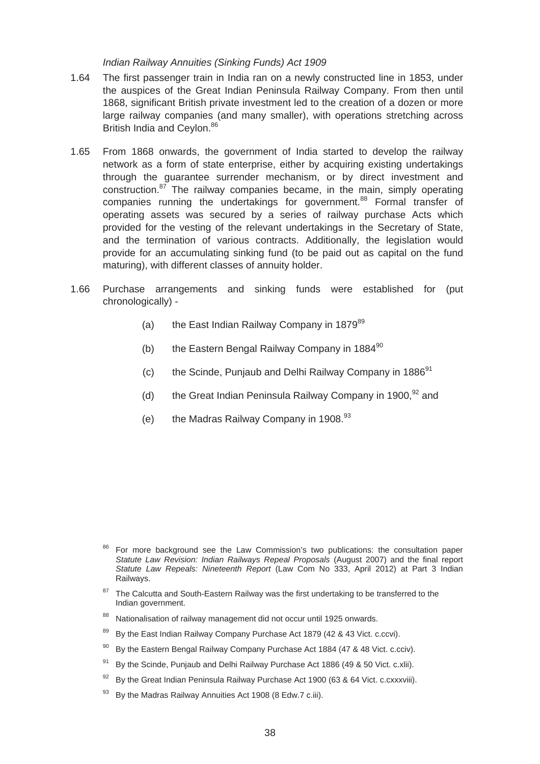*Indian Railway Annuities (Sinking Funds) Act 1909*

1.64 The first passenger train in India ran on a newly constructed line in 1853, under the auspices of the Great Indian Peninsula Railway Company. From then until 1868, significant British private investment led to the creation of a dozen or more large railway companies (and many smaller), with operations stretching across British India and Ceylon.[86]

1.65 From 1868 onwards, the government of India started to develop the railway network as a form of state enterprise, either by acquiring existing undertakings through the guarantee surrender mechanism, or by direct investment and construction.[87] The railway companies became, in the main, simply operating companies running the undertakings for government.[88] Formal transfer of operating assets was secured by a series of railway purchase Acts which provided for the vesting of the relevant undertakings in the Secretary of State, and the termination of various contracts. Additionally, the legislation would provide for an accumulating sinking fund (to be paid out as capital on the fund maturing), with different classes of annuity holder.

1.66 Purchase arrangements and sinking funds were established for (put chronologically) -

(a) the East Indian Railway Company in 1879[89]

(b) the Eastern Bengal Railway Company in 1884[90]

(c) the Scinde, Punjaub and Delhi Railway Company in 1886[91]

(d) the Great Indian Peninsula Railway Company in 1900,[92] and

(e) the Madras Railway Company in 1908.[93]

---

[86] For more background see the Law Commission's two publications: the consultation paper *Statute Law Revision: Indian Railways Repeal Proposals* (August 2007) and the final report *Statute Law Repeals: Nineteenth Report* (Law Com No 333, April 2012) at Part 3 Indian Railways.

[87] The Calcutta and South-Eastern Railway was the first undertaking to be transferred to the Indian government.

[88] Nationalisation of railway management did not occur until 1925 onwards.

[89] By the East Indian Railway Company Purchase Act 1879 (42 & 43 Vict. c.ccvi).

[90] By the Eastern Bengal Railway Company Purchase Act 1884 (47 & 48 Vict. c.cciv).

[91] By the Scinde, Punjaub and Delhi Railway Purchase Act 1886 (49 & 50 Vict. c.xlii).

[92] By the Great Indian Peninsula Railway Purchase Act 1900 (63 & 64 Vict. c.cxxxviii).

[93] By the Madras Railway Annuities Act 1908 (8 Edw.7 c.iii).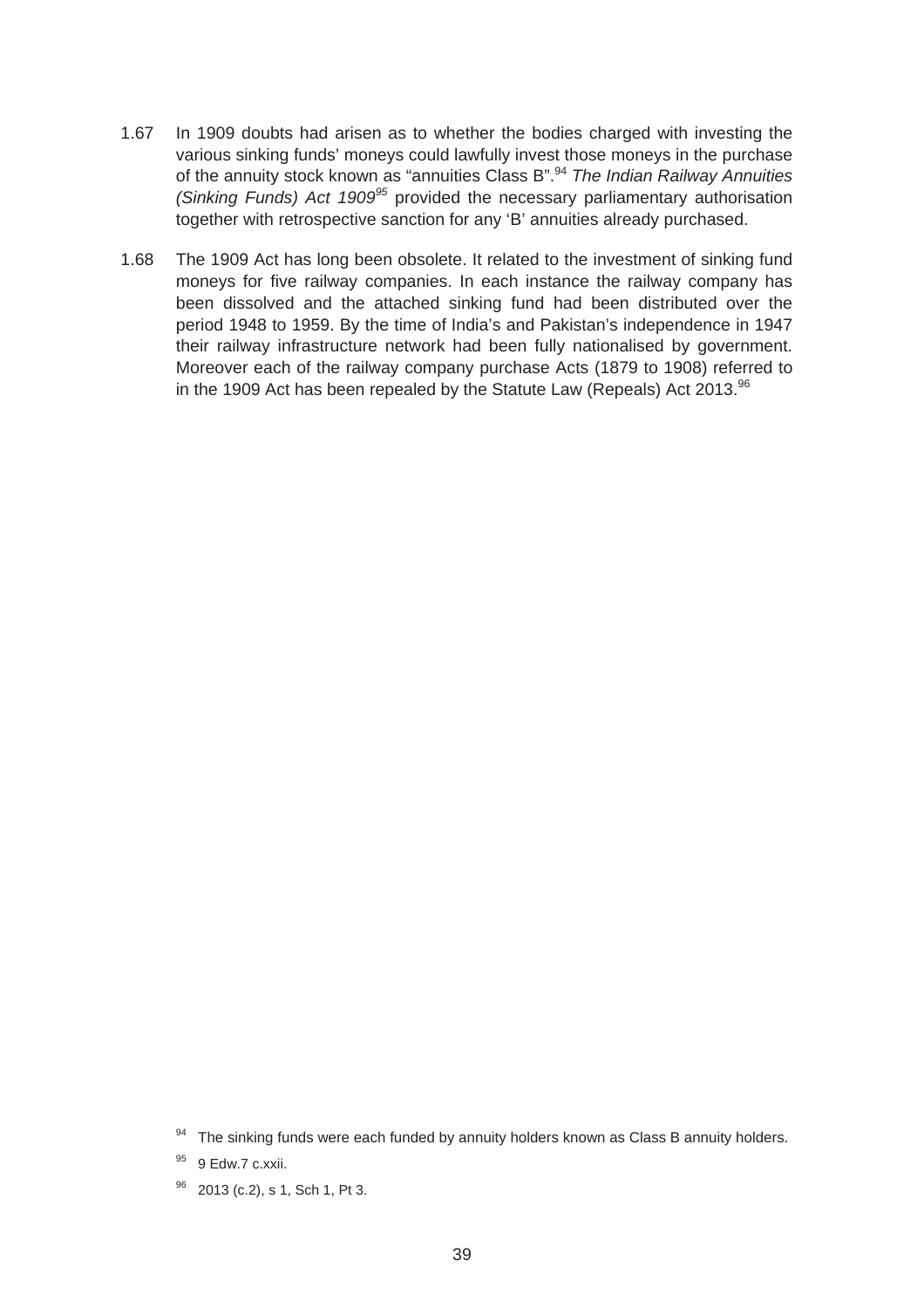1.67 In 1909 doubts had arisen as to whether the bodies charged with investing the various sinking funds' moneys could lawfully invest those moneys in the purchase of the annuity stock known as "annuities Class B".[94] *The Indian Railway Annuities (Sinking Funds) Act 1909*[95] provided the necessary parliamentary authorisation together with retrospective sanction for any 'B' annuities already purchased.

1.68 The 1909 Act has long been obsolete. It related to the investment of sinking fund moneys for five railway companies. In each instance the railway company has been dissolved and the attached sinking fund had been distributed over the period 1948 to 1959. By the time of India's and Pakistan's independence in 1947 their railway infrastructure network had been fully nationalised by government. Moreover each of the railway company purchase Acts (1879 to 1908) referred to in the 1909 Act has been repealed by the Statute Law (Repeals) Act 2013.[96]

---

[94] The sinking funds were each funded by annuity holders known as Class B annuity holders.

[95] 9 Edw.7 c.xxii.

[96] 2013 (c.2), s 1, Sch 1, Pt 3.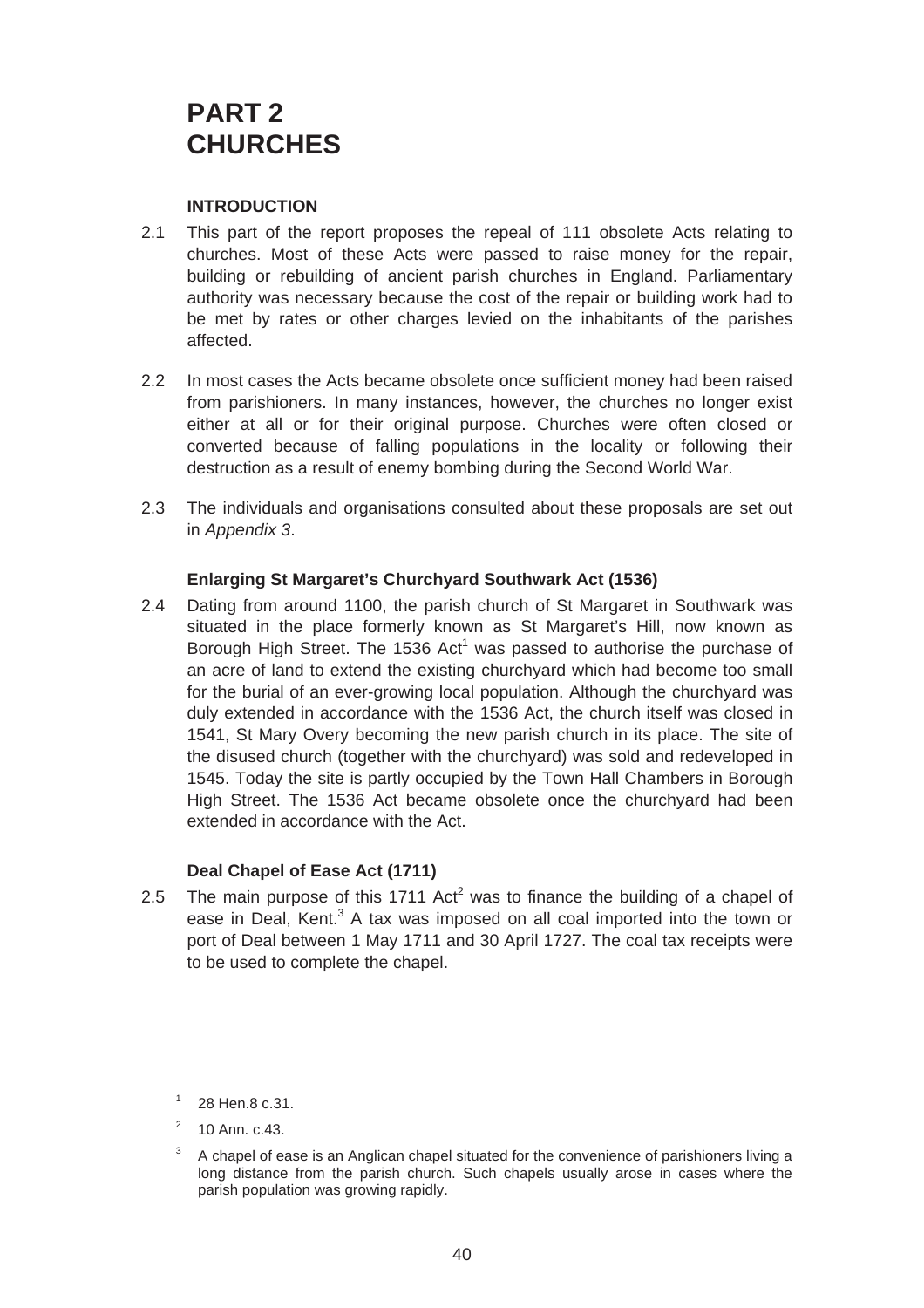# PART 2 CHURCHES

### INTRODUCTION

2.1 This part of the report proposes the repeal of 111 obsolete Acts relating to churches. Most of these Acts were passed to raise money for the repair, building or rebuilding of ancient parish churches in England. Parliamentary authority was necessary because the cost of the repair or building work had to be met by rates or other charges levied on the inhabitants of the parishes affected.

2.2 In most cases the Acts became obsolete once sufficient money had been raised from parishioners. In many instances, however, the churches no longer exist either at all or for their original purpose. Churches were often closed or converted because of falling populations in the locality or following their destruction as a result of enemy bombing during the Second World War.

2.3 The individuals and organisations consulted about these proposals are set out in *Appendix 3*.

### Enlarging St Margaret's Churchyard Southwark Act (1536)

2.4 Dating from around 1100, the parish church of St Margaret in Southwark was situated in the place formerly known as St Margaret's Hill, now known as Borough High Street. The 1536 Act[1] was passed to authorise the purchase of an acre of land to extend the existing churchyard which had become too small for the burial of an ever-growing local population. Although the churchyard was duly extended in accordance with the 1536 Act, the church itself was closed in 1541, St Mary Overy becoming the new parish church in its place. The site of the disused church (together with the churchyard) was sold and redeveloped in 1545. Today the site is partly occupied by the Town Hall Chambers in Borough High Street. The 1536 Act became obsolete once the churchyard had been extended in accordance with the Act.

### Deal Chapel of Ease Act (1711)

2.5 The main purpose of this 1711 Act[2] was to finance the building of a chapel of ease in Deal, Kent.[3] A tax was imposed on all coal imported into the town or port of Deal between 1 May 1711 and 30 April 1727. The coal tax receipts were to be used to complete the chapel.

---

[1] 28 Hen.8 c.31.

[2] 10 Ann. c.43.

[3] A chapel of ease is an Anglican chapel situated for the convenience of parishioners living a long distance from the parish church. Such chapels usually arose in cases where the parish population was growing rapidly.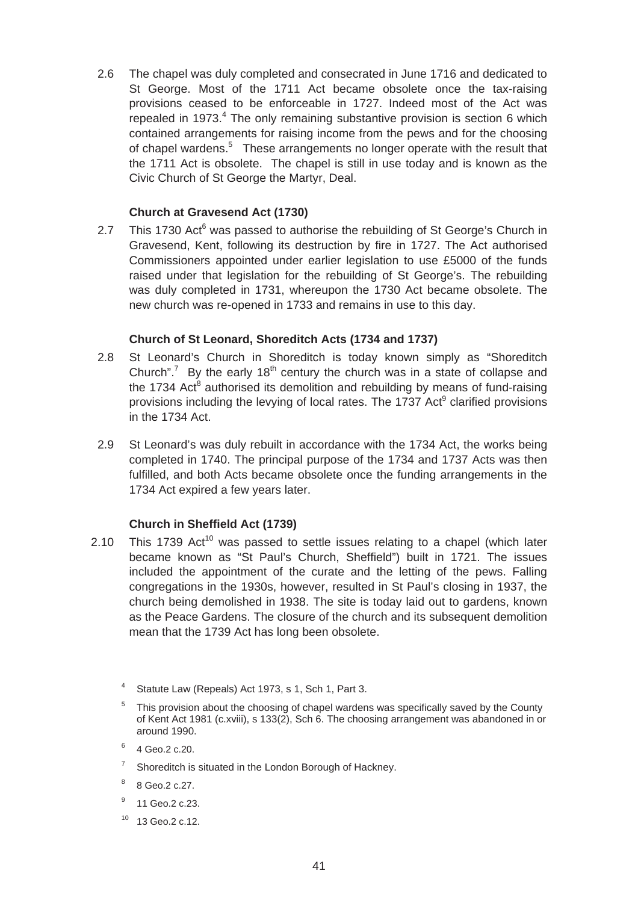2.6 The chapel was duly completed and consecrated in June 1716 and dedicated to St George. Most of the 1711 Act became obsolete once the tax-raising provisions ceased to be enforceable in 1727. Indeed most of the Act was repealed in 1973.[4] The only remaining substantive provision is section 6 which contained arrangements for raising income from the pews and for the choosing of chapel wardens.[5] These arrangements no longer operate with the result that the 1711 Act is obsolete. The chapel is still in use today and is known as the Civic Church of St George the Martyr, Deal.

**Church at Gravesend Act (1730)**

2.7 This 1730 Act[6] was passed to authorise the rebuilding of St George's Church in Gravesend, Kent, following its destruction by fire in 1727. The Act authorised Commissioners appointed under earlier legislation to use £5000 of the funds raised under that legislation for the rebuilding of St George's. The rebuilding was duly completed in 1731, whereupon the 1730 Act became obsolete. The new church was re-opened in 1733 and remains in use to this day.

**Church of St Leonard, Shoreditch Acts (1734 and 1737)**

2.8 St Leonard's Church in Shoreditch is today known simply as "Shoreditch Church".[7] By the early 18th century the church was in a state of collapse and the 1734 Act[8] authorised its demolition and rebuilding by means of fund-raising provisions including the levying of local rates. The 1737 Act[9] clarified provisions in the 1734 Act.

2.9 St Leonard's was duly rebuilt in accordance with the 1734 Act, the works being completed in 1740. The principal purpose of the 1734 and 1737 Acts was then fulfilled, and both Acts became obsolete once the funding arrangements in the 1734 Act expired a few years later.

**Church in Sheffield Act (1739)**

2.10 This 1739 Act[10] was passed to settle issues relating to a chapel (which later became known as "St Paul's Church, Sheffield") built in 1721. The issues included the appointment of the curate and the letting of the pews. Falling congregations in the 1930s, however, resulted in St Paul's closing in 1937, the church being demolished in 1938. The site is today laid out to gardens, known as the Peace Gardens. The closure of the church and its subsequent demolition mean that the 1739 Act has long been obsolete.

[4] Statute Law (Repeals) Act 1973, s 1, Sch 1, Part 3.

[5] This provision about the choosing of chapel wardens was specifically saved by the County of Kent Act 1981 (c.xviii), s 133(2), Sch 6. The choosing arrangement was abandoned in or around 1990.

[6] 4 Geo.2 c.20.

[7] Shoreditch is situated in the London Borough of Hackney.

[8] 8 Geo.2 c.27.

[9] 11 Geo.2 c.23.

[10] 13 Geo.2 c.12.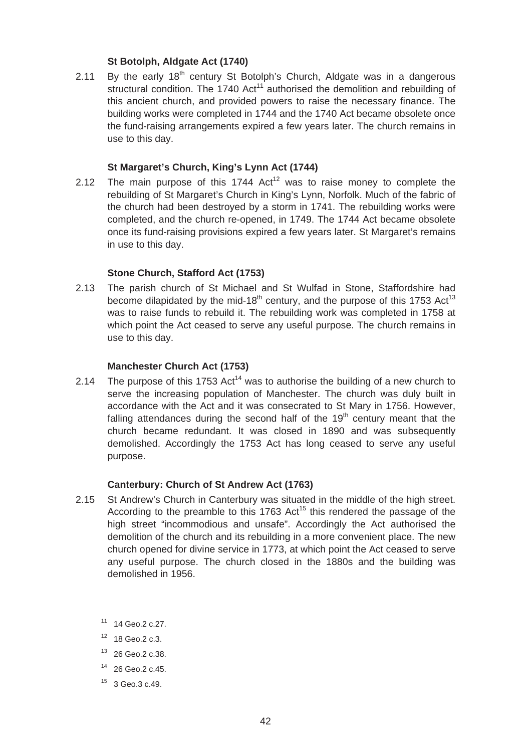### St Botolph, Aldgate Act (1740)

2.11 By the early 18th century St Botolph's Church, Aldgate was in a dangerous structural condition. The 1740 Act[11] authorised the demolition and rebuilding of this ancient church, and provided powers to raise the necessary finance. The building works were completed in 1744 and the 1740 Act became obsolete once the fund-raising arrangements expired a few years later. The church remains in use to this day.

### St Margaret's Church, King's Lynn Act (1744)

2.12 The main purpose of this 1744 Act[12] was to raise money to complete the rebuilding of St Margaret's Church in King's Lynn, Norfolk. Much of the fabric of the church had been destroyed by a storm in 1741. The rebuilding works were completed, and the church re-opened, in 1749. The 1744 Act became obsolete once its fund-raising provisions expired a few years later. St Margaret's remains in use to this day.

### Stone Church, Stafford Act (1753)

2.13 The parish church of St Michael and St Wulfad in Stone, Staffordshire had become dilapidated by the mid-18th century, and the purpose of this 1753 Act[13] was to raise funds to rebuild it. The rebuilding work was completed in 1758 at which point the Act ceased to serve any useful purpose. The church remains in use to this day.

### Manchester Church Act (1753)

2.14 The purpose of this 1753 Act[14] was to authorise the building of a new church to serve the increasing population of Manchester. The church was duly built in accordance with the Act and it was consecrated to St Mary in 1756. However, falling attendances during the second half of the 19th century meant that the church became redundant. It was closed in 1890 and was subsequently demolished. Accordingly the 1753 Act has long ceased to serve any useful purpose.

### Canterbury: Church of St Andrew Act (1763)

2.15 St Andrew's Church in Canterbury was situated in the middle of the high street. According to the preamble to this 1763 Act[15] this rendered the passage of the high street "incommodious and unsafe". Accordingly the Act authorised the demolition of the church and its rebuilding in a more convenient place. The new church opened for divine service in 1773, at which point the Act ceased to serve any useful purpose. The church closed in the 1880s and the building was demolished in 1956.

[11] 14 Geo.2 c.27.

[12] 18 Geo.2 c.3.

[13] 26 Geo.2 c.38.

[14] 26 Geo.2 c.45.

[15] 3 Geo.3 c.49.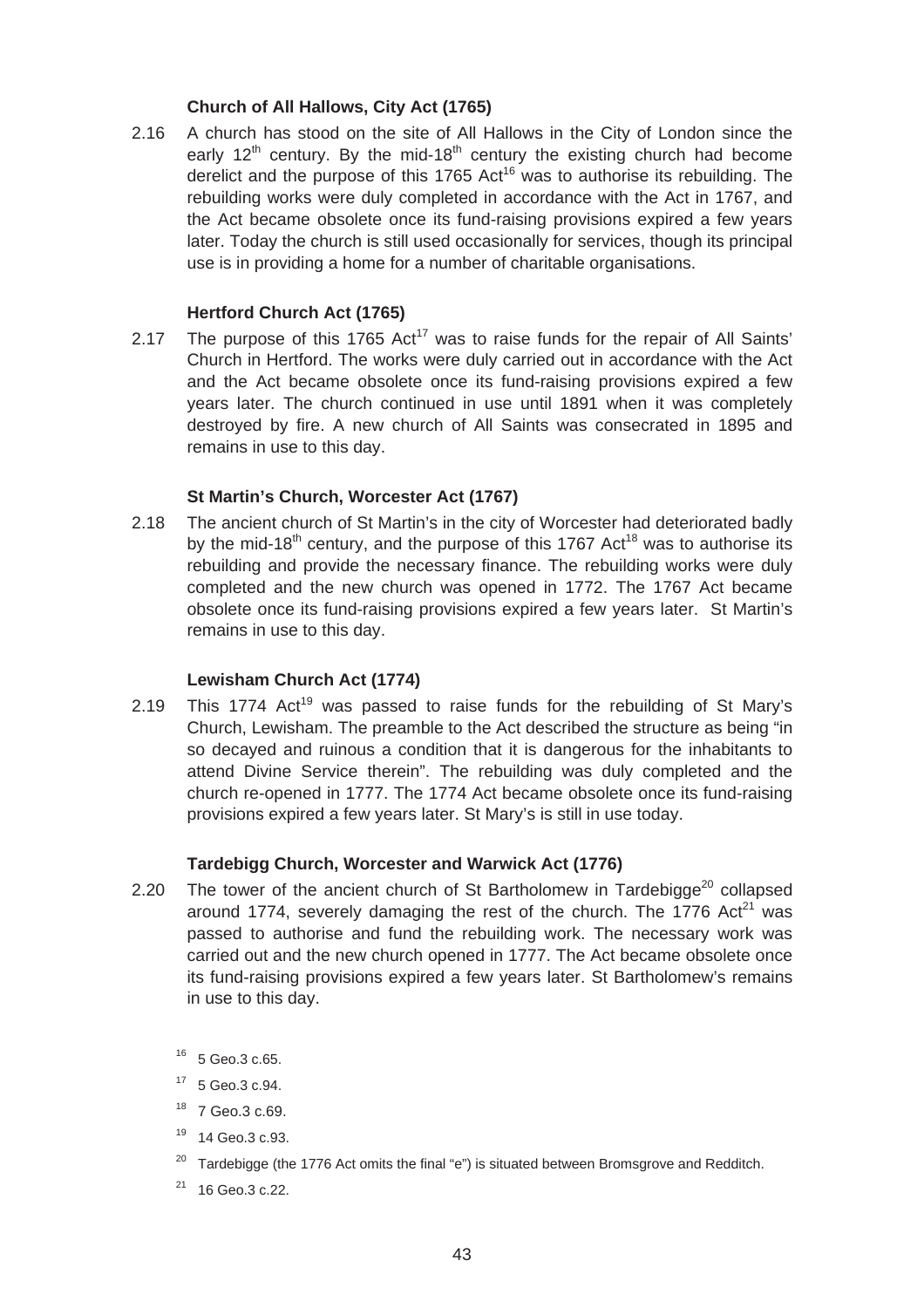### Church of All Hallows, City Act (1765)

2.16 A church has stood on the site of All Hallows in the City of London since the early 12th century. By the mid-18th century the existing church had become derelict and the purpose of this 1765 Act[16] was to authorise its rebuilding. The rebuilding works were duly completed in accordance with the Act in 1767, and the Act became obsolete once its fund-raising provisions expired a few years later. Today the church is still used occasionally for services, though its principal use is in providing a home for a number of charitable organisations.

### Hertford Church Act (1765)

2.17 The purpose of this 1765 Act[17] was to raise funds for the repair of All Saints' Church in Hertford. The works were duly carried out in accordance with the Act and the Act became obsolete once its fund-raising provisions expired a few years later. The church continued in use until 1891 when it was completely destroyed by fire. A new church of All Saints was consecrated in 1895 and remains in use to this day.

### St Martin's Church, Worcester Act (1767)

2.18 The ancient church of St Martin's in the city of Worcester had deteriorated badly by the mid-18th century, and the purpose of this 1767 Act[18] was to authorise its rebuilding and provide the necessary finance. The rebuilding works were duly completed and the new church was opened in 1772. The 1767 Act became obsolete once its fund-raising provisions expired a few years later. St Martin's remains in use to this day.

### Lewisham Church Act (1774)

2.19 This 1774 Act[19] was passed to raise funds for the rebuilding of St Mary's Church, Lewisham. The preamble to the Act described the structure as being "in so decayed and ruinous a condition that it is dangerous for the inhabitants to attend Divine Service therein". The rebuilding was duly completed and the church re-opened in 1777. The 1774 Act became obsolete once its fund-raising provisions expired a few years later. St Mary's is still in use today.

### Tardebigg Church, Worcester and Warwick Act (1776)

2.20 The tower of the ancient church of St Bartholomew in Tardebigge[20] collapsed around 1774, severely damaging the rest of the church. The 1776 Act[21] was passed to authorise and fund the rebuilding work. The necessary work was carried out and the new church opened in 1777. The Act became obsolete once its fund-raising provisions expired a few years later. St Bartholomew's remains in use to this day.

[16] 5 Geo.3 c.65.

[17] 5 Geo.3 c.94.

[18] 7 Geo.3 c.69.

[19] 14 Geo.3 c.93.

[20] Tardebigge (the 1776 Act omits the final "e") is situated between Bromsgrove and Redditch.

[21] 16 Geo.3 c.22.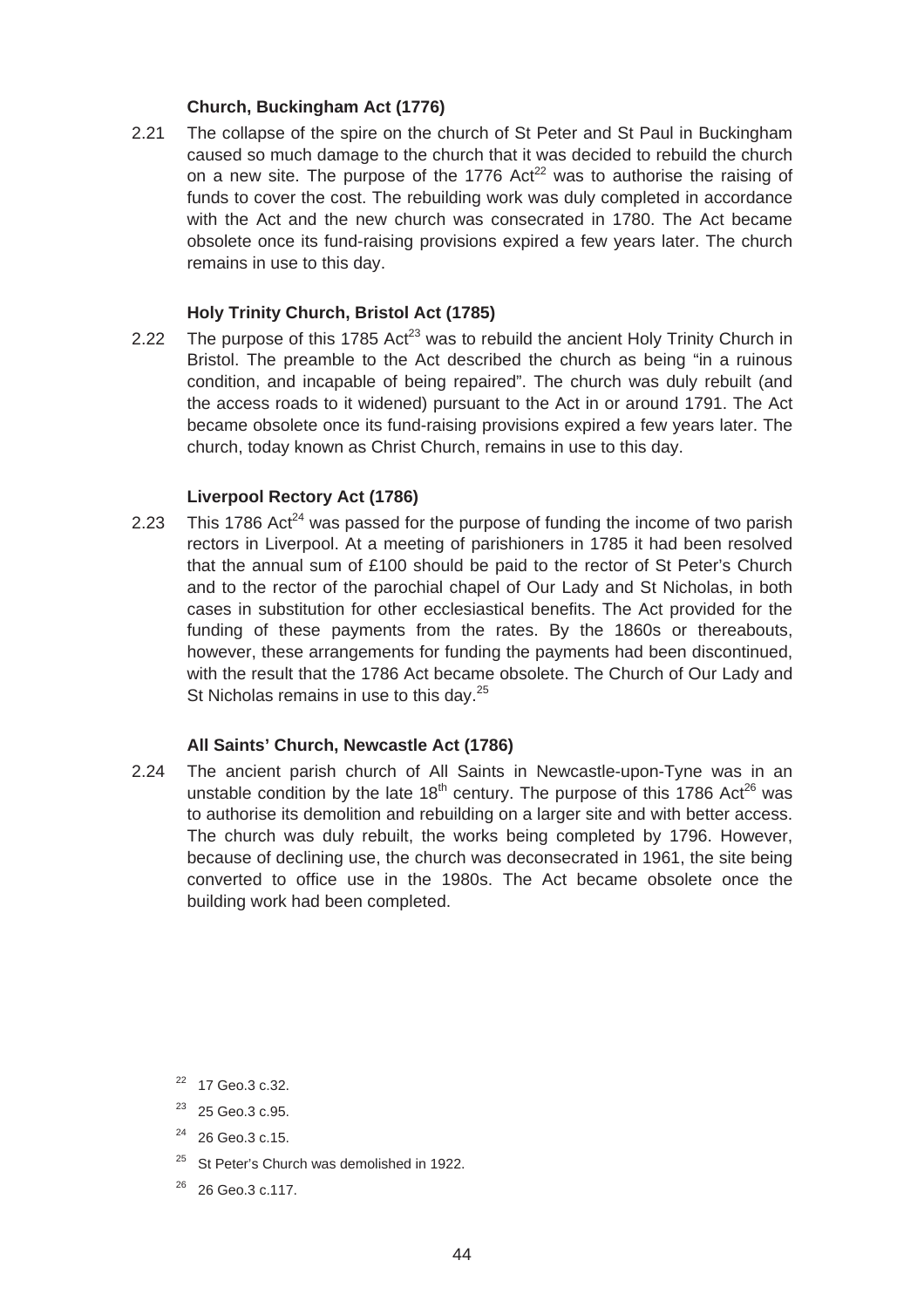### Church, Buckingham Act (1776)

2.21 The collapse of the spire on the church of St Peter and St Paul in Buckingham caused so much damage to the church that it was decided to rebuild the church on a new site. The purpose of the 1776 Act[22] was to authorise the raising of funds to cover the cost. The rebuilding work was duly completed in accordance with the Act and the new church was consecrated in 1780. The Act became obsolete once its fund-raising provisions expired a few years later. The church remains in use to this day.

### Holy Trinity Church, Bristol Act (1785)

2.22 The purpose of this 1785 Act[23] was to rebuild the ancient Holy Trinity Church in Bristol. The preamble to the Act described the church as being "in a ruinous condition, and incapable of being repaired". The church was duly rebuilt (and the access roads to it widened) pursuant to the Act in or around 1791. The Act became obsolete once its fund-raising provisions expired a few years later. The church, today known as Christ Church, remains in use to this day.

### Liverpool Rectory Act (1786)

2.23 This 1786 Act[24] was passed for the purpose of funding the income of two parish rectors in Liverpool. At a meeting of parishioners in 1785 it had been resolved that the annual sum of £100 should be paid to the rector of St Peter's Church and to the rector of the parochial chapel of Our Lady and St Nicholas, in both cases in substitution for other ecclesiastical benefits. The Act provided for the funding of these payments from the rates. By the 1860s or thereabouts, however, these arrangements for funding the payments had been discontinued, with the result that the 1786 Act became obsolete. The Church of Our Lady and St Nicholas remains in use to this day.[25]

### All Saints' Church, Newcastle Act (1786)

2.24 The ancient parish church of All Saints in Newcastle-upon-Tyne was in an unstable condition by the late 18th century. The purpose of this 1786 Act[26] was to authorise its demolition and rebuilding on a larger site and with better access. The church was duly rebuilt, the works being completed by 1796. However, because of declining use, the church was deconsecrated in 1961, the site being converted to office use in the 1980s. The Act became obsolete once the building work had been completed.

[22] 17 Geo.3 c.32.

[23] 25 Geo.3 c.95.

[24] 26 Geo.3 c.15.

[25] St Peter's Church was demolished in 1922.

[26] 26 Geo.3 c.117.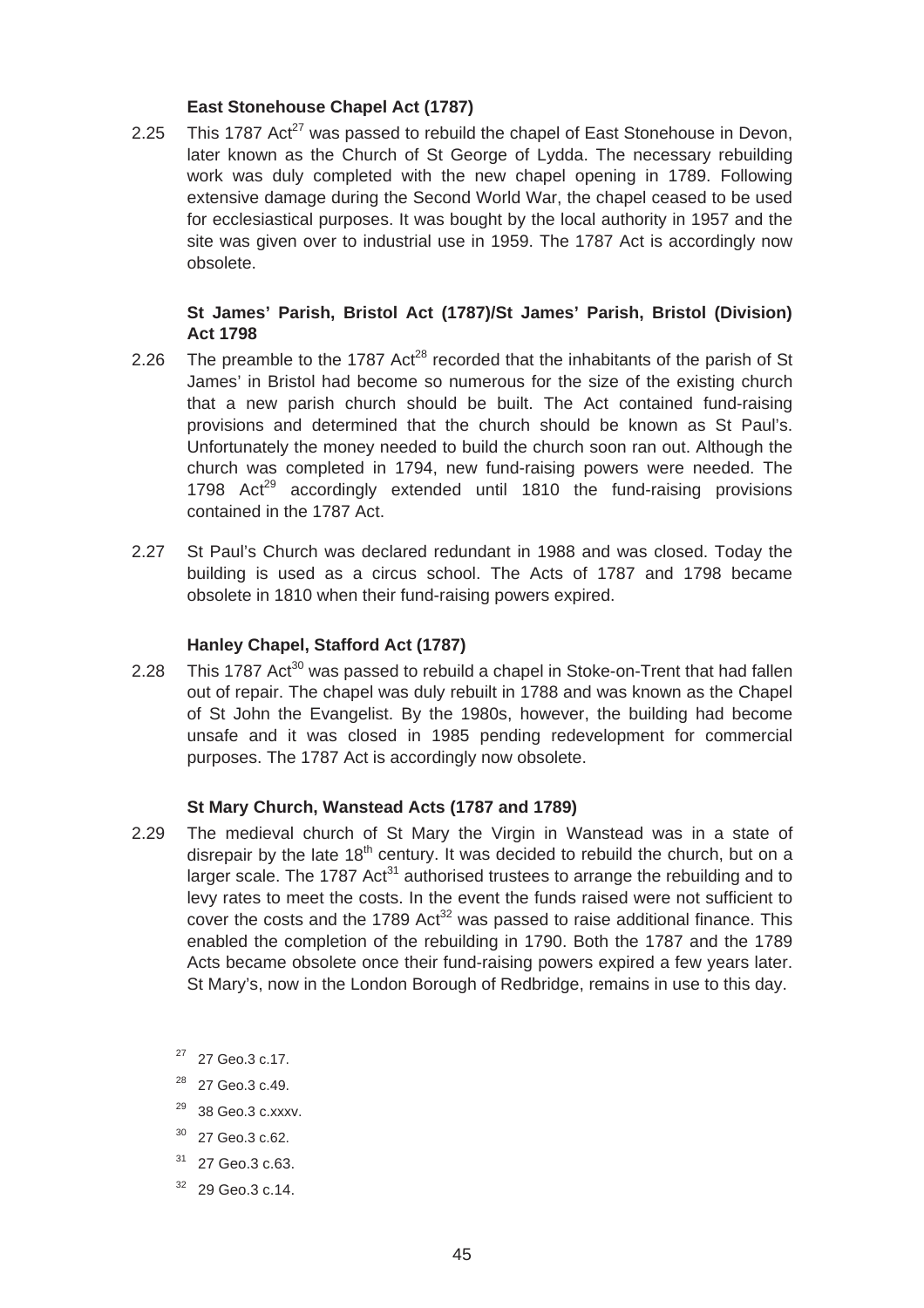**East Stonehouse Chapel Act (1787)**

2.25 This 1787 Act[27] was passed to rebuild the chapel of East Stonehouse in Devon, later known as the Church of St George of Lydda. The necessary rebuilding work was duly completed with the new chapel opening in 1789. Following extensive damage during the Second World War, the chapel ceased to be used for ecclesiastical purposes. It was bought by the local authority in 1957 and the site was given over to industrial use in 1959. The 1787 Act is accordingly now obsolete.

**St James' Parish, Bristol Act (1787)/St James' Parish, Bristol (Division) Act 1798**

2.26 The preamble to the 1787 Act[28] recorded that the inhabitants of the parish of St James' in Bristol had become so numerous for the size of the existing church that a new parish church should be built. The Act contained fund-raising provisions and determined that the church should be known as St Paul's. Unfortunately the money needed to build the church soon ran out. Although the church was completed in 1794, new fund-raising powers were needed. The 1798 Act[29] accordingly extended until 1810 the fund-raising provisions contained in the 1787 Act.

2.27 St Paul's Church was declared redundant in 1988 and was closed. Today the building is used as a circus school. The Acts of 1787 and 1798 became obsolete in 1810 when their fund-raising powers expired.

**Hanley Chapel, Stafford Act (1787)**

2.28 This 1787 Act[30] was passed to rebuild a chapel in Stoke-on-Trent that had fallen out of repair. The chapel was duly rebuilt in 1788 and was known as the Chapel of St John the Evangelist. By the 1980s, however, the building had become unsafe and it was closed in 1985 pending redevelopment for commercial purposes. The 1787 Act is accordingly now obsolete.

**St Mary Church, Wanstead Acts (1787 and 1789)**

2.29 The medieval church of St Mary the Virgin in Wanstead was in a state of disrepair by the late 18th century. It was decided to rebuild the church, but on a larger scale. The 1787 Act[31] authorised trustees to arrange the rebuilding and to levy rates to meet the costs. In the event the funds raised were not sufficient to cover the costs and the 1789 Act[32] was passed to raise additional finance. This enabled the completion of the rebuilding in 1790. Both the 1787 and the 1789 Acts became obsolete once their fund-raising powers expired a few years later. St Mary's, now in the London Borough of Redbridge, remains in use to this day.

[27] 27 Geo.3 c.17.

[28] 27 Geo.3 c.49.

[29] 38 Geo.3 c.xxxv.

[30] 27 Geo.3 c.62.

[31] 27 Geo.3 c.63.

[32] 29 Geo.3 c.14.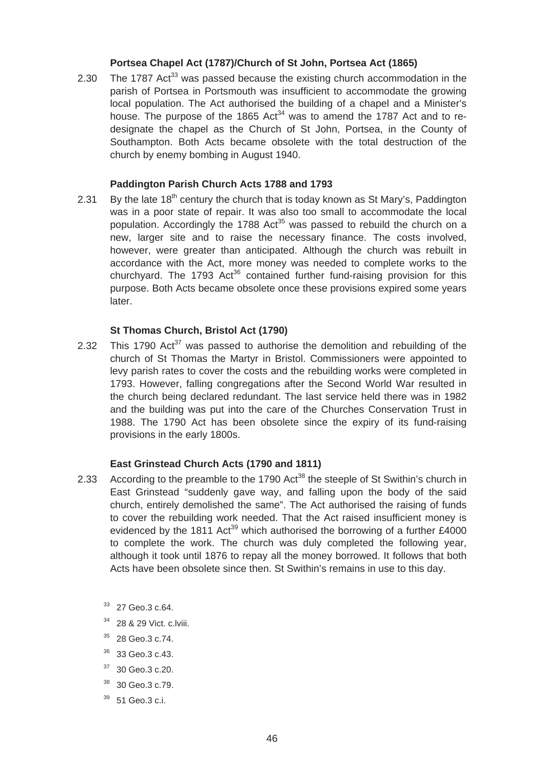### Portsea Chapel Act (1787)/Church of St John, Portsea Act (1865)

2.30 The 1787 Act[33] was passed because the existing church accommodation in the parish of Portsea in Portsmouth was insufficient to accommodate the growing local population. The Act authorised the building of a chapel and a Minister's house. The purpose of the 1865 Act[34] was to amend the 1787 Act and to re-designate the chapel as the Church of St John, Portsea, in the County of Southampton. Both Acts became obsolete with the total destruction of the church by enemy bombing in August 1940.

### Paddington Parish Church Acts 1788 and 1793

2.31 By the late 18th century the church that is today known as St Mary's, Paddington was in a poor state of repair. It was also too small to accommodate the local population. Accordingly the 1788 Act[35] was passed to rebuild the church on a new, larger site and to raise the necessary finance. The costs involved, however, were greater than anticipated. Although the church was rebuilt in accordance with the Act, more money was needed to complete works to the churchyard. The 1793 Act[36] contained further fund-raising provision for this purpose. Both Acts became obsolete once these provisions expired some years later.

### St Thomas Church, Bristol Act (1790)

2.32 This 1790 Act[37] was passed to authorise the demolition and rebuilding of the church of St Thomas the Martyr in Bristol. Commissioners were appointed to levy parish rates to cover the costs and the rebuilding works were completed in 1793. However, falling congregations after the Second World War resulted in the church being declared redundant. The last service held there was in 1982 and the building was put into the care of the Churches Conservation Trust in 1988. The 1790 Act has been obsolete since the expiry of its fund-raising provisions in the early 1800s.

### East Grinstead Church Acts (1790 and 1811)

2.33 According to the preamble to the 1790 Act[38] the steeple of St Swithin's church in East Grinstead "suddenly gave way, and falling upon the body of the said church, entirely demolished the same". The Act authorised the raising of funds to cover the rebuilding work needed. That the Act raised insufficient money is evidenced by the 1811 Act[39] which authorised the borrowing of a further £4000 to complete the work. The church was duly completed the following year, although it took until 1876 to repay all the money borrowed. It follows that both Acts have been obsolete since then. St Swithin's remains in use to this day.

[33] 27 Geo.3 c.64.

[34] 28 & 29 Vict. c.lviii.

[35] 28 Geo.3 c.74.

[36] 33 Geo.3 c.43.

[37] 30 Geo.3 c.20.

[38] 30 Geo.3 c.79.

[39] 51 Geo.3 c.i.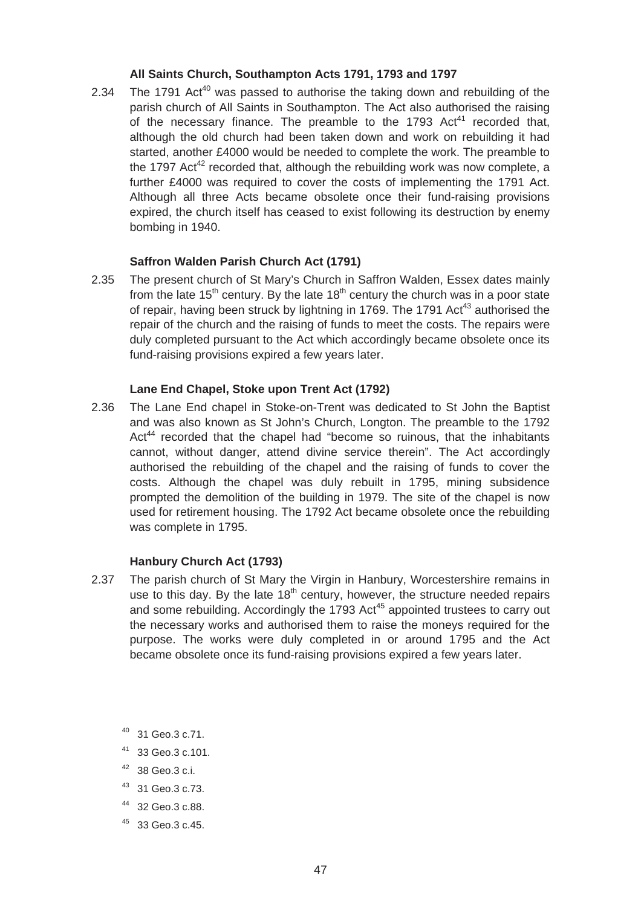### All Saints Church, Southampton Acts 1791, 1793 and 1797

2.34 The 1791 Act[40] was passed to authorise the taking down and rebuilding of the parish church of All Saints in Southampton. The Act also authorised the raising of the necessary finance. The preamble to the 1793 Act[41] recorded that, although the old church had been taken down and work on rebuilding it had started, another £4000 would be needed to complete the work. The preamble to the 1797 Act[42] recorded that, although the rebuilding work was now complete, a further £4000 was required to cover the costs of implementing the 1791 Act. Although all three Acts became obsolete once their fund-raising provisions expired, the church itself has ceased to exist following its destruction by enemy bombing in 1940.

### Saffron Walden Parish Church Act (1791)

2.35 The present church of St Mary's Church in Saffron Walden, Essex dates mainly from the late 15th century. By the late 18th century the church was in a poor state of repair, having been struck by lightning in 1769. The 1791 Act[43] authorised the repair of the church and the raising of funds to meet the costs. The repairs were duly completed pursuant to the Act which accordingly became obsolete once its fund-raising provisions expired a few years later.

### Lane End Chapel, Stoke upon Trent Act (1792)

2.36 The Lane End chapel in Stoke-on-Trent was dedicated to St John the Baptist and was also known as St John's Church, Longton. The preamble to the 1792 Act[44] recorded that the chapel had "become so ruinous, that the inhabitants cannot, without danger, attend divine service therein". The Act accordingly authorised the rebuilding of the chapel and the raising of funds to cover the costs. Although the chapel was duly rebuilt in 1795, mining subsidence prompted the demolition of the building in 1979. The site of the chapel is now used for retirement housing. The 1792 Act became obsolete once the rebuilding was complete in 1795.

### Hanbury Church Act (1793)

2.37 The parish church of St Mary the Virgin in Hanbury, Worcestershire remains in use to this day. By the late 18th century, however, the structure needed repairs and some rebuilding. Accordingly the 1793 Act[45] appointed trustees to carry out the necessary works and authorised them to raise the moneys required for the purpose. The works were duly completed in or around 1795 and the Act became obsolete once its fund-raising provisions expired a few years later.

[40] 31 Geo.3 c.71.

[41] 33 Geo.3 c.101.

[42] 38 Geo.3 c.i.

[43] 31 Geo.3 c.73.

[44] 32 Geo.3 c.88.

[45] 33 Geo.3 c.45.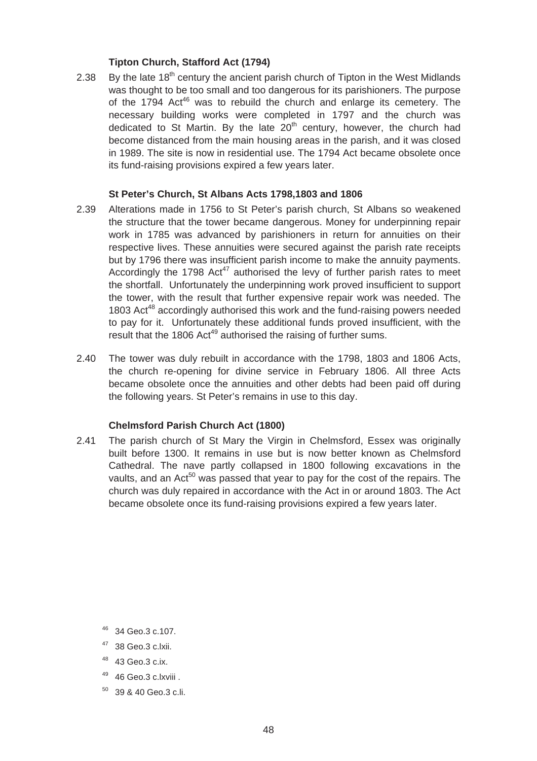**Tipton Church, Stafford Act (1794)**

2.38 By the late 18th century the ancient parish church of Tipton in the West Midlands was thought to be too small and too dangerous for its parishioners. The purpose of the 1794 Act[46] was to rebuild the church and enlarge its cemetery. The necessary building works were completed in 1797 and the church was dedicated to St Martin. By the late 20th century, however, the church had become distanced from the main housing areas in the parish, and it was closed in 1989. The site is now in residential use. The 1794 Act became obsolete once its fund-raising provisions expired a few years later.

**St Peter's Church, St Albans Acts 1798,1803 and 1806**

2.39 Alterations made in 1756 to St Peter's parish church, St Albans so weakened the structure that the tower became dangerous. Money for underpinning repair work in 1785 was advanced by parishioners in return for annuities on their respective lives. These annuities were secured against the parish rate receipts but by 1796 there was insufficient parish income to make the annuity payments. Accordingly the 1798 Act[47] authorised the levy of further parish rates to meet the shortfall. Unfortunately the underpinning work proved insufficient to support the tower, with the result that further expensive repair work was needed. The 1803 Act[48] accordingly authorised this work and the fund-raising powers needed to pay for it. Unfortunately these additional funds proved insufficient, with the result that the 1806 Act[49] authorised the raising of further sums.

2.40 The tower was duly rebuilt in accordance with the 1798, 1803 and 1806 Acts, the church re-opening for divine service in February 1806. All three Acts became obsolete once the annuities and other debts had been paid off during the following years. St Peter's remains in use to this day.

**Chelmsford Parish Church Act (1800)**

2.41 The parish church of St Mary the Virgin in Chelmsford, Essex was originally built before 1300. It remains in use but is now better known as Chelmsford Cathedral. The nave partly collapsed in 1800 following excavations in the vaults, and an Act[50] was passed that year to pay for the cost of the repairs. The church was duly repaired in accordance with the Act in or around 1803. The Act became obsolete once its fund-raising provisions expired a few years later.

---

[46] 34 Geo.3 c.107.

[47] 38 Geo.3 c.lxii.

[48] 43 Geo.3 c.ix.

[49] 46 Geo.3 c.lxviii .

[50] 39 & 40 Geo.3 c.li.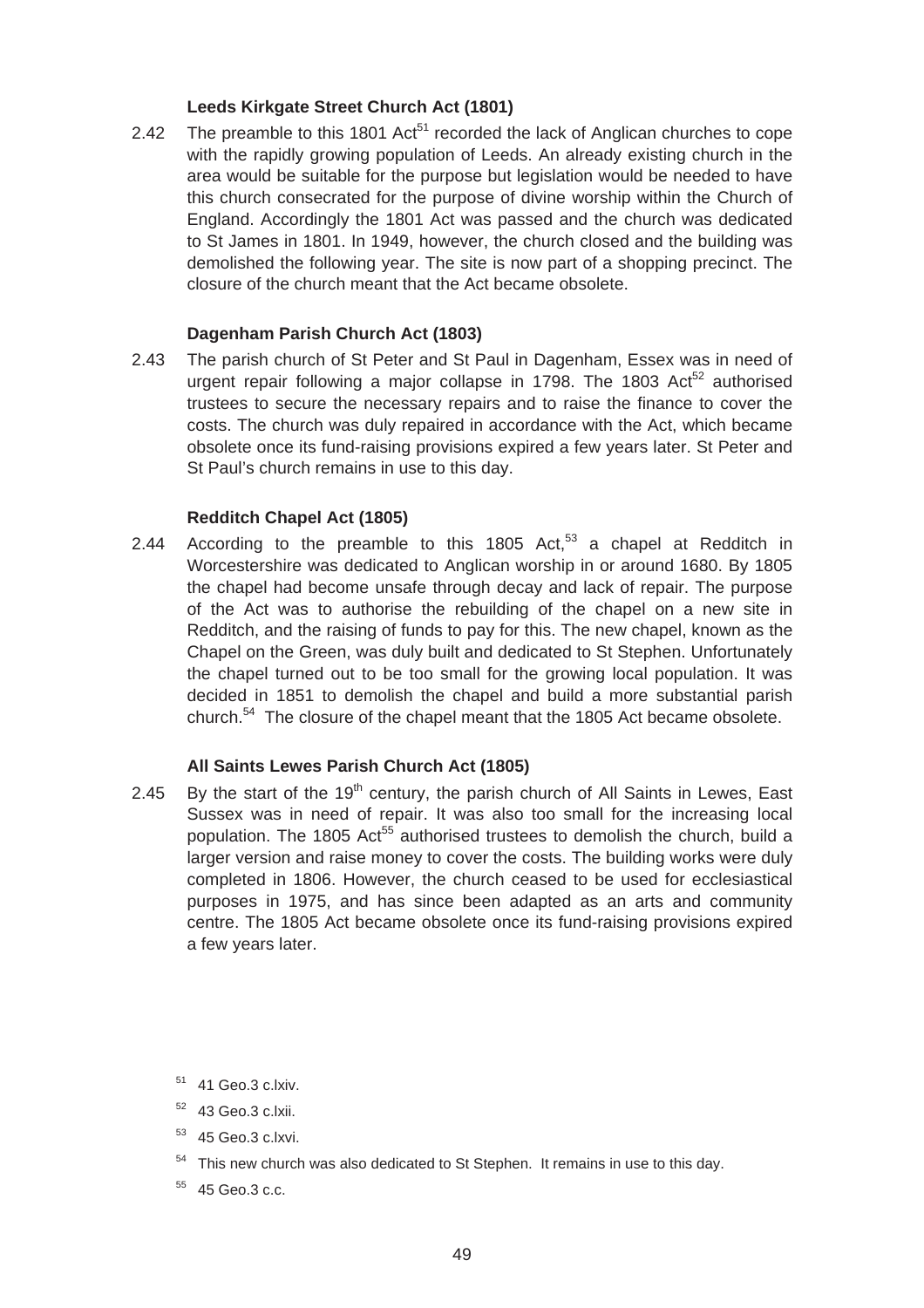**Leeds Kirkgate Street Church Act (1801)**

2.42 The preamble to this 1801 Act[51] recorded the lack of Anglican churches to cope with the rapidly growing population of Leeds. An already existing church in the area would be suitable for the purpose but legislation would be needed to have this church consecrated for the purpose of divine worship within the Church of England. Accordingly the 1801 Act was passed and the church was dedicated to St James in 1801. In 1949, however, the church closed and the building was demolished the following year. The site is now part of a shopping precinct. The closure of the church meant that the Act became obsolete.

**Dagenham Parish Church Act (1803)**

2.43 The parish church of St Peter and St Paul in Dagenham, Essex was in need of urgent repair following a major collapse in 1798. The 1803 Act[52] authorised trustees to secure the necessary repairs and to raise the finance to cover the costs. The church was duly repaired in accordance with the Act, which became obsolete once its fund-raising provisions expired a few years later. St Peter and St Paul's church remains in use to this day.

**Redditch Chapel Act (1805)**

2.44 According to the preamble to this 1805 Act,[53] a chapel at Redditch in Worcestershire was dedicated to Anglican worship in or around 1680. By 1805 the chapel had become unsafe through decay and lack of repair. The purpose of the Act was to authorise the rebuilding of the chapel on a new site in Redditch, and the raising of funds to pay for this. The new chapel, known as the Chapel on the Green, was duly built and dedicated to St Stephen. Unfortunately the chapel turned out to be too small for the growing local population. It was decided in 1851 to demolish the chapel and build a more substantial parish church.[54] The closure of the chapel meant that the 1805 Act became obsolete.

**All Saints Lewes Parish Church Act (1805)**

2.45 By the start of the 19th century, the parish church of All Saints in Lewes, East Sussex was in need of repair. It was also too small for the increasing local population. The 1805 Act[55] authorised trustees to demolish the church, build a larger version and raise money to cover the costs. The building works were duly completed in 1806. However, the church ceased to be used for ecclesiastical purposes in 1975, and has since been adapted as an arts and community centre. The 1805 Act became obsolete once its fund-raising provisions expired a few years later.

[51] 41 Geo.3 c.lxiv.

[52] 43 Geo.3 c.lxii.

[53] 45 Geo.3 c.lxvi.

[54] This new church was also dedicated to St Stephen. It remains in use to this day.

[55] 45 Geo.3 c.c.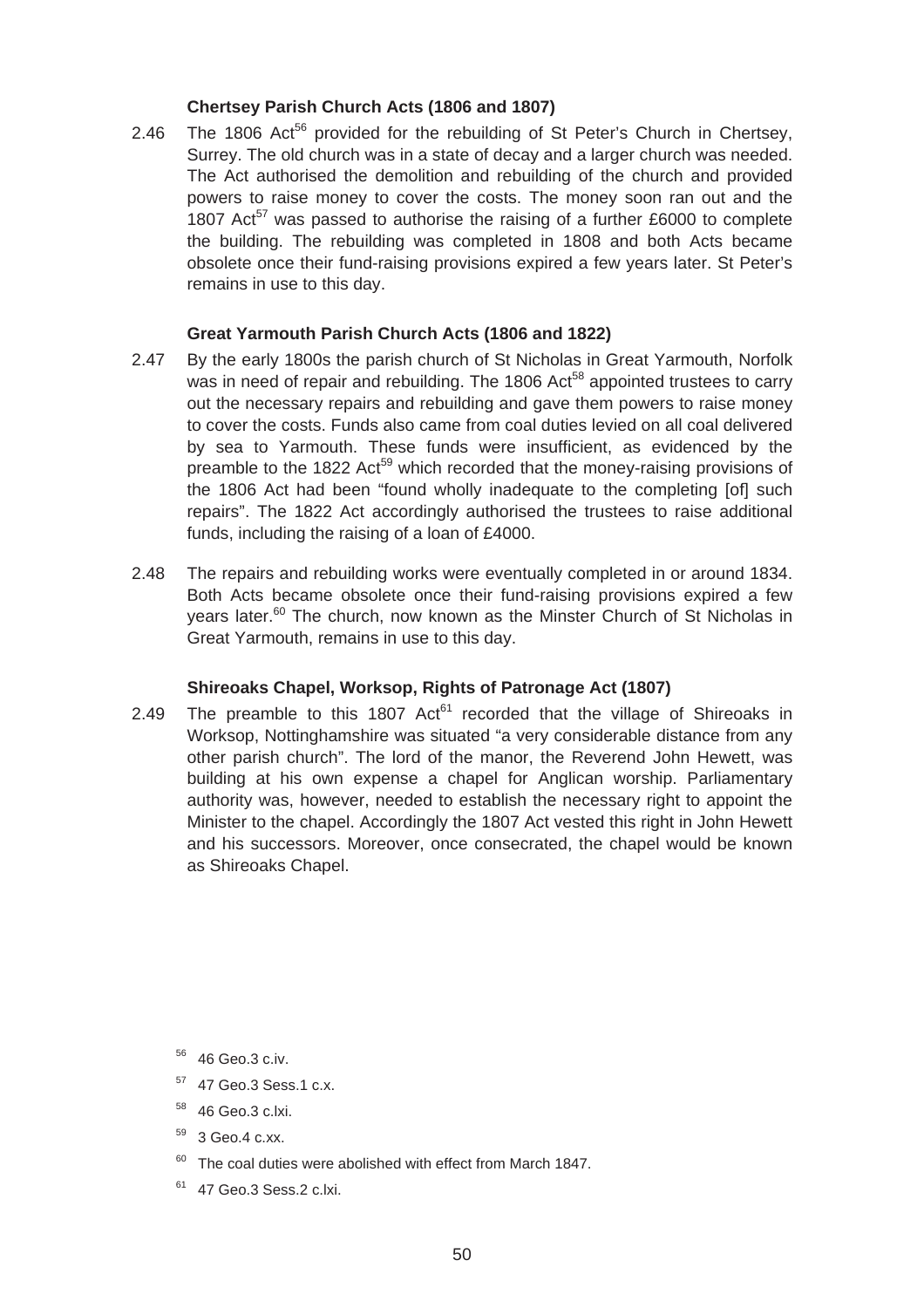### Chertsey Parish Church Acts (1806 and 1807)

2.46 The 1806 Act[56] provided for the rebuilding of St Peter's Church in Chertsey, Surrey. The old church was in a state of decay and a larger church was needed. The Act authorised the demolition and rebuilding of the church and provided powers to raise money to cover the costs. The money soon ran out and the 1807 Act[57] was passed to authorise the raising of a further £6000 to complete the building. The rebuilding was completed in 1808 and both Acts became obsolete once their fund-raising provisions expired a few years later. St Peter's remains in use to this day.

### Great Yarmouth Parish Church Acts (1806 and 1822)

2.47 By the early 1800s the parish church of St Nicholas in Great Yarmouth, Norfolk was in need of repair and rebuilding. The 1806 Act[58] appointed trustees to carry out the necessary repairs and rebuilding and gave them powers to raise money to cover the costs. Funds also came from coal duties levied on all coal delivered by sea to Yarmouth. These funds were insufficient, as evidenced by the preamble to the 1822 Act[59] which recorded that the money-raising provisions of the 1806 Act had been "found wholly inadequate to the completing [of] such repairs". The 1822 Act accordingly authorised the trustees to raise additional funds, including the raising of a loan of £4000.

2.48 The repairs and rebuilding works were eventually completed in or around 1834. Both Acts became obsolete once their fund-raising provisions expired a few years later.[60] The church, now known as the Minster Church of St Nicholas in Great Yarmouth, remains in use to this day.

### Shireoaks Chapel, Worksop, Rights of Patronage Act (1807)

2.49 The preamble to this 1807 Act[61] recorded that the village of Shireoaks in Worksop, Nottinghamshire was situated "a very considerable distance from any other parish church". The lord of the manor, the Reverend John Hewett, was building at his own expense a chapel for Anglican worship. Parliamentary authority was, however, needed to establish the necessary right to appoint the Minister to the chapel. Accordingly the 1807 Act vested this right in John Hewett and his successors. Moreover, once consecrated, the chapel would be known as Shireoaks Chapel.

---

[56] 46 Geo.3 c.iv.

[57] 47 Geo.3 Sess.1 c.x.

[58] 46 Geo.3 c.lxi.

[59] 3 Geo.4 c.xx.

[60] The coal duties were abolished with effect from March 1847.

[61] 47 Geo.3 Sess.2 c.lxi.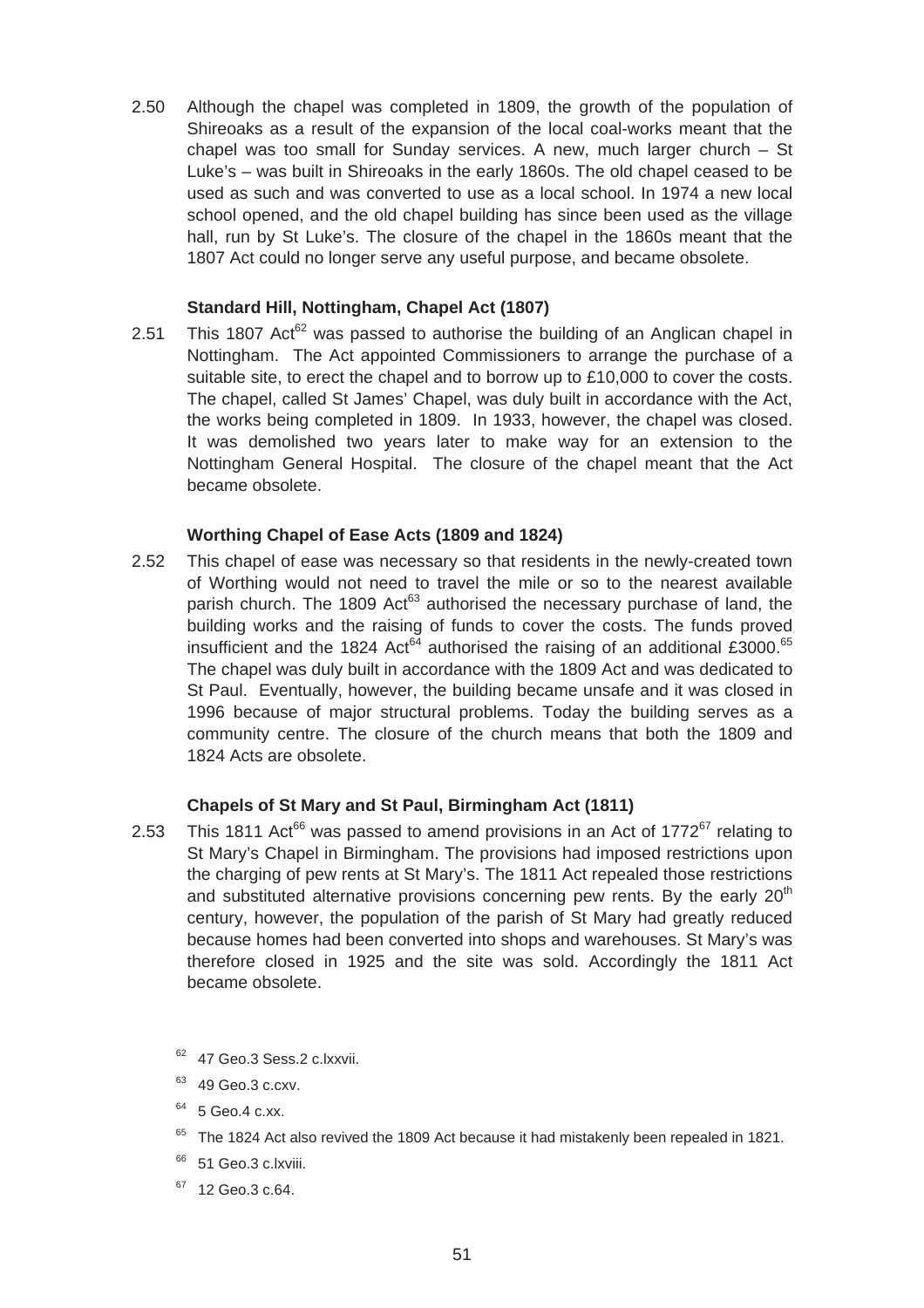2.50 Although the chapel was completed in 1809, the growth of the population of Shireoaks as a result of the expansion of the local coal-works meant that the chapel was too small for Sunday services. A new, much larger church – St Luke's – was built in Shireoaks in the early 1860s. The old chapel ceased to be used as such and was converted to use as a local school. In 1974 a new local school opened, and the old chapel building has since been used as the village hall, run by St Luke's. The closure of the chapel in the 1860s meant that the 1807 Act could no longer serve any useful purpose, and became obsolete.

**Standard Hill, Nottingham, Chapel Act (1807)**

2.51 This 1807 Act[62] was passed to authorise the building of an Anglican chapel in Nottingham. The Act appointed Commissioners to arrange the purchase of a suitable site, to erect the chapel and to borrow up to £10,000 to cover the costs. The chapel, called St James' Chapel, was duly built in accordance with the Act, the works being completed in 1809. In 1933, however, the chapel was closed. It was demolished two years later to make way for an extension to the Nottingham General Hospital. The closure of the chapel meant that the Act became obsolete.

**Worthing Chapel of Ease Acts (1809 and 1824)**

2.52 This chapel of ease was necessary so that residents in the newly-created town of Worthing would not need to travel the mile or so to the nearest available parish church. The 1809 Act[63] authorised the necessary purchase of land, the building works and the raising of funds to cover the costs. The funds proved insufficient and the 1824 Act[64] authorised the raising of an additional £3000.[65] The chapel was duly built in accordance with the 1809 Act and was dedicated to St Paul. Eventually, however, the building became unsafe and it was closed in 1996 because of major structural problems. Today the building serves as a community centre. The closure of the church means that both the 1809 and 1824 Acts are obsolete.

**Chapels of St Mary and St Paul, Birmingham Act (1811)**

2.53 This 1811 Act[66] was passed to amend provisions in an Act of 1772[67] relating to St Mary's Chapel in Birmingham. The provisions had imposed restrictions upon the charging of pew rents at St Mary's. The 1811 Act repealed those restrictions and substituted alternative provisions concerning pew rents. By the early 20th century, however, the population of the parish of St Mary had greatly reduced because homes had been converted into shops and warehouses. St Mary's was therefore closed in 1925 and the site was sold. Accordingly the 1811 Act became obsolete.

[62] 47 Geo.3 Sess.2 c.lxxvii.

[63] 49 Geo.3 c.cxv.

[64] 5 Geo.4 c.xx.

[65] The 1824 Act also revived the 1809 Act because it had mistakenly been repealed in 1821.

[66] 51 Geo.3 c.lxviii.

[67] 12 Geo.3 c.64.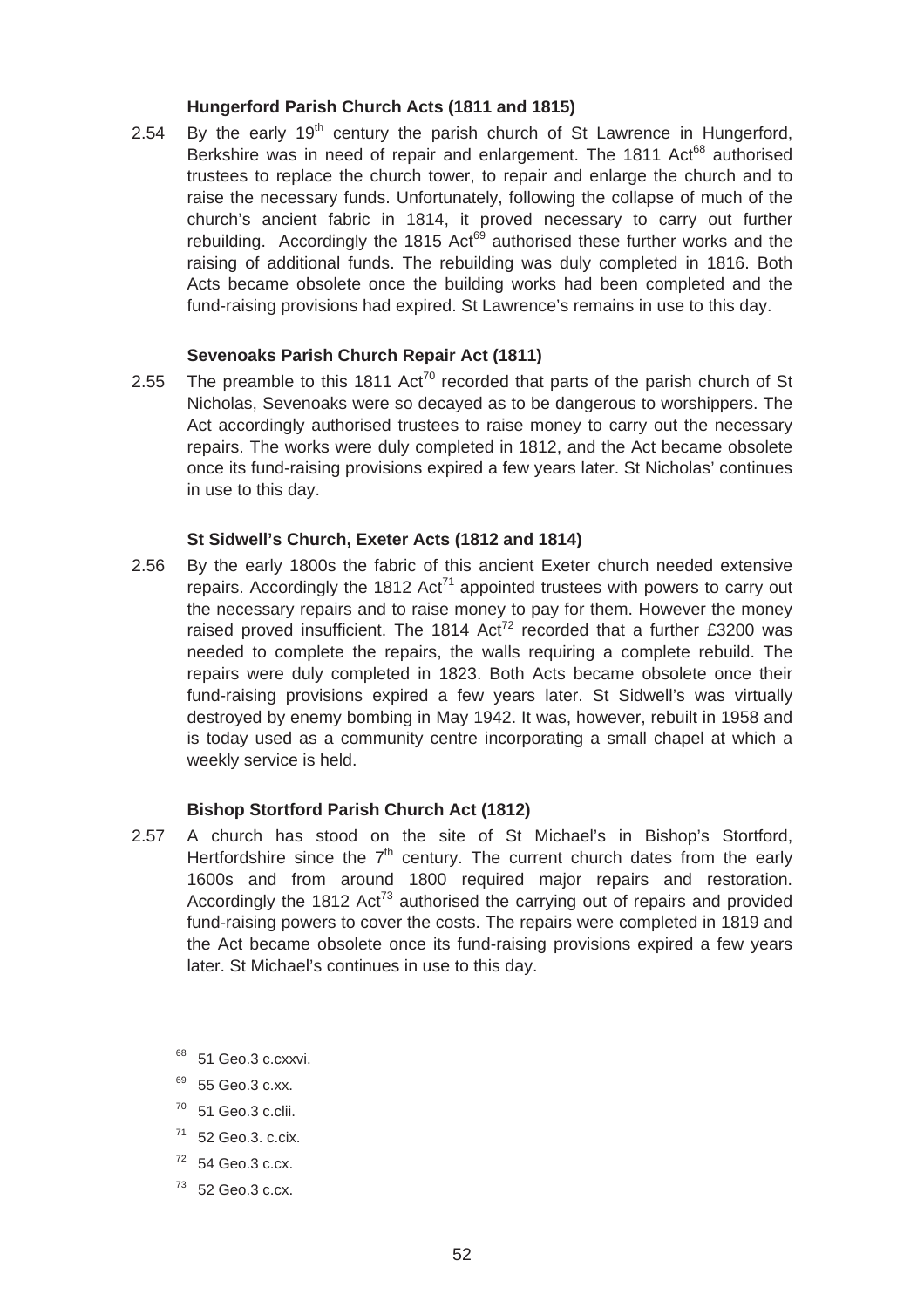**Hungerford Parish Church Acts (1811 and 1815)**

2.54 By the early 19th century the parish church of St Lawrence in Hungerford, Berkshire was in need of repair and enlargement. The 1811 Act[68] authorised trustees to replace the church tower, to repair and enlarge the church and to raise the necessary funds. Unfortunately, following the collapse of much of the church's ancient fabric in 1814, it proved necessary to carry out further rebuilding. Accordingly the 1815 Act[69] authorised these further works and the raising of additional funds. The rebuilding was duly completed in 1816. Both Acts became obsolete once the building works had been completed and the fund-raising provisions had expired. St Lawrence's remains in use to this day.

**Sevenoaks Parish Church Repair Act (1811)**

2.55 The preamble to this 1811 Act[70] recorded that parts of the parish church of St Nicholas, Sevenoaks were so decayed as to be dangerous to worshippers. The Act accordingly authorised trustees to raise money to carry out the necessary repairs. The works were duly completed in 1812, and the Act became obsolete once its fund-raising provisions expired a few years later. St Nicholas' continues in use to this day.

**St Sidwell's Church, Exeter Acts (1812 and 1814)**

2.56 By the early 1800s the fabric of this ancient Exeter church needed extensive repairs. Accordingly the 1812 Act[71] appointed trustees with powers to carry out the necessary repairs and to raise money to pay for them. However the money raised proved insufficient. The 1814 Act[72] recorded that a further £3200 was needed to complete the repairs, the walls requiring a complete rebuild. The repairs were duly completed in 1823. Both Acts became obsolete once their fund-raising provisions expired a few years later. St Sidwell's was virtually destroyed by enemy bombing in May 1942. It was, however, rebuilt in 1958 and is today used as a community centre incorporating a small chapel at which a weekly service is held.

**Bishop Stortford Parish Church Act (1812)**

2.57 A church has stood on the site of St Michael's in Bishop's Stortford, Hertfordshire since the 7th century. The current church dates from the early 1600s and from around 1800 required major repairs and restoration. Accordingly the 1812 Act[73] authorised the carrying out of repairs and provided fund-raising powers to cover the costs. The repairs were completed in 1819 and the Act became obsolete once its fund-raising provisions expired a few years later. St Michael's continues in use to this day.

[68] 51 Geo.3 c.cxxvi.

[69] 55 Geo.3 c.xx.

[70] 51 Geo.3 c.clii.

[71] 52 Geo.3. c.cix.

[72] 54 Geo.3 c.cx.

[73] 52 Geo.3 c.cx.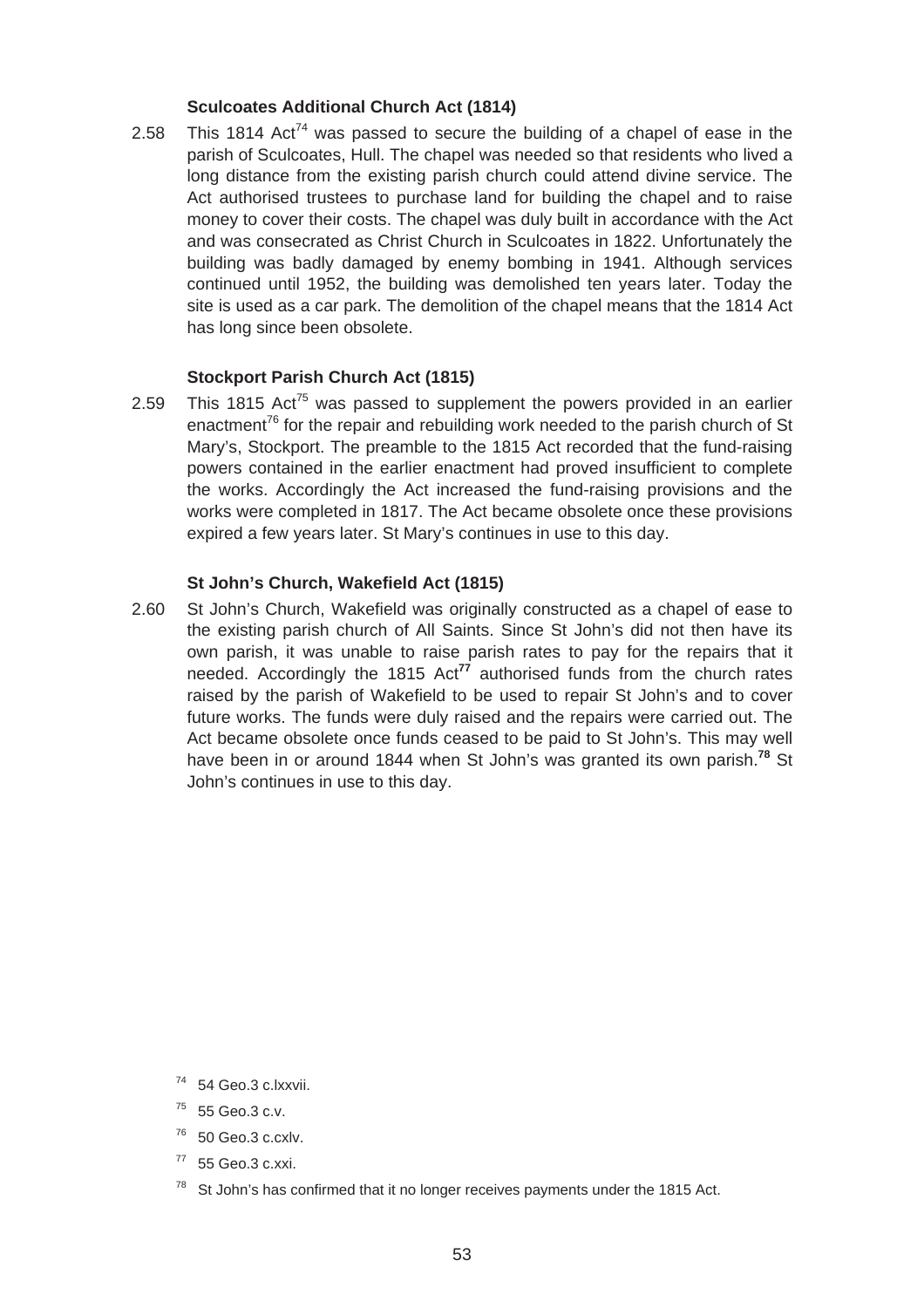### Sculcoates Additional Church Act (1814)

2.58 This 1814 Act[74] was passed to secure the building of a chapel of ease in the parish of Sculcoates, Hull. The chapel was needed so that residents who lived a long distance from the existing parish church could attend divine service. The Act authorised trustees to purchase land for building the chapel and to raise money to cover their costs. The chapel was duly built in accordance with the Act and was consecrated as Christ Church in Sculcoates in 1822. Unfortunately the building was badly damaged by enemy bombing in 1941. Although services continued until 1952, the building was demolished ten years later. Today the site is used as a car park. The demolition of the chapel means that the 1814 Act has long since been obsolete.

### Stockport Parish Church Act (1815)

2.59 This 1815 Act[75] was passed to supplement the powers provided in an earlier enactment[76] for the repair and rebuilding work needed to the parish church of St Mary's, Stockport. The preamble to the 1815 Act recorded that the fund-raising powers contained in the earlier enactment had proved insufficient to complete the works. Accordingly the Act increased the fund-raising provisions and the works were completed in 1817. The Act became obsolete once these provisions expired a few years later. St Mary's continues in use to this day.

### St John's Church, Wakefield Act (1815)

2.60 St John's Church, Wakefield was originally constructed as a chapel of ease to the existing parish church of All Saints. Since St John's did not then have its own parish, it was unable to raise parish rates to pay for the repairs that it needed. Accordingly the 1815 Act[77] authorised funds from the church rates raised by the parish of Wakefield to be used to repair St John's and to cover future works. The funds were duly raised and the repairs were carried out. The Act became obsolete once funds ceased to be paid to St John's. This may well have been in or around 1844 when St John's was granted its own parish.[78] St John's continues in use to this day.

[74] 54 Geo.3 c.lxxvii.

[75] 55 Geo.3 c.v.

[76] 50 Geo.3 c.cxlv.

[77] 55 Geo.3 c.xxi.

[78] St John's has confirmed that it no longer receives payments under the 1815 Act.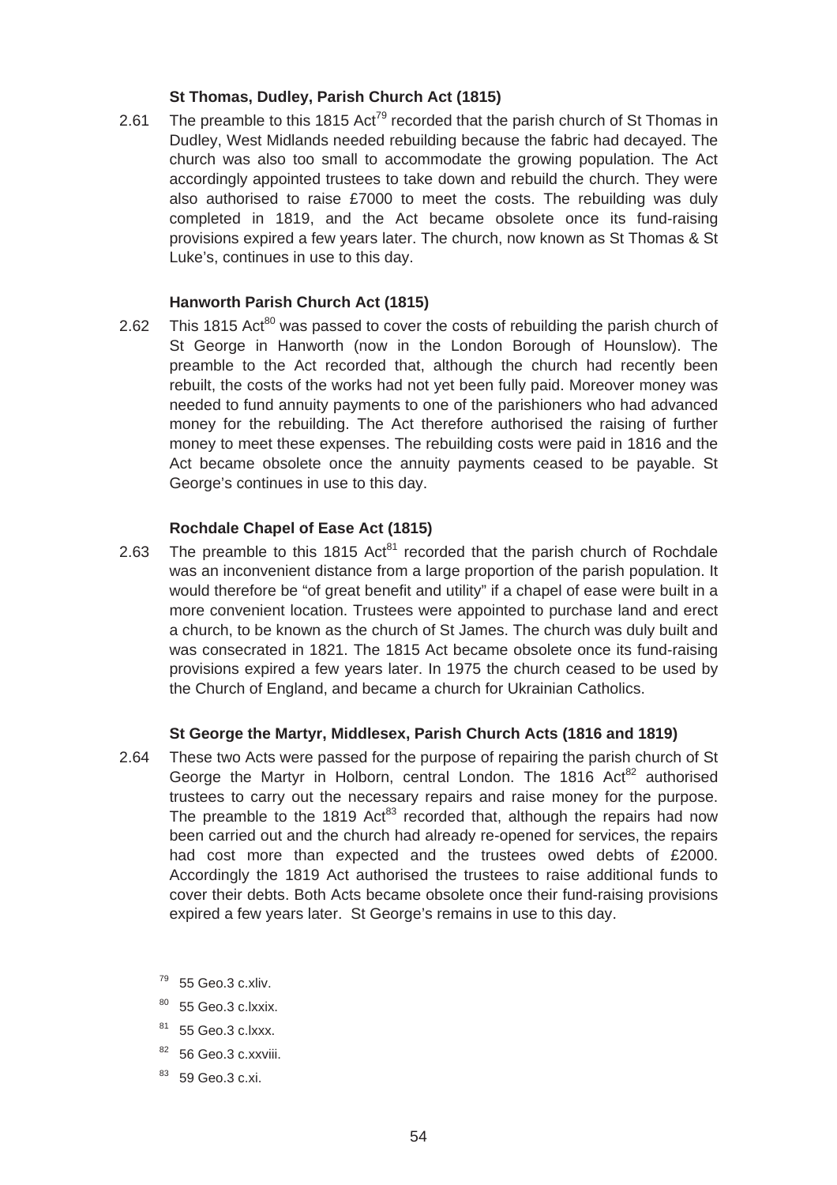**St Thomas, Dudley, Parish Church Act (1815)**

2.61 The preamble to this 1815 Act[79] recorded that the parish church of St Thomas in Dudley, West Midlands needed rebuilding because the fabric had decayed. The church was also too small to accommodate the growing population. The Act accordingly appointed trustees to take down and rebuild the church. They were also authorised to raise £7000 to meet the costs. The rebuilding was duly completed in 1819, and the Act became obsolete once its fund-raising provisions expired a few years later. The church, now known as St Thomas & St Luke's, continues in use to this day.

**Hanworth Parish Church Act (1815)**

2.62 This 1815 Act[80] was passed to cover the costs of rebuilding the parish church of St George in Hanworth (now in the London Borough of Hounslow). The preamble to the Act recorded that, although the church had recently been rebuilt, the costs of the works had not yet been fully paid. Moreover money was needed to fund annuity payments to one of the parishioners who had advanced money for the rebuilding. The Act therefore authorised the raising of further money to meet these expenses. The rebuilding costs were paid in 1816 and the Act became obsolete once the annuity payments ceased to be payable. St George's continues in use to this day.

**Rochdale Chapel of Ease Act (1815)**

2.63 The preamble to this 1815 Act[81] recorded that the parish church of Rochdale was an inconvenient distance from a large proportion of the parish population. It would therefore be "of great benefit and utility" if a chapel of ease were built in a more convenient location. Trustees were appointed to purchase land and erect a church, to be known as the church of St James. The church was duly built and was consecrated in 1821. The 1815 Act became obsolete once its fund-raising provisions expired a few years later. In 1975 the church ceased to be used by the Church of England, and became a church for Ukrainian Catholics.

**St George the Martyr, Middlesex, Parish Church Acts (1816 and 1819)**

2.64 These two Acts were passed for the purpose of repairing the parish church of St George the Martyr in Holborn, central London. The 1816 Act[82] authorised trustees to carry out the necessary repairs and raise money for the purpose. The preamble to the 1819 Act[83] recorded that, although the repairs had now been carried out and the church had already re-opened for services, the repairs had cost more than expected and the trustees owed debts of £2000. Accordingly the 1819 Act authorised the trustees to raise additional funds to cover their debts. Both Acts became obsolete once their fund-raising provisions expired a few years later. St George's remains in use to this day.

[79] 55 Geo.3 c.xliv.

[80] 55 Geo.3 c.lxxix.

[81] 55 Geo.3 c.lxxx.

[82] 56 Geo.3 c.xxviii.

[83] 59 Geo.3 c.xi.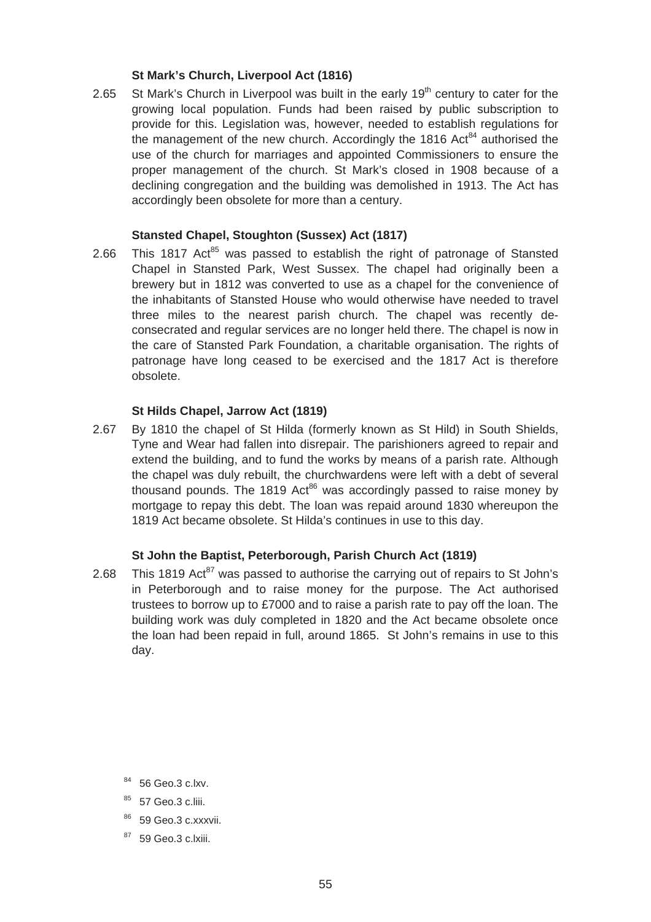**St Mark's Church, Liverpool Act (1816)**

2.65 St Mark's Church in Liverpool was built in the early 19th century to cater for the growing local population. Funds had been raised by public subscription to provide for this. Legislation was, however, needed to establish regulations for the management of the new church. Accordingly the 1816 Act[84] authorised the use of the church for marriages and appointed Commissioners to ensure the proper management of the church. St Mark's closed in 1908 because of a declining congregation and the building was demolished in 1913. The Act has accordingly been obsolete for more than a century.

**Stansted Chapel, Stoughton (Sussex) Act (1817)**

2.66 This 1817 Act[85] was passed to establish the right of patronage of Stansted Chapel in Stansted Park, West Sussex. The chapel had originally been a brewery but in 1812 was converted to use as a chapel for the convenience of the inhabitants of Stansted House who would otherwise have needed to travel three miles to the nearest parish church. The chapel was recently de-consecrated and regular services are no longer held there. The chapel is now in the care of Stansted Park Foundation, a charitable organisation. The rights of patronage have long ceased to be exercised and the 1817 Act is therefore obsolete.

**St Hilds Chapel, Jarrow Act (1819)**

2.67 By 1810 the chapel of St Hilda (formerly known as St Hild) in South Shields, Tyne and Wear had fallen into disrepair. The parishioners agreed to repair and extend the building, and to fund the works by means of a parish rate. Although the chapel was duly rebuilt, the churchwardens were left with a debt of several thousand pounds. The 1819 Act[86] was accordingly passed to raise money by mortgage to repay this debt. The loan was repaid around 1830 whereupon the 1819 Act became obsolete. St Hilda's continues in use to this day.

**St John the Baptist, Peterborough, Parish Church Act (1819)**

2.68 This 1819 Act[87] was passed to authorise the carrying out of repairs to St John's in Peterborough and to raise money for the purpose. The Act authorised trustees to borrow up to £7000 and to raise a parish rate to pay off the loan. The building work was duly completed in 1820 and the Act became obsolete once the loan had been repaid in full, around 1865. St John's remains in use to this day.

[84] 56 Geo.3 c.lxv.

[85] 57 Geo.3 c.liii.

[86] 59 Geo.3 c.xxxvii.

[87] 59 Geo.3 c.lxiii.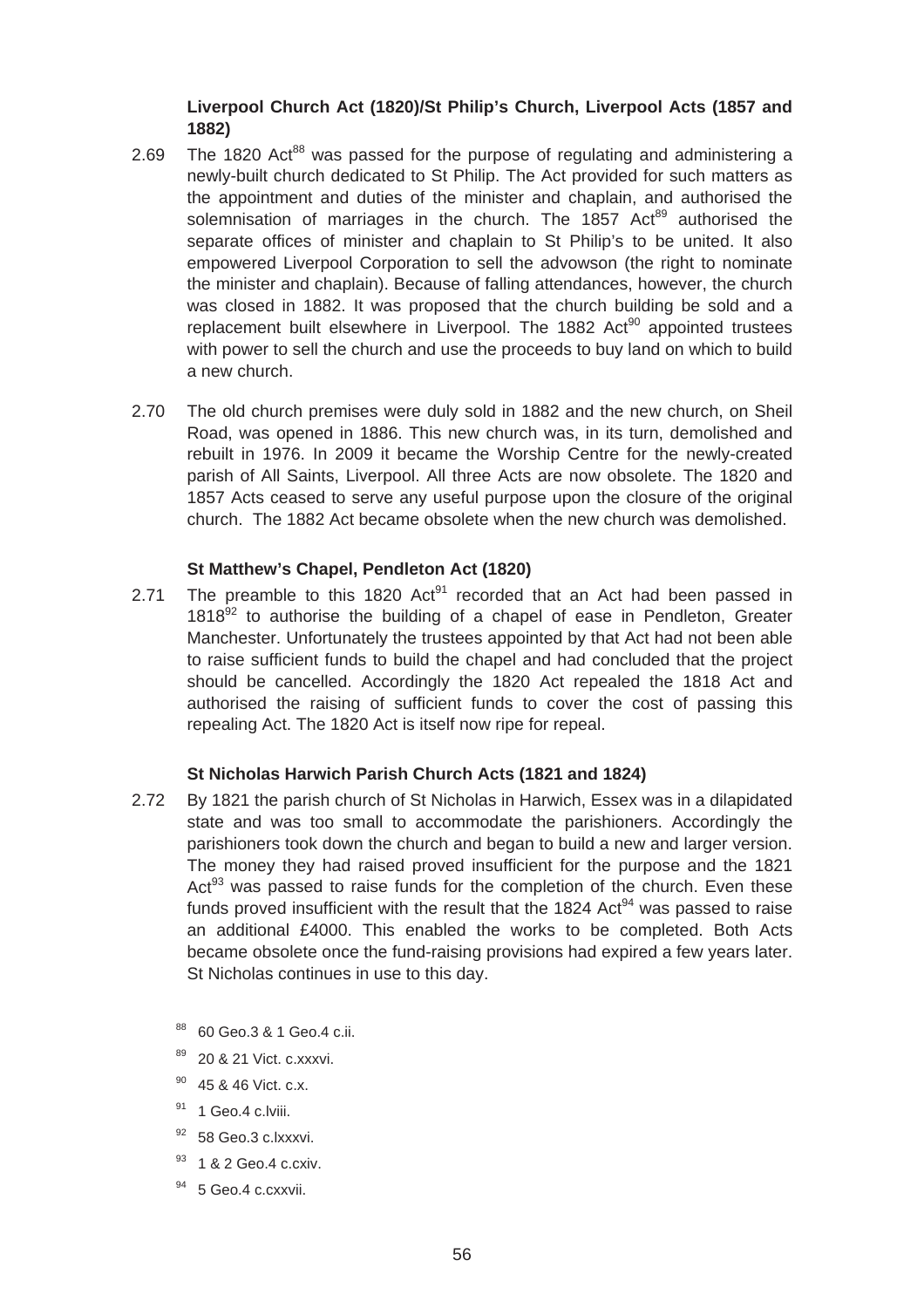**Liverpool Church Act (1820)/St Philip's Church, Liverpool Acts (1857 and 1882)**

2.69 The 1820 Act[88] was passed for the purpose of regulating and administering a newly-built church dedicated to St Philip. The Act provided for such matters as the appointment and duties of the minister and chaplain, and authorised the solemnisation of marriages in the church. The 1857 Act[89] authorised the separate offices of minister and chaplain to St Philip's to be united. It also empowered Liverpool Corporation to sell the advowson (the right to nominate the minister and chaplain). Because of falling attendances, however, the church was closed in 1882. It was proposed that the church building be sold and a replacement built elsewhere in Liverpool. The 1882 Act[90] appointed trustees with power to sell the church and use the proceeds to buy land on which to build a new church.

2.70 The old church premises were duly sold in 1882 and the new church, on Sheil Road, was opened in 1886. This new church was, in its turn, demolished and rebuilt in 1976. In 2009 it became the Worship Centre for the newly-created parish of All Saints, Liverpool. All three Acts are now obsolete. The 1820 and 1857 Acts ceased to serve any useful purpose upon the closure of the original church. The 1882 Act became obsolete when the new church was demolished.

**St Matthew's Chapel, Pendleton Act (1820)**

2.71 The preamble to this 1820 Act[91] recorded that an Act had been passed in 1818[92] to authorise the building of a chapel of ease in Pendleton, Greater Manchester. Unfortunately the trustees appointed by that Act had not been able to raise sufficient funds to build the chapel and had concluded that the project should be cancelled. Accordingly the 1820 Act repealed the 1818 Act and authorised the raising of sufficient funds to cover the cost of passing this repealing Act. The 1820 Act is itself now ripe for repeal.

**St Nicholas Harwich Parish Church Acts (1821 and 1824)**

2.72 By 1821 the parish church of St Nicholas in Harwich, Essex was in a dilapidated state and was too small to accommodate the parishioners. Accordingly the parishioners took down the church and began to build a new and larger version. The money they had raised proved insufficient for the purpose and the 1821 Act[93] was passed to raise funds for the completion of the church. Even these funds proved insufficient with the result that the 1824 Act[94] was passed to raise an additional £4000. This enabled the works to be completed. Both Acts became obsolete once the fund-raising provisions had expired a few years later. St Nicholas continues in use to this day.

[88] 60 Geo.3 & 1 Geo.4 c.ii.

[89] 20 & 21 Vict. c.xxxvi.

[90] 45 & 46 Vict. c.x.

[91] 1 Geo.4 c.lviii.

[92] 58 Geo.3 c.lxxxvi.

[93] 1 & 2 Geo.4 c.cxiv.

[94] 5 Geo.4 c.cxxvii.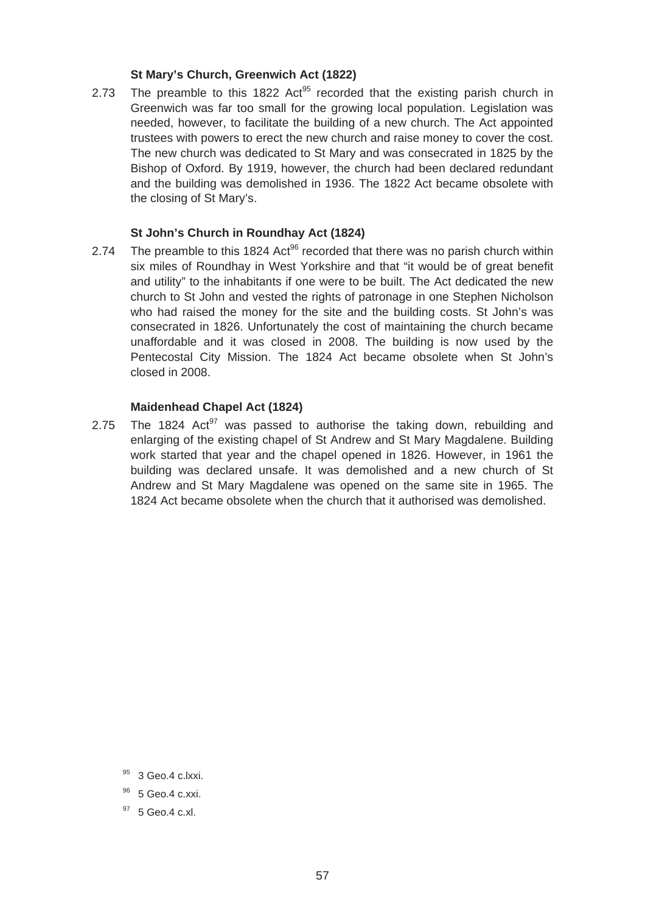#### St Mary's Church, Greenwich Act (1822)

2.73 The preamble to this 1822 Act[95] recorded that the existing parish church in Greenwich was far too small for the growing local population. Legislation was needed, however, to facilitate the building of a new church. The Act appointed trustees with powers to erect the new church and raise money to cover the cost. The new church was dedicated to St Mary and was consecrated in 1825 by the Bishop of Oxford. By 1919, however, the church had been declared redundant and the building was demolished in 1936. The 1822 Act became obsolete with the closing of St Mary's.

#### St John's Church in Roundhay Act (1824)

2.74 The preamble to this 1824 Act[96] recorded that there was no parish church within six miles of Roundhay in West Yorkshire and that "it would be of great benefit and utility" to the inhabitants if one were to be built. The Act dedicated the new church to St John and vested the rights of patronage in one Stephen Nicholson who had raised the money for the site and the building costs. St John's was consecrated in 1826. Unfortunately the cost of maintaining the church became unaffordable and it was closed in 2008. The building is now used by the Pentecostal City Mission. The 1824 Act became obsolete when St John's closed in 2008.

#### Maidenhead Chapel Act (1824)

2.75 The 1824 Act[97] was passed to authorise the taking down, rebuilding and enlarging of the existing chapel of St Andrew and St Mary Magdalene. Building work started that year and the chapel opened in 1826. However, in 1961 the building was declared unsafe. It was demolished and a new church of St Andrew and St Mary Magdalene was opened on the same site in 1965. The 1824 Act became obsolete when the church that it authorised was demolished.

[95] 3 Geo.4 c.lxxi.

[96] 5 Geo.4 c.xxi.

[97] 5 Geo.4 c.xl.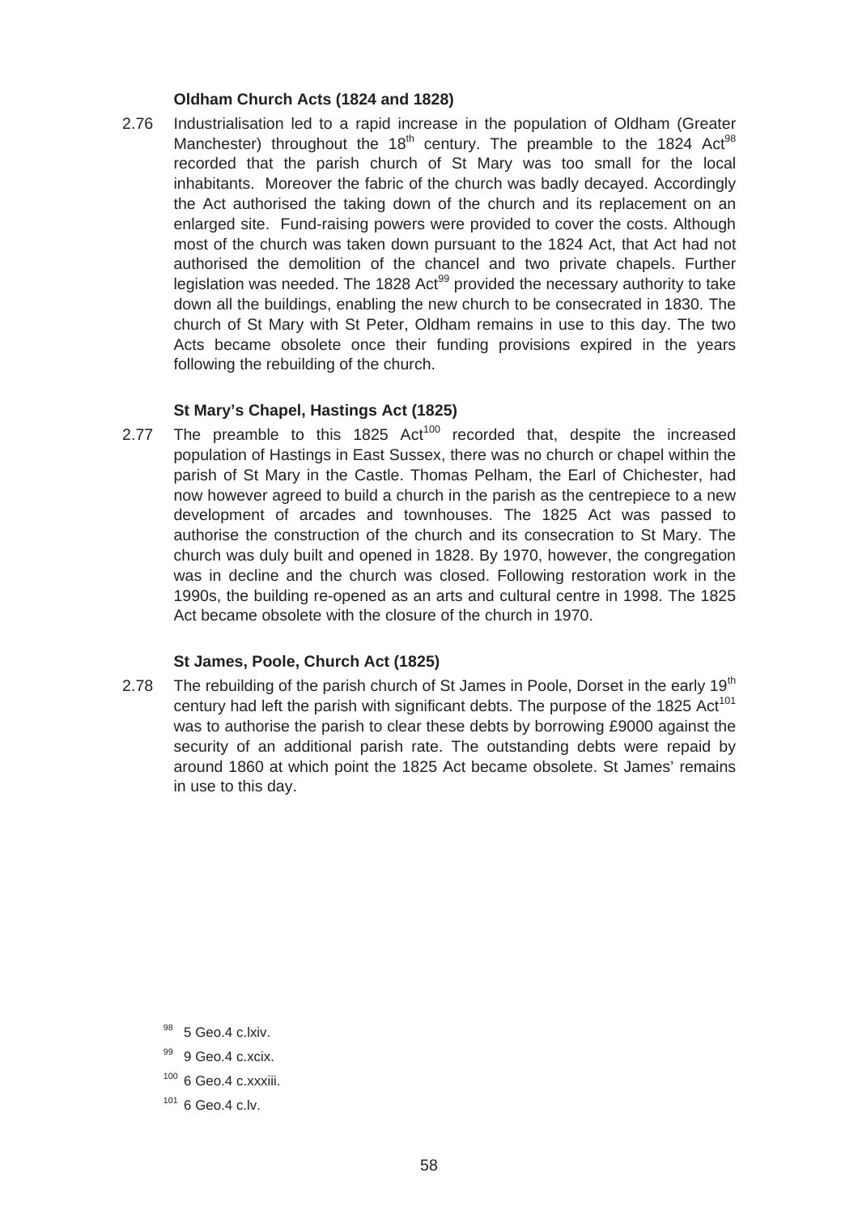**Oldham Church Acts (1824 and 1828)**

2.76 Industrialisation led to a rapid increase in the population of Oldham (Greater Manchester) throughout the $18^{th}$ century. The preamble to the 1824 Act[98] recorded that the parish church of St Mary was too small for the local inhabitants. Moreover the fabric of the church was badly decayed. Accordingly the Act authorised the taking down of the church and its replacement on an enlarged site. Fund-raising powers were provided to cover the costs. Although most of the church was taken down pursuant to the 1824 Act, that Act had not authorised the demolition of the chancel and two private chapels. Further legislation was needed. The 1828 Act[99] provided the necessary authority to take down all the buildings, enabling the new church to be consecrated in 1830. The church of St Mary with St Peter, Oldham remains in use to this day. The two Acts became obsolete once their funding provisions expired in the years following the rebuilding of the church.

**St Mary's Chapel, Hastings Act (1825)**

2.77 The preamble to this 1825 Act[100] recorded that, despite the increased population of Hastings in East Sussex, there was no church or chapel within the parish of St Mary in the Castle. Thomas Pelham, the Earl of Chichester, had now however agreed to build a church in the parish as the centrepiece to a new development of arcades and townhouses. The 1825 Act was passed to authorise the construction of the church and its consecration to St Mary. The church was duly built and opened in 1828. By 1970, however, the congregation was in decline and the church was closed. Following restoration work in the 1990s, the building re-opened as an arts and cultural centre in 1998. The 1825 Act became obsolete with the closure of the church in 1970.

**St James, Poole, Church Act (1825)**

2.78 The rebuilding of the parish church of St James in Poole, Dorset in the early $19^{th}$ century had left the parish with significant debts. The purpose of the 1825 Act[101] was to authorise the parish to clear these debts by borrowing £9000 against the security of an additional parish rate. The outstanding debts were repaid by around 1860 at which point the 1825 Act became obsolete. St James' remains in use to this day.

[98] 5 Geo.4 c.lxiv.

[99] 9 Geo.4 c.xcix.

[100] 6 Geo.4 c.xxxiii.

[101] 6 Geo.4 c.lv.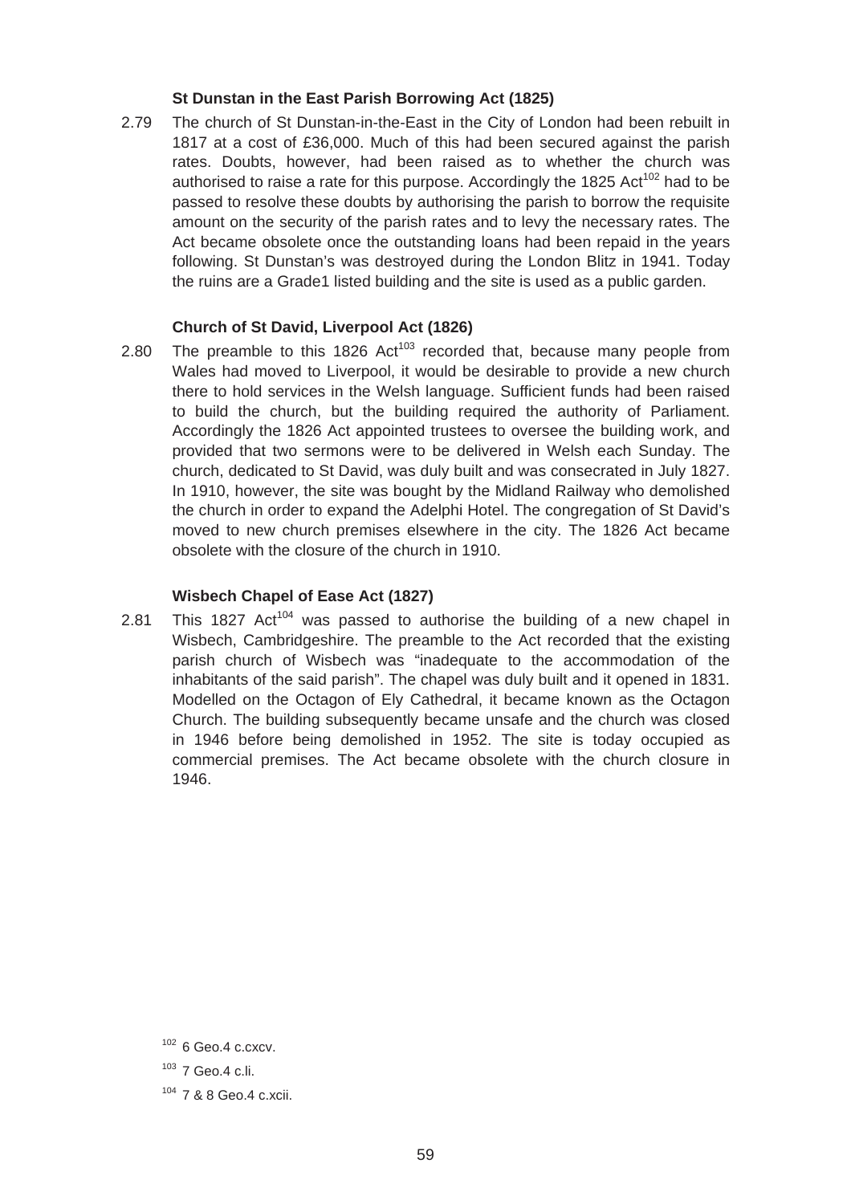**St Dunstan in the East Parish Borrowing Act (1825)**

2.79 The church of St Dunstan-in-the-East in the City of London had been rebuilt in 1817 at a cost of £36,000. Much of this had been secured against the parish rates. Doubts, however, had been raised as to whether the church was authorised to raise a rate for this purpose. Accordingly the 1825 Act[102] had to be passed to resolve these doubts by authorising the parish to borrow the requisite amount on the security of the parish rates and to levy the necessary rates. The Act became obsolete once the outstanding loans had been repaid in the years following. St Dunstan's was destroyed during the London Blitz in 1941. Today the ruins are a Grade1 listed building and the site is used as a public garden.

**Church of St David, Liverpool Act (1826)**

2.80 The preamble to this 1826 Act[103] recorded that, because many people from Wales had moved to Liverpool, it would be desirable to provide a new church there to hold services in the Welsh language. Sufficient funds had been raised to build the church, but the building required the authority of Parliament. Accordingly the 1826 Act appointed trustees to oversee the building work, and provided that two sermons were to be delivered in Welsh each Sunday. The church, dedicated to St David, was duly built and was consecrated in July 1827. In 1910, however, the site was bought by the Midland Railway who demolished the church in order to expand the Adelphi Hotel. The congregation of St David's moved to new church premises elsewhere in the city. The 1826 Act became obsolete with the closure of the church in 1910.

**Wisbech Chapel of Ease Act (1827)**

2.81 This 1827 Act[104] was passed to authorise the building of a new chapel in Wisbech, Cambridgeshire. The preamble to the Act recorded that the existing parish church of Wisbech was "inadequate to the accommodation of the inhabitants of the said parish". The chapel was duly built and it opened in 1831. Modelled on the Octagon of Ely Cathedral, it became known as the Octagon Church. The building subsequently became unsafe and the church was closed in 1946 before being demolished in 1952. The site is today occupied as commercial premises. The Act became obsolete with the church closure in 1946.

[102] 6 Geo.4 c.cxcv.

[103] 7 Geo.4 c.li.

[104] 7 & 8 Geo.4 c.xcii.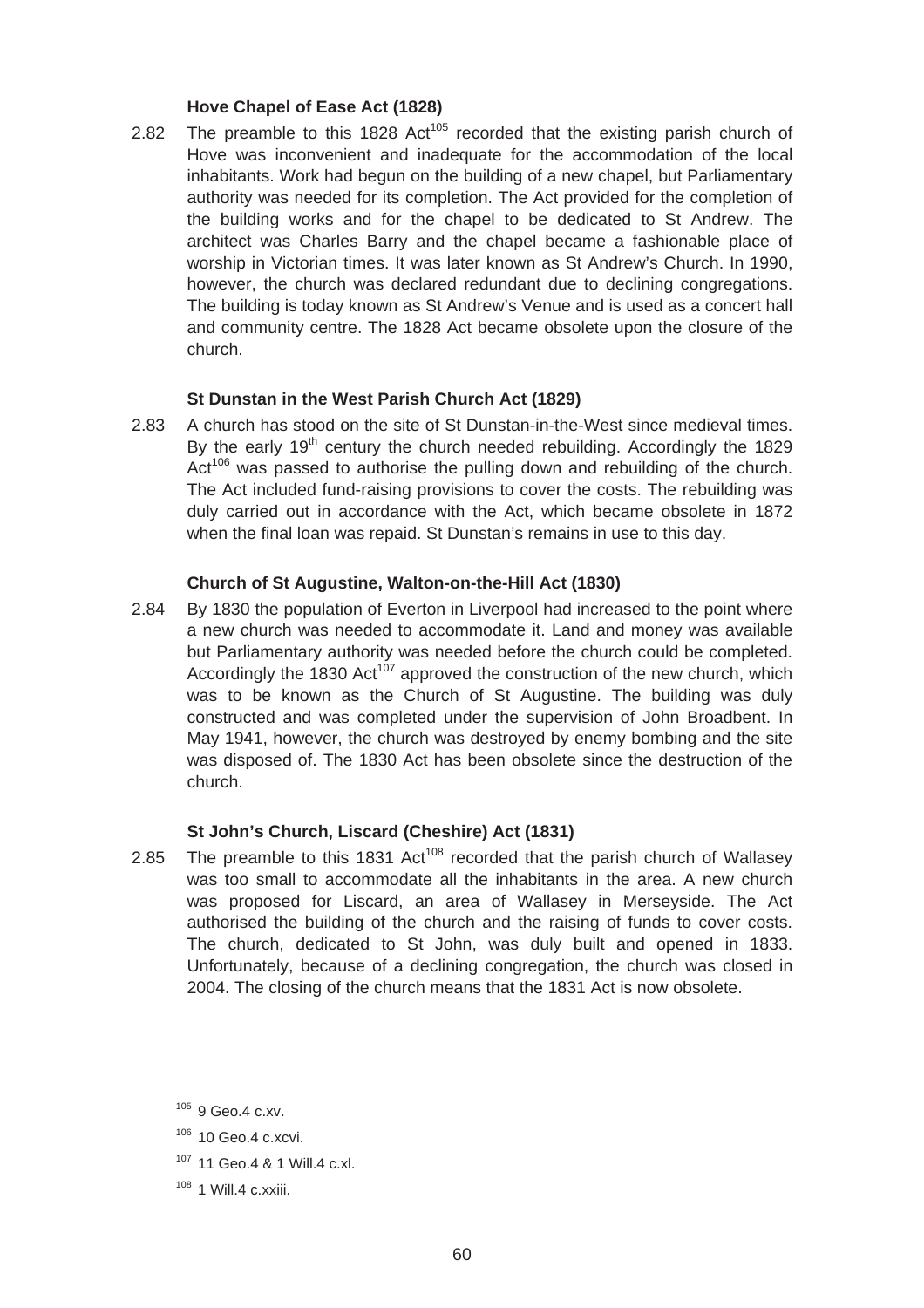**Hove Chapel of Ease Act (1828)**

2.82 The preamble to this 1828 Act[105] recorded that the existing parish church of Hove was inconvenient and inadequate for the accommodation of the local inhabitants. Work had begun on the building of a new chapel, but Parliamentary authority was needed for its completion. The Act provided for the completion of the building works and for the chapel to be dedicated to St Andrew. The architect was Charles Barry and the chapel became a fashionable place of worship in Victorian times. It was later known as St Andrew's Church. In 1990, however, the church was declared redundant due to declining congregations. The building is today known as St Andrew's Venue and is used as a concert hall and community centre. The 1828 Act became obsolete upon the closure of the church.

**St Dunstan in the West Parish Church Act (1829)**

2.83 A church has stood on the site of St Dunstan-in-the-West since medieval times. By the early 19th century the church needed rebuilding. Accordingly the 1829 Act[106] was passed to authorise the pulling down and rebuilding of the church. The Act included fund-raising provisions to cover the costs. The rebuilding was duly carried out in accordance with the Act, which became obsolete in 1872 when the final loan was repaid. St Dunstan's remains in use to this day.

**Church of St Augustine, Walton-on-the-Hill Act (1830)**

2.84 By 1830 the population of Everton in Liverpool had increased to the point where a new church was needed to accommodate it. Land and money was available but Parliamentary authority was needed before the church could be completed. Accordingly the 1830 Act[107] approved the construction of the new church, which was to be known as the Church of St Augustine. The building was duly constructed and was completed under the supervision of John Broadbent. In May 1941, however, the church was destroyed by enemy bombing and the site was disposed of. The 1830 Act has been obsolete since the destruction of the church.

**St John's Church, Liscard (Cheshire) Act (1831)**

2.85 The preamble to this 1831 Act[108] recorded that the parish church of Wallasey was too small to accommodate all the inhabitants in the area. A new church was proposed for Liscard, an area of Wallasey in Merseyside. The Act authorised the building of the church and the raising of funds to cover costs. The church, dedicated to St John, was duly built and opened in 1833. Unfortunately, because of a declining congregation, the church was closed in 2004. The closing of the church means that the 1831 Act is now obsolete.

[105] 9 Geo.4 c.xv.

[106] 10 Geo.4 c.xcvi.

[107] 11 Geo.4 & 1 Will.4 c.xl.

[108] 1 Will.4 c.xxiii.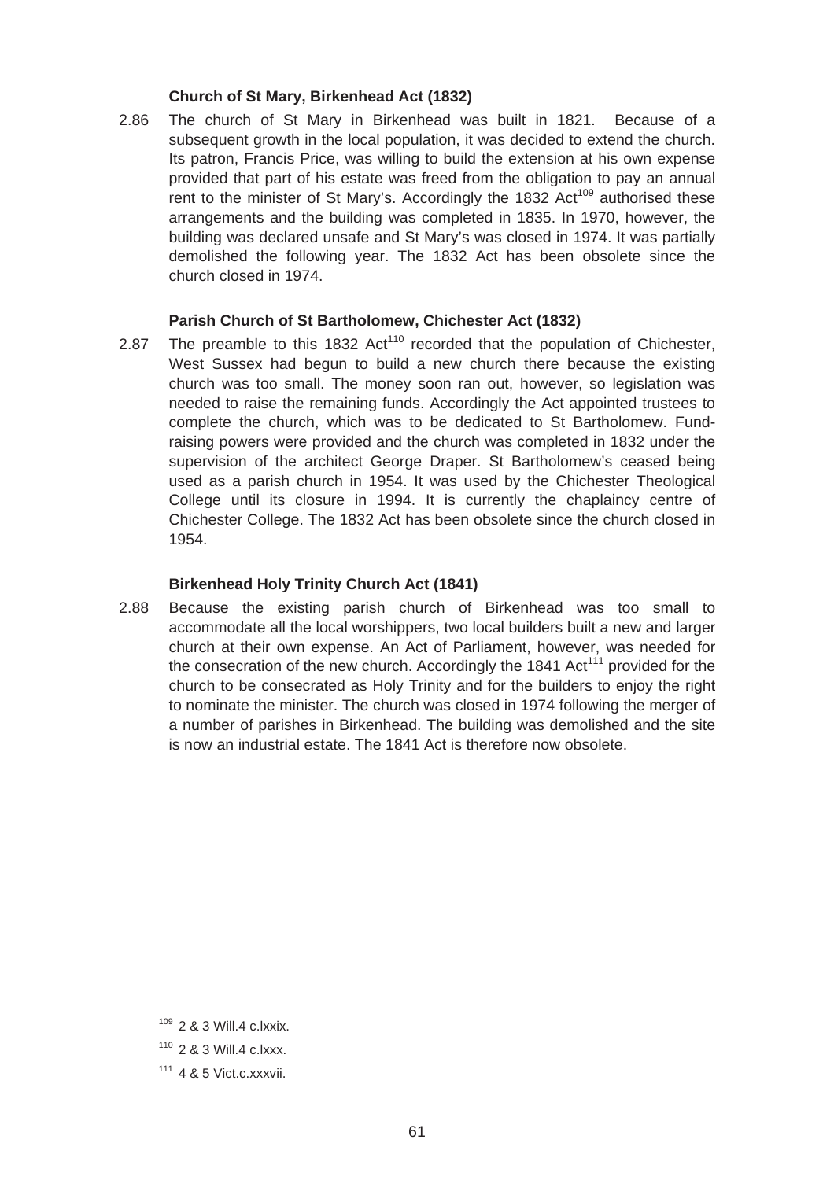### Church of St Mary, Birkenhead Act (1832)

2.86 The church of St Mary in Birkenhead was built in 1821. Because of a subsequent growth in the local population, it was decided to extend the church. Its patron, Francis Price, was willing to build the extension at his own expense provided that part of his estate was freed from the obligation to pay an annual rent to the minister of St Mary's. Accordingly the 1832 Act[109] authorised these arrangements and the building was completed in 1835. In 1970, however, the building was declared unsafe and St Mary's was closed in 1974. It was partially demolished the following year. The 1832 Act has been obsolete since the church closed in 1974.

### Parish Church of St Bartholomew, Chichester Act (1832)

2.87 The preamble to this 1832 Act[110] recorded that the population of Chichester, West Sussex had begun to build a new church there because the existing church was too small. The money soon ran out, however, so legislation was needed to raise the remaining funds. Accordingly the Act appointed trustees to complete the church, which was to be dedicated to St Bartholomew. Fund-raising powers were provided and the church was completed in 1832 under the supervision of the architect George Draper. St Bartholomew's ceased being used as a parish church in 1954. It was used by the Chichester Theological College until its closure in 1994. It is currently the chaplaincy centre of Chichester College. The 1832 Act has been obsolete since the church closed in 1954.

### Birkenhead Holy Trinity Church Act (1841)

2.88 Because the existing parish church of Birkenhead was too small to accommodate all the local worshippers, two local builders built a new and larger church at their own expense. An Act of Parliament, however, was needed for the consecration of the new church. Accordingly the 1841 Act[111] provided for the church to be consecrated as Holy Trinity and for the builders to enjoy the right to nominate the minister. The church was closed in 1974 following the merger of a number of parishes in Birkenhead. The building was demolished and the site is now an industrial estate. The 1841 Act is therefore now obsolete.

---

[109] 2 & 3 Will.4 c.lxxix.

[110] 2 & 3 Will.4 c.lxxx.

[111] 4 & 5 Vict.c.xxxvii.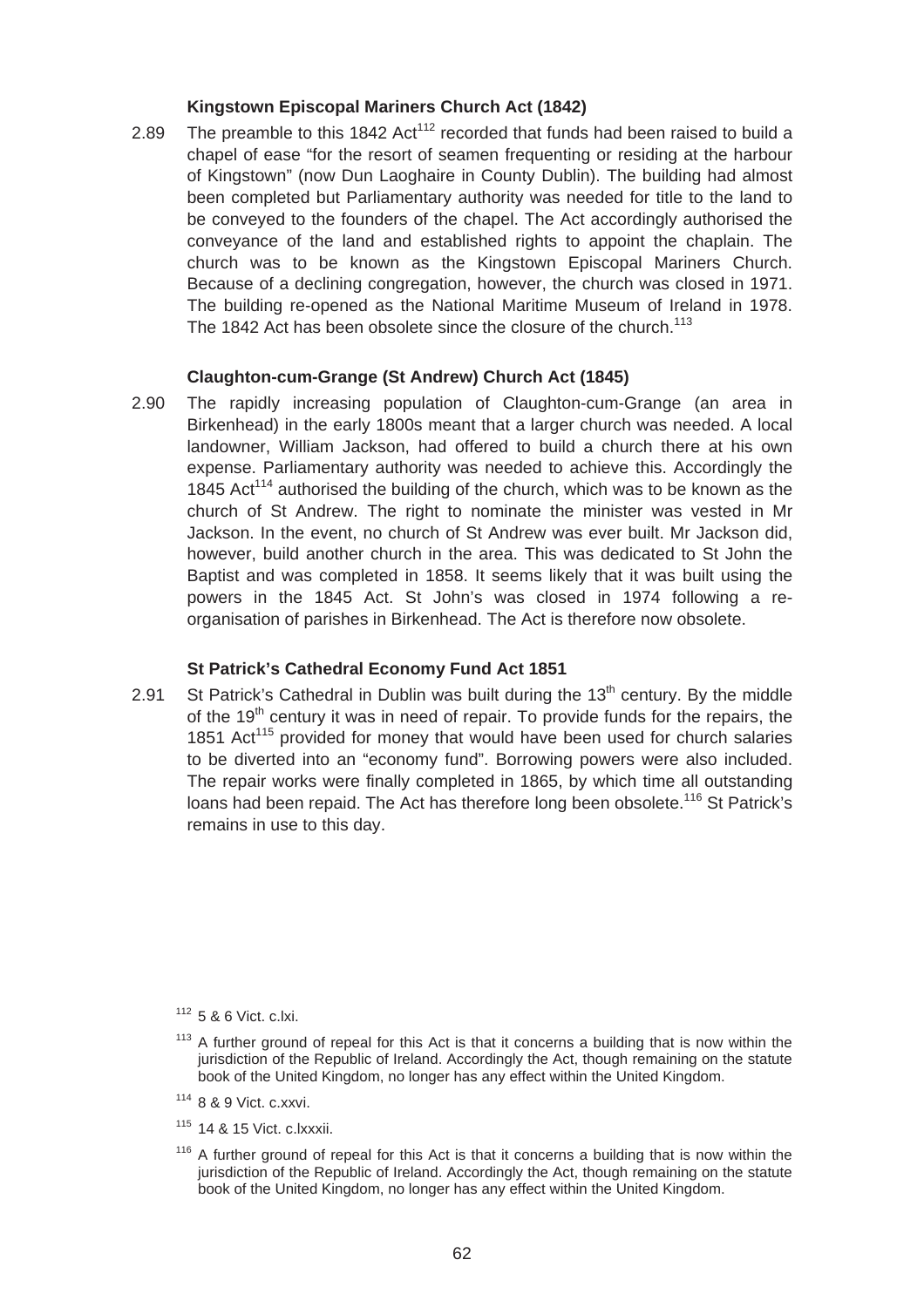**Kingstown Episcopal Mariners Church Act (1842)**

2.89 The preamble to this 1842 Act[112] recorded that funds had been raised to build a chapel of ease "for the resort of seamen frequenting or residing at the harbour of Kingstown" (now Dun Laoghaire in County Dublin). The building had almost been completed but Parliamentary authority was needed for title to the land to be conveyed to the founders of the chapel. The Act accordingly authorised the conveyance of the land and established rights to appoint the chaplain. The church was to be known as the Kingstown Episcopal Mariners Church. Because of a declining congregation, however, the church was closed in 1971. The building re-opened as the National Maritime Museum of Ireland in 1978. The 1842 Act has been obsolete since the closure of the church.[113]

**Claughton-cum-Grange (St Andrew) Church Act (1845)**

2.90 The rapidly increasing population of Claughton-cum-Grange (an area in Birkenhead) in the early 1800s meant that a larger church was needed. A local landowner, William Jackson, had offered to build a church there at his own expense. Parliamentary authority was needed to achieve this. Accordingly the 1845 Act[114] authorised the building of the church, which was to be known as the church of St Andrew. The right to nominate the minister was vested in Mr Jackson. In the event, no church of St Andrew was ever built. Mr Jackson did, however, build another church in the area. This was dedicated to St John the Baptist and was completed in 1858. It seems likely that it was built using the powers in the 1845 Act. St John's was closed in 1974 following a re-organisation of parishes in Birkenhead. The Act is therefore now obsolete.

**St Patrick's Cathedral Economy Fund Act 1851**

2.91 St Patrick's Cathedral in Dublin was built during the 13th century. By the middle of the 19th century it was in need of repair. To provide funds for the repairs, the 1851 Act[115] provided for money that would have been used for church salaries to be diverted into an "economy fund". Borrowing powers were also included. The repair works were finally completed in 1865, by which time all outstanding loans had been repaid. The Act has therefore long been obsolete.[116] St Patrick's remains in use to this day.

[112] 5 & 6 Vict. c.lxi.

[113] A further ground of repeal for this Act is that it concerns a building that is now within the jurisdiction of the Republic of Ireland. Accordingly the Act, though remaining on the statute book of the United Kingdom, no longer has any effect within the United Kingdom.

[114] 8 & 9 Vict. c.xxvi.

[115] 14 & 15 Vict. c.lxxxii.

[116] A further ground of repeal for this Act is that it concerns a building that is now within the jurisdiction of the Republic of Ireland. Accordingly the Act, though remaining on the statute book of the United Kingdom, no longer has any effect within the United Kingdom.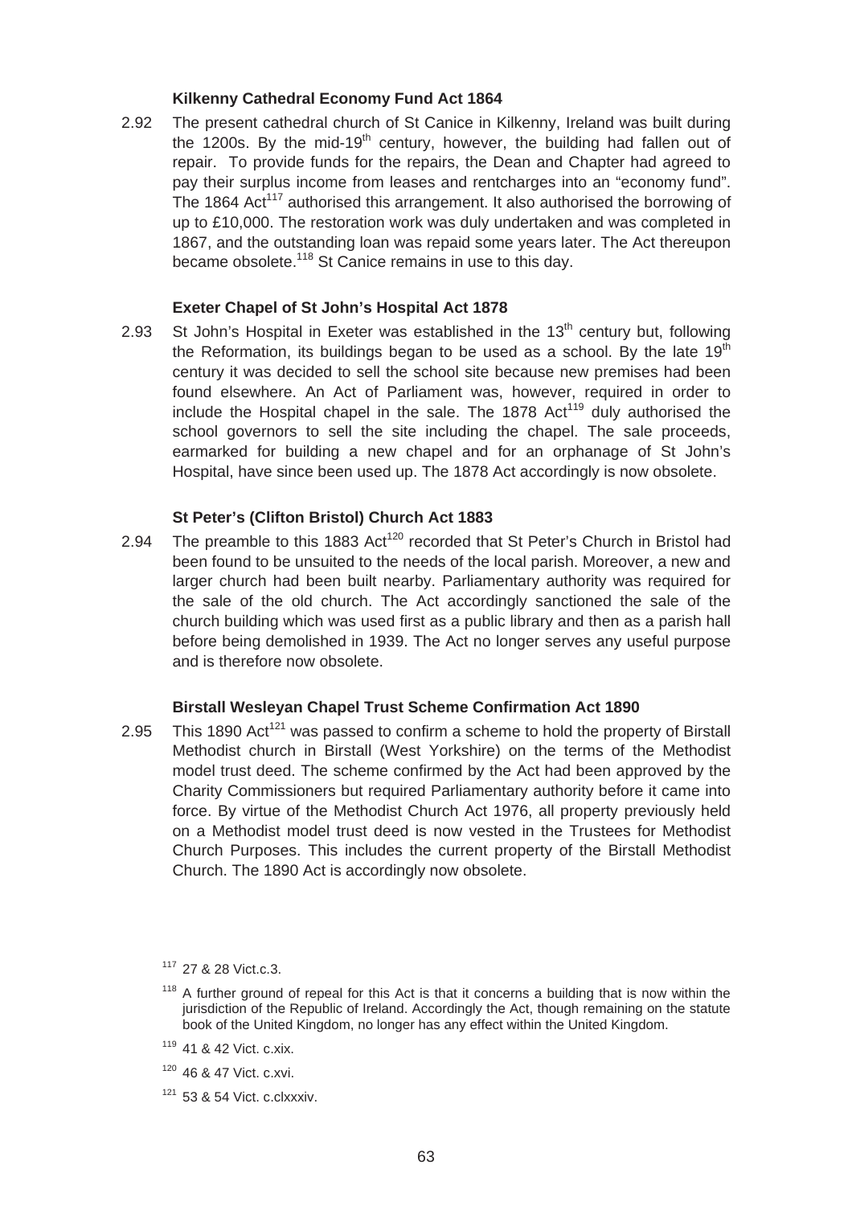**Kilkenny Cathedral Economy Fund Act 1864**

2.92 The present cathedral church of St Canice in Kilkenny, Ireland was built during the 1200s. By the mid-19th century, however, the building had fallen out of repair. To provide funds for the repairs, the Dean and Chapter had agreed to pay their surplus income from leases and rentcharges into an "economy fund". The 1864 Act[117] authorised this arrangement. It also authorised the borrowing of up to £10,000. The restoration work was duly undertaken and was completed in 1867, and the outstanding loan was repaid some years later. The Act thereupon became obsolete.[118] St Canice remains in use to this day.

**Exeter Chapel of St John's Hospital Act 1878**

2.93 St John's Hospital in Exeter was established in the 13th century but, following the Reformation, its buildings began to be used as a school. By the late 19th century it was decided to sell the school site because new premises had been found elsewhere. An Act of Parliament was, however, required in order to include the Hospital chapel in the sale. The 1878 Act[119] duly authorised the school governors to sell the site including the chapel. The sale proceeds, earmarked for building a new chapel and for an orphanage of St John's Hospital, have since been used up. The 1878 Act accordingly is now obsolete.

**St Peter's (Clifton Bristol) Church Act 1883**

2.94 The preamble to this 1883 Act[120] recorded that St Peter's Church in Bristol had been found to be unsuited to the needs of the local parish. Moreover, a new and larger church had been built nearby. Parliamentary authority was required for the sale of the old church. The Act accordingly sanctioned the sale of the church building which was used first as a public library and then as a parish hall before being demolished in 1939. The Act no longer serves any useful purpose and is therefore now obsolete.

**Birstall Wesleyan Chapel Trust Scheme Confirmation Act 1890**

2.95 This 1890 Act[121] was passed to confirm a scheme to hold the property of Birstall Methodist church in Birstall (West Yorkshire) on the terms of the Methodist model trust deed. The scheme confirmed by the Act had been approved by the Charity Commissioners but required Parliamentary authority before it came into force. By virtue of the Methodist Church Act 1976, all property previously held on a Methodist model trust deed is now vested in the Trustees for Methodist Church Purposes. This includes the current property of the Birstall Methodist Church. The 1890 Act is accordingly now obsolete.

[117] 27 & 28 Vict.c.3.

[118] A further ground of repeal for this Act is that it concerns a building that is now within the jurisdiction of the Republic of Ireland. Accordingly the Act, though remaining on the statute book of the United Kingdom, no longer has any effect within the United Kingdom.

[119] 41 & 42 Vict. c.xix.

[120] 46 & 47 Vict. c.xvi.

[121] 53 & 54 Vict. c.clxxxiv.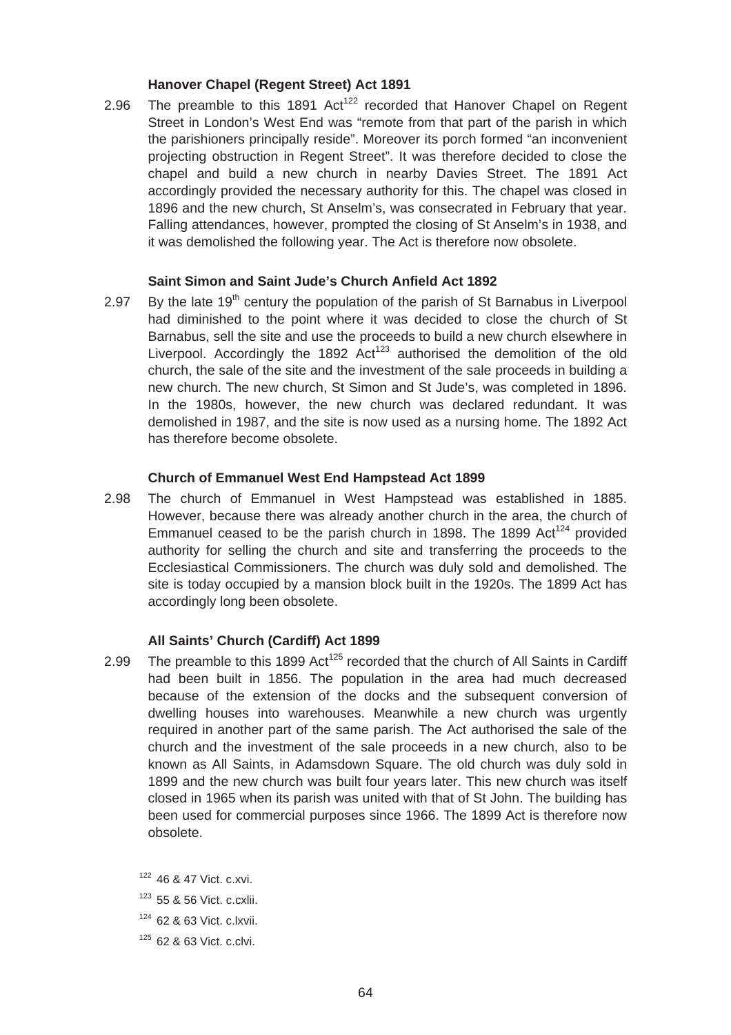**Hanover Chapel (Regent Street) Act 1891**

2.96 The preamble to this 1891 Act[122] recorded that Hanover Chapel on Regent Street in London's West End was "remote from that part of the parish in which the parishioners principally reside". Moreover its porch formed "an inconvenient projecting obstruction in Regent Street". It was therefore decided to close the chapel and build a new church in nearby Davies Street. The 1891 Act accordingly provided the necessary authority for this. The chapel was closed in 1896 and the new church, St Anselm's, was consecrated in February that year. Falling attendances, however, prompted the closing of St Anselm's in 1938, and it was demolished the following year. The Act is therefore now obsolete.

**Saint Simon and Saint Jude's Church Anfield Act 1892**

2.97 By the late 19th century the population of the parish of St Barnabus in Liverpool had diminished to the point where it was decided to close the church of St Barnabus, sell the site and use the proceeds to build a new church elsewhere in Liverpool. Accordingly the 1892 Act[123] authorised the demolition of the old church, the sale of the site and the investment of the sale proceeds in building a new church. The new church, St Simon and St Jude's, was completed in 1896. In the 1980s, however, the new church was declared redundant. It was demolished in 1987, and the site is now used as a nursing home. The 1892 Act has therefore become obsolete.

**Church of Emmanuel West End Hampstead Act 1899**

2.98 The church of Emmanuel in West Hampstead was established in 1885. However, because there was already another church in the area, the church of Emmanuel ceased to be the parish church in 1898. The 1899 Act[124] provided authority for selling the church and site and transferring the proceeds to the Ecclesiastical Commissioners. The church was duly sold and demolished. The site is today occupied by a mansion block built in the 1920s. The 1899 Act has accordingly long been obsolete.

**All Saints' Church (Cardiff) Act 1899**

2.99 The preamble to this 1899 Act[125] recorded that the church of All Saints in Cardiff had been built in 1856. The population in the area had much decreased because of the extension of the docks and the subsequent conversion of dwelling houses into warehouses. Meanwhile a new church was urgently required in another part of the same parish. The Act authorised the sale of the church and the investment of the sale proceeds in a new church, also to be known as All Saints, in Adamsdown Square. The old church was duly sold in 1899 and the new church was built four years later. This new church was itself closed in 1965 when its parish was united with that of St John. The building has been used for commercial purposes since 1966. The 1899 Act is therefore now obsolete.

[122] 46 & 47 Vict. c.xvi.

[123] 55 & 56 Vict. c.cxlii.

[124] 62 & 63 Vict. c.lxvii.

[125] 62 & 63 Vict. c.clvi.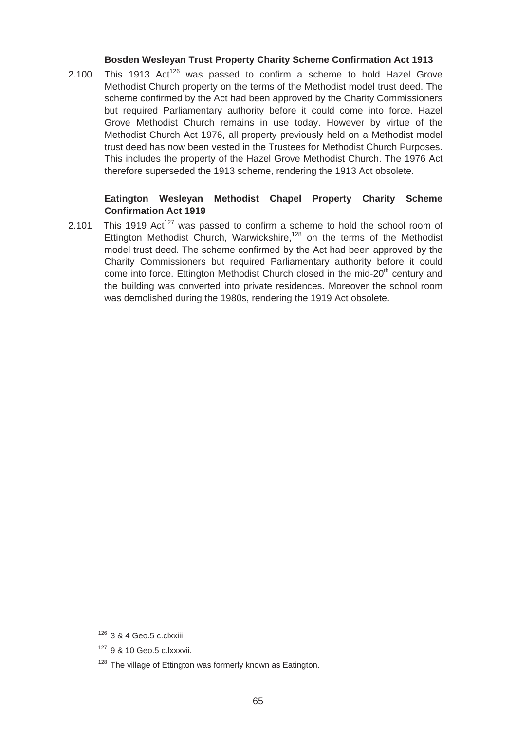**Bosden Wesleyan Trust Property Charity Scheme Confirmation Act 1913**

2.100 This 1913 Act[126] was passed to confirm a scheme to hold Hazel Grove Methodist Church property on the terms of the Methodist model trust deed. The scheme confirmed by the Act had been approved by the Charity Commissioners but required Parliamentary authority before it could come into force. Hazel Grove Methodist Church remains in use today. However by virtue of the Methodist Church Act 1976, all property previously held on a Methodist model trust deed has now been vested in the Trustees for Methodist Church Purposes. This includes the property of the Hazel Grove Methodist Church. The 1976 Act therefore superseded the 1913 scheme, rendering the 1913 Act obsolete.

**Eatington Wesleyan Methodist Chapel Property Charity Scheme Confirmation Act 1919**

2.101 This 1919 Act[127] was passed to confirm a scheme to hold the school room of Ettington Methodist Church, Warwickshire,[128] on the terms of the Methodist model trust deed. The scheme confirmed by the Act had been approved by the Charity Commissioners but required Parliamentary authority before it could come into force. Ettington Methodist Church closed in the mid-20th century and the building was converted into private residences. Moreover the school room was demolished during the 1980s, rendering the 1919 Act obsolete.

[126] 3 & 4 Geo.5 c.clxxiii.

[127] 9 & 10 Geo.5 c.lxxxvii.

[128] The village of Ettington was formerly known as Eatington.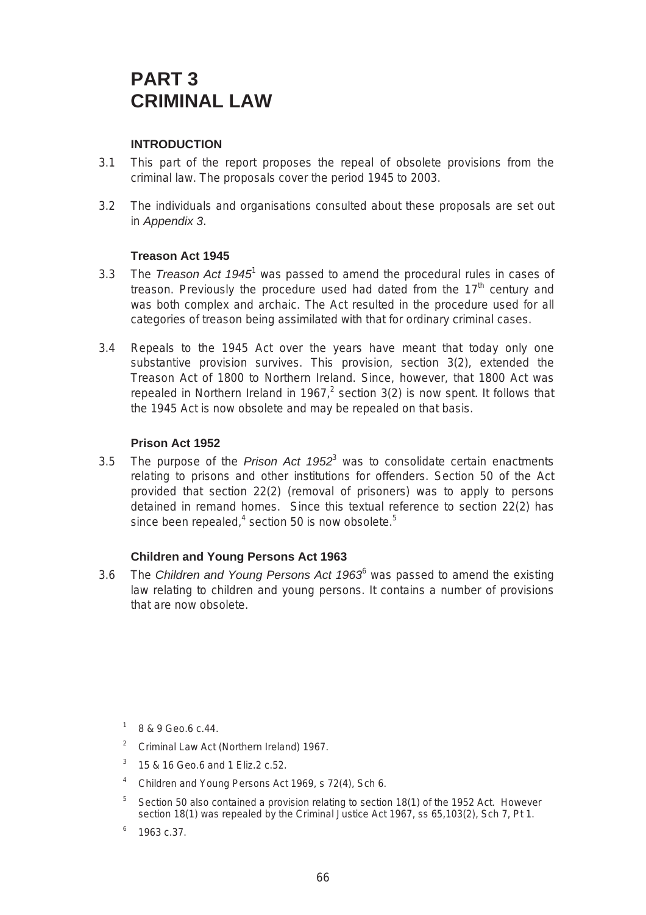# PART 3
# CRIMINAL LAW

### INTRODUCTION

3.1 This part of the report proposes the repeal of obsolete provisions from the criminal law. The proposals cover the period 1945 to 2003.

3.2 The individuals and organisations consulted about these proposals are set out in *Appendix 3*.

### Treason Act 1945

3.3 The *Treason Act 1945*[1] was passed to amend the procedural rules in cases of treason. Previously the procedure used had dated from the 17th century and was both complex and archaic. The Act resulted in the procedure used for all categories of treason being assimilated with that for ordinary criminal cases.

3.4 Repeals to the 1945 Act over the years have meant that today only one substantive provision survives. This provision, section 3(2), extended the Treason Act of 1800 to Northern Ireland. Since, however, that 1800 Act was repealed in Northern Ireland in 1967,[2] section 3(2) is now spent. It follows that the 1945 Act is now obsolete and may be repealed on that basis.

### Prison Act 1952

3.5 The purpose of the *Prison Act 1952*[3] was to consolidate certain enactments relating to prisons and other institutions for offenders. Section 50 of the Act provided that section 22(2) (removal of prisoners) was to apply to persons detained in remand homes. Since this textual reference to section 22(2) has since been repealed,[4] section 50 is now obsolete.[5]

### Children and Young Persons Act 1963

3.6 The *Children and Young Persons Act 1963*[6] was passed to amend the existing law relating to children and young persons. It contains a number of provisions that are now obsolete.

---

[1] 8 & 9 Geo.6 c.44.

[2] Criminal Law Act (Northern Ireland) 1967.

[3] 15 & 16 Geo.6 and 1 Eliz.2 c.52.

[4] Children and Young Persons Act 1969, s 72(4), Sch 6.

[5] Section 50 also contained a provision relating to section 18(1) of the 1952 Act. However section 18(1) was repealed by the Criminal Justice Act 1967, ss 65,103(2), Sch 7, Pt 1.

[6] 1963 c.37.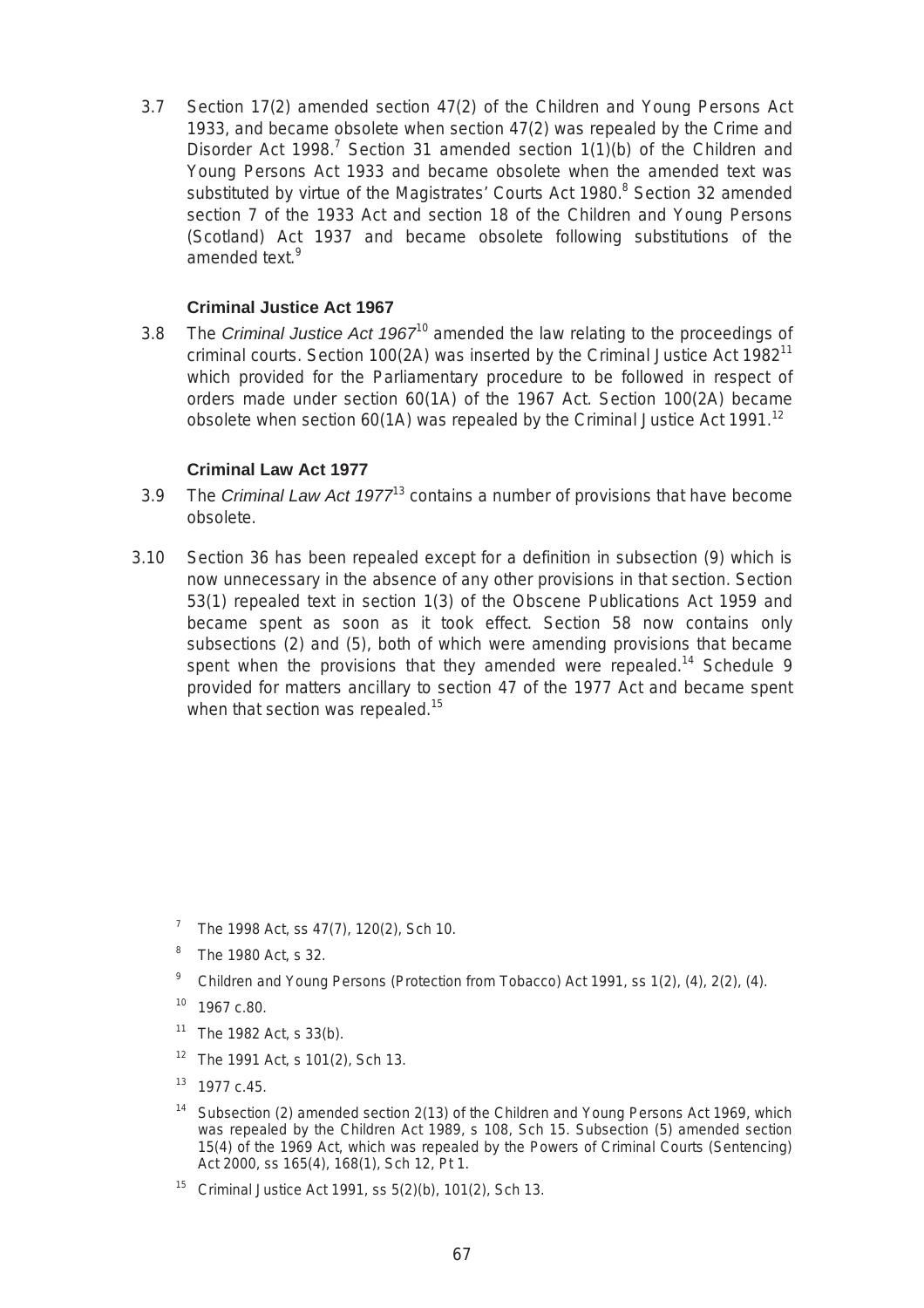3.7 Section 17(2) amended section 47(2) of the Children and Young Persons Act 1933, and became obsolete when section 47(2) was repealed by the Crime and Disorder Act 1998.[7] Section 31 amended section 1(1)(b) of the Children and Young Persons Act 1933 and became obsolete when the amended text was substituted by virtue of the Magistrates' Courts Act 1980.[8] Section 32 amended section 7 of the 1933 Act and section 18 of the Children and Young Persons (Scotland) Act 1937 and became obsolete following substitutions of the amended text.[9]

### Criminal Justice Act 1967

3.8 The *Criminal Justice Act 1967*[10] amended the law relating to the proceedings of criminal courts. Section 100(2A) was inserted by the Criminal Justice Act 1982[11] which provided for the Parliamentary procedure to be followed in respect of orders made under section 60(1A) of the 1967 Act. Section 100(2A) became obsolete when section 60(1A) was repealed by the Criminal Justice Act 1991.[12]

### Criminal Law Act 1977

3.9 The *Criminal Law Act 1977*[13] contains a number of provisions that have become obsolete.

3.10 Section 36 has been repealed except for a definition in subsection (9) which is now unnecessary in the absence of any other provisions in that section. Section 53(1) repealed text in section 1(3) of the Obscene Publications Act 1959 and became spent as soon as it took effect. Section 58 now contains only subsections (2) and (5), both of which were amending provisions that became spent when the provisions that they amended were repealed.[14] Schedule 9 provided for matters ancillary to section 47 of the 1977 Act and became spent when that section was repealed.[15]

---

[7] The 1998 Act, ss 47(7), 120(2), Sch 10.

[8] The 1980 Act, s 32.

[9] Children and Young Persons (Protection from Tobacco) Act 1991, ss 1(2), (4), 2(2), (4).

[10] 1967 c.80.

[11] The 1982 Act, s 33(b).

[12] The 1991 Act, s 101(2), Sch 13.

[13] 1977 c.45.

[14] Subsection (2) amended section 2(13) of the Children and Young Persons Act 1969, which was repealed by the Children Act 1989, s 108, Sch 15. Subsection (5) amended section 15(4) of the 1969 Act, which was repealed by the Powers of Criminal Courts (Sentencing) Act 2000, ss 165(4), 168(1), Sch 12, Pt 1.

[15] Criminal Justice Act 1991, ss 5(2)(b), 101(2), Sch 13.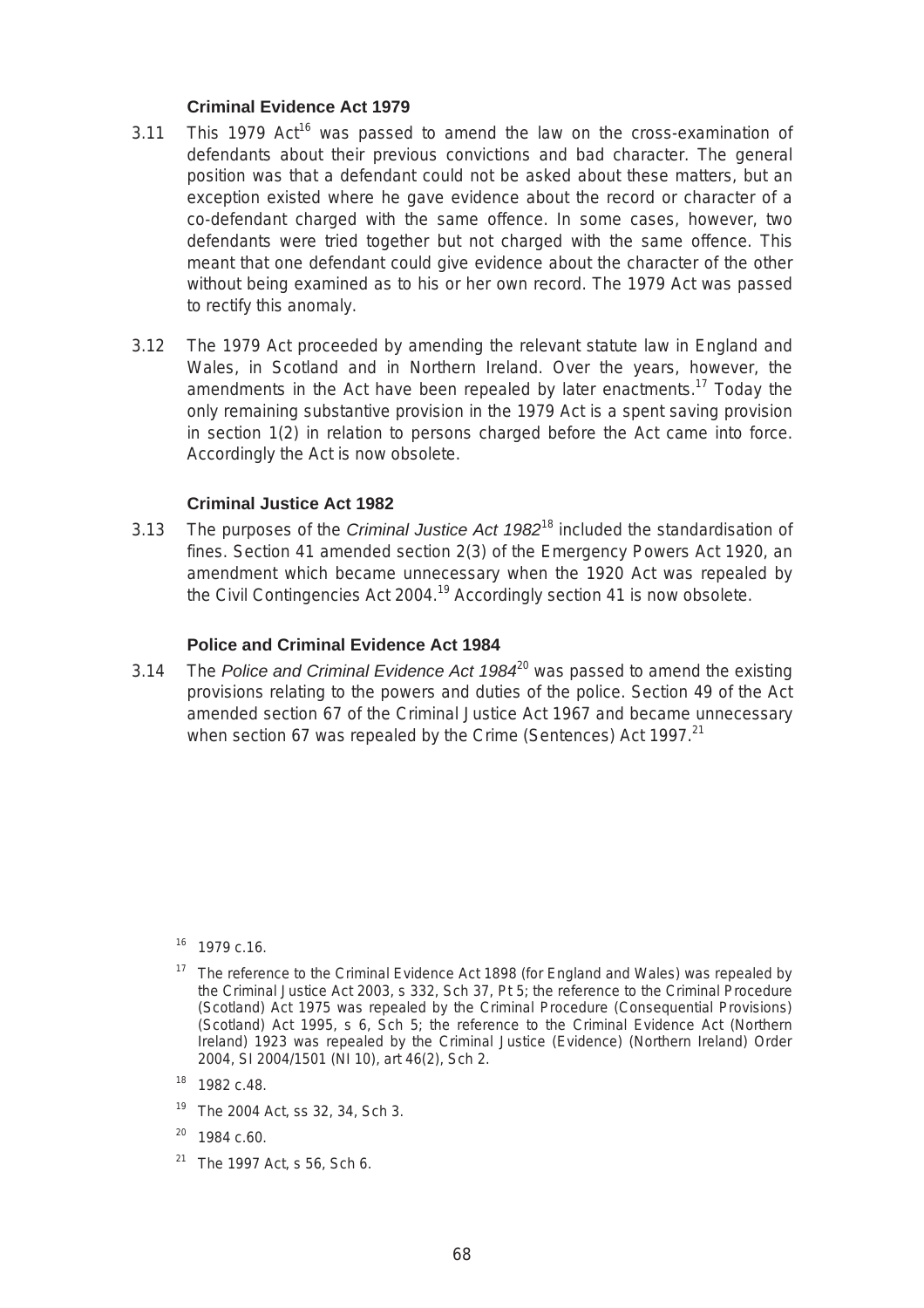### Criminal Evidence Act 1979

3.11 This 1979 Act[16] was passed to amend the law on the cross-examination of defendants about their previous convictions and bad character. The general position was that a defendant could not be asked about these matters, but an exception existed where he gave evidence about the record or character of a co-defendant charged with the same offence. In some cases, however, two defendants were tried together but not charged with the same offence. This meant that one defendant could give evidence about the character of the other without being examined as to his or her own record. The 1979 Act was passed to rectify this anomaly.

3.12 The 1979 Act proceeded by amending the relevant statute law in England and Wales, in Scotland and in Northern Ireland. Over the years, however, the amendments in the Act have been repealed by later enactments.[17] Today the only remaining substantive provision in the 1979 Act is a spent saving provision in section 1(2) in relation to persons charged before the Act came into force. Accordingly the Act is now obsolete.

### Criminal Justice Act 1982

3.13 The purposes of the *Criminal Justice Act 1982*[18] included the standardisation of fines. Section 41 amended section 2(3) of the Emergency Powers Act 1920, an amendment which became unnecessary when the 1920 Act was repealed by the Civil Contingencies Act 2004.[19] Accordingly section 41 is now obsolete.

### Police and Criminal Evidence Act 1984

3.14 The *Police and Criminal Evidence Act 1984*[20] was passed to amend the existing provisions relating to the powers and duties of the police. Section 49 of the Act amended section 67 of the Criminal Justice Act 1967 and became unnecessary when section 67 was repealed by the Crime (Sentences) Act 1997.[21]

---

[16] 1979 c.16.

[17] The reference to the Criminal Evidence Act 1898 (for England and Wales) was repealed by the Criminal Justice Act 2003, s 332, Sch 37, Pt 5; the reference to the Criminal Procedure (Scotland) Act 1975 was repealed by the Criminal Procedure (Consequential Provisions) (Scotland) Act 1995, s 6, Sch 5; the reference to the Criminal Evidence Act (Northern Ireland) 1923 was repealed by the Criminal Justice (Evidence) (Northern Ireland) Order 2004, SI 2004/1501 (NI 10), art 46(2), Sch 2.

[18] 1982 c.48.

[19] The 2004 Act, ss 32, 34, Sch 3.

[20] 1984 c.60.

[21] The 1997 Act, s 56, Sch 6.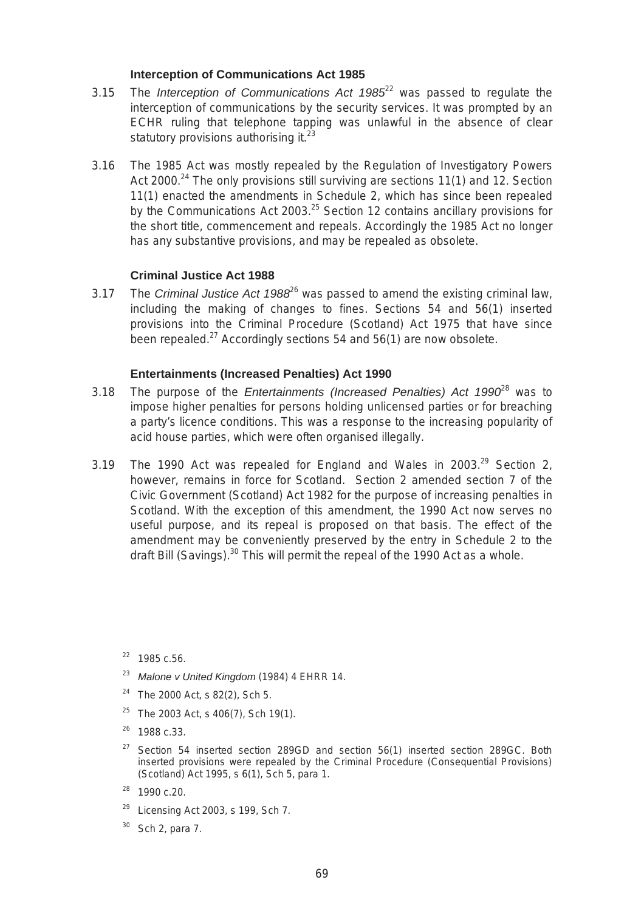### Interception of Communications Act 1985

3.15 The *Interception of Communications Act 1985*[22] was passed to regulate the interception of communications by the security services. It was prompted by an ECHR ruling that telephone tapping was unlawful in the absence of clear statutory provisions authorising it.[23]

3.16 The 1985 Act was mostly repealed by the Regulation of Investigatory Powers Act 2000.[24] The only provisions still surviving are sections 11(1) and 12. Section 11(1) enacted the amendments in Schedule 2, which has since been repealed by the Communications Act 2003.[25] Section 12 contains ancillary provisions for the short title, commencement and repeals. Accordingly the 1985 Act no longer has any substantive provisions, and may be repealed as obsolete.

### Criminal Justice Act 1988

3.17 The *Criminal Justice Act 1988*[26] was passed to amend the existing criminal law, including the making of changes to fines. Sections 54 and 56(1) inserted provisions into the Criminal Procedure (Scotland) Act 1975 that have since been repealed.[27] Accordingly sections 54 and 56(1) are now obsolete.

### Entertainments (Increased Penalties) Act 1990

3.18 The purpose of the *Entertainments (Increased Penalties) Act 1990*[28] was to impose higher penalties for persons holding unlicensed parties or for breaching a party's licence conditions. This was a response to the increasing popularity of acid house parties, which were often organised illegally.

3.19 The 1990 Act was repealed for England and Wales in 2003.[29] Section 2, however, remains in force for Scotland. Section 2 amended section 7 of the Civic Government (Scotland) Act 1982 for the purpose of increasing penalties in Scotland. With the exception of this amendment, the 1990 Act now serves no useful purpose, and its repeal is proposed on that basis. The effect of the amendment may be conveniently preserved by the entry in Schedule 2 to the draft Bill (Savings).[30] This will permit the repeal of the 1990 Act as a whole.

---

[22] 1985 c.56.

[23] *Malone v United Kingdom* (1984) 4 EHRR 14.

[24] The 2000 Act, s 82(2), Sch 5.

[25] The 2003 Act, s 406(7), Sch 19(1).

[26] 1988 c.33.

[27] Section 54 inserted section 289GD and section 56(1) inserted section 289GC. Both inserted provisions were repealed by the Criminal Procedure (Consequential Provisions) (Scotland) Act 1995, s 6(1), Sch 5, para 1.

[28] 1990 c.20.

[29] Licensing Act 2003, s 199, Sch 7.

[30] Sch 2, para 7.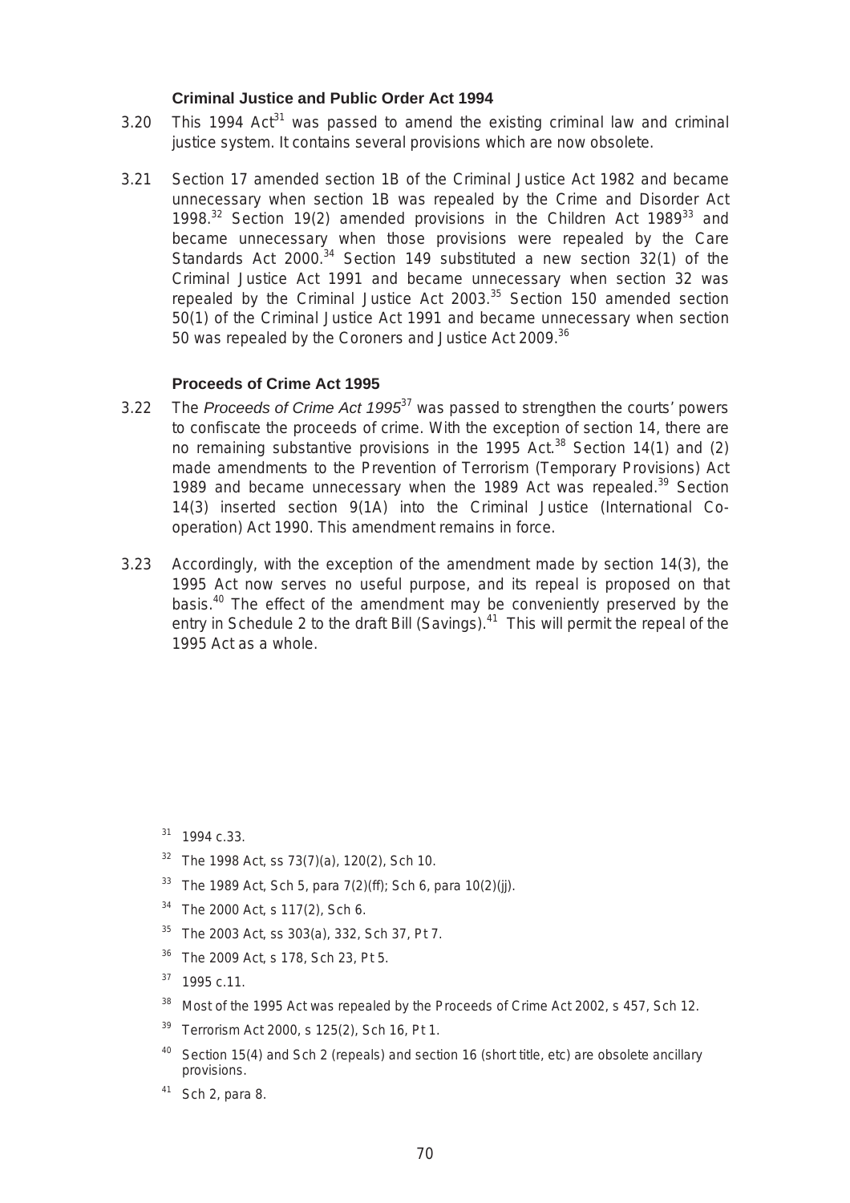### Criminal Justice and Public Order Act 1994

3.20 This 1994 Act[31] was passed to amend the existing criminal law and criminal justice system. It contains several provisions which are now obsolete.

3.21 Section 17 amended section 1B of the Criminal Justice Act 1982 and became unnecessary when section 1B was repealed by the Crime and Disorder Act 1998.[32] Section 19(2) amended provisions in the Children Act 1989[33] and became unnecessary when those provisions were repealed by the Care Standards Act 2000.[34] Section 149 substituted a new section 32(1) of the Criminal Justice Act 1991 and became unnecessary when section 32 was repealed by the Criminal Justice Act 2003.[35] Section 150 amended section 50(1) of the Criminal Justice Act 1991 and became unnecessary when section 50 was repealed by the Coroners and Justice Act 2009.[36]

### Proceeds of Crime Act 1995

3.22 The *Proceeds of Crime Act 1995*[37] was passed to strengthen the courts' powers to confiscate the proceeds of crime. With the exception of section 14, there are no remaining substantive provisions in the 1995 Act.[38] Section 14(1) and (2) made amendments to the Prevention of Terrorism (Temporary Provisions) Act 1989 and became unnecessary when the 1989 Act was repealed.[39] Section 14(3) inserted section 9(1A) into the Criminal Justice (International Co-operation) Act 1990. This amendment remains in force.

3.23 Accordingly, with the exception of the amendment made by section 14(3), the 1995 Act now serves no useful purpose, and its repeal is proposed on that basis.[40] The effect of the amendment may be conveniently preserved by the entry in Schedule 2 to the draft Bill (Savings).[41] This will permit the repeal of the 1995 Act as a whole.

---

[31] 1994 c.33.

[32] The 1998 Act, ss 73(7)(a), 120(2), Sch 10.

[33] The 1989 Act, Sch 5, para 7(2)(ff); Sch 6, para 10(2)(jj).

[34] The 2000 Act, s 117(2), Sch 6.

[35] The 2003 Act, ss 303(a), 332, Sch 37, Pt 7.

[36] The 2009 Act, s 178, Sch 23, Pt 5.

[37] 1995 c.11.

[38] Most of the 1995 Act was repealed by the Proceeds of Crime Act 2002, s 457, Sch 12.

[39] Terrorism Act 2000, s 125(2), Sch 16, Pt 1.

[40] Section 15(4) and Sch 2 (repeals) and section 16 (short title, etc) are obsolete ancillary provisions.

[41] Sch 2, para 8.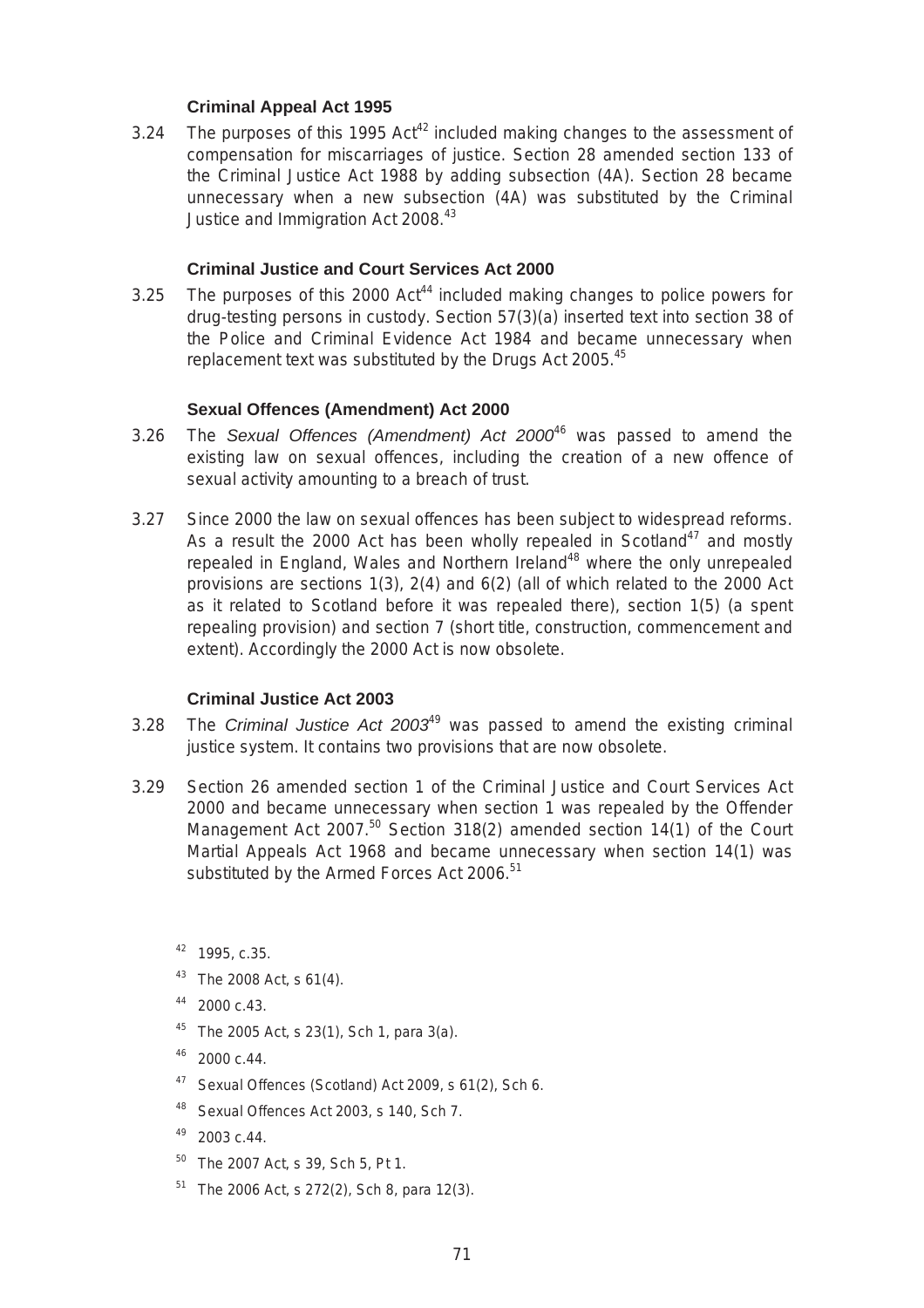### Criminal Appeal Act 1995

3.24 The purposes of this 1995 Act[42] included making changes to the assessment of compensation for miscarriages of justice. Section 28 amended section 133 of the Criminal Justice Act 1988 by adding subsection (4A). Section 28 became unnecessary when a new subsection (4A) was substituted by the Criminal Justice and Immigration Act 2008.[43]

### Criminal Justice and Court Services Act 2000

3.25 The purposes of this 2000 Act[44] included making changes to police powers for drug-testing persons in custody. Section 57(3)(a) inserted text into section 38 of the Police and Criminal Evidence Act 1984 and became unnecessary when replacement text was substituted by the Drugs Act 2005.[45]

### Sexual Offences (Amendment) Act 2000

3.26 The *Sexual Offences (Amendment) Act 2000*[46] was passed to amend the existing law on sexual offences, including the creation of a new offence of sexual activity amounting to a breach of trust.

3.27 Since 2000 the law on sexual offences has been subject to widespread reforms. As a result the 2000 Act has been wholly repealed in Scotland[47] and mostly repealed in England, Wales and Northern Ireland[48] where the only unrepealed provisions are sections 1(3), 2(4) and 6(2) (all of which related to the 2000 Act as it related to Scotland before it was repealed there), section 1(5) (a spent repealing provision) and section 7 (short title, construction, commencement and extent). Accordingly the 2000 Act is now obsolete.

### Criminal Justice Act 2003

3.28 The *Criminal Justice Act 2003*[49] was passed to amend the existing criminal justice system. It contains two provisions that are now obsolete.

3.29 Section 26 amended section 1 of the Criminal Justice and Court Services Act 2000 and became unnecessary when section 1 was repealed by the Offender Management Act 2007.[50] Section 318(2) amended section 14(1) of the Court Martial Appeals Act 1968 and became unnecessary when section 14(1) was substituted by the Armed Forces Act 2006.[51]

[42] 1995, c.35.

[43] The 2008 Act, s 61(4).

[44] 2000 c.43.

[45] The 2005 Act, s 23(1), Sch 1, para 3(a).

[46] 2000 c.44.

[47] Sexual Offences (Scotland) Act 2009, s 61(2), Sch 6.

[48] Sexual Offences Act 2003, s 140, Sch 7.

[49] 2003 c.44.

[50] The 2007 Act, s 39, Sch 5, Pt 1.

[51] The 2006 Act, s 272(2), Sch 8, para 12(3).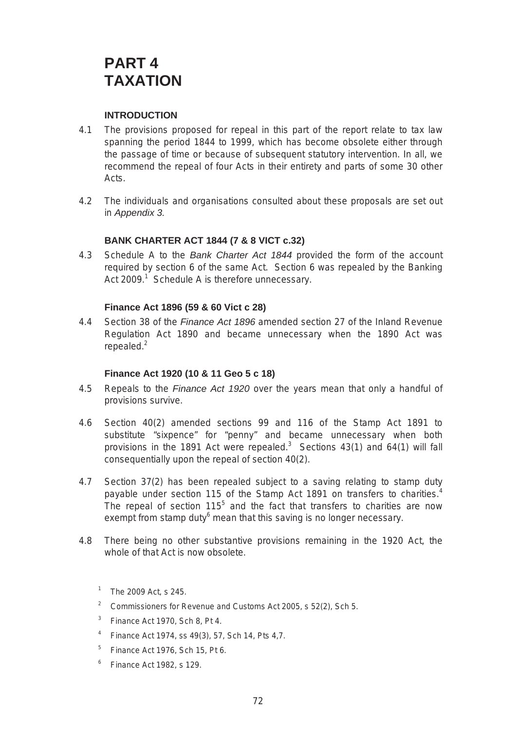# PART 4
# TAXATION

### INTRODUCTION

4.1 The provisions proposed for repeal in this part of the report relate to tax law spanning the period 1844 to 1999, which has become obsolete either through the passage of time or because of subsequent statutory intervention. In all, we recommend the repeal of four Acts in their entirety and parts of some 30 other Acts.

4.2 The individuals and organisations consulted about these proposals are set out in *Appendix 3.*

### BANK CHARTER ACT 1844 (7 & 8 VICT c.32)

4.3 Schedule A to the *Bank Charter Act 1844* provided the form of the account required by section 6 of the same Act. Section 6 was repealed by the Banking Act 2009.[1] Schedule A is therefore unnecessary.

### Finance Act 1896 (59 & 60 Vict c 28)

4.4 Section 38 of the *Finance Act 1896* amended section 27 of the Inland Revenue Regulation Act 1890 and became unnecessary when the 1890 Act was repealed.[2]

### Finance Act 1920 (10 & 11 Geo 5 c 18)

4.5 Repeals to the *Finance Act 1920* over the years mean that only a handful of provisions survive.

4.6 Section 40(2) amended sections 99 and 116 of the Stamp Act 1891 to substitute "sixpence" for "penny" and became unnecessary when both provisions in the 1891 Act were repealed.[3] Sections 43(1) and 64(1) will fall consequentially upon the repeal of section 40(2).

4.7 Section 37(2) has been repealed subject to a saving relating to stamp duty payable under section 115 of the Stamp Act 1891 on transfers to charities.[4] The repeal of section 115[5] and the fact that transfers to charities are now exempt from stamp duty[6] mean that this saving is no longer necessary.

4.8 There being no other substantive provisions remaining in the 1920 Act, the whole of that Act is now obsolete.

[1] The 2009 Act, s 245.

[2] Commissioners for Revenue and Customs Act 2005, s 52(2), Sch 5.

[3] Finance Act 1970, Sch 8, Pt 4.

[4] Finance Act 1974, ss 49(3), 57, Sch 14, Pts 4,7.

[5] Finance Act 1976, Sch 15, Pt 6.

[6] Finance Act 1982, s 129.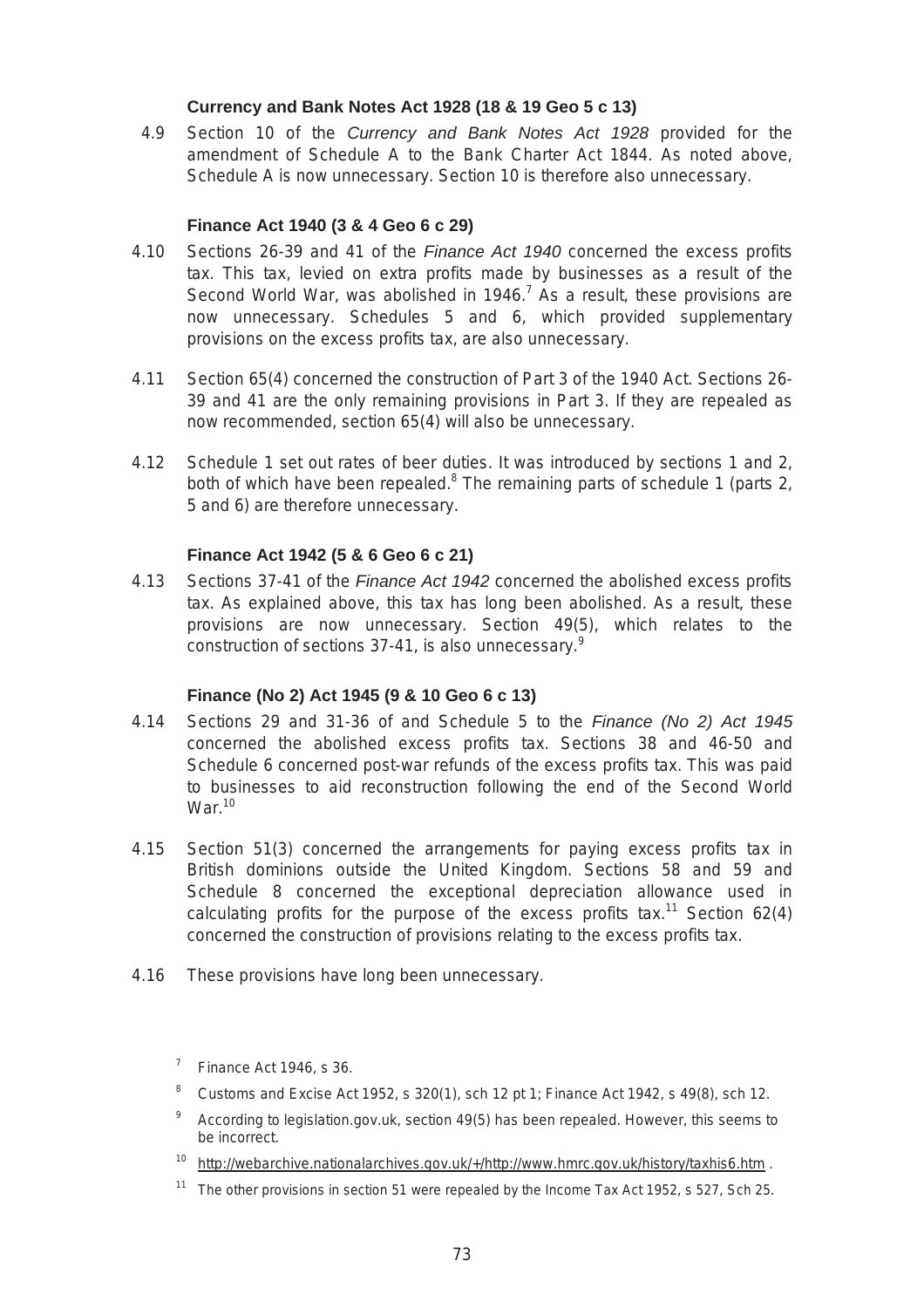### Currency and Bank Notes Act 1928 (18 & 19 Geo 5 c 13)

4.9 Section 10 of the *Currency and Bank Notes Act 1928* provided for the amendment of Schedule A to the Bank Charter Act 1844. As noted above, Schedule A is now unnecessary. Section 10 is therefore also unnecessary.

### Finance Act 1940 (3 & 4 Geo 6 c 29)

4.10 Sections 26-39 and 41 of the *Finance Act 1940* concerned the excess profits tax. This tax, levied on extra profits made by businesses as a result of the Second World War, was abolished in 1946.[7] As a result, these provisions are now unnecessary. Schedules 5 and 6, which provided supplementary provisions on the excess profits tax, are also unnecessary.

4.11 Section 65(4) concerned the construction of Part 3 of the 1940 Act. Sections 26-39 and 41 are the only remaining provisions in Part 3. If they are repealed as now recommended, section 65(4) will also be unnecessary.

4.12 Schedule 1 set out rates of beer duties. It was introduced by sections 1 and 2, both of which have been repealed.[8] The remaining parts of schedule 1 (parts 2, 5 and 6) are therefore unnecessary.

### Finance Act 1942 (5 & 6 Geo 6 c 21)

4.13 Sections 37-41 of the *Finance Act 1942* concerned the abolished excess profits tax. As explained above, this tax has long been abolished. As a result, these provisions are now unnecessary. Section 49(5), which relates to the construction of sections 37-41, is also unnecessary.[9]

### Finance (No 2) Act 1945 (9 & 10 Geo 6 c 13)

4.14 Sections 29 and 31-36 of and Schedule 5 to the *Finance (No 2) Act 1945* concerned the abolished excess profits tax. Sections 38 and 46-50 and Schedule 6 concerned post-war refunds of the excess profits tax. This was paid to businesses to aid reconstruction following the end of the Second World War.[10]

4.15 Section 51(3) concerned the arrangements for paying excess profits tax in British dominions outside the United Kingdom. Sections 58 and 59 and Schedule 8 concerned the exceptional depreciation allowance used in calculating profits for the purpose of the excess profits tax.[11] Section 62(4) concerned the construction of provisions relating to the excess profits tax.

4.16 These provisions have long been unnecessary.

---

[7] Finance Act 1946, s 36.

[8] Customs and Excise Act 1952, s 320(1), sch 12 pt 1; Finance Act 1942, s 49(8), sch 12.

[9] According to legislation.gov.uk, section 49(5) has been repealed. However, this seems to be incorrect.

[10] http://webarchive.nationalarchives.gov.uk/+/http://www.hmrc.gov.uk/history/taxhis6.htm .

[11] The other provisions in section 51 were repealed by the Income Tax Act 1952, s 527, Sch 25.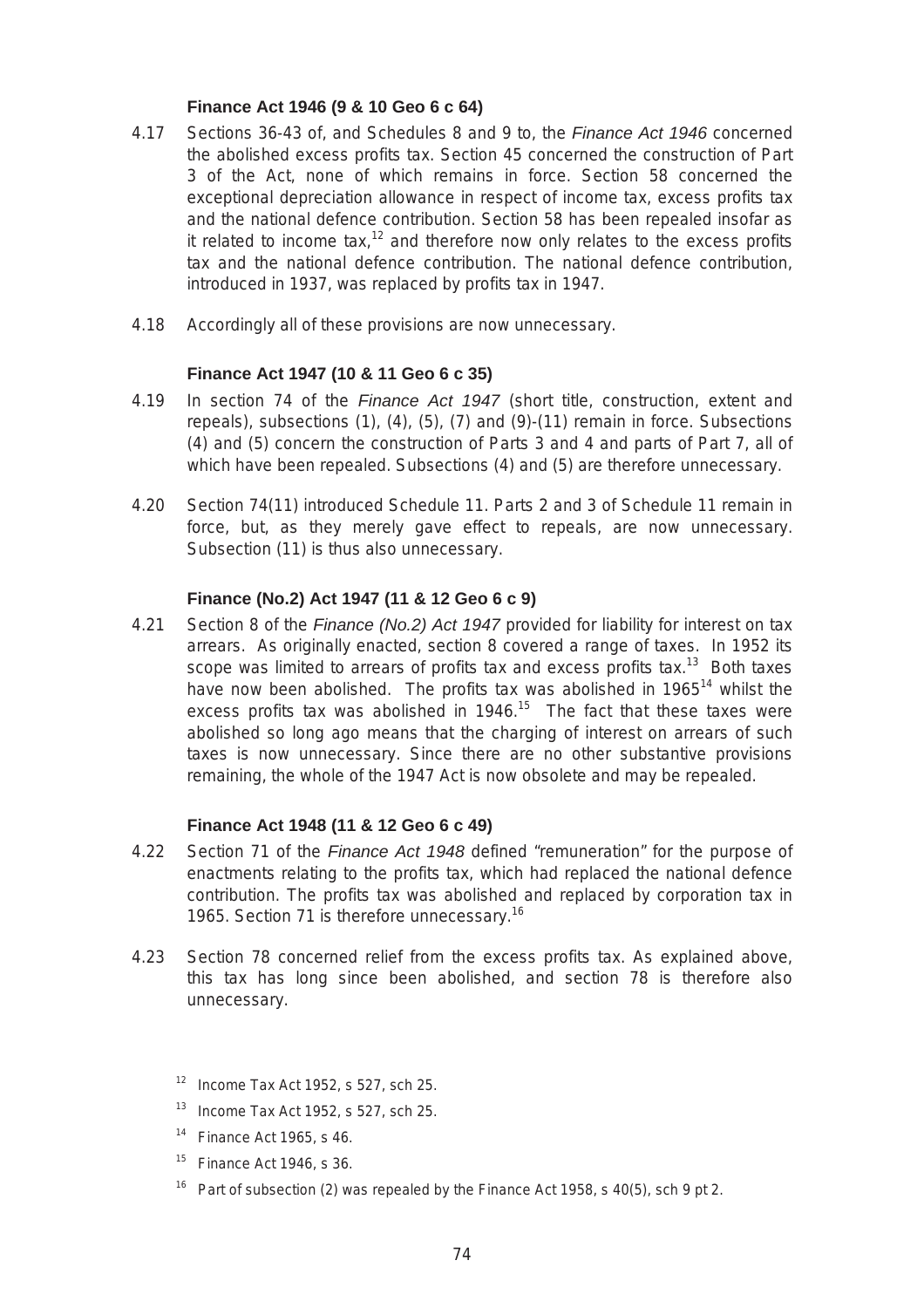### Finance Act 1946 (9 & 10 Geo 6 c 64)

4.17 Sections 36-43 of, and Schedules 8 and 9 to, the *Finance Act 1946* concerned the abolished excess profits tax. Section 45 concerned the construction of Part 3 of the Act, none of which remains in force. Section 58 concerned the exceptional depreciation allowance in respect of income tax, excess profits tax and the national defence contribution. Section 58 has been repealed insofar as it related to income tax,[12] and therefore now only relates to the excess profits tax and the national defence contribution. The national defence contribution, introduced in 1937, was replaced by profits tax in 1947.

4.18 Accordingly all of these provisions are now unnecessary.

### Finance Act 1947 (10 & 11 Geo 6 c 35)

4.19 In section 74 of the *Finance Act 1947* (short title, construction, extent and repeals), subsections (1), (4), (5), (7) and (9)-(11) remain in force. Subsections (4) and (5) concern the construction of Parts 3 and 4 and parts of Part 7, all of which have been repealed. Subsections (4) and (5) are therefore unnecessary.

4.20 Section 74(11) introduced Schedule 11. Parts 2 and 3 of Schedule 11 remain in force, but, as they merely gave effect to repeals, are now unnecessary. Subsection (11) is thus also unnecessary.

### Finance (No.2) Act 1947 (11 & 12 Geo 6 c 9)

4.21 Section 8 of the *Finance (No.2) Act 1947* provided for liability for interest on tax arrears. As originally enacted, section 8 covered a range of taxes. In 1952 its scope was limited to arrears of profits tax and excess profits tax.[13] Both taxes have now been abolished. The profits tax was abolished in 1965[14] whilst the excess profits tax was abolished in 1946.[15] The fact that these taxes were abolished so long ago means that the charging of interest on arrears of such taxes is now unnecessary. Since there are no other substantive provisions remaining, the whole of the 1947 Act is now obsolete and may be repealed.

### Finance Act 1948 (11 & 12 Geo 6 c 49)

4.22 Section 71 of the *Finance Act 1948* defined "remuneration" for the purpose of enactments relating to the profits tax, which had replaced the national defence contribution. The profits tax was abolished and replaced by corporation tax in 1965. Section 71 is therefore unnecessary.[16]

4.23 Section 78 concerned relief from the excess profits tax. As explained above, this tax has long since been abolished, and section 78 is therefore also unnecessary.

[12] Income Tax Act 1952, s 527, sch 25.

[13] Income Tax Act 1952, s 527, sch 25.

[14] Finance Act 1965, s 46.

[15] Finance Act 1946, s 36.

[16] Part of subsection (2) was repealed by the Finance Act 1958, s 40(5), sch 9 pt 2.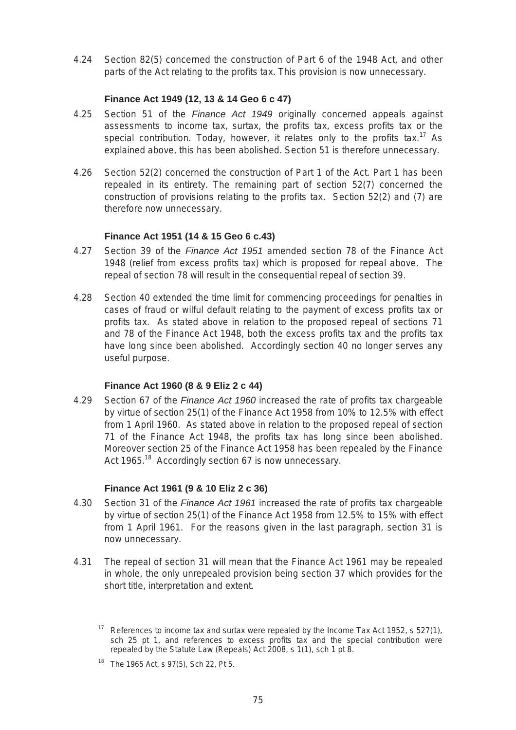4.24 Section 82(5) concerned the construction of Part 6 of the 1948 Act, and other parts of the Act relating to the profits tax. This provision is now unnecessary.

### Finance Act 1949 (12, 13 & 14 Geo 6 c 47)

4.25 Section 51 of the *Finance Act 1949* originally concerned appeals against assessments to income tax, surtax, the profits tax, excess profits tax or the special contribution. Today, however, it relates only to the profits tax.[17] As explained above, this has been abolished. Section 51 is therefore unnecessary.

4.26 Section 52(2) concerned the construction of Part 1 of the Act. Part 1 has been repealed in its entirety. The remaining part of section 52(7) concerned the construction of provisions relating to the profits tax. Section 52(2) and (7) are therefore now unnecessary.

### Finance Act 1951 (14 & 15 Geo 6 c.43)

4.27 Section 39 of the *Finance Act 1951* amended section 78 of the Finance Act 1948 (relief from excess profits tax) which is proposed for repeal above. The repeal of section 78 will result in the consequential repeal of section 39.

4.28 Section 40 extended the time limit for commencing proceedings for penalties in cases of fraud or wilful default relating to the payment of excess profits tax or profits tax. As stated above in relation to the proposed repeal of sections 71 and 78 of the Finance Act 1948, both the excess profits tax and the profits tax have long since been abolished. Accordingly section 40 no longer serves any useful purpose.

### Finance Act 1960 (8 & 9 Eliz 2 c 44)

4.29 Section 67 of the *Finance Act 1960* increased the rate of profits tax chargeable by virtue of section 25(1) of the Finance Act 1958 from 10% to 12.5% with effect from 1 April 1960. As stated above in relation to the proposed repeal of section 71 of the Finance Act 1948, the profits tax has long since been abolished. Moreover section 25 of the Finance Act 1958 has been repealed by the Finance Act 1965.[18] Accordingly section 67 is now unnecessary.

### Finance Act 1961 (9 & 10 Eliz 2 c 36)

4.30 Section 31 of the *Finance Act 1961* increased the rate of profits tax chargeable by virtue of section 25(1) of the Finance Act 1958 from 12.5% to 15% with effect from 1 April 1961. For the reasons given in the last paragraph, section 31 is now unnecessary.

4.31 The repeal of section 31 will mean that the Finance Act 1961 may be repealed in whole, the only unrepealed provision being section 37 which provides for the short title, interpretation and extent.

[17] References to income tax and surtax were repealed by the Income Tax Act 1952, s 527(1), sch 25 pt 1, and references to excess profits tax and the special contribution were repealed by the Statute Law (Repeals) Act 2008, s 1(1), sch 1 pt 8.

[18] The 1965 Act, s 97(5), Sch 22, Pt 5.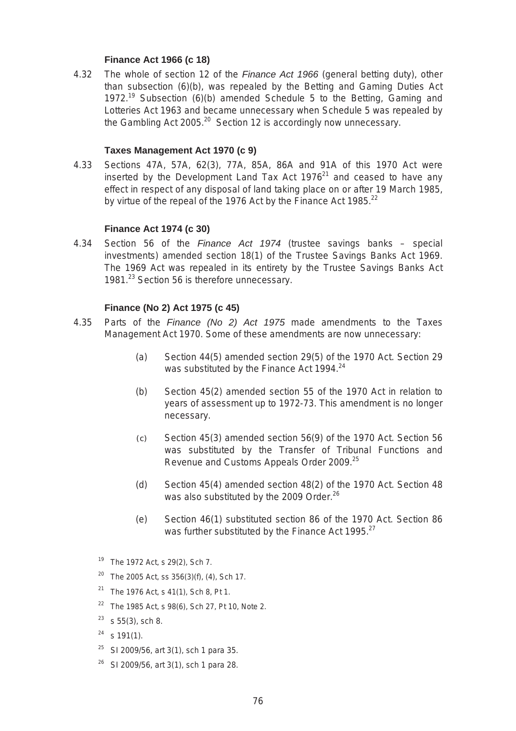### Finance Act 1966 (c 18)

4.32 The whole of section 12 of the *Finance Act 1966* (general betting duty), other than subsection (6)(b), was repealed by the Betting and Gaming Duties Act 1972.[19] Subsection (6)(b) amended Schedule 5 to the Betting, Gaming and Lotteries Act 1963 and became unnecessary when Schedule 5 was repealed by the Gambling Act 2005.[20] Section 12 is accordingly now unnecessary.

### Taxes Management Act 1970 (c 9)

4.33 Sections 47A, 57A, 62(3), 77A, 85A, 86A and 91A of this 1970 Act were inserted by the Development Land Tax Act 1976[21] and ceased to have any effect in respect of any disposal of land taking place on or after 19 March 1985, by virtue of the repeal of the 1976 Act by the Finance Act 1985.[22]

### Finance Act 1974 (c 30)

4.34 Section 56 of the *Finance Act 1974* (trustee savings banks – special investments) amended section 18(1) of the Trustee Savings Banks Act 1969. The 1969 Act was repealed in its entirety by the Trustee Savings Banks Act 1981.[23] Section 56 is therefore unnecessary.

### Finance (No 2) Act 1975 (c 45)

4.35 Parts of the *Finance (No 2) Act 1975* made amendments to the Taxes Management Act 1970. Some of these amendments are now unnecessary:

(a) Section 44(5) amended section 29(5) of the 1970 Act. Section 29 was substituted by the Finance Act 1994.[24]

(b) Section 45(2) amended section 55 of the 1970 Act in relation to years of assessment up to 1972-73. This amendment is no longer necessary.

(c) Section 45(3) amended section 56(9) of the 1970 Act. Section 56 was substituted by the Transfer of Tribunal Functions and Revenue and Customs Appeals Order 2009.[25]

(d) Section 45(4) amended section 48(2) of the 1970 Act. Section 48 was also substituted by the 2009 Order.[26]

(e) Section 46(1) substituted section 86 of the 1970 Act. Section 86 was further substituted by the Finance Act 1995.[27]

---

[19] The 1972 Act, s 29(2), Sch 7.

[20] The 2005 Act, ss 356(3)(f), (4), Sch 17.

[21] The 1976 Act, s 41(1), Sch 8, Pt 1.

[22] The 1985 Act, s 98(6), Sch 27, Pt 10, Note 2.

[23] s 55(3), sch 8.

[24] s 191(1).

[25] SI 2009/56, art 3(1), sch 1 para 35.

[26] SI 2009/56, art 3(1), sch 1 para 28.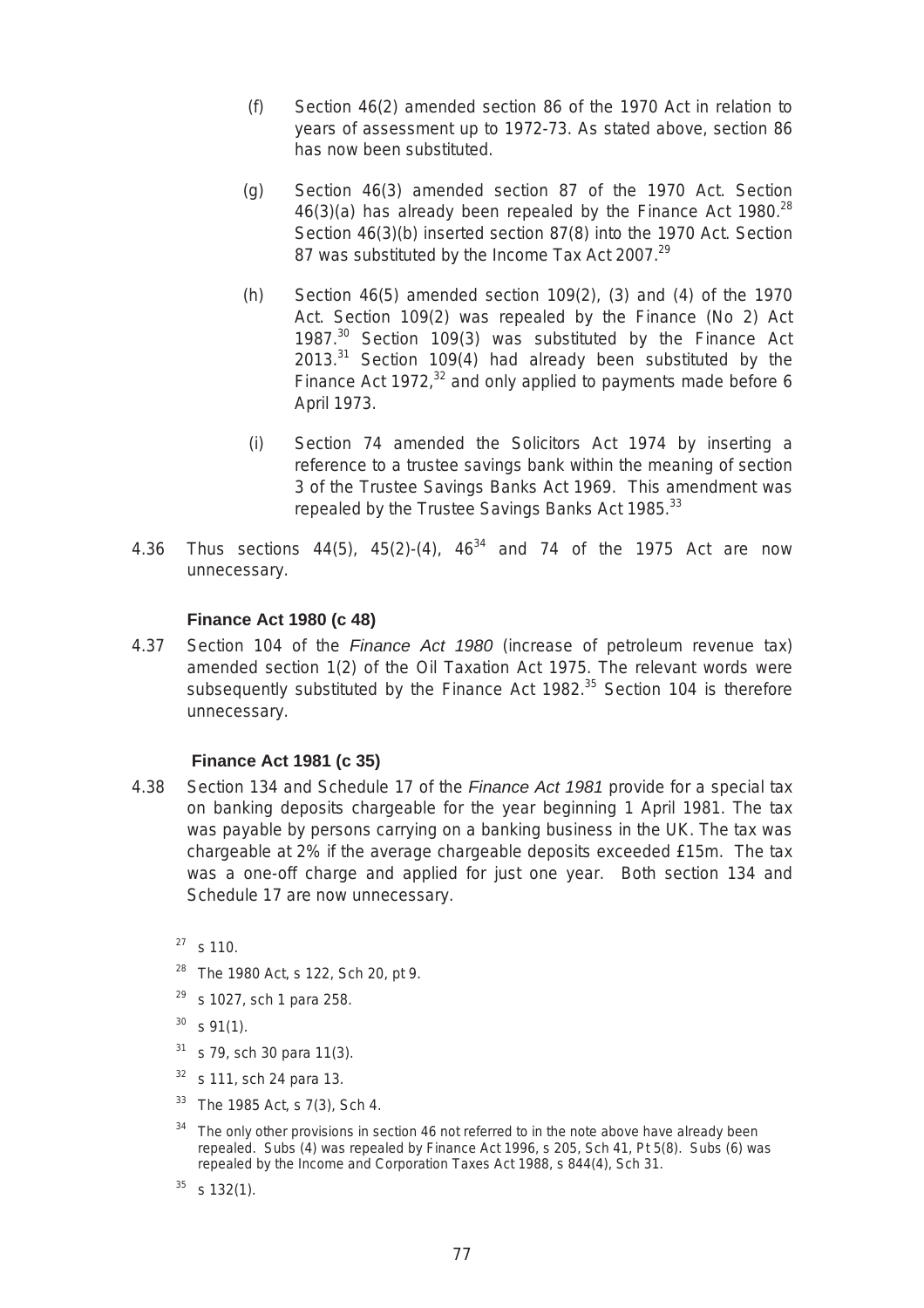(f) Section 46(2) amended section 86 of the 1970 Act in relation to years of assessment up to 1972-73. As stated above, section 86 has now been substituted.

(g) Section 46(3) amended section 87 of the 1970 Act. Section 46(3)(a) has already been repealed by the Finance Act 1980.[28] Section 46(3)(b) inserted section 87(8) into the 1970 Act. Section 87 was substituted by the Income Tax Act 2007.[29]

(h) Section 46(5) amended section 109(2), (3) and (4) of the 1970 Act. Section 109(2) was repealed by the Finance (No 2) Act 1987.[30] Section 109(3) was substituted by the Finance Act 2013.[31] Section 109(4) had already been substituted by the Finance Act 1972,[32] and only applied to payments made before 6 April 1973.

(i) Section 74 amended the Solicitors Act 1974 by inserting a reference to a trustee savings bank within the meaning of section 3 of the Trustee Savings Banks Act 1969. This amendment was repealed by the Trustee Savings Banks Act 1985.[33]

4.36 Thus sections 44(5), 45(2)-(4), 46[34] and 74 of the 1975 Act are now unnecessary.

**Finance Act 1980 (c 48)**

4.37 Section 104 of the *Finance Act 1980* (increase of petroleum revenue tax) amended section 1(2) of the Oil Taxation Act 1975. The relevant words were subsequently substituted by the Finance Act 1982.[35] Section 104 is therefore unnecessary.

**Finance Act 1981 (c 35)**

4.38 Section 134 and Schedule 17 of the *Finance Act 1981* provide for a special tax on banking deposits chargeable for the year beginning 1 April 1981. The tax was payable by persons carrying on a banking business in the UK. The tax was chargeable at 2% if the average chargeable deposits exceeded £15m. The tax was a one-off charge and applied for just one year. Both section 134 and Schedule 17 are now unnecessary.

[27] s 110.

[28] The 1980 Act, s 122, Sch 20, pt 9.

[29] s 1027, sch 1 para 258.

[30] s 91(1).

[31] s 79, sch 30 para 11(3).

[32] s 111, sch 24 para 13.

[33] The 1985 Act, s 7(3), Sch 4.

[34] The only other provisions in section 46 not referred to in the note above have already been repealed. Subs (4) was repealed by Finance Act 1996, s 205, Sch 41, Pt 5(8). Subs (6) was repealed by the Income and Corporation Taxes Act 1988, s 844(4), Sch 31.

[35] s 132(1).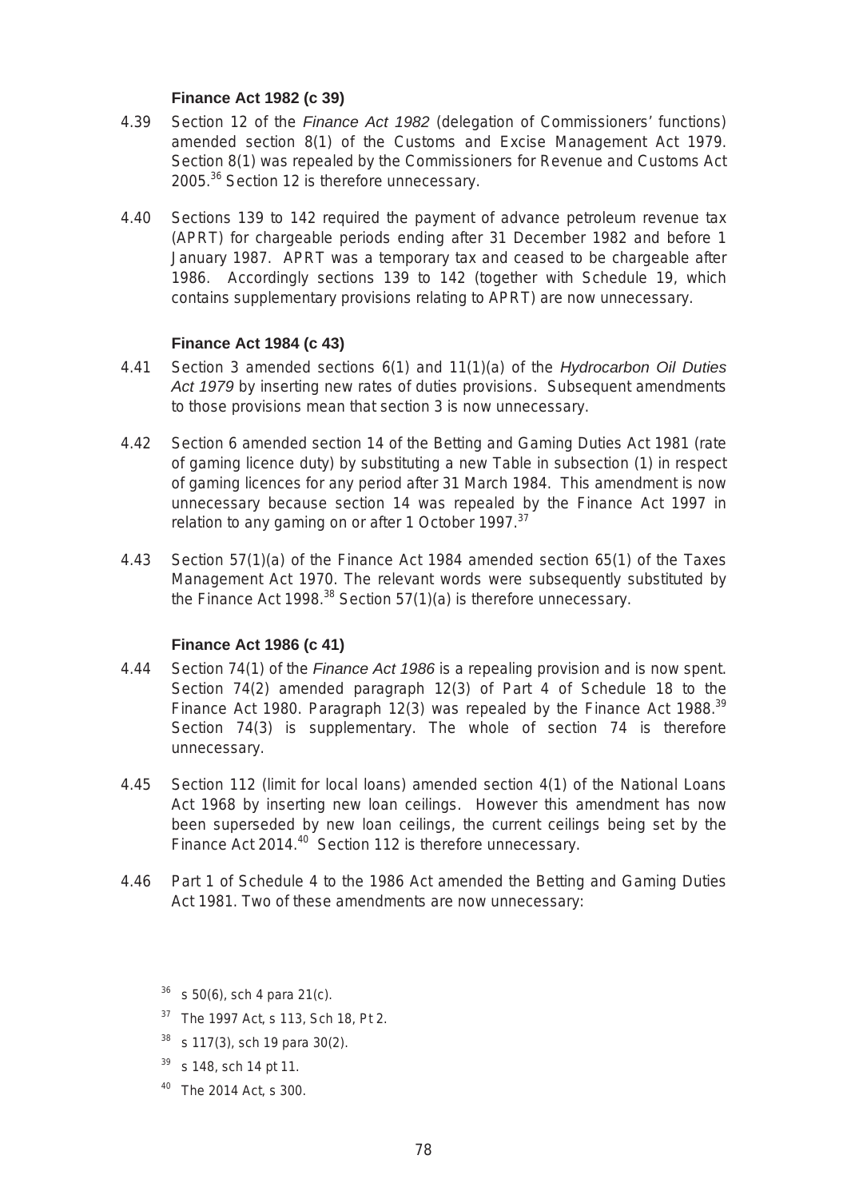### Finance Act 1982 (c 39)

4.39 Section 12 of the *Finance Act 1982* (delegation of Commissioners' functions) amended section 8(1) of the Customs and Excise Management Act 1979. Section 8(1) was repealed by the Commissioners for Revenue and Customs Act 2005.[36] Section 12 is therefore unnecessary.

4.40 Sections 139 to 142 required the payment of advance petroleum revenue tax (APRT) for chargeable periods ending after 31 December 1982 and before 1 January 1987. APRT was a temporary tax and ceased to be chargeable after 1986. Accordingly sections 139 to 142 (together with Schedule 19, which contains supplementary provisions relating to APRT) are now unnecessary.

### Finance Act 1984 (c 43)

4.41 Section 3 amended sections 6(1) and 11(1)(a) of the *Hydrocarbon Oil Duties Act 1979* by inserting new rates of duties provisions. Subsequent amendments to those provisions mean that section 3 is now unnecessary.

4.42 Section 6 amended section 14 of the Betting and Gaming Duties Act 1981 (rate of gaming licence duty) by substituting a new Table in subsection (1) in respect of gaming licences for any period after 31 March 1984. This amendment is now unnecessary because section 14 was repealed by the Finance Act 1997 in relation to any gaming on or after 1 October 1997.[37]

4.43 Section 57(1)(a) of the Finance Act 1984 amended section 65(1) of the Taxes Management Act 1970. The relevant words were subsequently substituted by the Finance Act 1998.[38] Section 57(1)(a) is therefore unnecessary.

### Finance Act 1986 (c 41)

4.44 Section 74(1) of the *Finance Act 1986* is a repealing provision and is now spent. Section 74(2) amended paragraph 12(3) of Part 4 of Schedule 18 to the Finance Act 1980. Paragraph 12(3) was repealed by the Finance Act 1988.[39] Section 74(3) is supplementary. The whole of section 74 is therefore unnecessary.

4.45 Section 112 (limit for local loans) amended section 4(1) of the National Loans Act 1968 by inserting new loan ceilings. However this amendment has now been superseded by new loan ceilings, the current ceilings being set by the Finance Act 2014.[40] Section 112 is therefore unnecessary.

4.46 Part 1 of Schedule 4 to the 1986 Act amended the Betting and Gaming Duties Act 1981. Two of these amendments are now unnecessary:

[36] s 50(6), sch 4 para 21(c).

[37] The 1997 Act, s 113, Sch 18, Pt 2.

[38] s 117(3), sch 19 para 30(2).

[39] s 148, sch 14 pt 11.

[40] The 2014 Act, s 300.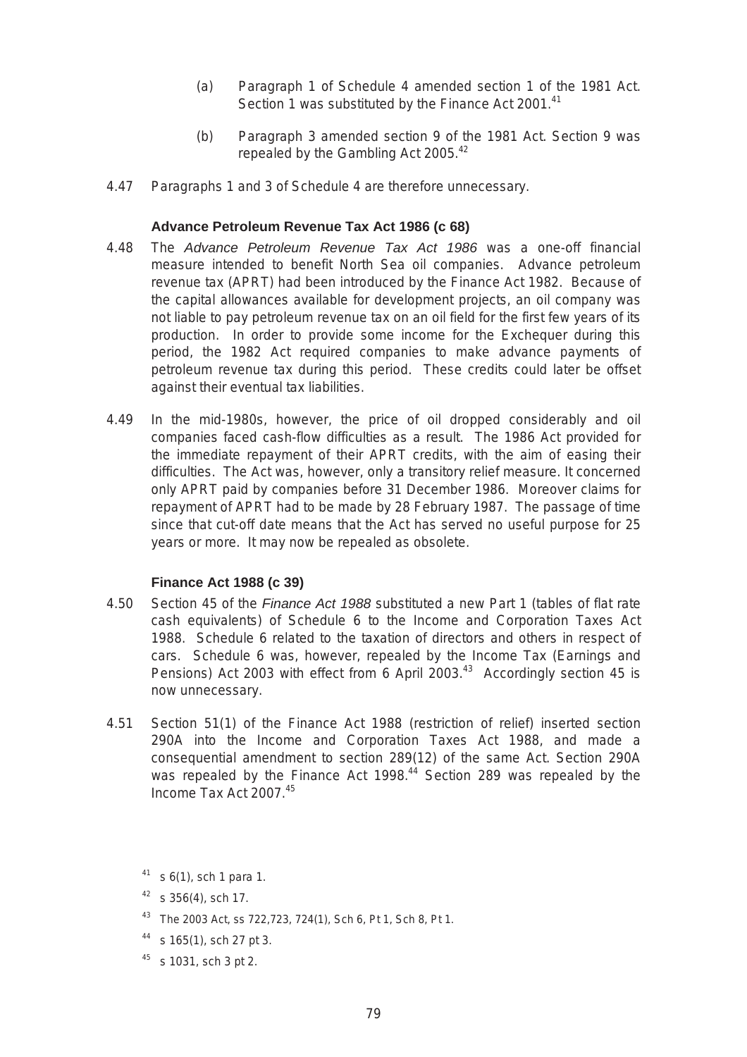(a) Paragraph 1 of Schedule 4 amended section 1 of the 1981 Act. Section 1 was substituted by the Finance Act 2001.[41]

(b) Paragraph 3 amended section 9 of the 1981 Act. Section 9 was repealed by the Gambling Act 2005.[42]

4.47 Paragraphs 1 and 3 of Schedule 4 are therefore unnecessary.

### Advance Petroleum Revenue Tax Act 1986 (c 68)

4.48 The *Advance Petroleum Revenue Tax Act 1986* was a one-off financial measure intended to benefit North Sea oil companies. Advance petroleum revenue tax (APRT) had been introduced by the Finance Act 1982. Because of the capital allowances available for development projects, an oil company was not liable to pay petroleum revenue tax on an oil field for the first few years of its production. In order to provide some income for the Exchequer during this period, the 1982 Act required companies to make advance payments of petroleum revenue tax during this period. These credits could later be offset against their eventual tax liabilities.

4.49 In the mid-1980s, however, the price of oil dropped considerably and oil companies faced cash-flow difficulties as a result. The 1986 Act provided for the immediate repayment of their APRT credits, with the aim of easing their difficulties. The Act was, however, only a transitory relief measure. It concerned only APRT paid by companies before 31 December 1986. Moreover claims for repayment of APRT had to be made by 28 February 1987. The passage of time since that cut-off date means that the Act has served no useful purpose for 25 years or more. It may now be repealed as obsolete.

### Finance Act 1988 (c 39)

4.50 Section 45 of the *Finance Act 1988* substituted a new Part 1 (tables of flat rate cash equivalents) of Schedule 6 to the Income and Corporation Taxes Act 1988. Schedule 6 related to the taxation of directors and others in respect of cars. Schedule 6 was, however, repealed by the Income Tax (Earnings and Pensions) Act 2003 with effect from 6 April 2003.[43] Accordingly section 45 is now unnecessary.

4.51 Section 51(1) of the Finance Act 1988 (restriction of relief) inserted section 290A into the Income and Corporation Taxes Act 1988, and made a consequential amendment to section 289(12) of the same Act. Section 290A was repealed by the Finance Act 1998.[44] Section 289 was repealed by the Income Tax Act 2007.[45]

[41] s 6(1), sch 1 para 1.

[42] s 356(4), sch 17.

[43] The 2003 Act, ss 722,723, 724(1), Sch 6, Pt 1, Sch 8, Pt 1.

[44] s 165(1), sch 27 pt 3.

[45] s 1031, sch 3 pt 2.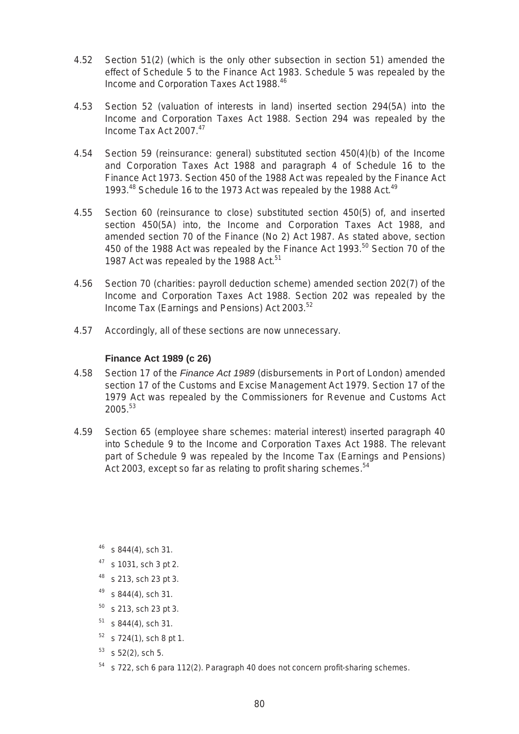4.52 Section 51(2) (which is the only other subsection in section 51) amended the effect of Schedule 5 to the Finance Act 1983. Schedule 5 was repealed by the Income and Corporation Taxes Act 1988.[46]

4.53 Section 52 (valuation of interests in land) inserted section 294(5A) into the Income and Corporation Taxes Act 1988. Section 294 was repealed by the Income Tax Act 2007.[47]

4.54 Section 59 (reinsurance: general) substituted section 450(4)(b) of the Income and Corporation Taxes Act 1988 and paragraph 4 of Schedule 16 to the Finance Act 1973. Section 450 of the 1988 Act was repealed by the Finance Act 1993.[48] Schedule 16 to the 1973 Act was repealed by the 1988 Act.[49]

4.55 Section 60 (reinsurance to close) substituted section 450(5) of, and inserted section 450(5A) into, the Income and Corporation Taxes Act 1988, and amended section 70 of the Finance (No 2) Act 1987. As stated above, section 450 of the 1988 Act was repealed by the Finance Act 1993.[50] Section 70 of the 1987 Act was repealed by the 1988 Act.[51]

4.56 Section 70 (charities: payroll deduction scheme) amended section 202(7) of the Income and Corporation Taxes Act 1988. Section 202 was repealed by the Income Tax (Earnings and Pensions) Act 2003.[52]

4.57 Accordingly, all of these sections are now unnecessary.

### Finance Act 1989 (c 26)

4.58 Section 17 of the *Finance Act 1989* (disbursements in Port of London) amended section 17 of the Customs and Excise Management Act 1979. Section 17 of the 1979 Act was repealed by the Commissioners for Revenue and Customs Act 2005.[53]

4.59 Section 65 (employee share schemes: material interest) inserted paragraph 40 into Schedule 9 to the Income and Corporation Taxes Act 1988. The relevant part of Schedule 9 was repealed by the Income Tax (Earnings and Pensions) Act 2003, except so far as relating to profit sharing schemes.[54]

---

[46] s 844(4), sch 31.

[47] s 1031, sch 3 pt 2.

[48] s 213, sch 23 pt 3.

[49] s 844(4), sch 31.

[50] s 213, sch 23 pt 3.

[51] s 844(4), sch 31.

[52] s 724(1), sch 8 pt 1.

[53] s 52(2), sch 5.

[54] s 722, sch 6 para 112(2). Paragraph 40 does not concern profit-sharing schemes.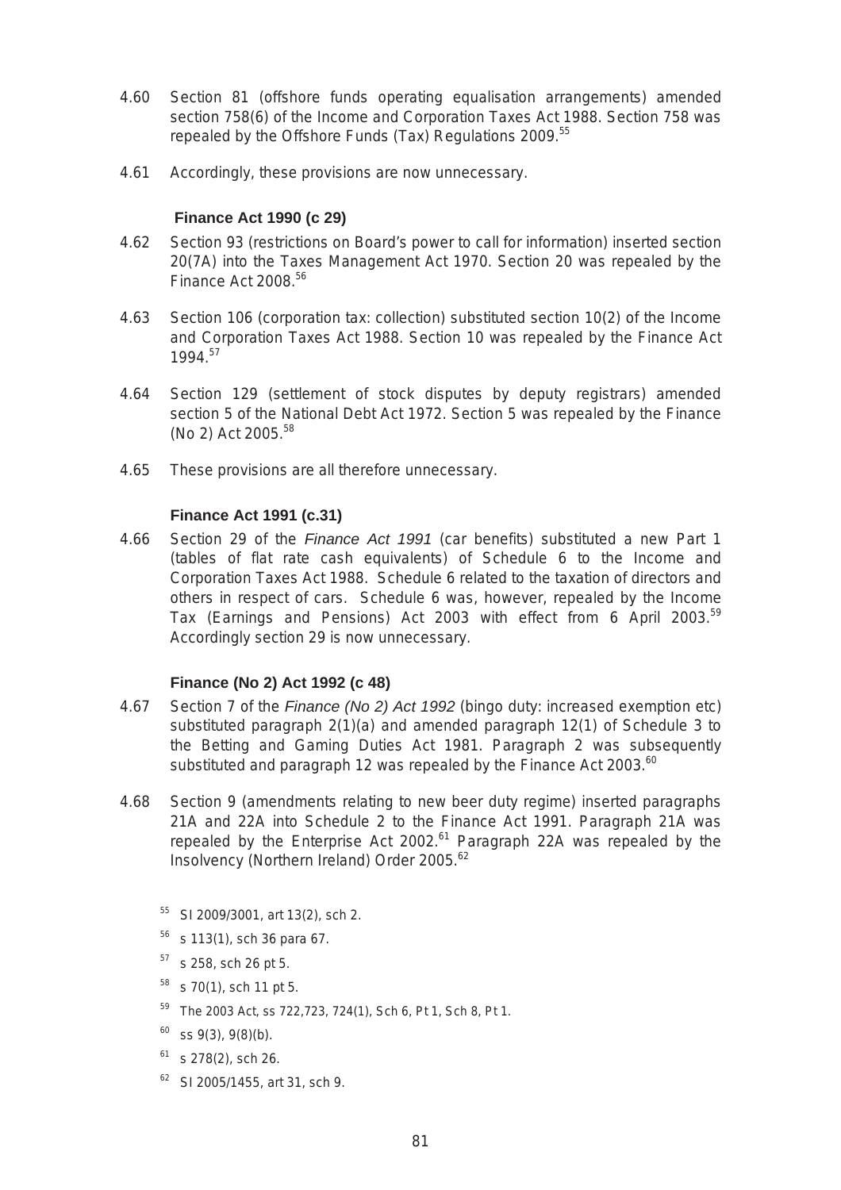4.60 Section 81 (offshore funds operating equalisation arrangements) amended section 758(6) of the Income and Corporation Taxes Act 1988. Section 758 was repealed by the Offshore Funds (Tax) Regulations 2009.[55]

4.61 Accordingly, these provisions are now unnecessary.

**Finance Act 1990 (c 29)**

4.62 Section 93 (restrictions on Board's power to call for information) inserted section 20(7A) into the Taxes Management Act 1970. Section 20 was repealed by the Finance Act 2008.[56]

4.63 Section 106 (corporation tax: collection) substituted section 10(2) of the Income and Corporation Taxes Act 1988. Section 10 was repealed by the Finance Act 1994.[57]

4.64 Section 129 (settlement of stock disputes by deputy registrars) amended section 5 of the National Debt Act 1972. Section 5 was repealed by the Finance (No 2) Act 2005.[58]

4.65 These provisions are all therefore unnecessary.

**Finance Act 1991 (c.31)**

4.66 Section 29 of the *Finance Act 1991* (car benefits) substituted a new Part 1 (tables of flat rate cash equivalents) of Schedule 6 to the Income and Corporation Taxes Act 1988. Schedule 6 related to the taxation of directors and others in respect of cars. Schedule 6 was, however, repealed by the Income Tax (Earnings and Pensions) Act 2003 with effect from 6 April 2003.[59] Accordingly section 29 is now unnecessary.

**Finance (No 2) Act 1992 (c 48)**

4.67 Section 7 of the *Finance (No 2) Act 1992* (bingo duty: increased exemption etc) substituted paragraph 2(1)(a) and amended paragraph 12(1) of Schedule 3 to the Betting and Gaming Duties Act 1981. Paragraph 2 was subsequently substituted and paragraph 12 was repealed by the Finance Act 2003.[60]

4.68 Section 9 (amendments relating to new beer duty regime) inserted paragraphs 21A and 22A into Schedule 2 to the Finance Act 1991. Paragraph 21A was repealed by the Enterprise Act 2002.[61] Paragraph 22A was repealed by the Insolvency (Northern Ireland) Order 2005.[62]

[55] SI 2009/3001, art 13(2), sch 2.

[56] s 113(1), sch 36 para 67.

[57] s 258, sch 26 pt 5.

[58] s 70(1), sch 11 pt 5.

[59] The 2003 Act, ss 722,723, 724(1), Sch 6, Pt 1, Sch 8, Pt 1.

[60] ss 9(3), 9(8)(b).

[61] s 278(2), sch 26.

[62] SI 2005/1455, art 31, sch 9.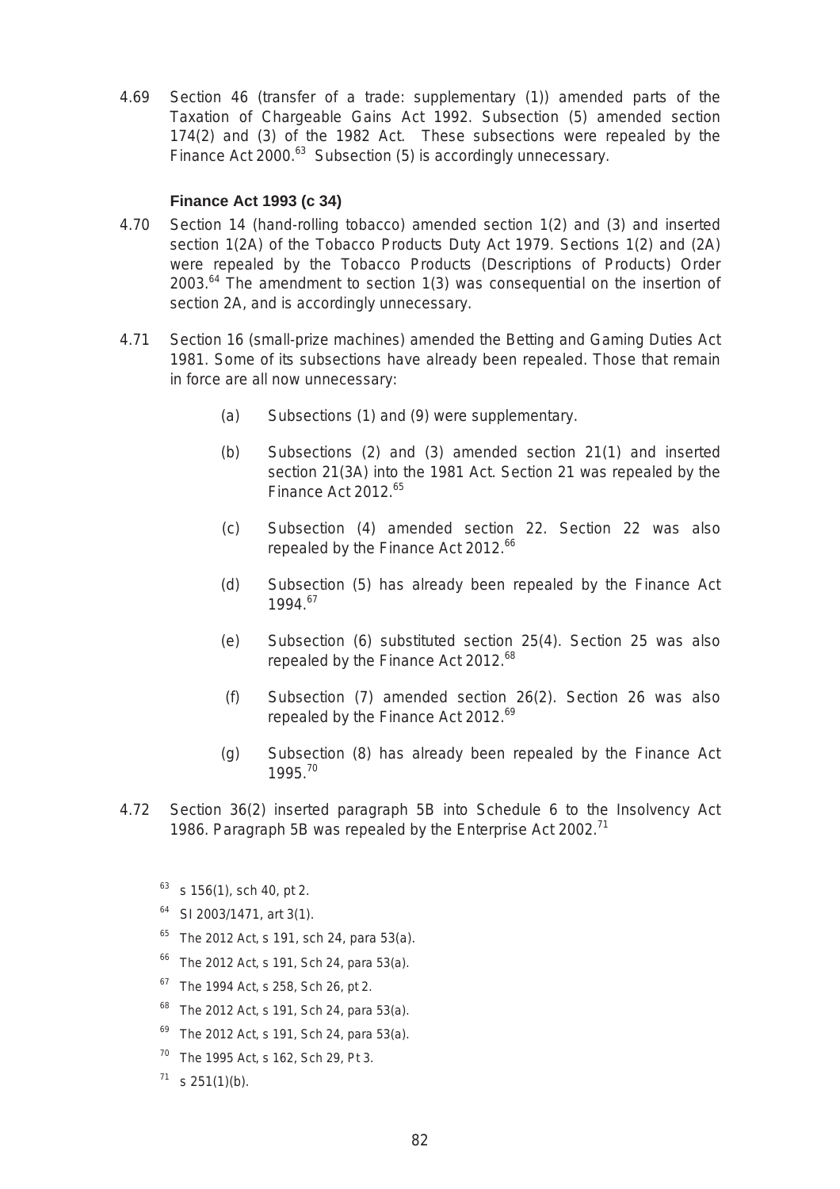4.69 Section 46 (transfer of a trade: supplementary (1)) amended parts of the Taxation of Chargeable Gains Act 1992. Subsection (5) amended section 174(2) and (3) of the 1982 Act. These subsections were repealed by the Finance Act 2000.[63] Subsection (5) is accordingly unnecessary.

### Finance Act 1993 (c 34)

4.70 Section 14 (hand-rolling tobacco) amended section 1(2) and (3) and inserted section 1(2A) of the Tobacco Products Duty Act 1979. Sections 1(2) and (2A) were repealed by the Tobacco Products (Descriptions of Products) Order 2003.[64] The amendment to section 1(3) was consequential on the insertion of section 2A, and is accordingly unnecessary.

4.71 Section 16 (small-prize machines) amended the Betting and Gaming Duties Act 1981. Some of its subsections have already been repealed. Those that remain in force are all now unnecessary:

(a) Subsections (1) and (9) were supplementary.

(b) Subsections (2) and (3) amended section 21(1) and inserted section 21(3A) into the 1981 Act. Section 21 was repealed by the Finance Act 2012.[65]

(c) Subsection (4) amended section 22. Section 22 was also repealed by the Finance Act 2012.[66]

(d) Subsection (5) has already been repealed by the Finance Act 1994.[67]

(e) Subsection (6) substituted section 25(4). Section 25 was also repealed by the Finance Act 2012.[68]

(f) Subsection (7) amended section 26(2). Section 26 was also repealed by the Finance Act 2012.[69]

(g) Subsection (8) has already been repealed by the Finance Act 1995.[70]

4.72 Section 36(2) inserted paragraph 5B into Schedule 6 to the Insolvency Act 1986. Paragraph 5B was repealed by the Enterprise Act 2002.[71]

[63] s 156(1), sch 40, pt 2.

[64] SI 2003/1471, art 3(1).

[65] The 2012 Act, s 191, sch 24, para 53(a).

[66] The 2012 Act, s 191, Sch 24, para 53(a).

[67] The 1994 Act, s 258, Sch 26, pt 2.

[68] The 2012 Act, s 191, Sch 24, para 53(a).

[69] The 2012 Act, s 191, Sch 24, para 53(a).

[70] The 1995 Act, s 162, Sch 29, Pt 3.

[71] s 251(1)(b).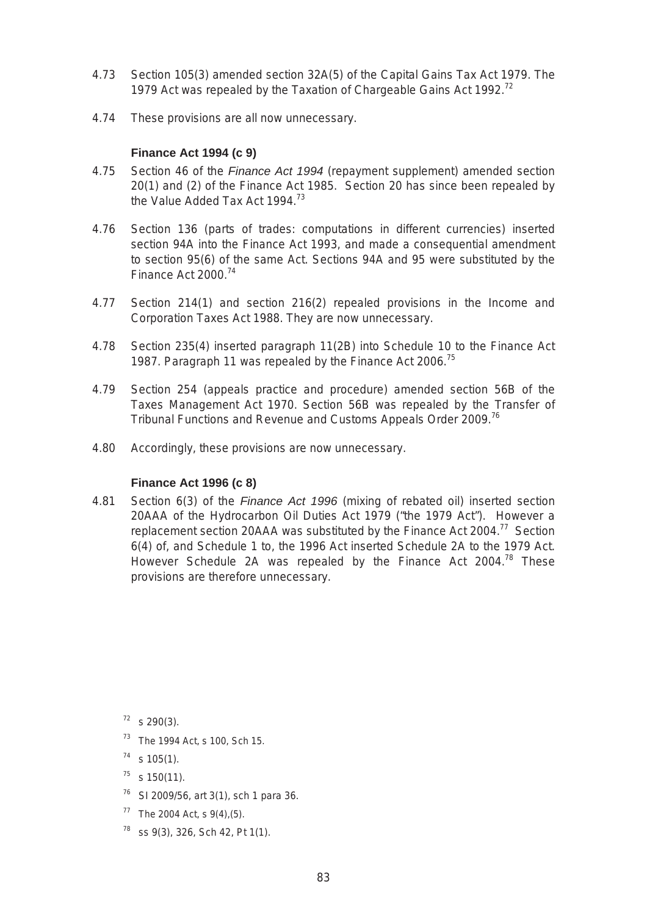4.73 Section 105(3) amended section 32A(5) of the Capital Gains Tax Act 1979. The 1979 Act was repealed by the Taxation of Chargeable Gains Act 1992.[72]

4.74 These provisions are all now unnecessary.

### Finance Act 1994 (c 9)

4.75 Section 46 of the *Finance Act 1994* (repayment supplement) amended section 20(1) and (2) of the Finance Act 1985. Section 20 has since been repealed by the Value Added Tax Act 1994.[73]

4.76 Section 136 (parts of trades: computations in different currencies) inserted section 94A into the Finance Act 1993, and made a consequential amendment to section 95(6) of the same Act. Sections 94A and 95 were substituted by the Finance Act 2000.[74]

4.77 Section 214(1) and section 216(2) repealed provisions in the Income and Corporation Taxes Act 1988. They are now unnecessary.

4.78 Section 235(4) inserted paragraph 11(2B) into Schedule 10 to the Finance Act 1987. Paragraph 11 was repealed by the Finance Act 2006.[75]

4.79 Section 254 (appeals practice and procedure) amended section 56B of the Taxes Management Act 1970. Section 56B was repealed by the Transfer of Tribunal Functions and Revenue and Customs Appeals Order 2009.[76]

4.80 Accordingly, these provisions are now unnecessary.

### Finance Act 1996 (c 8)

4.81 Section 6(3) of the *Finance Act 1996* (mixing of rebated oil) inserted section 20AAA of the Hydrocarbon Oil Duties Act 1979 ("the 1979 Act"). However a replacement section 20AAA was substituted by the Finance Act 2004.[77] Section 6(4) of, and Schedule 1 to, the 1996 Act inserted Schedule 2A to the 1979 Act. However Schedule 2A was repealed by the Finance Act 2004.[78] These provisions are therefore unnecessary.

[72] s 290(3).

[73] The 1994 Act, s 100, Sch 15.

[74] s 105(1).

[75] s 150(11).

[76] SI 2009/56, art 3(1), sch 1 para 36.

[77] The 2004 Act, s 9(4),(5).

[78] ss 9(3), 326, Sch 42, Pt 1(1).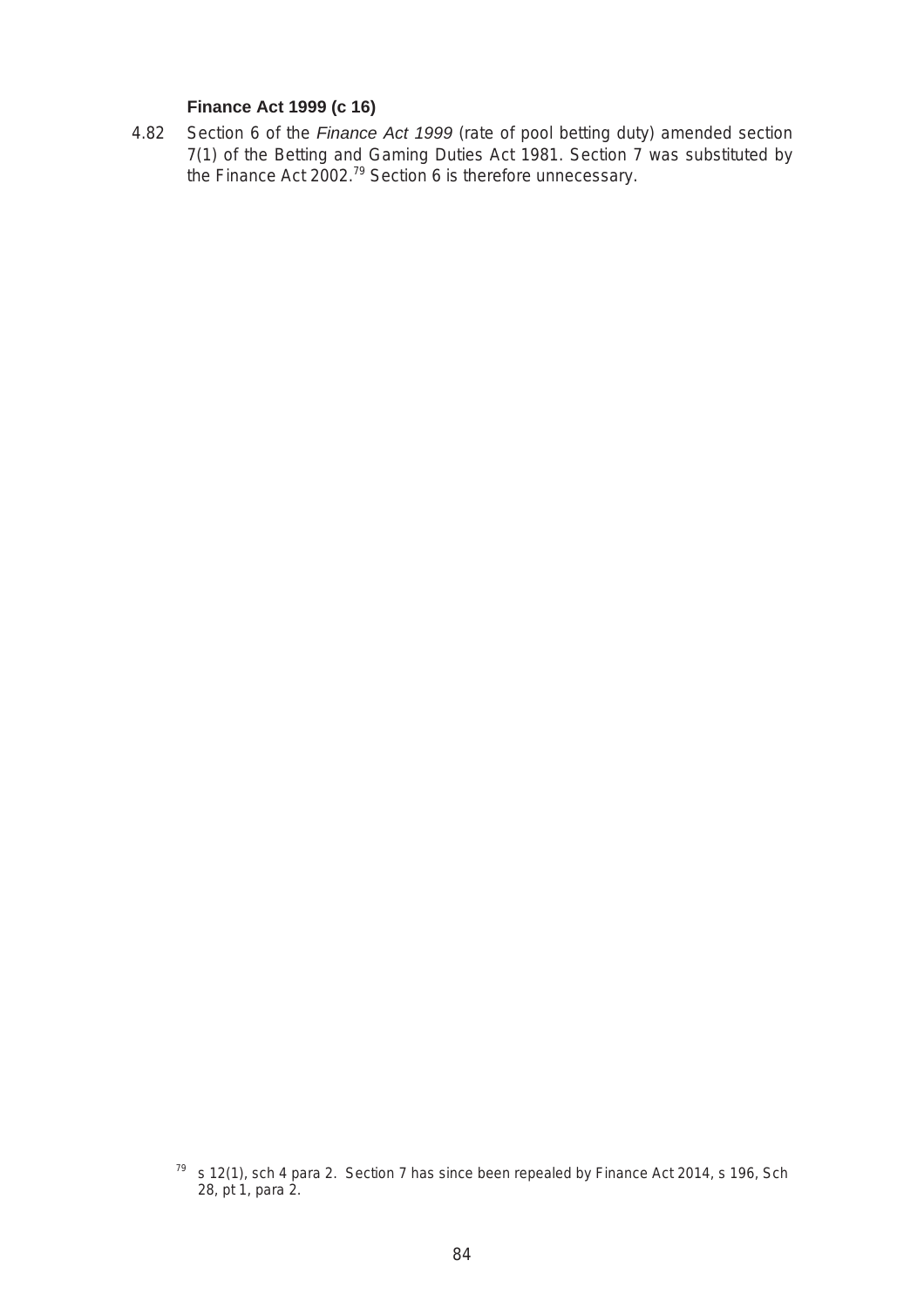### Finance Act 1999 (c 16)

4.82 Section 6 of the *Finance Act 1999* (rate of pool betting duty) amended section 7(1) of the Betting and Gaming Duties Act 1981. Section 7 was substituted by the Finance Act 2002.[79] Section 6 is therefore unnecessary.

[79] s 12(1), sch 4 para 2. Section 7 has since been repealed by Finance Act 2014, s 196, Sch 28, pt 1, para 2.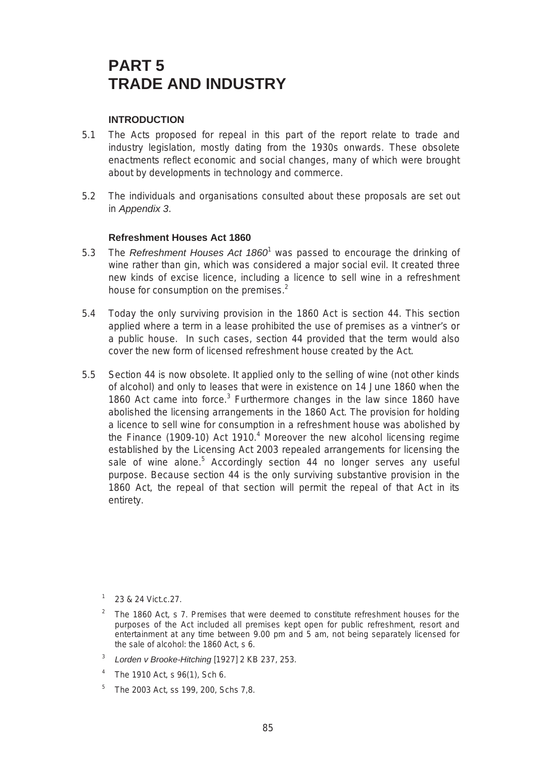# PART 5
# TRADE AND INDUSTRY

### INTRODUCTION

5.1 The Acts proposed for repeal in this part of the report relate to trade and industry legislation, mostly dating from the 1930s onwards. These obsolete enactments reflect economic and social changes, many of which were brought about by developments in technology and commerce.

5.2 The individuals and organisations consulted about these proposals are set out in *Appendix 3*.

### Refreshment Houses Act 1860

5.3 The *Refreshment Houses Act 1860*[1] was passed to encourage the drinking of wine rather than gin, which was considered a major social evil. It created three new kinds of excise licence, including a licence to sell wine in a refreshment house for consumption on the premises.[2]

5.4 Today the only surviving provision in the 1860 Act is section 44. This section applied where a term in a lease prohibited the use of premises as a vintner's or a public house. In such cases, section 44 provided that the term would also cover the new form of licensed refreshment house created by the Act.

5.5 Section 44 is now obsolete. It applied only to the selling of wine (not other kinds of alcohol) and only to leases that were in existence on 14 June 1860 when the 1860 Act came into force.[3] Furthermore changes in the law since 1860 have abolished the licensing arrangements in the 1860 Act. The provision for holding a licence to sell wine for consumption in a refreshment house was abolished by the Finance (1909-10) Act 1910.[4] Moreover the new alcohol licensing regime established by the Licensing Act 2003 repealed arrangements for licensing the sale of wine alone.[5] Accordingly section 44 no longer serves any useful purpose. Because section 44 is the only surviving substantive provision in the 1860 Act, the repeal of that section will permit the repeal of that Act in its entirety.

---

1 23 & 24 Vict.c.27.

2 The 1860 Act, s 7. Premises that were deemed to constitute refreshment houses for the purposes of the Act included all premises kept open for public refreshment, resort and entertainment at any time between 9.00 pm and 5 am, not being separately licensed for the sale of alcohol: the 1860 Act, s 6.

3 *Lorden v Brooke-Hitching* [1927] 2 KB 237, 253.

4 The 1910 Act, s 96(1), Sch 6.

5 The 2003 Act, ss 199, 200, Schs 7,8.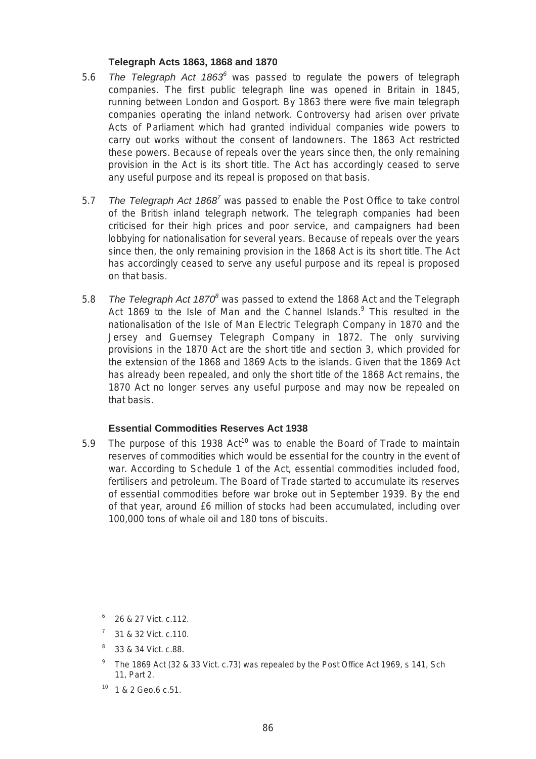### Telegraph Acts 1863, 1868 and 1870

5.6 *The Telegraph Act 1863*[6] was passed to regulate the powers of telegraph companies. The first public telegraph line was opened in Britain in 1845, running between London and Gosport. By 1863 there were five main telegraph companies operating the inland network. Controversy had arisen over private Acts of Parliament which had granted individual companies wide powers to carry out works without the consent of landowners. The 1863 Act restricted these powers. Because of repeals over the years since then, the only remaining provision in the Act is its short title. The Act has accordingly ceased to serve any useful purpose and its repeal is proposed on that basis.

5.7 *The Telegraph Act 1868*[7] was passed to enable the Post Office to take control of the British inland telegraph network. The telegraph companies had been criticised for their high prices and poor service, and campaigners had been lobbying for nationalisation for several years. Because of repeals over the years since then, the only remaining provision in the 1868 Act is its short title. The Act has accordingly ceased to serve any useful purpose and its repeal is proposed on that basis.

5.8 *The Telegraph Act 1870*[8] was passed to extend the 1868 Act and the Telegraph Act 1869 to the Isle of Man and the Channel Islands.[9] This resulted in the nationalisation of the Isle of Man Electric Telegraph Company in 1870 and the Jersey and Guernsey Telegraph Company in 1872. The only surviving provisions in the 1870 Act are the short title and section 3, which provided for the extension of the 1868 and 1869 Acts to the islands. Given that the 1869 Act has already been repealed, and only the short title of the 1868 Act remains, the 1870 Act no longer serves any useful purpose and may now be repealed on that basis.

### Essential Commodities Reserves Act 1938

5.9 The purpose of this 1938 Act[10] was to enable the Board of Trade to maintain reserves of commodities which would be essential for the country in the event of war. According to Schedule 1 of the Act, essential commodities included food, fertilisers and petroleum. The Board of Trade started to accumulate its reserves of essential commodities before war broke out in September 1939. By the end of that year, around £6 million of stocks had been accumulated, including over 100,000 tons of whale oil and 180 tons of biscuits.

---

[6] 26 & 27 Vict. c.112.

[7] 31 & 32 Vict. c.110.

[8] 33 & 34 Vict. c.88.

[9] The 1869 Act (32 & 33 Vict. c.73) was repealed by the Post Office Act 1969, s 141, Sch 11, Part 2.

[10] 1 & 2 Geo.6 c.51.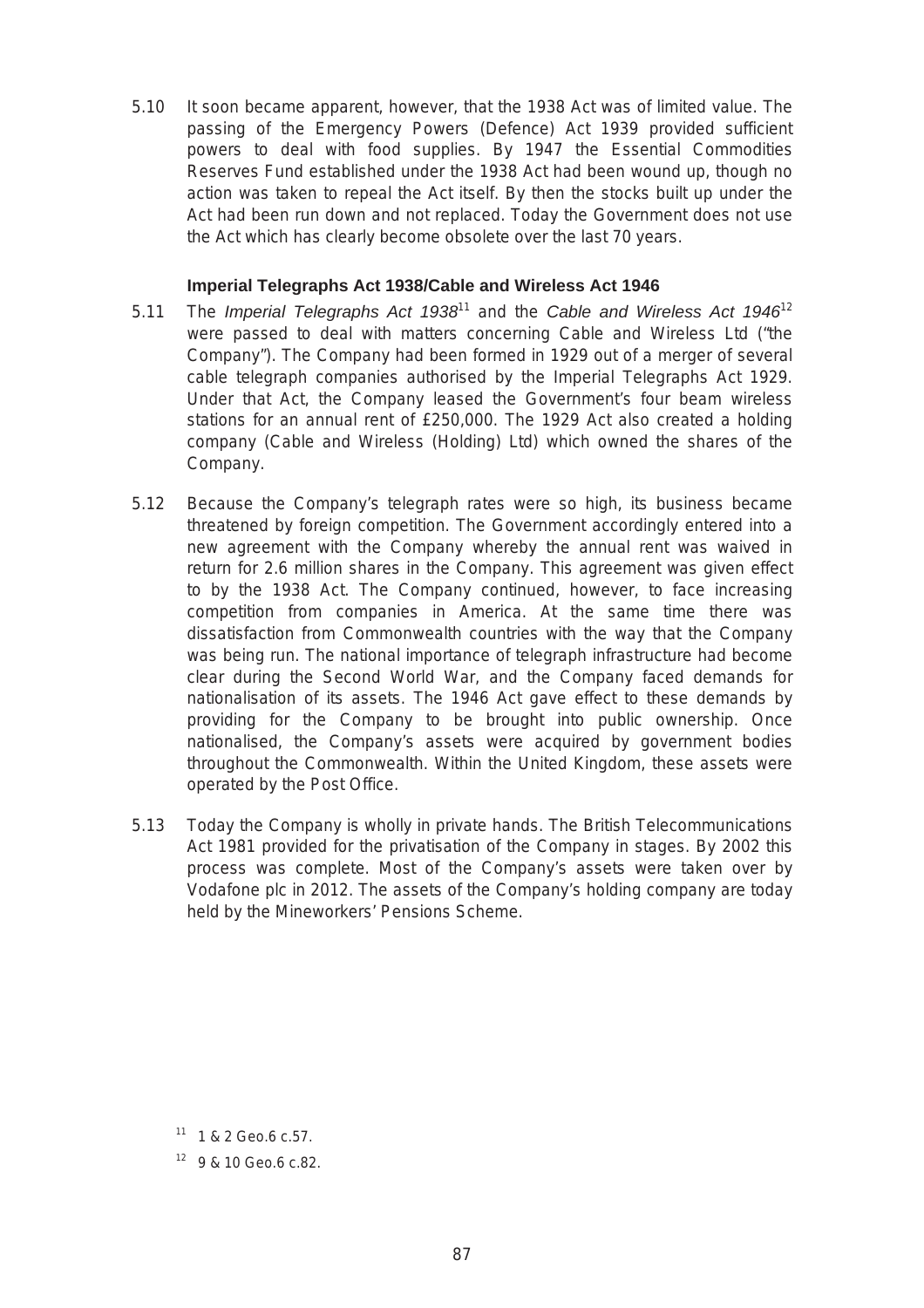5.10 It soon became apparent, however, that the 1938 Act was of limited value. The passing of the Emergency Powers (Defence) Act 1939 provided sufficient powers to deal with food supplies. By 1947 the Essential Commodities Reserves Fund established under the 1938 Act had been wound up, though no action was taken to repeal the Act itself. By then the stocks built up under the Act had been run down and not replaced. Today the Government does not use the Act which has clearly become obsolete over the last 70 years.

### Imperial Telegraphs Act 1938/Cable and Wireless Act 1946

5.11 The *Imperial Telegraphs Act 1938*[11] and the *Cable and Wireless Act 1946*[12] were passed to deal with matters concerning Cable and Wireless Ltd ("the Company"). The Company had been formed in 1929 out of a merger of several cable telegraph companies authorised by the Imperial Telegraphs Act 1929. Under that Act, the Company leased the Government's four beam wireless stations for an annual rent of £250,000. The 1929 Act also created a holding company (Cable and Wireless (Holding) Ltd) which owned the shares of the Company.

5.12 Because the Company's telegraph rates were so high, its business became threatened by foreign competition. The Government accordingly entered into a new agreement with the Company whereby the annual rent was waived in return for 2.6 million shares in the Company. This agreement was given effect to by the 1938 Act. The Company continued, however, to face increasing competition from companies in America. At the same time there was dissatisfaction from Commonwealth countries with the way that the Company was being run. The national importance of telegraph infrastructure had become clear during the Second World War, and the Company faced demands for nationalisation of its assets. The 1946 Act gave effect to these demands by providing for the Company to be brought into public ownership. Once nationalised, the Company's assets were acquired by government bodies throughout the Commonwealth. Within the United Kingdom, these assets were operated by the Post Office.

5.13 Today the Company is wholly in private hands. The British Telecommunications Act 1981 provided for the privatisation of the Company in stages. By 2002 this process was complete. Most of the Company's assets were taken over by Vodafone plc in 2012. The assets of the Company's holding company are today held by the Mineworkers' Pensions Scheme.

[11] 1 & 2 Geo.6 c.57.

[12] 9 & 10 Geo.6 c.82.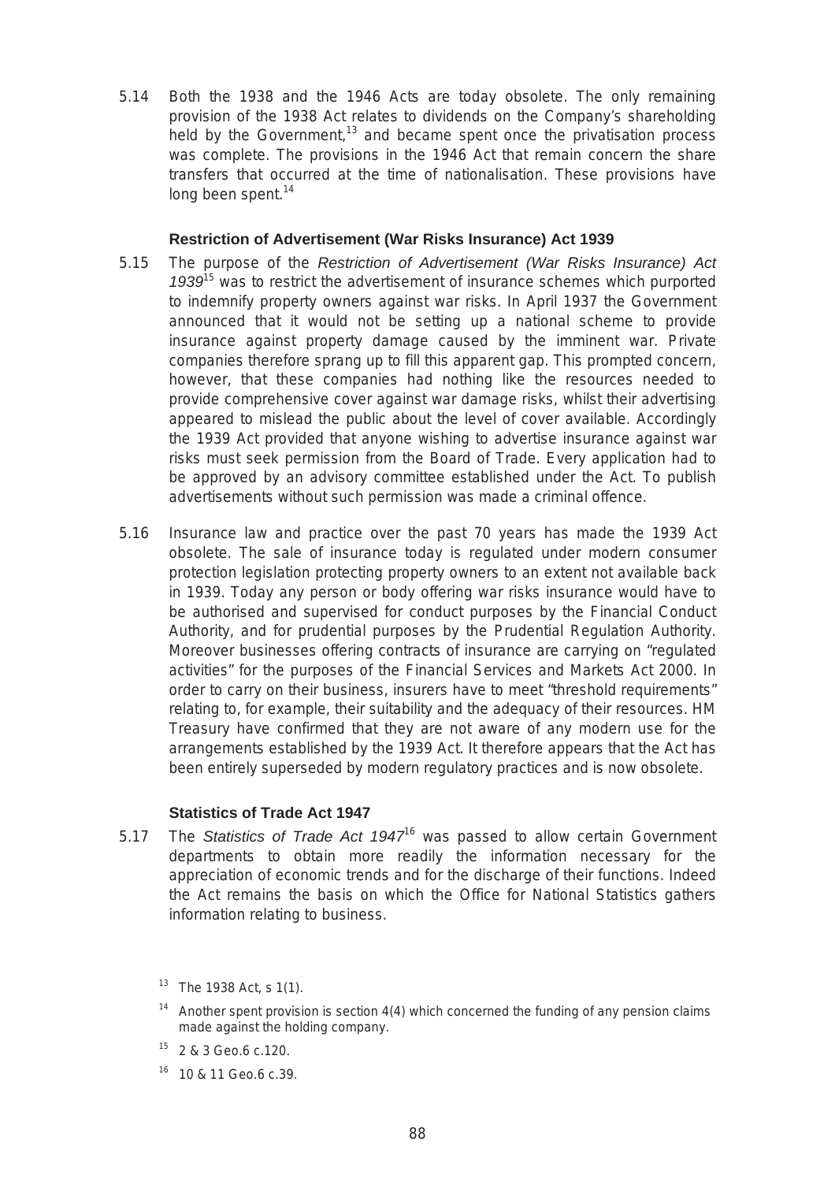5.14 Both the 1938 and the 1946 Acts are today obsolete. The only remaining provision of the 1938 Act relates to dividends on the Company's shareholding held by the Government,[13] and became spent once the privatisation process was complete. The provisions in the 1946 Act that remain concern the share transfers that occurred at the time of nationalisation. These provisions have long been spent.[14]

### Restriction of Advertisement (War Risks Insurance) Act 1939

5.15 The purpose of the *Restriction of Advertisement (War Risks Insurance) Act 1939*[15] was to restrict the advertisement of insurance schemes which purported to indemnify property owners against war risks. In April 1937 the Government announced that it would not be setting up a national scheme to provide insurance against property damage caused by the imminent war. Private companies therefore sprang up to fill this apparent gap. This prompted concern, however, that these companies had nothing like the resources needed to provide comprehensive cover against war damage risks, whilst their advertising appeared to mislead the public about the level of cover available. Accordingly the 1939 Act provided that anyone wishing to advertise insurance against war risks must seek permission from the Board of Trade. Every application had to be approved by an advisory committee established under the Act. To publish advertisements without such permission was made a criminal offence.

5.16 Insurance law and practice over the past 70 years has made the 1939 Act obsolete. The sale of insurance today is regulated under modern consumer protection legislation protecting property owners to an extent not available back in 1939. Today any person or body offering war risks insurance would have to be authorised and supervised for conduct purposes by the Financial Conduct Authority, and for prudential purposes by the Prudential Regulation Authority. Moreover businesses offering contracts of insurance are carrying on "regulated activities" for the purposes of the Financial Services and Markets Act 2000. In order to carry on their business, insurers have to meet "threshold requirements" relating to, for example, their suitability and the adequacy of their resources. HM Treasury have confirmed that they are not aware of any modern use for the arrangements established by the 1939 Act. It therefore appears that the Act has been entirely superseded by modern regulatory practices and is now obsolete.

### Statistics of Trade Act 1947

5.17 The *Statistics of Trade Act 1947*[16] was passed to allow certain Government departments to obtain more readily the information necessary for the appreciation of economic trends and for the discharge of their functions. Indeed the Act remains the basis on which the Office for National Statistics gathers information relating to business.

[13] The 1938 Act, s 1(1).

[14] Another spent provision is section 4(4) which concerned the funding of any pension claims made against the holding company.

[15] 2 & 3 Geo.6 c.120.

[16] 10 & 11 Geo.6 c.39.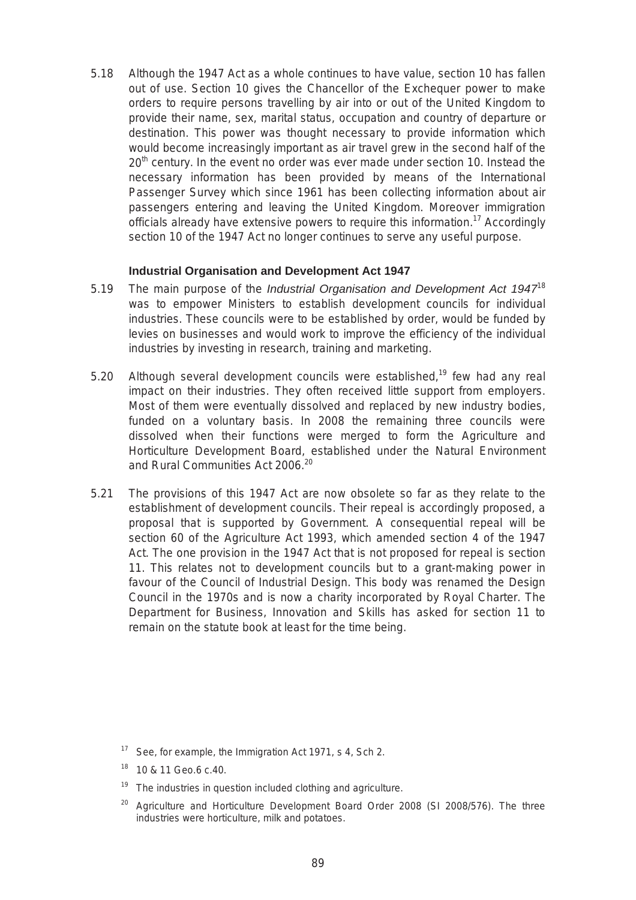5.18 Although the 1947 Act as a whole continues to have value, section 10 has fallen out of use. Section 10 gives the Chancellor of the Exchequer power to make orders to require persons travelling by air into or out of the United Kingdom to provide their name, sex, marital status, occupation and country of departure or destination. This power was thought necessary to provide information which would become increasingly important as air travel grew in the second half of the 20th century. In the event no order was ever made under section 10. Instead the necessary information has been provided by means of the International Passenger Survey which since 1961 has been collecting information about air passengers entering and leaving the United Kingdom. Moreover immigration officials already have extensive powers to require this information.[17] Accordingly section 10 of the 1947 Act no longer continues to serve any useful purpose.

### Industrial Organisation and Development Act 1947

5.19 The main purpose of the *Industrial Organisation and Development Act 1947*[18] was to empower Ministers to establish development councils for individual industries. These councils were to be established by order, would be funded by levies on businesses and would work to improve the efficiency of the individual industries by investing in research, training and marketing.

5.20 Although several development councils were established,[19] few had any real impact on their industries. They often received little support from employers. Most of them were eventually dissolved and replaced by new industry bodies, funded on a voluntary basis. In 2008 the remaining three councils were dissolved when their functions were merged to form the Agriculture and Horticulture Development Board, established under the Natural Environment and Rural Communities Act 2006.[20]

5.21 The provisions of this 1947 Act are now obsolete so far as they relate to the establishment of development councils. Their repeal is accordingly proposed, a proposal that is supported by Government. A consequential repeal will be section 60 of the Agriculture Act 1993, which amended section 4 of the 1947 Act. The one provision in the 1947 Act that is not proposed for repeal is section 11. This relates not to development councils but to a grant-making power in favour of the Council of Industrial Design. This body was renamed the Design Council in the 1970s and is now a charity incorporated by Royal Charter. The Department for Business, Innovation and Skills has asked for section 11 to remain on the statute book at least for the time being.

[17] See, for example, the Immigration Act 1971, s 4, Sch 2.

[18] 10 & 11 Geo.6 c.40.

[19] The industries in question included clothing and agriculture.

[20] Agriculture and Horticulture Development Board Order 2008 (SI 2008/576). The three industries were horticulture, milk and potatoes.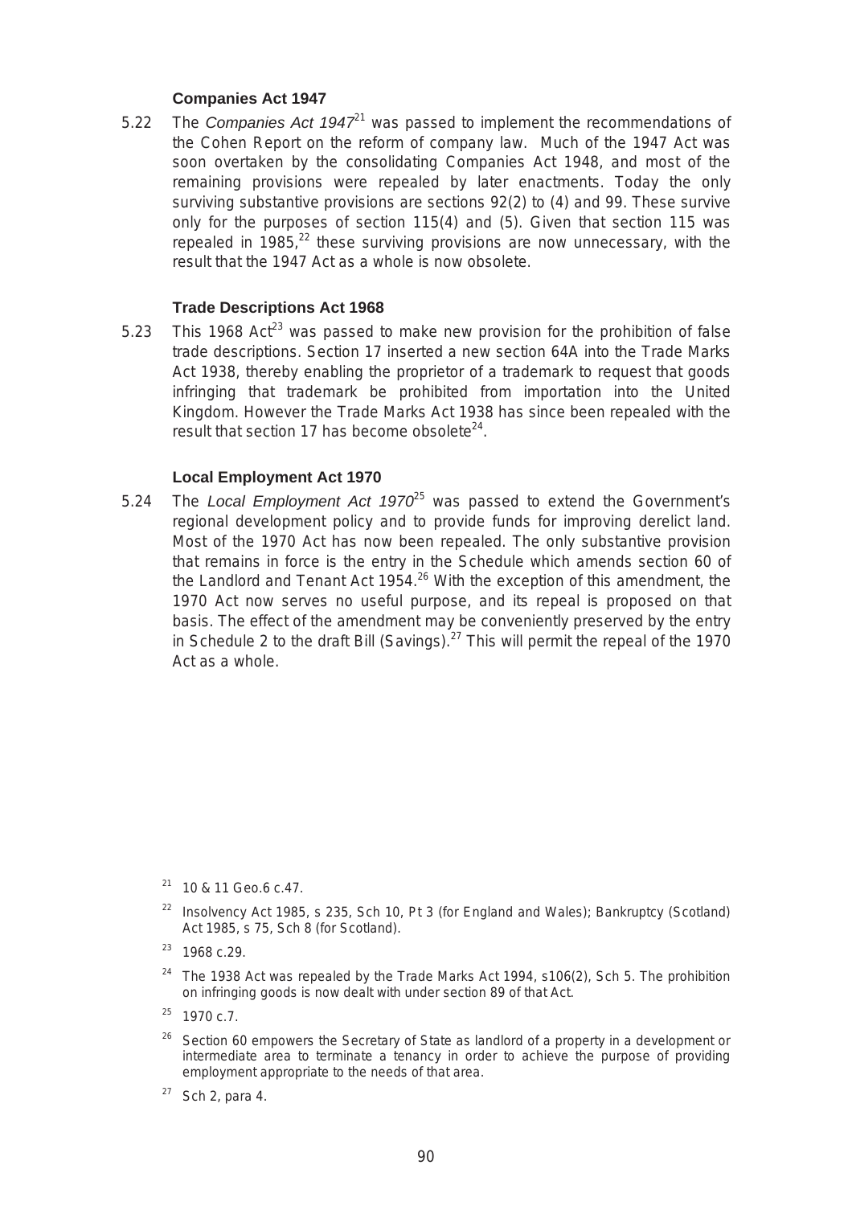### Companies Act 1947

5.22 The *Companies Act 1947*[21] was passed to implement the recommendations of the Cohen Report on the reform of company law. Much of the 1947 Act was soon overtaken by the consolidating Companies Act 1948, and most of the remaining provisions were repealed by later enactments. Today the only surviving substantive provisions are sections 92(2) to (4) and 99. These survive only for the purposes of section 115(4) and (5). Given that section 115 was repealed in 1985,[22] these surviving provisions are now unnecessary, with the result that the 1947 Act as a whole is now obsolete.

### Trade Descriptions Act 1968

5.23 This 1968 Act[23] was passed to make new provision for the prohibition of false trade descriptions. Section 17 inserted a new section 64A into the Trade Marks Act 1938, thereby enabling the proprietor of a trademark to request that goods infringing that trademark be prohibited from importation into the United Kingdom. However the Trade Marks Act 1938 has since been repealed with the result that section 17 has become obsolete[24].

### Local Employment Act 1970

5.24 The *Local Employment Act 1970*[25] was passed to extend the Government's regional development policy and to provide funds for improving derelict land. Most of the 1970 Act has now been repealed. The only substantive provision that remains in force is the entry in the Schedule which amends section 60 of the Landlord and Tenant Act 1954.[26] With the exception of this amendment, the 1970 Act now serves no useful purpose, and its repeal is proposed on that basis. The effect of the amendment may be conveniently preserved by the entry in Schedule 2 to the draft Bill (Savings).[27] This will permit the repeal of the 1970 Act as a whole.

---

[21] 10 & 11 Geo.6 c.47.

[22] Insolvency Act 1985, s 235, Sch 10, Pt 3 (for England and Wales); Bankruptcy (Scotland) Act 1985, s 75, Sch 8 (for Scotland).

[23] 1968 c.29.

[24] The 1938 Act was repealed by the Trade Marks Act 1994, s106(2), Sch 5. The prohibition on infringing goods is now dealt with under section 89 of that Act.

[25] 1970 c.7.

[26] Section 60 empowers the Secretary of State as landlord of a property in a development or intermediate area to terminate a tenancy in order to achieve the purpose of providing employment appropriate to the needs of that area.

[27] Sch 2, para 4.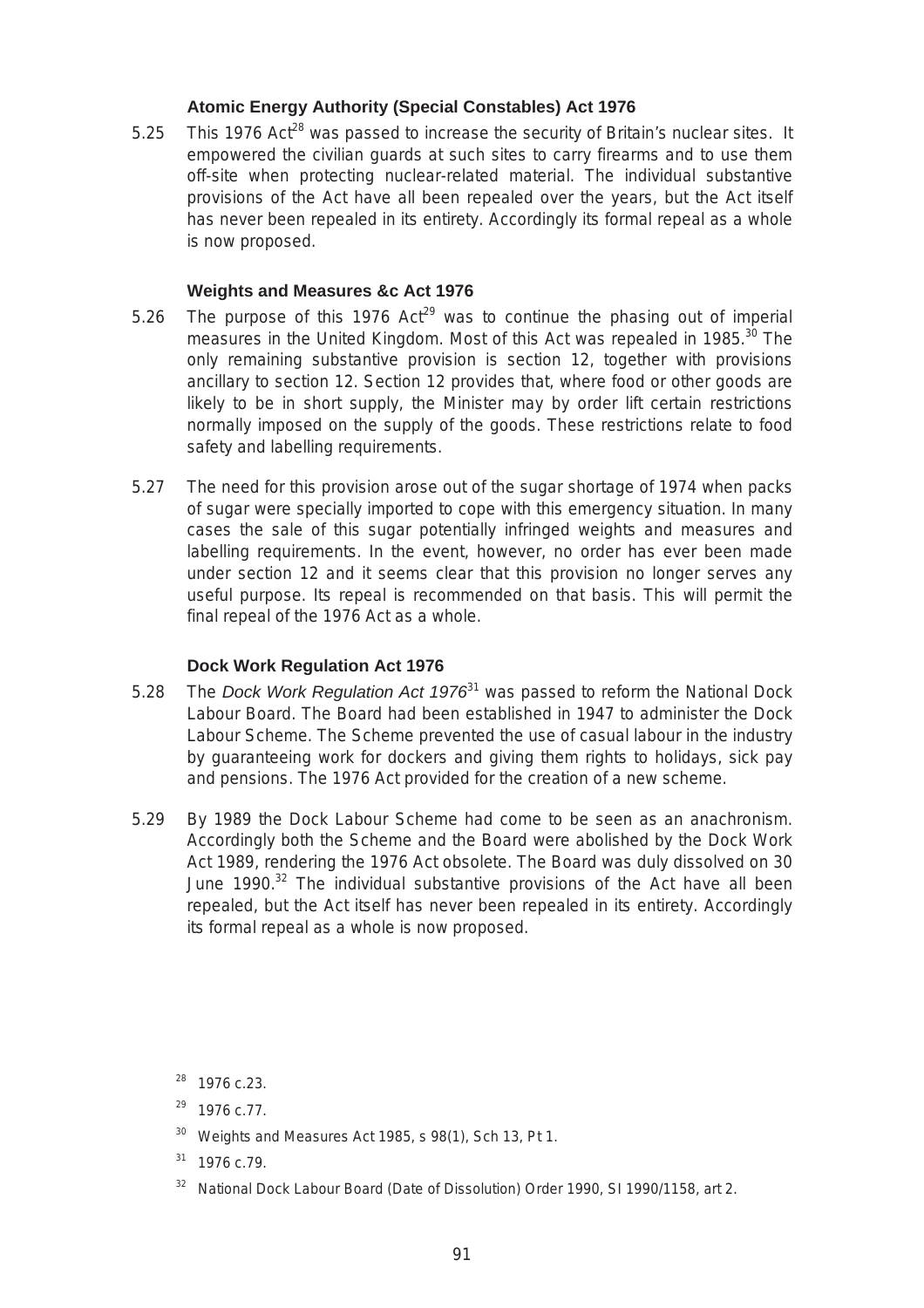### Atomic Energy Authority (Special Constables) Act 1976

5.25 This 1976 Act[28] was passed to increase the security of Britain's nuclear sites. It empowered the civilian guards at such sites to carry firearms and to use them off-site when protecting nuclear-related material. The individual substantive provisions of the Act have all been repealed over the years, but the Act itself has never been repealed in its entirety. Accordingly its formal repeal as a whole is now proposed.

### Weights and Measures &c Act 1976

5.26 The purpose of this 1976 Act[29] was to continue the phasing out of imperial measures in the United Kingdom. Most of this Act was repealed in 1985.[30] The only remaining substantive provision is section 12, together with provisions ancillary to section 12. Section 12 provides that, where food or other goods are likely to be in short supply, the Minister may by order lift certain restrictions normally imposed on the supply of the goods. These restrictions relate to food safety and labelling requirements.

5.27 The need for this provision arose out of the sugar shortage of 1974 when packs of sugar were specially imported to cope with this emergency situation. In many cases the sale of this sugar potentially infringed weights and measures and labelling requirements. In the event, however, no order has ever been made under section 12 and it seems clear that this provision no longer serves any useful purpose. Its repeal is recommended on that basis. This will permit the final repeal of the 1976 Act as a whole.

### Dock Work Regulation Act 1976

5.28 The *Dock Work Regulation Act 1976*[31] was passed to reform the National Dock Labour Board. The Board had been established in 1947 to administer the Dock Labour Scheme. The Scheme prevented the use of casual labour in the industry by guaranteeing work for dockers and giving them rights to holidays, sick pay and pensions. The 1976 Act provided for the creation of a new scheme.

5.29 By 1989 the Dock Labour Scheme had come to be seen as an anachronism. Accordingly both the Scheme and the Board were abolished by the Dock Work Act 1989, rendering the 1976 Act obsolete. The Board was duly dissolved on 30 June 1990.[32] The individual substantive provisions of the Act have all been repealed, but the Act itself has never been repealed in its entirety. Accordingly its formal repeal as a whole is now proposed.

---

[28] 1976 c.23.

[29] 1976 c.77.

[30] Weights and Measures Act 1985, s 98(1), Sch 13, Pt 1.

[31] 1976 c.79.

[32] National Dock Labour Board (Date of Dissolution) Order 1990, SI 1990/1158, art 2.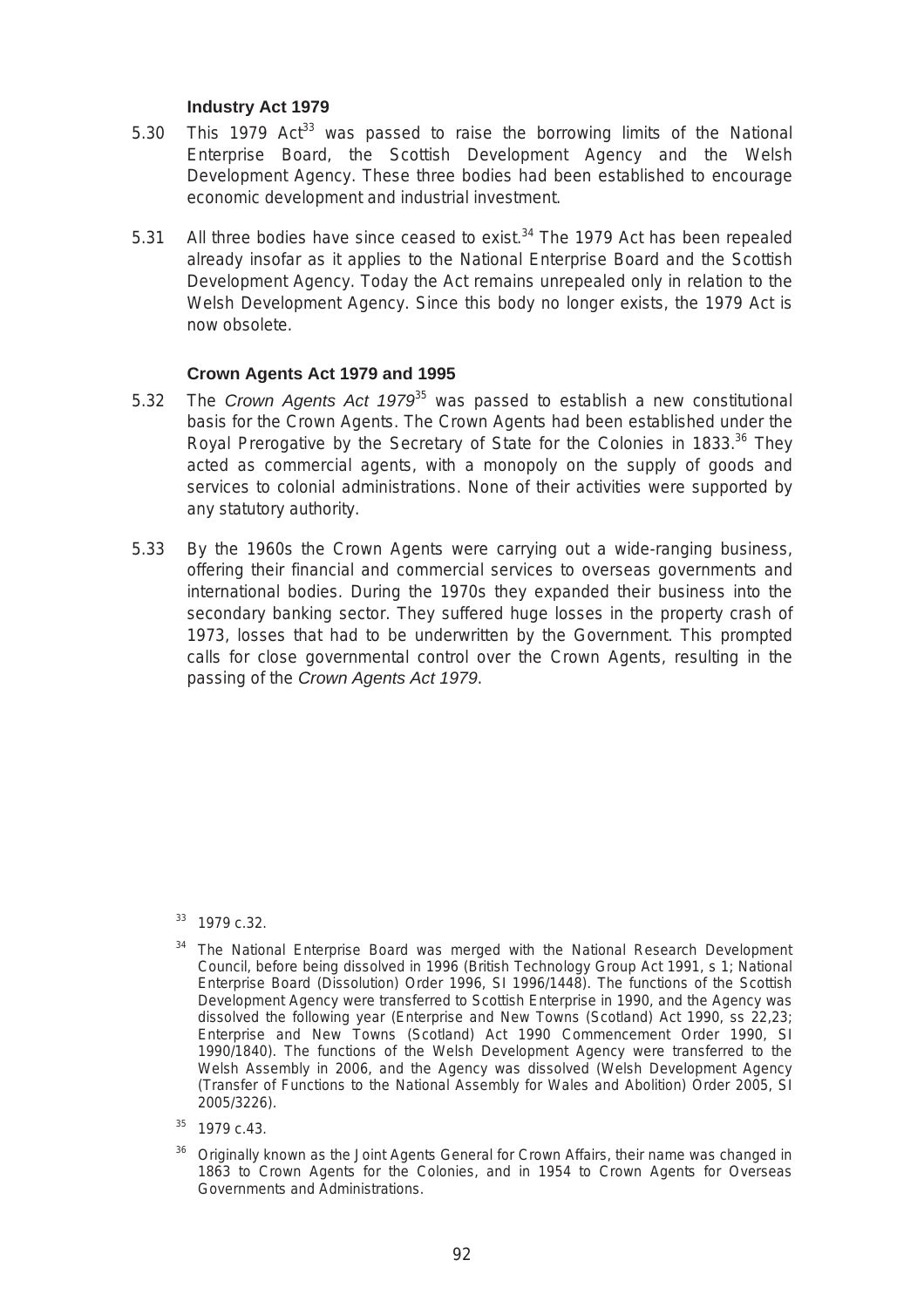### Industry Act 1979

5.30 This 1979 Act[33] was passed to raise the borrowing limits of the National Enterprise Board, the Scottish Development Agency and the Welsh Development Agency. These three bodies had been established to encourage economic development and industrial investment.

5.31 All three bodies have since ceased to exist.[34] The 1979 Act has been repealed already insofar as it applies to the National Enterprise Board and the Scottish Development Agency. Today the Act remains unrepealed only in relation to the Welsh Development Agency. Since this body no longer exists, the 1979 Act is now obsolete.

### Crown Agents Act 1979 and 1995

5.32 The *Crown Agents Act 1979*[35] was passed to establish a new constitutional basis for the Crown Agents. The Crown Agents had been established under the Royal Prerogative by the Secretary of State for the Colonies in 1833.[36] They acted as commercial agents, with a monopoly on the supply of goods and services to colonial administrations. None of their activities were supported by any statutory authority.

5.33 By the 1960s the Crown Agents were carrying out a wide-ranging business, offering their financial and commercial services to overseas governments and international bodies. During the 1970s they expanded their business into the secondary banking sector. They suffered huge losses in the property crash of 1973, losses that had to be underwritten by the Government. This prompted calls for close governmental control over the Crown Agents, resulting in the passing of the *Crown Agents Act 1979*.

---

[33] 1979 c.32.

[34] The National Enterprise Board was merged with the National Research Development Council, before being dissolved in 1996 (British Technology Group Act 1991, s 1; National Enterprise Board (Dissolution) Order 1996, SI 1996/1448). The functions of the Scottish Development Agency were transferred to Scottish Enterprise in 1990, and the Agency was dissolved the following year (Enterprise and New Towns (Scotland) Act 1990, ss 22,23; Enterprise and New Towns (Scotland) Act 1990 Commencement Order 1990, SI 1990/1840). The functions of the Welsh Development Agency were transferred to the Welsh Assembly in 2006, and the Agency was dissolved (Welsh Development Agency (Transfer of Functions to the National Assembly for Wales and Abolition) Order 2005, SI 2005/3226).

[35] 1979 c.43.

[36] Originally known as the Joint Agents General for Crown Affairs, their name was changed in 1863 to Crown Agents for the Colonies, and in 1954 to Crown Agents for Overseas Governments and Administrations.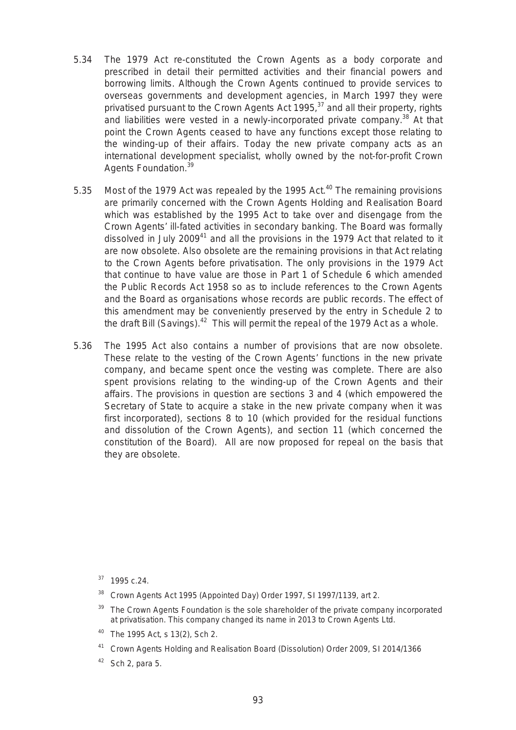5.34 The 1979 Act re-constituted the Crown Agents as a body corporate and prescribed in detail their permitted activities and their financial powers and borrowing limits. Although the Crown Agents continued to provide services to overseas governments and development agencies, in March 1997 they were privatised pursuant to the Crown Agents Act 1995,[37] and all their property, rights and liabilities were vested in a newly-incorporated private company.[38] At that point the Crown Agents ceased to have any functions except those relating to the winding-up of their affairs. Today the new private company acts as an international development specialist, wholly owned by the not-for-profit Crown Agents Foundation.[39]

5.35 Most of the 1979 Act was repealed by the 1995 Act.[40] The remaining provisions are primarily concerned with the Crown Agents Holding and Realisation Board which was established by the 1995 Act to take over and disengage from the Crown Agents' ill-fated activities in secondary banking. The Board was formally dissolved in July 2009[41] and all the provisions in the 1979 Act that related to it are now obsolete. Also obsolete are the remaining provisions in that Act relating to the Crown Agents before privatisation. The only provisions in the 1979 Act that continue to have value are those in Part 1 of Schedule 6 which amended the Public Records Act 1958 so as to include references to the Crown Agents and the Board as organisations whose records are public records. The effect of this amendment may be conveniently preserved by the entry in Schedule 2 to the draft Bill (Savings).[42] This will permit the repeal of the 1979 Act as a whole.

5.36 The 1995 Act also contains a number of provisions that are now obsolete. These relate to the vesting of the Crown Agents' functions in the new private company, and became spent once the vesting was complete. There are also spent provisions relating to the winding-up of the Crown Agents and their affairs. The provisions in question are sections 3 and 4 (which empowered the Secretary of State to acquire a stake in the new private company when it was first incorporated), sections 8 to 10 (which provided for the residual functions and dissolution of the Crown Agents), and section 11 (which concerned the constitution of the Board). All are now proposed for repeal on the basis that they are obsolete.

---

[37] 1995 c.24.

[38] Crown Agents Act 1995 (Appointed Day) Order 1997, SI 1997/1139, art 2.

[39] The Crown Agents Foundation is the sole shareholder of the private company incorporated at privatisation. This company changed its name in 2013 to Crown Agents Ltd.

[40] The 1995 Act, s 13(2), Sch 2.

[41] Crown Agents Holding and Realisation Board (Dissolution) Order 2009, SI 2014/1366

[42] Sch 2, para 5.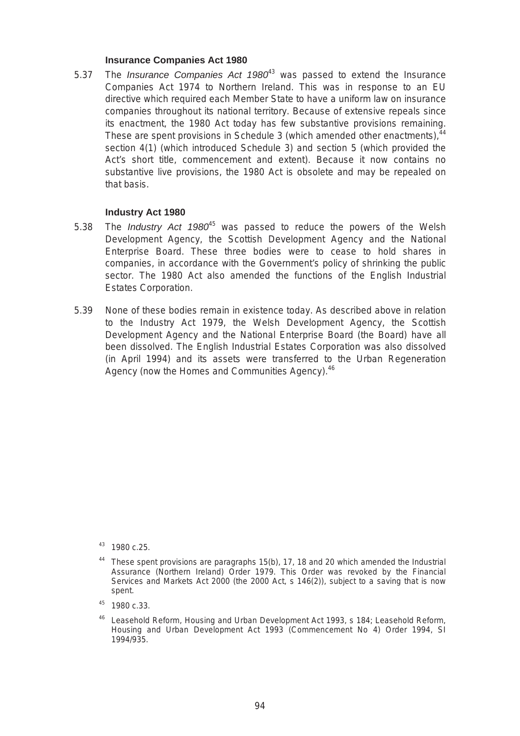### Insurance Companies Act 1980

5.37 The *Insurance Companies Act 1980*[43] was passed to extend the Insurance Companies Act 1974 to Northern Ireland. This was in response to an EU directive which required each Member State to have a uniform law on insurance companies throughout its national territory. Because of extensive repeals since its enactment, the 1980 Act today has few substantive provisions remaining. These are spent provisions in Schedule 3 (which amended other enactments),[44] section 4(1) (which introduced Schedule 3) and section 5 (which provided the Act's short title, commencement and extent). Because it now contains no substantive live provisions, the 1980 Act is obsolete and may be repealed on that basis.

### Industry Act 1980

5.38 The *Industry Act 1980*[45] was passed to reduce the powers of the Welsh Development Agency, the Scottish Development Agency and the National Enterprise Board. These three bodies were to cease to hold shares in companies, in accordance with the Government's policy of shrinking the public sector. The 1980 Act also amended the functions of the English Industrial Estates Corporation.

5.39 None of these bodies remain in existence today. As described above in relation to the Industry Act 1979, the Welsh Development Agency, the Scottish Development Agency and the National Enterprise Board (the Board) have all been dissolved. The English Industrial Estates Corporation was also dissolved (in April 1994) and its assets were transferred to the Urban Regeneration Agency (now the Homes and Communities Agency).[46]

---

[43] 1980 c.25.

[44] These spent provisions are paragraphs 15(b), 17, 18 and 20 which amended the Industrial Assurance (Northern Ireland) Order 1979. This Order was revoked by the Financial Services and Markets Act 2000 (the 2000 Act, s 146(2)), subject to a saving that is now spent.

[45] 1980 c.33.

[46] Leasehold Reform, Housing and Urban Development Act 1993, s 184; Leasehold Reform, Housing and Urban Development Act 1993 (Commencement No 4) Order 1994, SI 1994/935.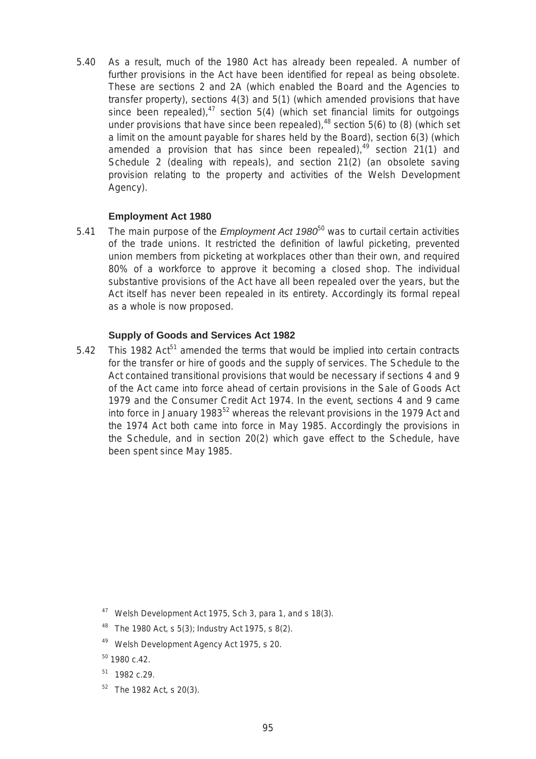5.40 As a result, much of the 1980 Act has already been repealed. A number of further provisions in the Act have been identified for repeal as being obsolete. These are sections 2 and 2A (which enabled the Board and the Agencies to transfer property), sections 4(3) and 5(1) (which amended provisions that have since been repealed),[47] section 5(4) (which set financial limits for outgoings under provisions that have since been repealed),[48] section 5(6) to (8) (which set a limit on the amount payable for shares held by the Board), section 6(3) (which amended a provision that has since been repealed),[49] section 21(1) and Schedule 2 (dealing with repeals), and section 21(2) (an obsolete saving provision relating to the property and activities of the Welsh Development Agency).

### Employment Act 1980

5.41 The main purpose of the *Employment Act 1980*[50] was to curtail certain activities of the trade unions. It restricted the definition of lawful picketing, prevented union members from picketing at workplaces other than their own, and required 80% of a workforce to approve it becoming a closed shop. The individual substantive provisions of the Act have all been repealed over the years, but the Act itself has never been repealed in its entirety. Accordingly its formal repeal as a whole is now proposed.

### Supply of Goods and Services Act 1982

5.42 This 1982 Act[51] amended the terms that would be implied into certain contracts for the transfer or hire of goods and the supply of services. The Schedule to the Act contained transitional provisions that would be necessary if sections 4 and 9 of the Act came into force ahead of certain provisions in the Sale of Goods Act 1979 and the Consumer Credit Act 1974. In the event, sections 4 and 9 came into force in January 1983[52] whereas the relevant provisions in the 1979 Act and the 1974 Act both came into force in May 1985. Accordingly the provisions in the Schedule, and in section 20(2) which gave effect to the Schedule, have been spent since May 1985.

[47] Welsh Development Act 1975, Sch 3, para 1, and s 18(3).

[48] The 1980 Act, s 5(3); Industry Act 1975, s 8(2).

[49] Welsh Development Agency Act 1975, s 20.

[50] 1980 c.42.

[51] 1982 c.29.

[52] The 1982 Act, s 20(3).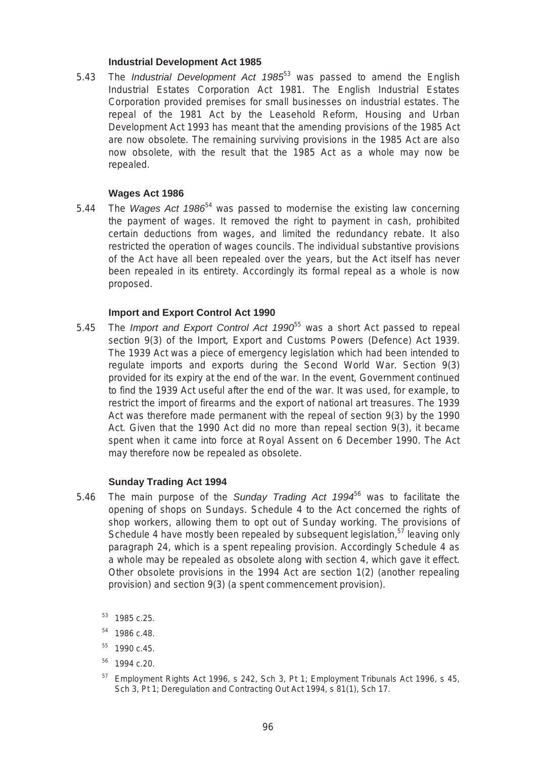### Industrial Development Act 1985

5.43 The *Industrial Development Act 1985*[53] was passed to amend the English Industrial Estates Corporation Act 1981. The English Industrial Estates Corporation provided premises for small businesses on industrial estates. The repeal of the 1981 Act by the Leasehold Reform, Housing and Urban Development Act 1993 has meant that the amending provisions of the 1985 Act are now obsolete. The remaining surviving provisions in the 1985 Act are also now obsolete, with the result that the 1985 Act as a whole may now be repealed.

### Wages Act 1986

5.44 The *Wages Act 1986*[54] was passed to modernise the existing law concerning the payment of wages. It removed the right to payment in cash, prohibited certain deductions from wages, and limited the redundancy rebate. It also restricted the operation of wages councils. The individual substantive provisions of the Act have all been repealed over the years, but the Act itself has never been repealed in its entirety. Accordingly its formal repeal as a whole is now proposed.

### Import and Export Control Act 1990

5.45 The *Import and Export Control Act 1990*[55] was a short Act passed to repeal section 9(3) of the Import, Export and Customs Powers (Defence) Act 1939. The 1939 Act was a piece of emergency legislation which had been intended to regulate imports and exports during the Second World War. Section 9(3) provided for its expiry at the end of the war. In the event, Government continued to find the 1939 Act useful after the end of the war. It was used, for example, to restrict the import of firearms and the export of national art treasures. The 1939 Act was therefore made permanent with the repeal of section 9(3) by the 1990 Act. Given that the 1990 Act did no more than repeal section 9(3), it became spent when it came into force at Royal Assent on 6 December 1990. The Act may therefore now be repealed as obsolete.

### Sunday Trading Act 1994

5.46 The main purpose of the *Sunday Trading Act 1994*[56] was to facilitate the opening of shops on Sundays. Schedule 4 to the Act concerned the rights of shop workers, allowing them to opt out of Sunday working. The provisions of Schedule 4 have mostly been repealed by subsequent legislation,[57] leaving only paragraph 24, which is a spent repealing provision. Accordingly Schedule 4 as a whole may be repealed as obsolete along with section 4, which gave it effect. Other obsolete provisions in the 1994 Act are section 1(2) (another repealing provision) and section 9(3) (a spent commencement provision).

[53] 1985 c.25.

[54] 1986 c.48.

[55] 1990 c.45.

[56] 1994 c.20.

[57] Employment Rights Act 1996, s 242, Sch 3, Pt 1; Employment Tribunals Act 1996, s 45, Sch 3, Pt 1; Deregulation and Contracting Out Act 1994, s 81(1), Sch 17.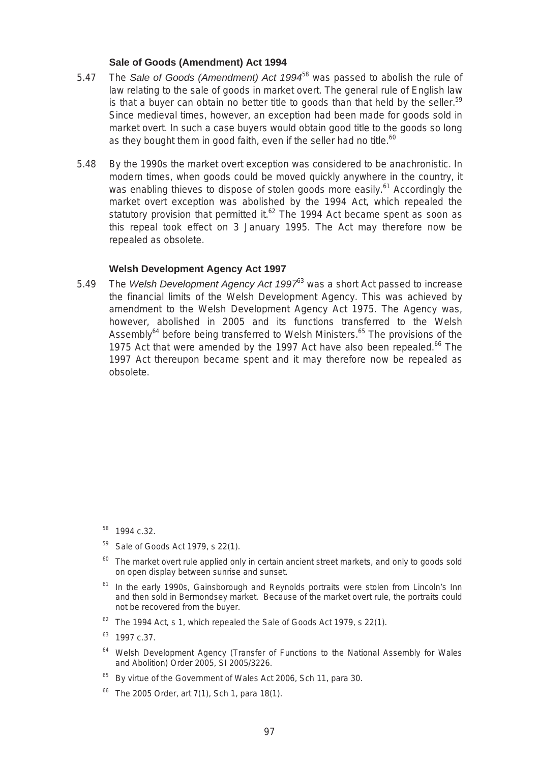### Sale of Goods (Amendment) Act 1994

5.47 The *Sale of Goods (Amendment) Act 1994*[58] was passed to abolish the rule of law relating to the sale of goods in market overt. The general rule of English law is that a buyer can obtain no better title to goods than that held by the seller.[59] Since medieval times, however, an exception had been made for goods sold in market overt. In such a case buyers would obtain good title to the goods so long as they bought them in good faith, even if the seller had no title.[60]

5.48 By the 1990s the market overt exception was considered to be anachronistic. In modern times, when goods could be moved quickly anywhere in the country, it was enabling thieves to dispose of stolen goods more easily.[61] Accordingly the market overt exception was abolished by the 1994 Act, which repealed the statutory provision that permitted it.[62] The 1994 Act became spent as soon as this repeal took effect on 3 January 1995. The Act may therefore now be repealed as obsolete.

### Welsh Development Agency Act 1997

5.49 The *Welsh Development Agency Act 1997*[63] was a short Act passed to increase the financial limits of the Welsh Development Agency. This was achieved by amendment to the Welsh Development Agency Act 1975. The Agency was, however, abolished in 2005 and its functions transferred to the Welsh Assembly[64] before being transferred to Welsh Ministers.[65] The provisions of the 1975 Act that were amended by the 1997 Act have also been repealed.[66] The 1997 Act thereupon became spent and it may therefore now be repealed as obsolete.

[58] 1994 c.32.

[59] Sale of Goods Act 1979, s 22(1).

[60] The market overt rule applied only in certain ancient street markets, and only to goods sold on open display between sunrise and sunset.

[61] In the early 1990s, Gainsborough and Reynolds portraits were stolen from Lincoln's Inn and then sold in Bermondsey market. Because of the market overt rule, the portraits could not be recovered from the buyer.

[62] The 1994 Act, s 1, which repealed the Sale of Goods Act 1979, s 22(1).

[63] 1997 c.37.

[64] Welsh Development Agency (Transfer of Functions to the National Assembly for Wales and Abolition) Order 2005, SI 2005/3226.

[65] By virtue of the Government of Wales Act 2006, Sch 11, para 30.

[66] The 2005 Order, art 7(1), Sch 1, para 18(1).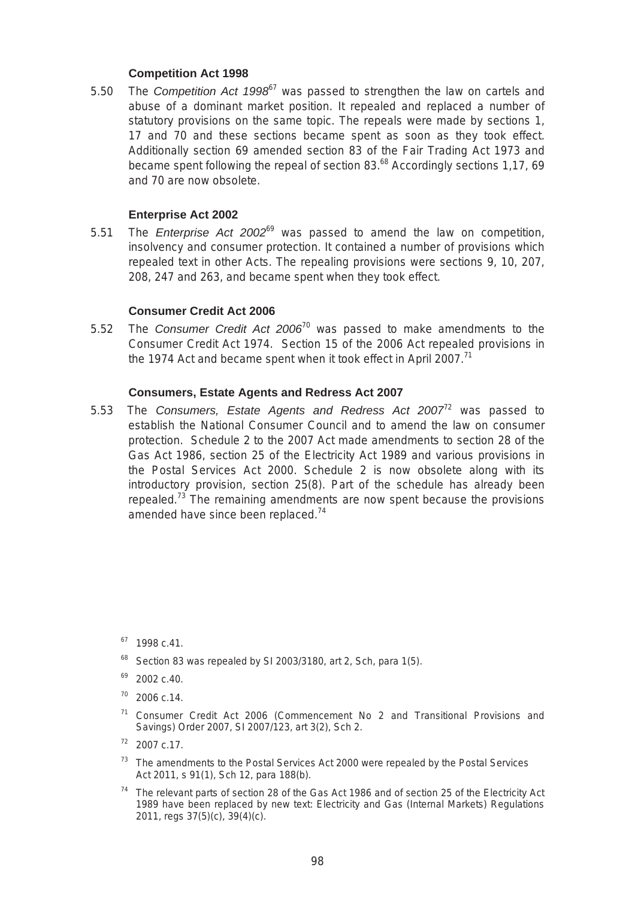### Competition Act 1998

5.50 The *Competition Act 1998*[67] was passed to strengthen the law on cartels and abuse of a dominant market position. It repealed and replaced a number of statutory provisions on the same topic. The repeals were made by sections 1, 17 and 70 and these sections became spent as soon as they took effect. Additionally section 69 amended section 83 of the Fair Trading Act 1973 and became spent following the repeal of section 83.[68] Accordingly sections 1,17, 69 and 70 are now obsolete.

### Enterprise Act 2002

5.51 The *Enterprise Act 2002*[69] was passed to amend the law on competition, insolvency and consumer protection. It contained a number of provisions which repealed text in other Acts. The repealing provisions were sections 9, 10, 207, 208, 247 and 263, and became spent when they took effect.

### Consumer Credit Act 2006

5.52 The *Consumer Credit Act 2006*[70] was passed to make amendments to the Consumer Credit Act 1974. Section 15 of the 2006 Act repealed provisions in the 1974 Act and became spent when it took effect in April 2007.[71]

### Consumers, Estate Agents and Redress Act 2007

5.53 The *Consumers, Estate Agents and Redress Act 2007*[72] was passed to establish the National Consumer Council and to amend the law on consumer protection. Schedule 2 to the 2007 Act made amendments to section 28 of the Gas Act 1986, section 25 of the Electricity Act 1989 and various provisions in the Postal Services Act 2000. Schedule 2 is now obsolete along with its introductory provision, section 25(8). Part of the schedule has already been repealed.[73] The remaining amendments are now spent because the provisions amended have since been replaced.[74]

---

[67] 1998 c.41.

[68] Section 83 was repealed by SI 2003/3180, art 2, Sch, para 1(5).

[69] 2002 c.40.

[70] 2006 c.14.

[71] Consumer Credit Act 2006 (Commencement No 2 and Transitional Provisions and Savings) Order 2007, SI 2007/123, art 3(2), Sch 2.

[72] 2007 c.17.

[73] The amendments to the Postal Services Act 2000 were repealed by the Postal Services Act 2011, s 91(1), Sch 12, para 188(b).

[74] The relevant parts of section 28 of the Gas Act 1986 and of section 25 of the Electricity Act 1989 have been replaced by new text: Electricity and Gas (Internal Markets) Regulations 2011, regs 37(5)(c), 39(4)(c).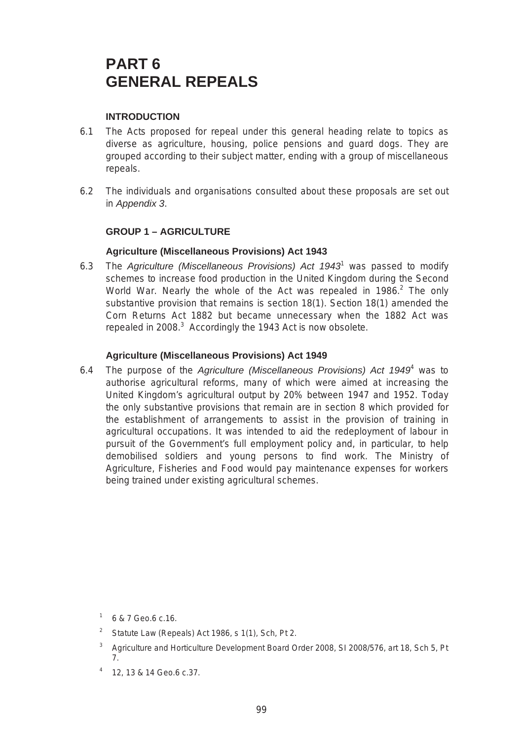# PART 6
# GENERAL REPEALS

### INTRODUCTION

6.1 The Acts proposed for repeal under this general heading relate to topics as diverse as agriculture, housing, police pensions and guard dogs. They are grouped according to their subject matter, ending with a group of miscellaneous repeals.

6.2 The individuals and organisations consulted about these proposals are set out in *Appendix 3*.

### GROUP 1 – AGRICULTURE

#### Agriculture (Miscellaneous Provisions) Act 1943

6.3 The *Agriculture (Miscellaneous Provisions) Act 1943*[1] was passed to modify schemes to increase food production in the United Kingdom during the Second World War. Nearly the whole of the Act was repealed in 1986.[2] The only substantive provision that remains is section 18(1). Section 18(1) amended the Corn Returns Act 1882 but became unnecessary when the 1882 Act was repealed in 2008.[3] Accordingly the 1943 Act is now obsolete.

#### Agriculture (Miscellaneous Provisions) Act 1949

6.4 The purpose of the *Agriculture (Miscellaneous Provisions) Act 1949*[4] was to authorise agricultural reforms, many of which were aimed at increasing the United Kingdom's agricultural output by 20% between 1947 and 1952. Today the only substantive provisions that remain are in section 8 which provided for the establishment of arrangements to assist in the provision of training in agricultural occupations. It was intended to aid the redeployment of labour in pursuit of the Government's full employment policy and, in particular, to help demobilised soldiers and young persons to find work. The Ministry of Agriculture, Fisheries and Food would pay maintenance expenses for workers being trained under existing agricultural schemes.

[1] 6 & 7 Geo.6 c.16.

[2] Statute Law (Repeals) Act 1986, s 1(1), Sch, Pt 2.

[3] Agriculture and Horticulture Development Board Order 2008, SI 2008/576, art 18, Sch 5, Pt 7.

[4] 12, 13 & 14 Geo.6 c.37.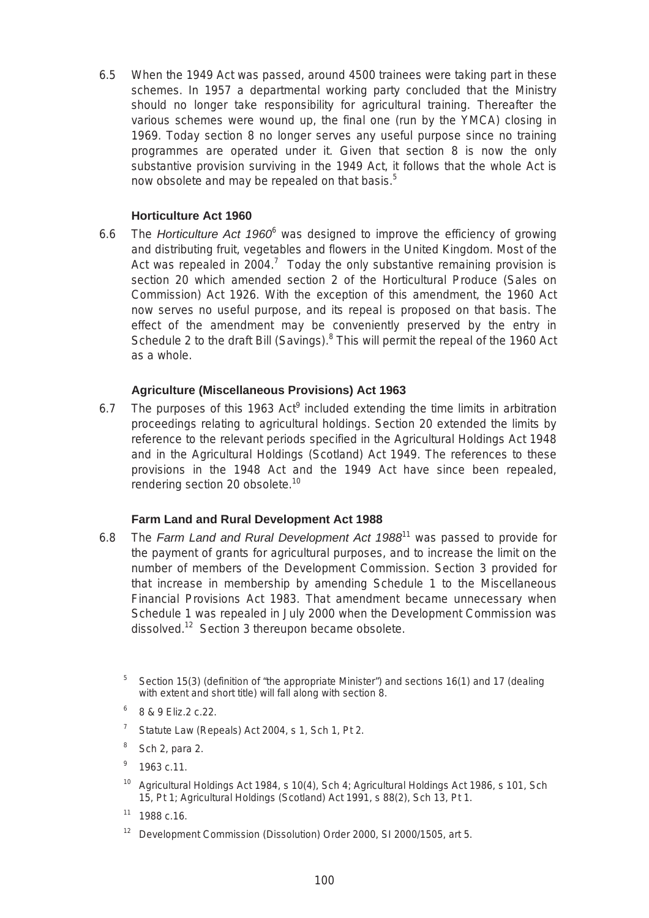6.5 When the 1949 Act was passed, around 4500 trainees were taking part in these schemes. In 1957 a departmental working party concluded that the Ministry should no longer take responsibility for agricultural training. Thereafter the various schemes were wound up, the final one (run by the YMCA) closing in 1969. Today section 8 no longer serves any useful purpose since no training programmes are operated under it. Given that section 8 is now the only substantive provision surviving in the 1949 Act, it follows that the whole Act is now obsolete and may be repealed on that basis.[5]

### Horticulture Act 1960

6.6 The *Horticulture Act 1960*[6] was designed to improve the efficiency of growing and distributing fruit, vegetables and flowers in the United Kingdom. Most of the Act was repealed in 2004.[7] Today the only substantive remaining provision is section 20 which amended section 2 of the Horticultural Produce (Sales on Commission) Act 1926. With the exception of this amendment, the 1960 Act now serves no useful purpose, and its repeal is proposed on that basis. The effect of the amendment may be conveniently preserved by the entry in Schedule 2 to the draft Bill (Savings).[8] This will permit the repeal of the 1960 Act as a whole.

### Agriculture (Miscellaneous Provisions) Act 1963

6.7 The purposes of this 1963 Act[9] included extending the time limits in arbitration proceedings relating to agricultural holdings. Section 20 extended the limits by reference to the relevant periods specified in the Agricultural Holdings Act 1948 and in the Agricultural Holdings (Scotland) Act 1949. The references to these provisions in the 1948 Act and the 1949 Act have since been repealed, rendering section 20 obsolete.[10]

### Farm Land and Rural Development Act 1988

6.8 The *Farm Land and Rural Development Act 1988*[11] was passed to provide for the payment of grants for agricultural purposes, and to increase the limit on the number of members of the Development Commission. Section 3 provided for that increase in membership by amending Schedule 1 to the Miscellaneous Financial Provisions Act 1983. That amendment became unnecessary when Schedule 1 was repealed in July 2000 when the Development Commission was dissolved.[12] Section 3 thereupon became obsolete.

---

[5] Section 15(3) (definition of "the appropriate Minister") and sections 16(1) and 17 (dealing with extent and short title) will fall along with section 8.

[6] 8 & 9 Eliz.2 c.22.

[7] Statute Law (Repeals) Act 2004, s 1, Sch 1, Pt 2.

[8] Sch 2, para 2.

[9] 1963 c.11.

[10] Agricultural Holdings Act 1984, s 10(4), Sch 4; Agricultural Holdings Act 1986, s 101, Sch 15, Pt 1; Agricultural Holdings (Scotland) Act 1991, s 88(2), Sch 13, Pt 1.

[11] 1988 c.16.

[12] Development Commission (Dissolution) Order 2000, SI 2000/1505, art 5.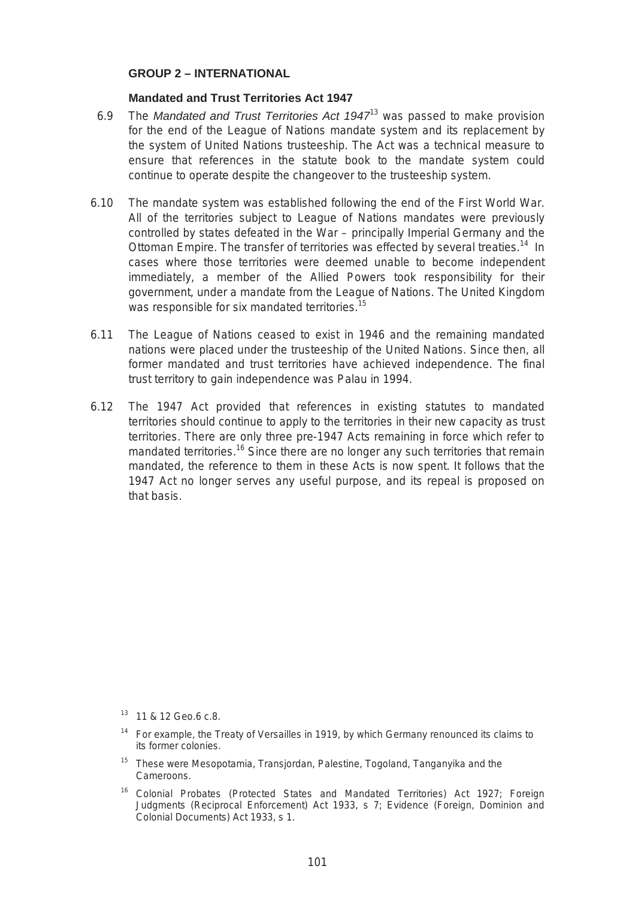## GROUP 2 – INTERNATIONAL

### Mandated and Trust Territories Act 1947

6.9 The *Mandated and Trust Territories Act 1947*[13] was passed to make provision for the end of the League of Nations mandate system and its replacement by the system of United Nations trusteeship. The Act was a technical measure to ensure that references in the statute book to the mandate system could continue to operate despite the changeover to the trusteeship system.

6.10 The mandate system was established following the end of the First World War. All of the territories subject to League of Nations mandates were previously controlled by states defeated in the War – principally Imperial Germany and the Ottoman Empire. The transfer of territories was effected by several treaties.[14] In cases where those territories were deemed unable to become independent immediately, a member of the Allied Powers took responsibility for their government, under a mandate from the League of Nations. The United Kingdom was responsible for six mandated territories.[15]

6.11 The League of Nations ceased to exist in 1946 and the remaining mandated nations were placed under the trusteeship of the United Nations. Since then, all former mandated and trust territories have achieved independence. The final trust territory to gain independence was Palau in 1994.

6.12 The 1947 Act provided that references in existing statutes to mandated territories should continue to apply to the territories in their new capacity as trust territories. There are only three pre-1947 Acts remaining in force which refer to mandated territories.[16] Since there are no longer any such territories that remain mandated, the reference to them in these Acts is now spent. It follows that the 1947 Act no longer serves any useful purpose, and its repeal is proposed on that basis.

[13] 11 & 12 Geo.6 c.8.

[14] For example, the Treaty of Versailles in 1919, by which Germany renounced its claims to its former colonies.

[15] These were Mesopotamia, Transjordan, Palestine, Togoland, Tanganyika and the Cameroons.

[16] Colonial Probates (Protected States and Mandated Territories) Act 1927; Foreign Judgments (Reciprocal Enforcement) Act 1933, s 7; Evidence (Foreign, Dominion and Colonial Documents) Act 1933, s 1.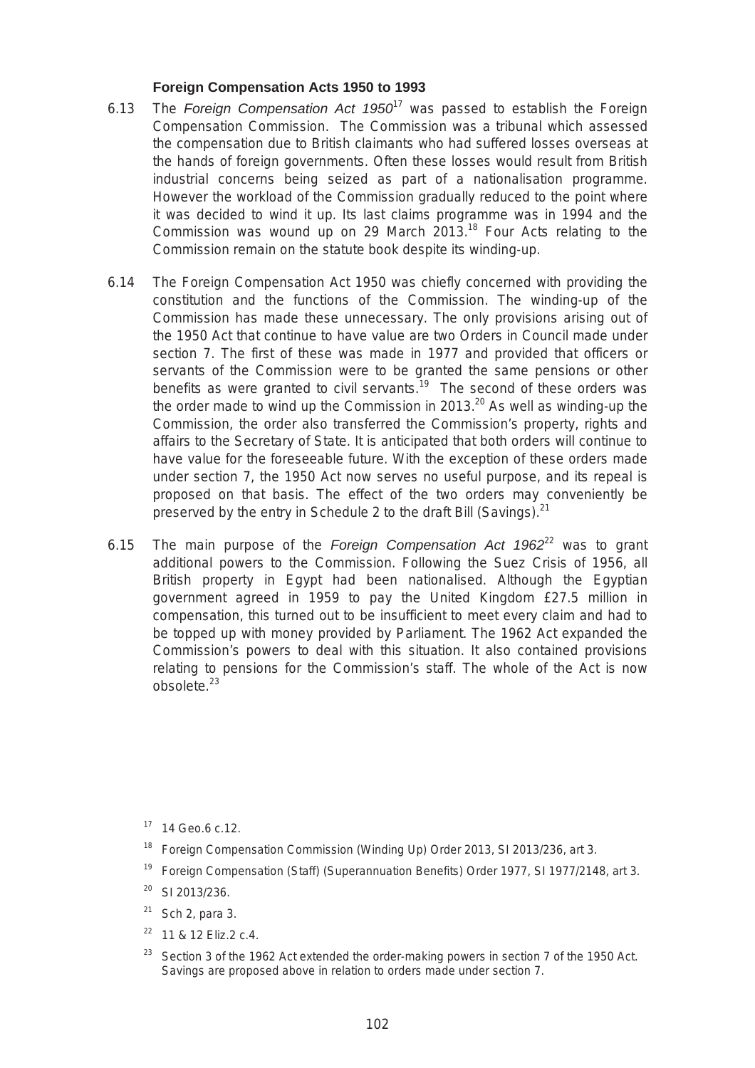### Foreign Compensation Acts 1950 to 1993

6.13 The *Foreign Compensation Act 1950*[17] was passed to establish the Foreign Compensation Commission. The Commission was a tribunal which assessed the compensation due to British claimants who had suffered losses overseas at the hands of foreign governments. Often these losses would result from British industrial concerns being seized as part of a nationalisation programme. However the workload of the Commission gradually reduced to the point where it was decided to wind it up. Its last claims programme was in 1994 and the Commission was wound up on 29 March 2013.[18] Four Acts relating to the Commission remain on the statute book despite its winding-up.

6.14 The Foreign Compensation Act 1950 was chiefly concerned with providing the constitution and the functions of the Commission. The winding-up of the Commission has made these unnecessary. The only provisions arising out of the 1950 Act that continue to have value are two Orders in Council made under section 7. The first of these was made in 1977 and provided that officers or servants of the Commission were to be granted the same pensions or other benefits as were granted to civil servants.[19] The second of these orders was the order made to wind up the Commission in 2013.[20] As well as winding-up the Commission, the order also transferred the Commission's property, rights and affairs to the Secretary of State. It is anticipated that both orders will continue to have value for the foreseeable future. With the exception of these orders made under section 7, the 1950 Act now serves no useful purpose, and its repeal is proposed on that basis. The effect of the two orders may conveniently be preserved by the entry in Schedule 2 to the draft Bill (Savings).[21]

6.15 The main purpose of the *Foreign Compensation Act 1962*[22] was to grant additional powers to the Commission. Following the Suez Crisis of 1956, all British property in Egypt had been nationalised. Although the Egyptian government agreed in 1959 to pay the United Kingdom £27.5 million in compensation, this turned out to be insufficient to meet every claim and had to be topped up with money provided by Parliament. The 1962 Act expanded the Commission's powers to deal with this situation. It also contained provisions relating to pensions for the Commission's staff. The whole of the Act is now obsolete.[23]

[17] 14 Geo.6 c.12.

[18] Foreign Compensation Commission (Winding Up) Order 2013, SI 2013/236, art 3.

[19] Foreign Compensation (Staff) (Superannuation Benefits) Order 1977, SI 1977/2148, art 3.

[20] SI 2013/236.

[21] Sch 2, para 3.

[22] 11 & 12 Eliz.2 c.4.

[23] Section 3 of the 1962 Act extended the order-making powers in section 7 of the 1950 Act. Savings are proposed above in relation to orders made under section 7.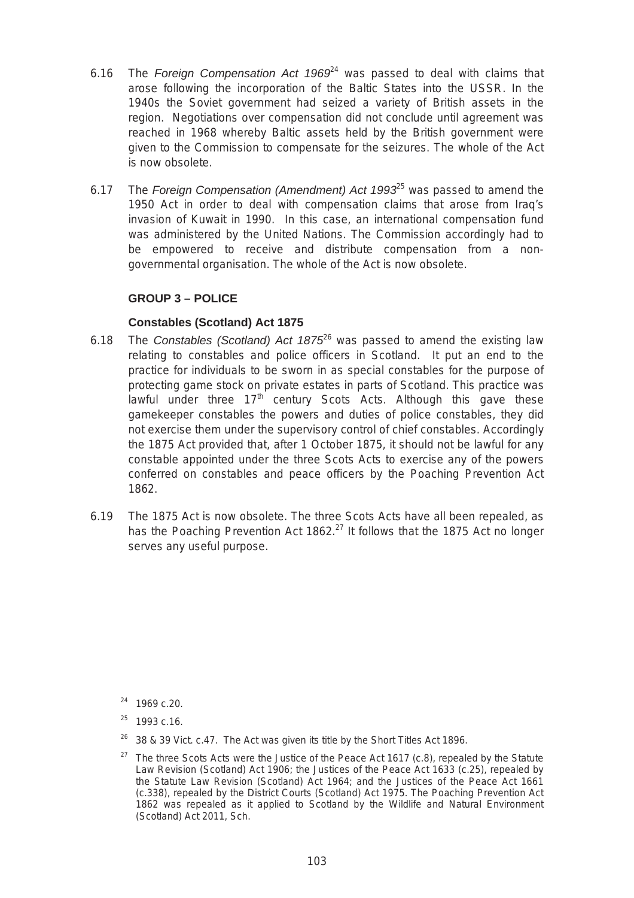6.16 The *Foreign Compensation Act 1969*[24] was passed to deal with claims that arose following the incorporation of the Baltic States into the USSR. In the 1940s the Soviet government had seized a variety of British assets in the region. Negotiations over compensation did not conclude until agreement was reached in 1968 whereby Baltic assets held by the British government were given to the Commission to compensate for the seizures. The whole of the Act is now obsolete.

6.17 The *Foreign Compensation (Amendment) Act 1993*[25] was passed to amend the 1950 Act in order to deal with compensation claims that arose from Iraq's invasion of Kuwait in 1990. In this case, an international compensation fund was administered by the United Nations. The Commission accordingly had to be empowered to receive and distribute compensation from a non-governmental organisation. The whole of the Act is now obsolete.

### GROUP 3 – POLICE

#### Constables (Scotland) Act 1875

6.18 The *Constables (Scotland) Act 1875*[26] was passed to amend the existing law relating to constables and police officers in Scotland. It put an end to the practice for individuals to be sworn in as special constables for the purpose of protecting game stock on private estates in parts of Scotland. This practice was lawful under three 17th century Scots Acts. Although this gave these gamekeeper constables the powers and duties of police constables, they did not exercise them under the supervisory control of chief constables. Accordingly the 1875 Act provided that, after 1 October 1875, it should not be lawful for any constable appointed under the three Scots Acts to exercise any of the powers conferred on constables and peace officers by the Poaching Prevention Act 1862.

6.19 The 1875 Act is now obsolete. The three Scots Acts have all been repealed, as has the Poaching Prevention Act 1862.[27] It follows that the 1875 Act no longer serves any useful purpose.

---

[24] 1969 c.20.

[25] 1993 c.16.

[26] 38 & 39 Vict. c.47. The Act was given its title by the Short Titles Act 1896.

[27] The three Scots Acts were the Justice of the Peace Act 1617 (c.8), repealed by the Statute Law Revision (Scotland) Act 1906; the Justices of the Peace Act 1633 (c.25), repealed by the Statute Law Revision (Scotland) Act 1964; and the Justices of the Peace Act 1661 (c.338), repealed by the District Courts (Scotland) Act 1975. The Poaching Prevention Act 1862 was repealed as it applied to Scotland by the Wildlife and Natural Environment (Scotland) Act 2011, Sch.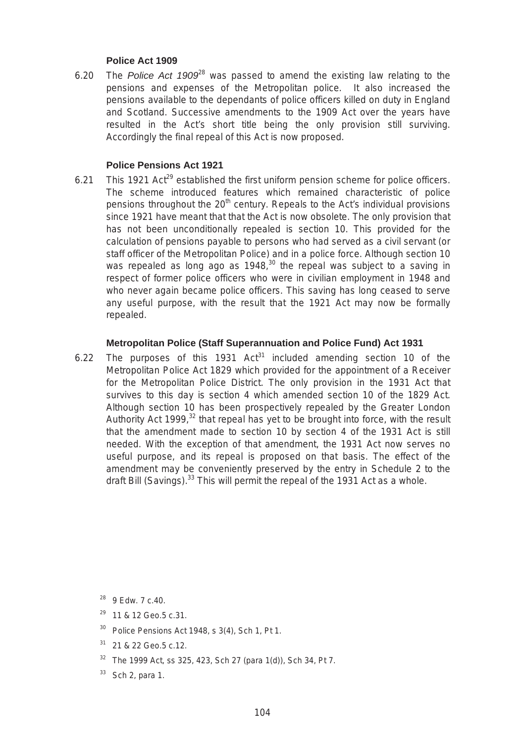### Police Act 1909

6.20 The *Police Act 1909*[28] was passed to amend the existing law relating to the pensions and expenses of the Metropolitan police. It also increased the pensions available to the dependants of police officers killed on duty in England and Scotland. Successive amendments to the 1909 Act over the years have resulted in the Act's short title being the only provision still surviving. Accordingly the final repeal of this Act is now proposed.

### Police Pensions Act 1921

6.21 This 1921 Act[29] established the first uniform pension scheme for police officers. The scheme introduced features which remained characteristic of police pensions throughout the 20th century. Repeals to the Act's individual provisions since 1921 have meant that that the Act is now obsolete. The only provision that has not been unconditionally repealed is section 10. This provided for the calculation of pensions payable to persons who had served as a civil servant (or staff officer of the Metropolitan Police) and in a police force. Although section 10 was repealed as long ago as 1948,[30] the repeal was subject to a saving in respect of former police officers who were in civilian employment in 1948 and who never again became police officers. This saving has long ceased to serve any useful purpose, with the result that the 1921 Act may now be formally repealed.

### Metropolitan Police (Staff Superannuation and Police Fund) Act 1931

6.22 The purposes of this 1931 Act[31] included amending section 10 of the Metropolitan Police Act 1829 which provided for the appointment of a Receiver for the Metropolitan Police District. The only provision in the 1931 Act that survives to this day is section 4 which amended section 10 of the 1829 Act. Although section 10 has been prospectively repealed by the Greater London Authority Act 1999,[32] that repeal has yet to be brought into force, with the result that the amendment made to section 10 by section 4 of the 1931 Act is still needed. With the exception of that amendment, the 1931 Act now serves no useful purpose, and its repeal is proposed on that basis. The effect of the amendment may be conveniently preserved by the entry in Schedule 2 to the draft Bill (Savings).[33] This will permit the repeal of the 1931 Act as a whole.

---

[28] 9 Edw. 7 c.40.

[29] 11 & 12 Geo.5 c.31.

[30] Police Pensions Act 1948, s 3(4), Sch 1, Pt 1.

[31] 21 & 22 Geo.5 c.12.

[32] The 1999 Act, ss 325, 423, Sch 27 (para 1(d)), Sch 34, Pt 7.

[33] Sch 2, para 1.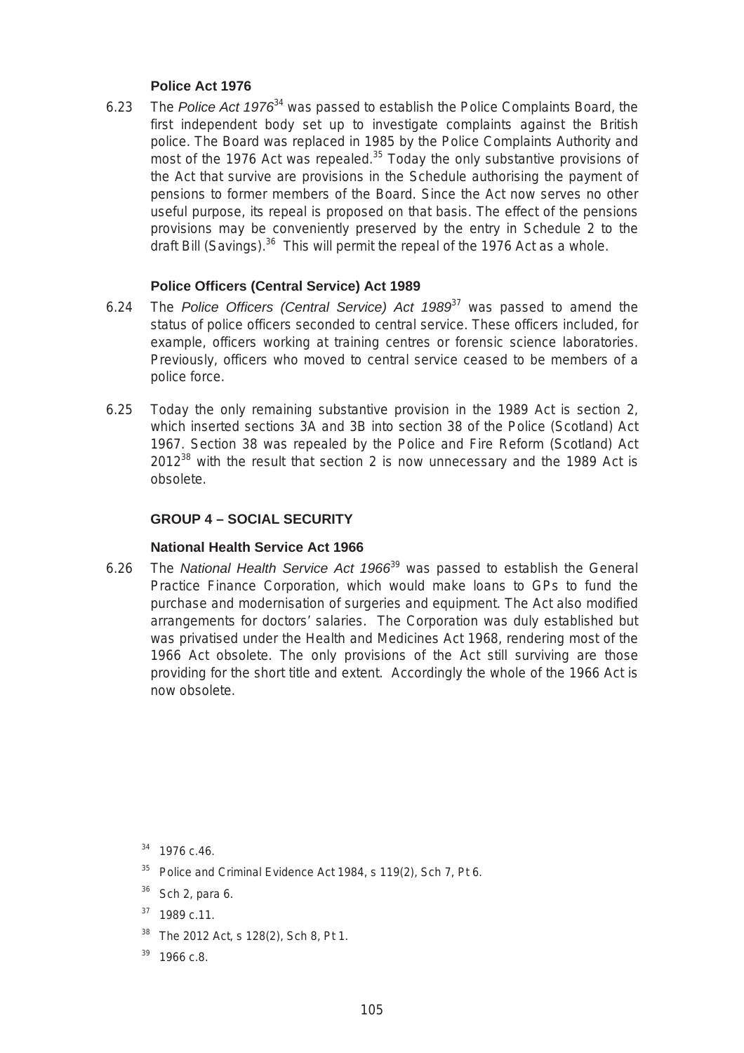### Police Act 1976

6.23 The *Police Act 1976*[34] was passed to establish the Police Complaints Board, the first independent body set up to investigate complaints against the British police. The Board was replaced in 1985 by the Police Complaints Authority and most of the 1976 Act was repealed.[35] Today the only substantive provisions of the Act that survive are provisions in the Schedule authorising the payment of pensions to former members of the Board. Since the Act now serves no other useful purpose, its repeal is proposed on that basis. The effect of the pensions provisions may be conveniently preserved by the entry in Schedule 2 to the draft Bill (Savings).[36] This will permit the repeal of the 1976 Act as a whole.

### Police Officers (Central Service) Act 1989

6.24 The *Police Officers (Central Service) Act 1989*[37] was passed to amend the status of police officers seconded to central service. These officers included, for example, officers working at training centres or forensic science laboratories. Previously, officers who moved to central service ceased to be members of a police force.

6.25 Today the only remaining substantive provision in the 1989 Act is section 2, which inserted sections 3A and 3B into section 38 of the Police (Scotland) Act 1967. Section 38 was repealed by the Police and Fire Reform (Scotland) Act 2012[38] with the result that section 2 is now unnecessary and the 1989 Act is obsolete.

## GROUP 4 – SOCIAL SECURITY

### National Health Service Act 1966

6.26 The *National Health Service Act 1966*[39] was passed to establish the General Practice Finance Corporation, which would make loans to GPs to fund the purchase and modernisation of surgeries and equipment. The Act also modified arrangements for doctors' salaries. The Corporation was duly established but was privatised under the Health and Medicines Act 1968, rendering most of the 1966 Act obsolete. The only provisions of the Act still surviving are those providing for the short title and extent. Accordingly the whole of the 1966 Act is now obsolete.

---

[34] 1976 c.46.

[35] Police and Criminal Evidence Act 1984, s 119(2), Sch 7, Pt 6.

[36] Sch 2, para 6.

[37] 1989 c.11.

[38] The 2012 Act, s 128(2), Sch 8, Pt 1.

[39] 1966 c.8.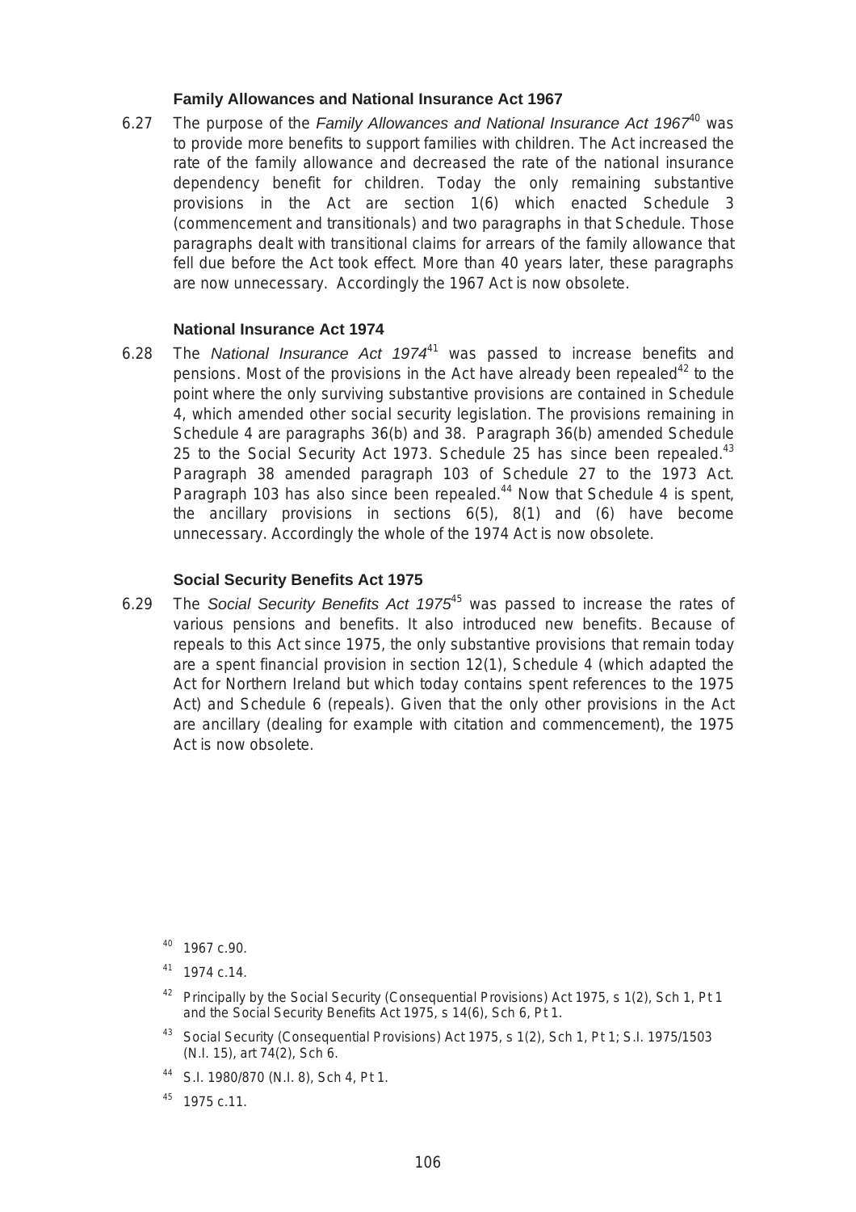### Family Allowances and National Insurance Act 1967

6.27 The purpose of the *Family Allowances and National Insurance Act 1967*[40] was to provide more benefits to support families with children. The Act increased the rate of the family allowance and decreased the rate of the national insurance dependency benefit for children. Today the only remaining substantive provisions in the Act are section 1(6) which enacted Schedule 3 (commencement and transitionals) and two paragraphs in that Schedule. Those paragraphs dealt with transitional claims for arrears of the family allowance that fell due before the Act took effect. More than 40 years later, these paragraphs are now unnecessary. Accordingly the 1967 Act is now obsolete.

### National Insurance Act 1974

6.28 The *National Insurance Act 1974*[41] was passed to increase benefits and pensions. Most of the provisions in the Act have already been repealed[42] to the point where the only surviving substantive provisions are contained in Schedule 4, which amended other social security legislation. The provisions remaining in Schedule 4 are paragraphs 36(b) and 38. Paragraph 36(b) amended Schedule 25 to the Social Security Act 1973. Schedule 25 has since been repealed.[43] Paragraph 38 amended paragraph 103 of Schedule 27 to the 1973 Act. Paragraph 103 has also since been repealed.[44] Now that Schedule 4 is spent, the ancillary provisions in sections 6(5), 8(1) and (6) have become unnecessary. Accordingly the whole of the 1974 Act is now obsolete.

### Social Security Benefits Act 1975

6.29 The *Social Security Benefits Act 1975*[45] was passed to increase the rates of various pensions and benefits. It also introduced new benefits. Because of repeals to this Act since 1975, the only substantive provisions that remain today are a spent financial provision in section 12(1), Schedule 4 (which adapted the Act for Northern Ireland but which today contains spent references to the 1975 Act) and Schedule 6 (repeals). Given that the only other provisions in the Act are ancillary (dealing for example with citation and commencement), the 1975 Act is now obsolete.

[40] 1967 c.90.

[41] 1974 c.14.

[42] Principally by the Social Security (Consequential Provisions) Act 1975, s 1(2), Sch 1, Pt 1 and the Social Security Benefits Act 1975, s 14(6), Sch 6, Pt 1.

[43] Social Security (Consequential Provisions) Act 1975, s 1(2), Sch 1, Pt 1; S.I. 1975/1503 (N.I. 15), art 74(2), Sch 6.

[44] S.I. 1980/870 (N.I. 8), Sch 4, Pt 1.

[45] 1975 c.11.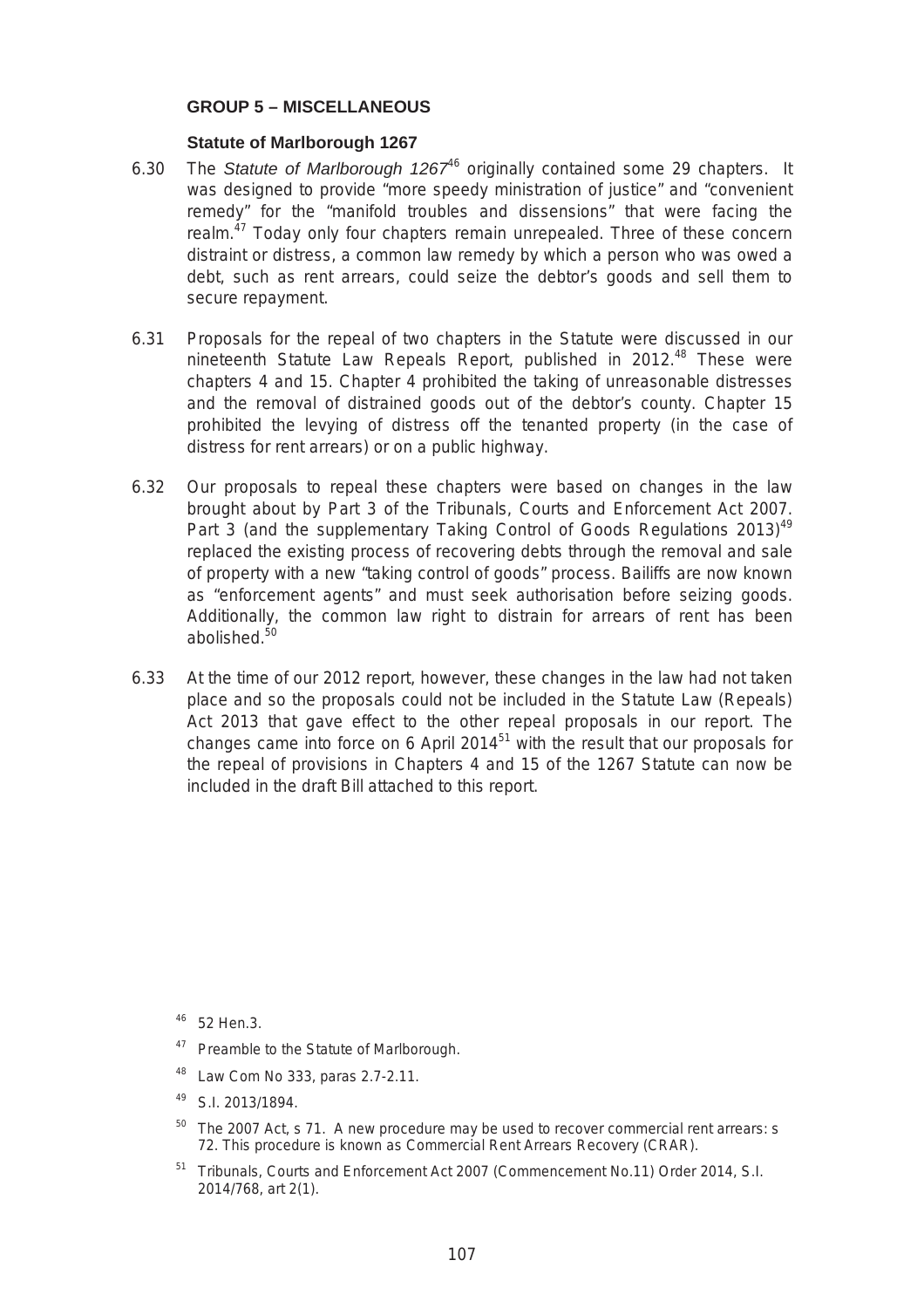## GROUP 5 – MISCELLANEOUS

### Statute of Marlborough 1267

6.30 The *Statute of Marlborough 1267*[46] originally contained some 29 chapters. It was designed to provide "more speedy ministration of justice" and "convenient remedy" for the "manifold troubles and dissensions" that were facing the realm.[47] Today only four chapters remain unrepealed. Three of these concern distraint or distress, a common law remedy by which a person who was owed a debt, such as rent arrears, could seize the debtor's goods and sell them to secure repayment.

6.31 Proposals for the repeal of two chapters in the Statute were discussed in our nineteenth Statute Law Repeals Report, published in 2012.[48] These were chapters 4 and 15. Chapter 4 prohibited the taking of unreasonable distresses and the removal of distrained goods out of the debtor's county. Chapter 15 prohibited the levying of distress off the tenanted property (in the case of distress for rent arrears) or on a public highway.

6.32 Our proposals to repeal these chapters were based on changes in the law brought about by Part 3 of the Tribunals, Courts and Enforcement Act 2007. Part 3 (and the supplementary Taking Control of Goods Regulations 2013)[49] replaced the existing process of recovering debts through the removal and sale of property with a new "taking control of goods" process. Bailiffs are now known as "enforcement agents" and must seek authorisation before seizing goods. Additionally, the common law right to distrain for arrears of rent has been abolished.[50]

6.33 At the time of our 2012 report, however, these changes in the law had not taken place and so the proposals could not be included in the Statute Law (Repeals) Act 2013 that gave effect to the other repeal proposals in our report. The changes came into force on 6 April 2014[51] with the result that our proposals for the repeal of provisions in Chapters 4 and 15 of the 1267 Statute can now be included in the draft Bill attached to this report.

---

[46] 52 Hen.3.

[47] Preamble to the Statute of Marlborough.

[48] Law Com No 333, paras 2.7-2.11.

[49] S.I. 2013/1894.

[50] The 2007 Act, s 71. A new procedure may be used to recover commercial rent arrears: s 72. This procedure is known as Commercial Rent Arrears Recovery (CRAR).

[51] Tribunals, Courts and Enforcement Act 2007 (Commencement No.11) Order 2014, S.I. 2014/768, art 2(1).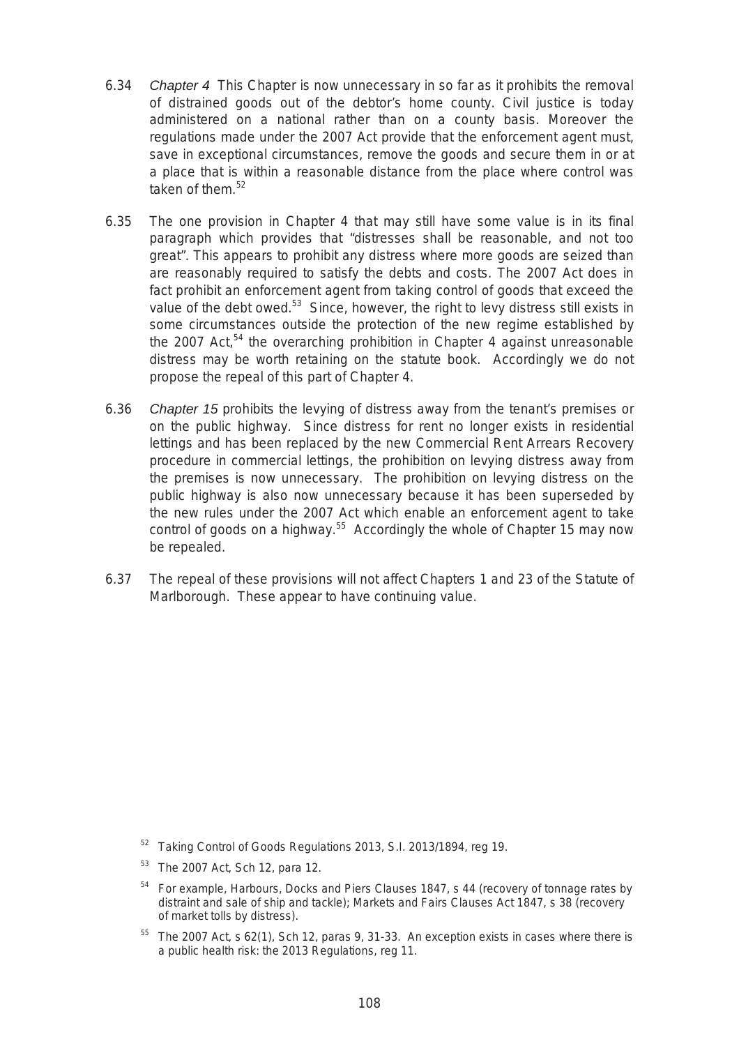6.34 *Chapter 4* This Chapter is now unnecessary in so far as it prohibits the removal of distrained goods out of the debtor's home county. Civil justice is today administered on a national rather than on a county basis. Moreover the regulations made under the 2007 Act provide that the enforcement agent must, save in exceptional circumstances, remove the goods and secure them in or at a place that is within a reasonable distance from the place where control was taken of them.[52]

6.35 The one provision in Chapter 4 that may still have some value is in its final paragraph which provides that "distresses shall be reasonable, and not too great". This appears to prohibit any distress where more goods are seized than are reasonably required to satisfy the debts and costs. The 2007 Act does in fact prohibit an enforcement agent from taking control of goods that exceed the value of the debt owed.[53] Since, however, the right to levy distress still exists in some circumstances outside the protection of the new regime established by the 2007 Act,[54] the overarching prohibition in Chapter 4 against unreasonable distress may be worth retaining on the statute book. Accordingly we do not propose the repeal of this part of Chapter 4.

6.36 *Chapter 15* prohibits the levying of distress away from the tenant's premises or on the public highway. Since distress for rent no longer exists in residential lettings and has been replaced by the new Commercial Rent Arrears Recovery procedure in commercial lettings, the prohibition on levying distress away from the premises is now unnecessary. The prohibition on levying distress on the public highway is also now unnecessary because it has been superseded by the new rules under the 2007 Act which enable an enforcement agent to take control of goods on a highway.[55] Accordingly the whole of Chapter 15 may now be repealed.

6.37 The repeal of these provisions will not affect Chapters 1 and 23 of the Statute of Marlborough. These appear to have continuing value.

---

[52] Taking Control of Goods Regulations 2013, S.I. 2013/1894, reg 19.

[53] The 2007 Act, Sch 12, para 12.

[54] For example, Harbours, Docks and Piers Clauses 1847, s 44 (recovery of tonnage rates by distraint and sale of ship and tackle); Markets and Fairs Clauses Act 1847, s 38 (recovery of market tolls by distress).

[55] The 2007 Act, s 62(1), Sch 12, paras 9, 31-33. An exception exists in cases where there is a public health risk: the 2013 Regulations, reg 11.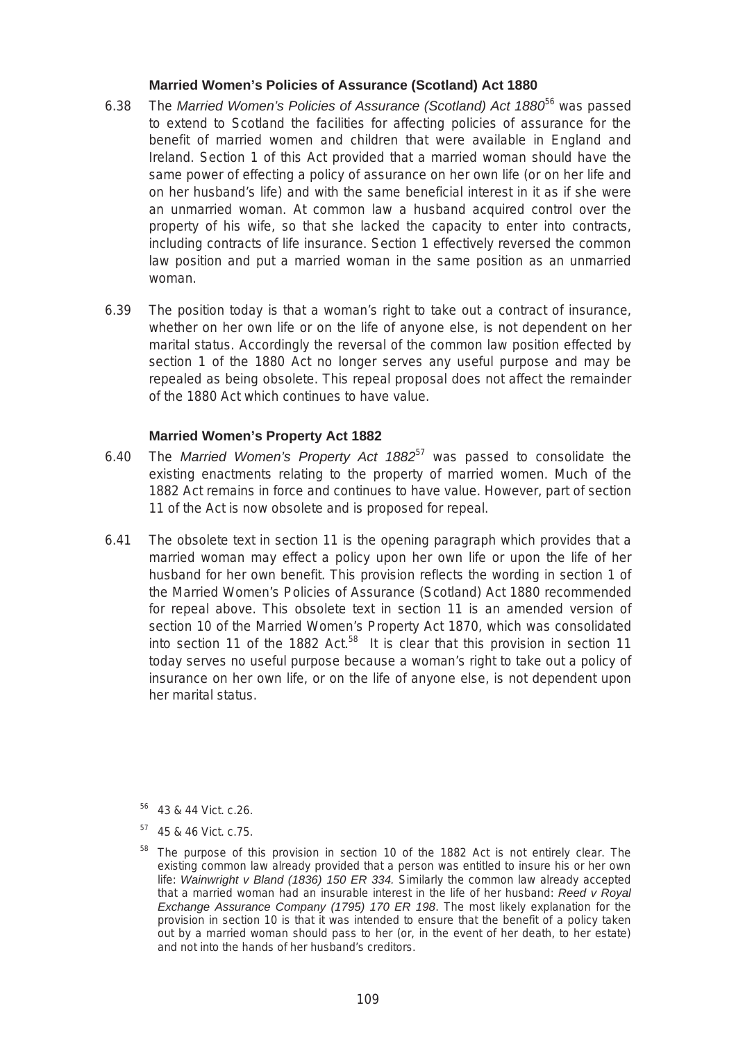### Married Women's Policies of Assurance (Scotland) Act 1880

6.38 The *Married Women's Policies of Assurance (Scotland) Act 1880*[56] was passed to extend to Scotland the facilities for affecting policies of assurance for the benefit of married women and children that were available in England and Ireland. Section 1 of this Act provided that a married woman should have the same power of effecting a policy of assurance on her own life (or on her life and on her husband's life) and with the same beneficial interest in it as if she were an unmarried woman. At common law a husband acquired control over the property of his wife, so that she lacked the capacity to enter into contracts, including contracts of life insurance. Section 1 effectively reversed the common law position and put a married woman in the same position as an unmarried woman.

6.39 The position today is that a woman's right to take out a contract of insurance, whether on her own life or on the life of anyone else, is not dependent on her marital status. Accordingly the reversal of the common law position effected by section 1 of the 1880 Act no longer serves any useful purpose and may be repealed as being obsolete. This repeal proposal does not affect the remainder of the 1880 Act which continues to have value.

### Married Women's Property Act 1882

6.40 The *Married Women's Property Act 1882*[57] was passed to consolidate the existing enactments relating to the property of married women. Much of the 1882 Act remains in force and continues to have value. However, part of section 11 of the Act is now obsolete and is proposed for repeal.

6.41 The obsolete text in section 11 is the opening paragraph which provides that a married woman may effect a policy upon her own life or upon the life of her husband for her own benefit. This provision reflects the wording in section 1 of the Married Women's Policies of Assurance (Scotland) Act 1880 recommended for repeal above. This obsolete text in section 11 is an amended version of section 10 of the Married Women's Property Act 1870, which was consolidated into section 11 of the 1882 Act.[58] It is clear that this provision in section 11 today serves no useful purpose because a woman's right to take out a policy of insurance on her own life, or on the life of anyone else, is not dependent upon her marital status.

---

[56] 43 & 44 Vict. c.26.

[57] 45 & 46 Vict. c.75.

[58] The purpose of this provision in section 10 of the 1882 Act is not entirely clear. The existing common law already provided that a person was entitled to insure his or her own life: *Wainwright v Bland (1836) 150 ER 334.* Similarly the common law already accepted that a married woman had an insurable interest in the life of her husband: *Reed v Royal Exchange Assurance Company (1795) 170 ER 198*. The most likely explanation for the provision in section 10 is that it was intended to ensure that the benefit of a policy taken out by a married woman should pass to her (or, in the event of her death, to her estate) and not into the hands of her husband's creditors.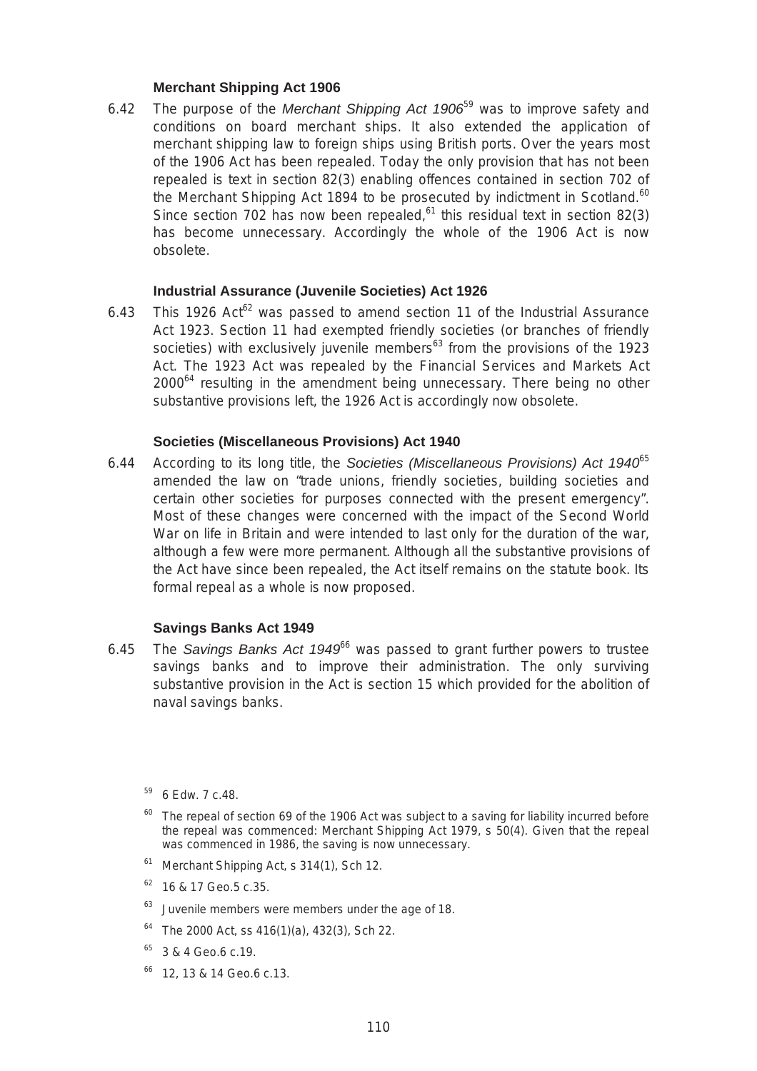### Merchant Shipping Act 1906

6.42 The purpose of the *Merchant Shipping Act 1906*[59] was to improve safety and conditions on board merchant ships. It also extended the application of merchant shipping law to foreign ships using British ports. Over the years most of the 1906 Act has been repealed. Today the only provision that has not been repealed is text in section 82(3) enabling offences contained in section 702 of the Merchant Shipping Act 1894 to be prosecuted by indictment in Scotland.[60] Since section 702 has now been repealed,[61] this residual text in section 82(3) has become unnecessary. Accordingly the whole of the 1906 Act is now obsolete.

### Industrial Assurance (Juvenile Societies) Act 1926

6.43 This 1926 Act[62] was passed to amend section 11 of the Industrial Assurance Act 1923. Section 11 had exempted friendly societies (or branches of friendly societies) with exclusively juvenile members[63] from the provisions of the 1923 Act. The 1923 Act was repealed by the Financial Services and Markets Act 2000[64] resulting in the amendment being unnecessary. There being no other substantive provisions left, the 1926 Act is accordingly now obsolete.

### Societies (Miscellaneous Provisions) Act 1940

6.44 According to its long title, the *Societies (Miscellaneous Provisions) Act 1940*[65] amended the law on "trade unions, friendly societies, building societies and certain other societies for purposes connected with the present emergency". Most of these changes were concerned with the impact of the Second World War on life in Britain and were intended to last only for the duration of the war, although a few were more permanent. Although all the substantive provisions of the Act have since been repealed, the Act itself remains on the statute book. Its formal repeal as a whole is now proposed.

### Savings Banks Act 1949

6.45 The *Savings Banks Act 1949*[66] was passed to grant further powers to trustee savings banks and to improve their administration. The only surviving substantive provision in the Act is section 15 which provided for the abolition of naval savings banks.

---

[59] 6 Edw. 7 c.48.

[60] The repeal of section 69 of the 1906 Act was subject to a saving for liability incurred before the repeal was commenced: Merchant Shipping Act 1979, s 50(4). Given that the repeal was commenced in 1986, the saving is now unnecessary.

[61] Merchant Shipping Act, s 314(1), Sch 12.

[62] 16 & 17 Geo.5 c.35.

[63] Juvenile members were members under the age of 18.

[64] The 2000 Act, ss 416(1)(a), 432(3), Sch 22.

[65] 3 & 4 Geo.6 c.19.

[66] 12, 13 & 14 Geo.6 c.13.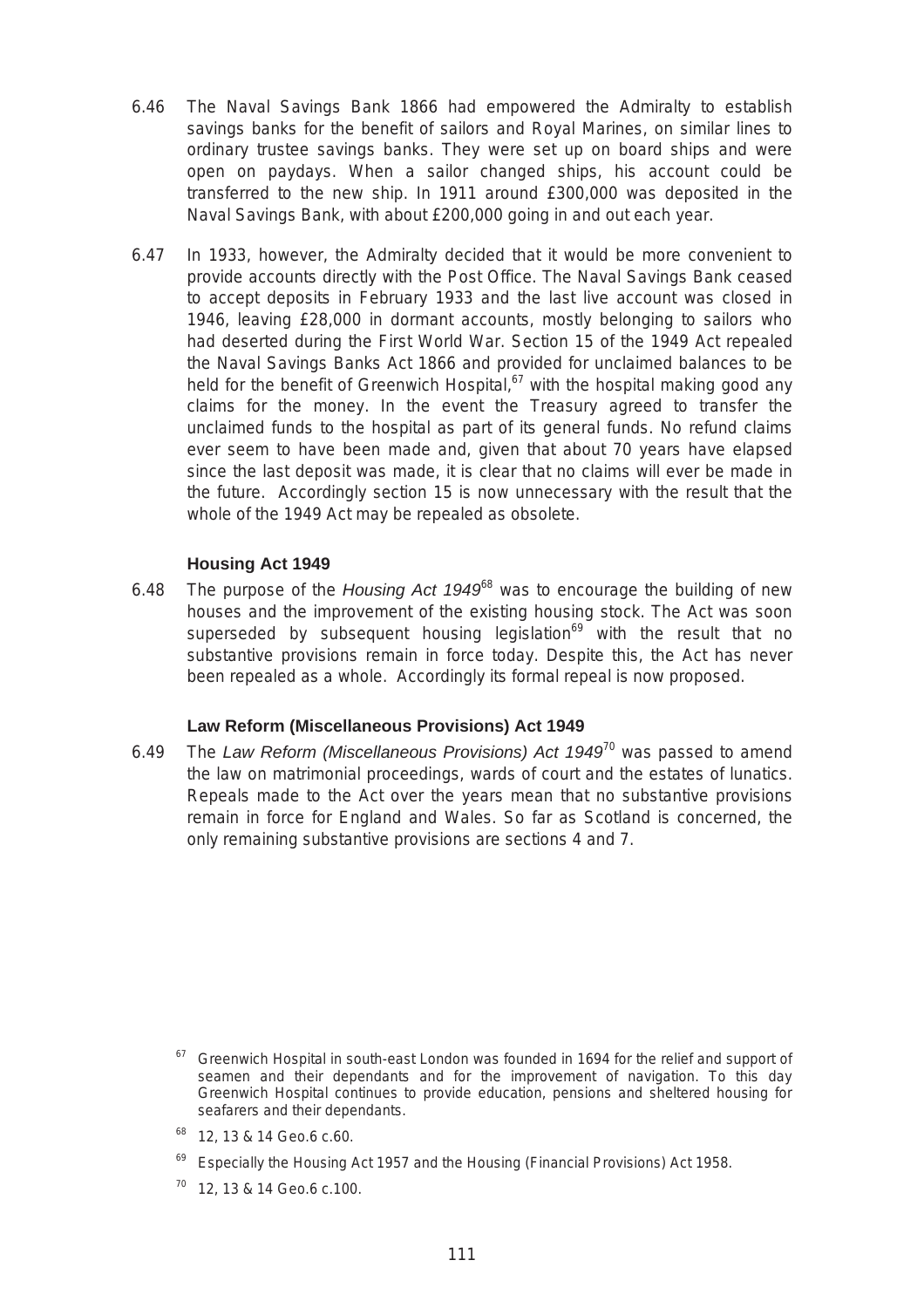6.46 The Naval Savings Bank 1866 had empowered the Admiralty to establish savings banks for the benefit of sailors and Royal Marines, on similar lines to ordinary trustee savings banks. They were set up on board ships and were open on paydays. When a sailor changed ships, his account could be transferred to the new ship. In 1911 around £300,000 was deposited in the Naval Savings Bank, with about £200,000 going in and out each year.

6.47 In 1933, however, the Admiralty decided that it would be more convenient to provide accounts directly with the Post Office. The Naval Savings Bank ceased to accept deposits in February 1933 and the last live account was closed in 1946, leaving £28,000 in dormant accounts, mostly belonging to sailors who had deserted during the First World War. Section 15 of the 1949 Act repealed the Naval Savings Banks Act 1866 and provided for unclaimed balances to be held for the benefit of Greenwich Hospital,[67] with the hospital making good any claims for the money. In the event the Treasury agreed to transfer the unclaimed funds to the hospital as part of its general funds. No refund claims ever seem to have been made and, given that about 70 years have elapsed since the last deposit was made, it is clear that no claims will ever be made in the future. Accordingly section 15 is now unnecessary with the result that the whole of the 1949 Act may be repealed as obsolete.

### Housing Act 1949

6.48 The purpose of the *Housing Act 1949*[68] was to encourage the building of new houses and the improvement of the existing housing stock. The Act was soon superseded by subsequent housing legislation[69] with the result that no substantive provisions remain in force today. Despite this, the Act has never been repealed as a whole. Accordingly its formal repeal is now proposed.

### Law Reform (Miscellaneous Provisions) Act 1949

6.49 The *Law Reform (Miscellaneous Provisions) Act 1949*[70] was passed to amend the law on matrimonial proceedings, wards of court and the estates of lunatics. Repeals made to the Act over the years mean that no substantive provisions remain in force for England and Wales. So far as Scotland is concerned, the only remaining substantive provisions are sections 4 and 7.

---

[67] Greenwich Hospital in south-east London was founded in 1694 for the relief and support of seamen and their dependants and for the improvement of navigation. To this day Greenwich Hospital continues to provide education, pensions and sheltered housing for seafarers and their dependants.

[68] 12, 13 & 14 Geo.6 c.60.

[69] Especially the Housing Act 1957 and the Housing (Financial Provisions) Act 1958.

[70] 12, 13 & 14 Geo.6 c.100.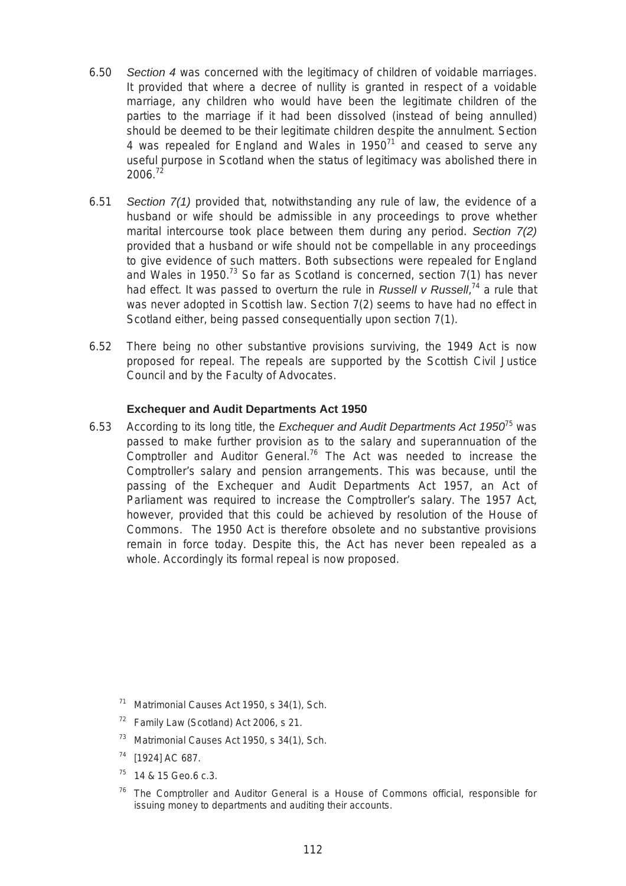6.50 *Section 4* was concerned with the legitimacy of children of voidable marriages. It provided that where a decree of nullity is granted in respect of a voidable marriage, any children who would have been the legitimate children of the parties to the marriage if it had been dissolved (instead of being annulled) should be deemed to be their legitimate children despite the annulment. Section 4 was repealed for England and Wales in 1950[71] and ceased to serve any useful purpose in Scotland when the status of legitimacy was abolished there in 2006.[72]

6.51 *Section 7(1)* provided that, notwithstanding any rule of law, the evidence of a husband or wife should be admissible in any proceedings to prove whether marital intercourse took place between them during any period. *Section 7(2)* provided that a husband or wife should not be compellable in any proceedings to give evidence of such matters. Both subsections were repealed for England and Wales in 1950.[73] So far as Scotland is concerned, section 7(1) has never had effect. It was passed to overturn the rule in *Russell v Russell*,[74] a rule that was never adopted in Scottish law. Section 7(2) seems to have had no effect in Scotland either, being passed consequentially upon section 7(1).

6.52 There being no other substantive provisions surviving, the 1949 Act is now proposed for repeal. The repeals are supported by the Scottish Civil Justice Council and by the Faculty of Advocates.

### Exchequer and Audit Departments Act 1950

6.53 According to its long title, the *Exchequer and Audit Departments Act 1950*[75] was passed to make further provision as to the salary and superannuation of the Comptroller and Auditor General.[76] The Act was needed to increase the Comptroller's salary and pension arrangements. This was because, until the passing of the Exchequer and Audit Departments Act 1957, an Act of Parliament was required to increase the Comptroller's salary. The 1957 Act, however, provided that this could be achieved by resolution of the House of Commons. The 1950 Act is therefore obsolete and no substantive provisions remain in force today. Despite this, the Act has never been repealed as a whole. Accordingly its formal repeal is now proposed.

[71] Matrimonial Causes Act 1950, s 34(1), Sch.

[72] Family Law (Scotland) Act 2006, s 21.

[73] Matrimonial Causes Act 1950, s 34(1), Sch.

[74] [1924] AC 687.

[75] 14 & 15 Geo.6 c.3.

[76] The Comptroller and Auditor General is a House of Commons official, responsible for issuing money to departments and auditing their accounts.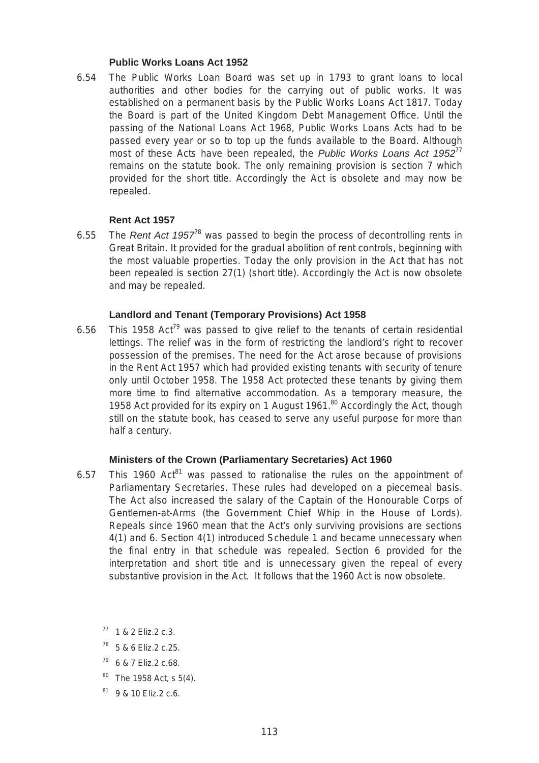#### Public Works Loans Act 1952

6.54 The Public Works Loan Board was set up in 1793 to grant loans to local authorities and other bodies for the carrying out of public works. It was established on a permanent basis by the Public Works Loans Act 1817. Today the Board is part of the United Kingdom Debt Management Office. Until the passing of the National Loans Act 1968, Public Works Loans Acts had to be passed every year or so to top up the funds available to the Board. Although most of these Acts have been repealed, the *Public Works Loans Act 1952*[77] remains on the statute book. The only remaining provision is section 7 which provided for the short title. Accordingly the Act is obsolete and may now be repealed.

#### Rent Act 1957

6.55 The *Rent Act 1957*[78] was passed to begin the process of decontrolling rents in Great Britain. It provided for the gradual abolition of rent controls, beginning with the most valuable properties. Today the only provision in the Act that has not been repealed is section 27(1) (short title). Accordingly the Act is now obsolete and may be repealed.

#### Landlord and Tenant (Temporary Provisions) Act 1958

6.56 This 1958 Act[79] was passed to give relief to the tenants of certain residential lettings. The relief was in the form of restricting the landlord's right to recover possession of the premises. The need for the Act arose because of provisions in the Rent Act 1957 which had provided existing tenants with security of tenure only until October 1958. The 1958 Act protected these tenants by giving them more time to find alternative accommodation. As a temporary measure, the 1958 Act provided for its expiry on 1 August 1961.[80] Accordingly the Act, though still on the statute book, has ceased to serve any useful purpose for more than half a century.

#### Ministers of the Crown (Parliamentary Secretaries) Act 1960

6.57 This 1960 Act[81] was passed to rationalise the rules on the appointment of Parliamentary Secretaries. These rules had developed on a piecemeal basis. The Act also increased the salary of the Captain of the Honourable Corps of Gentlemen-at-Arms (the Government Chief Whip in the House of Lords). Repeals since 1960 mean that the Act's only surviving provisions are sections 4(1) and 6. Section 4(1) introduced Schedule 1 and became unnecessary when the final entry in that schedule was repealed. Section 6 provided for the interpretation and short title and is unnecessary given the repeal of every substantive provision in the Act. It follows that the 1960 Act is now obsolete.

[77] 1 & 2 Eliz.2 c.3.

[78] 5 & 6 Eliz.2 c.25.

[79] 6 & 7 Eliz.2 c.68.

[80] The 1958 Act, s 5(4).

[81] 9 & 10 Eliz.2 c.6.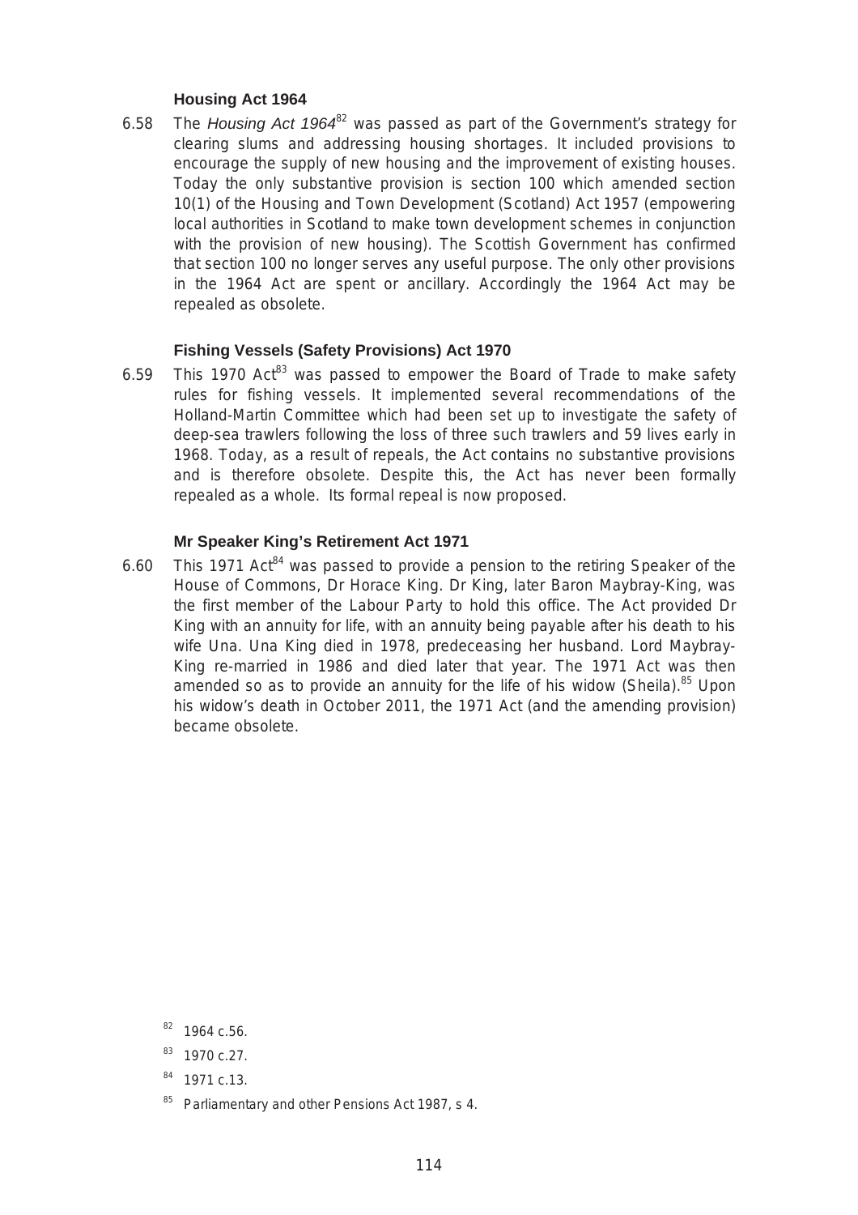### Housing Act 1964

6.58 The *Housing Act 1964*[82] was passed as part of the Government's strategy for clearing slums and addressing housing shortages. It included provisions to encourage the supply of new housing and the improvement of existing houses. Today the only substantive provision is section 100 which amended section 10(1) of the Housing and Town Development (Scotland) Act 1957 (empowering local authorities in Scotland to make town development schemes in conjunction with the provision of new housing). The Scottish Government has confirmed that section 100 no longer serves any useful purpose. The only other provisions in the 1964 Act are spent or ancillary. Accordingly the 1964 Act may be repealed as obsolete.

### Fishing Vessels (Safety Provisions) Act 1970

6.59 This 1970 Act[83] was passed to empower the Board of Trade to make safety rules for fishing vessels. It implemented several recommendations of the Holland-Martin Committee which had been set up to investigate the safety of deep-sea trawlers following the loss of three such trawlers and 59 lives early in 1968. Today, as a result of repeals, the Act contains no substantive provisions and is therefore obsolete. Despite this, the Act has never been formally repealed as a whole. Its formal repeal is now proposed.

### Mr Speaker King's Retirement Act 1971

6.60 This 1971 Act[84] was passed to provide a pension to the retiring Speaker of the House of Commons, Dr Horace King. Dr King, later Baron Maybray-King, was the first member of the Labour Party to hold this office. The Act provided Dr King with an annuity for life, with an annuity being payable after his death to his wife Una. Una King died in 1978, predeceasing her husband. Lord Maybray-King re-married in 1986 and died later that year. The 1971 Act was then amended so as to provide an annuity for the life of his widow (Sheila).[85] Upon his widow's death in October 2011, the 1971 Act (and the amending provision) became obsolete.

[82] 1964 c.56.

[83] 1970 c.27.

[84] 1971 c.13.

[85] Parliamentary and other Pensions Act 1987, s 4.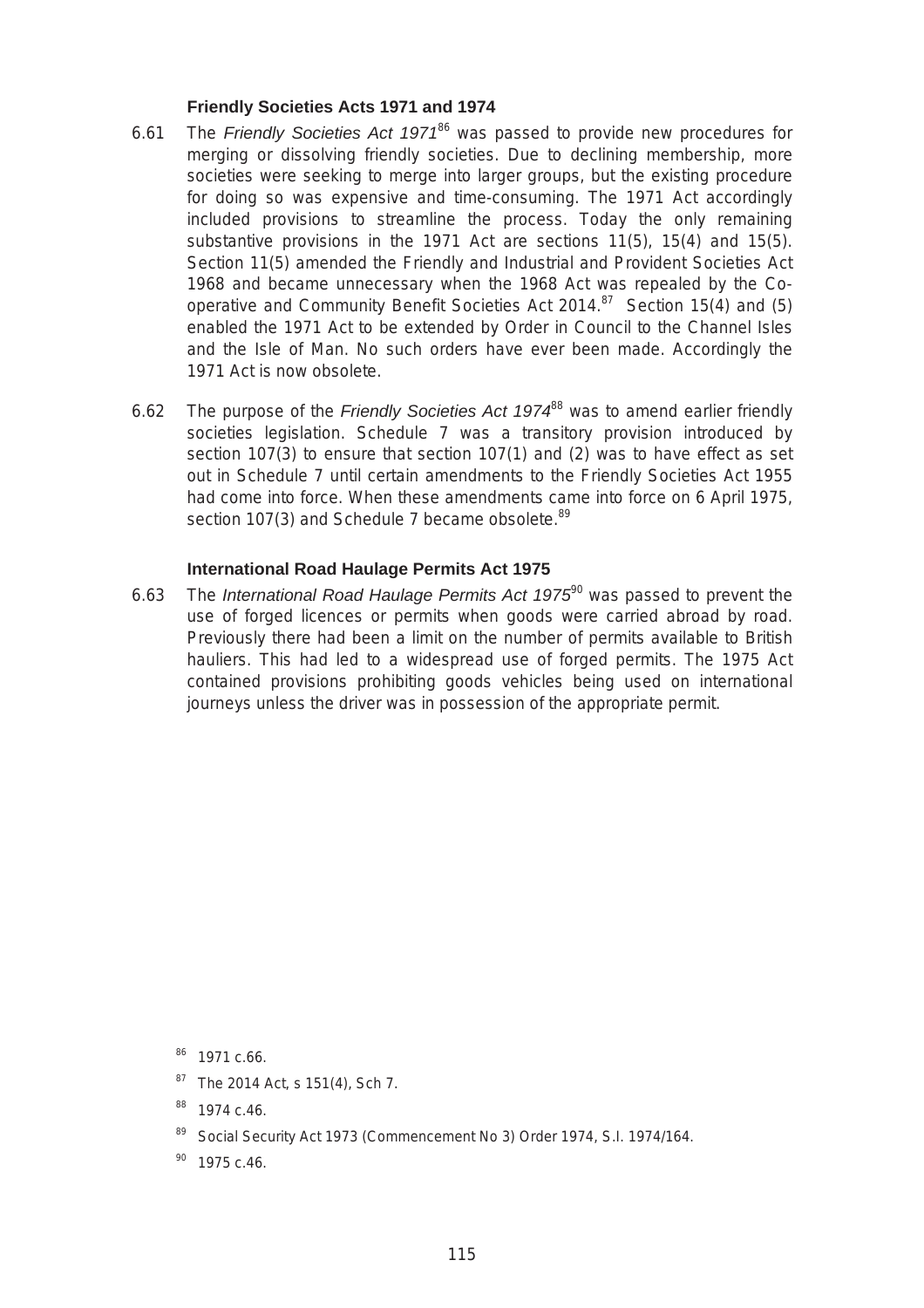### Friendly Societies Acts 1971 and 1974

6.61 The *Friendly Societies Act 1971*[86] was passed to provide new procedures for merging or dissolving friendly societies. Due to declining membership, more societies were seeking to merge into larger groups, but the existing procedure for doing so was expensive and time-consuming. The 1971 Act accordingly included provisions to streamline the process. Today the only remaining substantive provisions in the 1971 Act are sections 11(5), 15(4) and 15(5). Section 11(5) amended the Friendly and Industrial and Provident Societies Act 1968 and became unnecessary when the 1968 Act was repealed by the Co-operative and Community Benefit Societies Act 2014.[87] Section 15(4) and (5) enabled the 1971 Act to be extended by Order in Council to the Channel Isles and the Isle of Man. No such orders have ever been made. Accordingly the 1971 Act is now obsolete.

6.62 The purpose of the *Friendly Societies Act 1974*[88] was to amend earlier friendly societies legislation. Schedule 7 was a transitory provision introduced by section 107(3) to ensure that section 107(1) and (2) was to have effect as set out in Schedule 7 until certain amendments to the Friendly Societies Act 1955 had come into force. When these amendments came into force on 6 April 1975, section 107(3) and Schedule 7 became obsolete.[89]

### International Road Haulage Permits Act 1975

6.63 The *International Road Haulage Permits Act 1975*[90] was passed to prevent the use of forged licences or permits when goods were carried abroad by road. Previously there had been a limit on the number of permits available to British hauliers. This had led to a widespread use of forged permits. The 1975 Act contained provisions prohibiting goods vehicles being used on international journeys unless the driver was in possession of the appropriate permit.

[86] 1971 c.66.

[87] The 2014 Act, s 151(4), Sch 7.

[88] 1974 c.46.

[89] Social Security Act 1973 (Commencement No 3) Order 1974, S.I. 1974/164.

[90] 1975 c.46.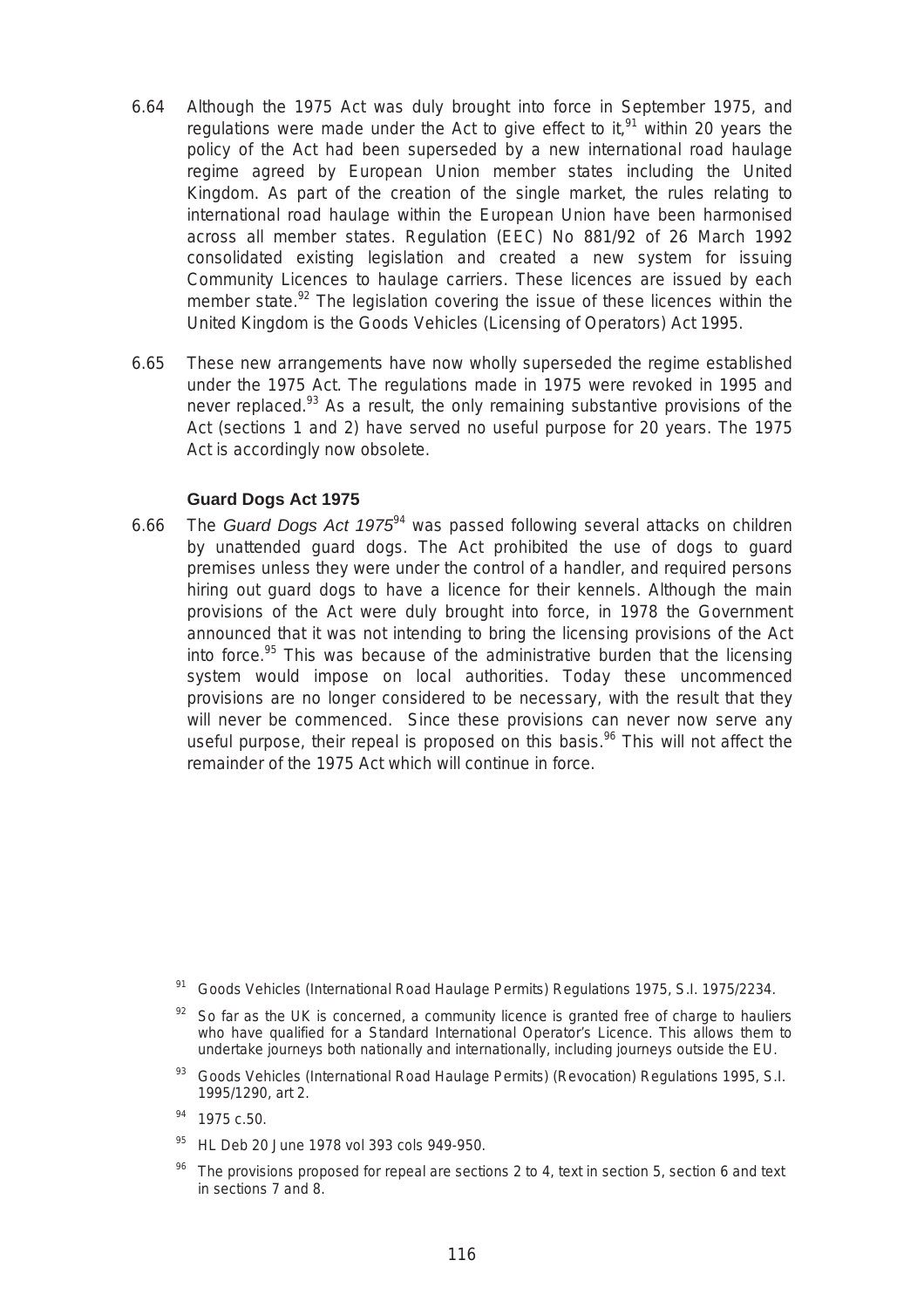6.64 Although the 1975 Act was duly brought into force in September 1975, and regulations were made under the Act to give effect to it,[91] within 20 years the policy of the Act had been superseded by a new international road haulage regime agreed by European Union member states including the United Kingdom. As part of the creation of the single market, the rules relating to international road haulage within the European Union have been harmonised across all member states. Regulation (EEC) No 881/92 of 26 March 1992 consolidated existing legislation and created a new system for issuing Community Licences to haulage carriers. These licences are issued by each member state.[92] The legislation covering the issue of these licences within the United Kingdom is the Goods Vehicles (Licensing of Operators) Act 1995.

6.65 These new arrangements have now wholly superseded the regime established under the 1975 Act. The regulations made in 1975 were revoked in 1995 and never replaced.[93] As a result, the only remaining substantive provisions of the Act (sections 1 and 2) have served no useful purpose for 20 years. The 1975 Act is accordingly now obsolete.

### Guard Dogs Act 1975

6.66 The *Guard Dogs Act 1975*[94] was passed following several attacks on children by unattended guard dogs. The Act prohibited the use of dogs to guard premises unless they were under the control of a handler, and required persons hiring out guard dogs to have a licence for their kennels. Although the main provisions of the Act were duly brought into force, in 1978 the Government announced that it was not intending to bring the licensing provisions of the Act into force.[95] This was because of the administrative burden that the licensing system would impose on local authorities. Today these uncommenced provisions are no longer considered to be necessary, with the result that they will never be commenced. Since these provisions can never now serve any useful purpose, their repeal is proposed on this basis.[96] This will not affect the remainder of the 1975 Act which will continue in force.

[91] Goods Vehicles (International Road Haulage Permits) Regulations 1975, S.I. 1975/2234.

[92] So far as the UK is concerned, a community licence is granted free of charge to hauliers who have qualified for a Standard International Operator's Licence. This allows them to undertake journeys both nationally and internationally, including journeys outside the EU.

[93] Goods Vehicles (International Road Haulage Permits) (Revocation) Regulations 1995, S.I. 1995/1290, art 2.

[94] 1975 c.50.

[95] HL Deb 20 June 1978 vol 393 cols 949-950.

[96] The provisions proposed for repeal are sections 2 to 4, text in section 5, section 6 and text in sections 7 and 8.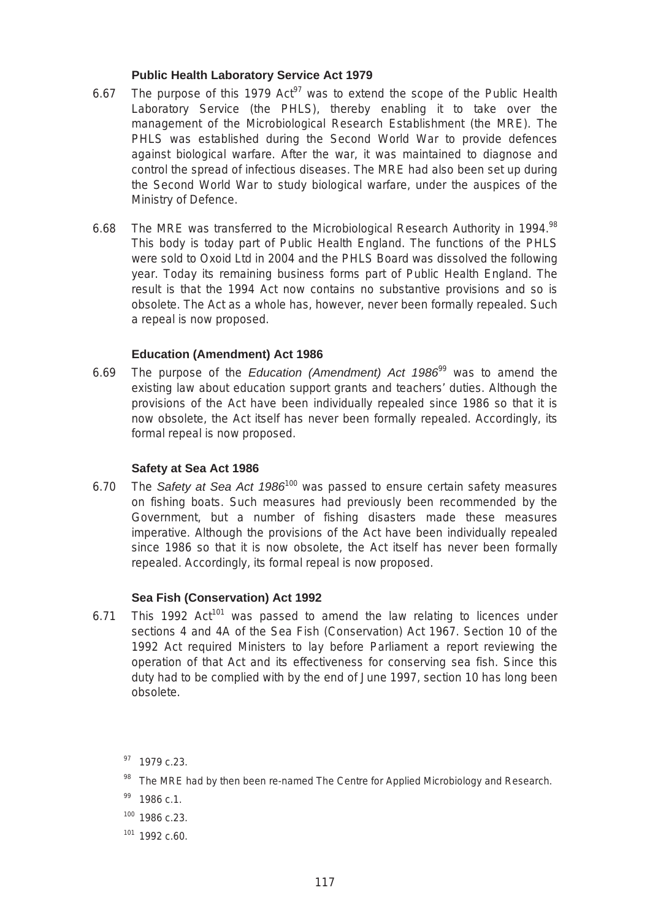### Public Health Laboratory Service Act 1979

6.67 The purpose of this 1979 Act[97] was to extend the scope of the Public Health Laboratory Service (the PHLS), thereby enabling it to take over the management of the Microbiological Research Establishment (the MRE). The PHLS was established during the Second World War to provide defences against biological warfare. After the war, it was maintained to diagnose and control the spread of infectious diseases. The MRE had also been set up during the Second World War to study biological warfare, under the auspices of the Ministry of Defence.

6.68 The MRE was transferred to the Microbiological Research Authority in 1994.[98] This body is today part of Public Health England. The functions of the PHLS were sold to Oxoid Ltd in 2004 and the PHLS Board was dissolved the following year. Today its remaining business forms part of Public Health England. The result is that the 1994 Act now contains no substantive provisions and so is obsolete. The Act as a whole has, however, never been formally repealed. Such a repeal is now proposed.

### Education (Amendment) Act 1986

6.69 The purpose of the *Education (Amendment) Act 1986*[99] was to amend the existing law about education support grants and teachers' duties. Although the provisions of the Act have been individually repealed since 1986 so that it is now obsolete, the Act itself has never been formally repealed. Accordingly, its formal repeal is now proposed.

### Safety at Sea Act 1986

6.70 The *Safety at Sea Act 1986*[100] was passed to ensure certain safety measures on fishing boats. Such measures had previously been recommended by the Government, but a number of fishing disasters made these measures imperative. Although the provisions of the Act have been individually repealed since 1986 so that it is now obsolete, the Act itself has never been formally repealed. Accordingly, its formal repeal is now proposed.

### Sea Fish (Conservation) Act 1992

6.71 This 1992 Act[101] was passed to amend the law relating to licences under sections 4 and 4A of the Sea Fish (Conservation) Act 1967. Section 10 of the 1992 Act required Ministers to lay before Parliament a report reviewing the operation of that Act and its effectiveness for conserving sea fish. Since this duty had to be complied with by the end of June 1997, section 10 has long been obsolete.

[97] 1979 c.23.

[98] The MRE had by then been re-named The Centre for Applied Microbiology and Research.

[99] 1986 c.1.

[100] 1986 c.23.

[101] 1992 c.60.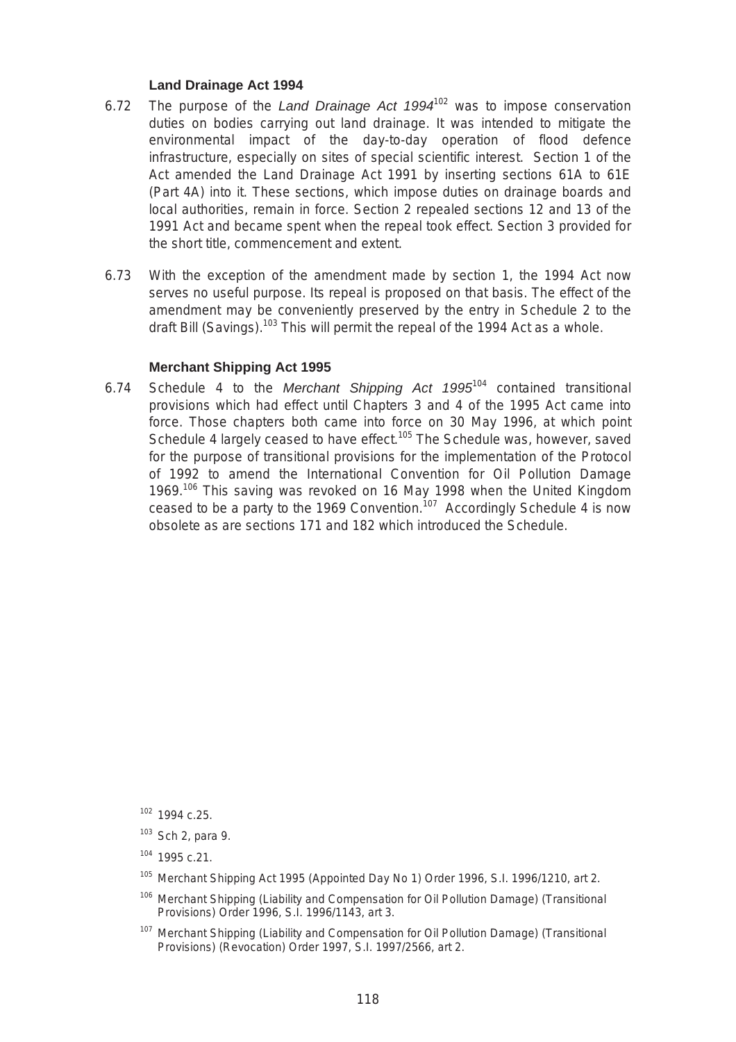### Land Drainage Act 1994

6.72 The purpose of the *Land Drainage Act 1994*[102] was to impose conservation duties on bodies carrying out land drainage. It was intended to mitigate the environmental impact of the day-to-day operation of flood defence infrastructure, especially on sites of special scientific interest. Section 1 of the Act amended the Land Drainage Act 1991 by inserting sections 61A to 61E (Part 4A) into it. These sections, which impose duties on drainage boards and local authorities, remain in force. Section 2 repealed sections 12 and 13 of the 1991 Act and became spent when the repeal took effect. Section 3 provided for the short title, commencement and extent.

6.73 With the exception of the amendment made by section 1, the 1994 Act now serves no useful purpose. Its repeal is proposed on that basis. The effect of the amendment may be conveniently preserved by the entry in Schedule 2 to the draft Bill (Savings).[103] This will permit the repeal of the 1994 Act as a whole.

### Merchant Shipping Act 1995

6.74 Schedule 4 to the *Merchant Shipping Act 1995*[104] contained transitional provisions which had effect until Chapters 3 and 4 of the 1995 Act came into force. Those chapters both came into force on 30 May 1996, at which point Schedule 4 largely ceased to have effect.[105] The Schedule was, however, saved for the purpose of transitional provisions for the implementation of the Protocol of 1992 to amend the International Convention for Oil Pollution Damage 1969.[106] This saving was revoked on 16 May 1998 when the United Kingdom ceased to be a party to the 1969 Convention.[107] Accordingly Schedule 4 is now obsolete as are sections 171 and 182 which introduced the Schedule.

---

[102] 1994 c.25.

[103] Sch 2, para 9.

[104] 1995 c.21.

[105] Merchant Shipping Act 1995 (Appointed Day No 1) Order 1996, S.I. 1996/1210, art 2.

[106] Merchant Shipping (Liability and Compensation for Oil Pollution Damage) (Transitional Provisions) Order 1996, S.I. 1996/1143, art 3.

[107] Merchant Shipping (Liability and Compensation for Oil Pollution Damage) (Transitional Provisions) (Revocation) Order 1997, S.I. 1997/2566, art 2.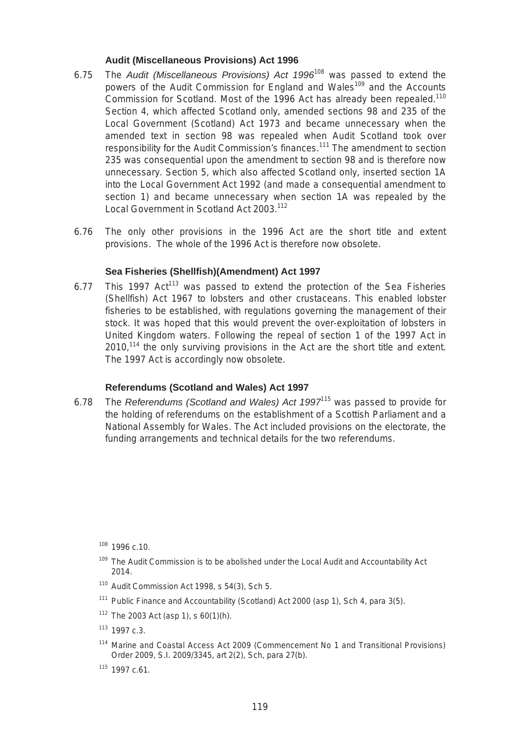### Audit (Miscellaneous Provisions) Act 1996

6.75 The *Audit (Miscellaneous Provisions) Act 1996*[108] was passed to extend the powers of the Audit Commission for England and Wales[109] and the Accounts Commission for Scotland. Most of the 1996 Act has already been repealed.[110] Section 4, which affected Scotland only, amended sections 98 and 235 of the Local Government (Scotland) Act 1973 and became unnecessary when the amended text in section 98 was repealed when Audit Scotland took over responsibility for the Audit Commission's finances.[111] The amendment to section 235 was consequential upon the amendment to section 98 and is therefore now unnecessary. Section 5, which also affected Scotland only, inserted section 1A into the Local Government Act 1992 (and made a consequential amendment to section 1) and became unnecessary when section 1A was repealed by the Local Government in Scotland Act 2003.[112]

6.76 The only other provisions in the 1996 Act are the short title and extent provisions. The whole of the 1996 Act is therefore now obsolete.

### Sea Fisheries (Shellfish)(Amendment) Act 1997

6.77 This 1997 Act[113] was passed to extend the protection of the Sea Fisheries (Shellfish) Act 1967 to lobsters and other crustaceans. This enabled lobster fisheries to be established, with regulations governing the management of their stock. It was hoped that this would prevent the over-exploitation of lobsters in United Kingdom waters. Following the repeal of section 1 of the 1997 Act in 2010,[114] the only surviving provisions in the Act are the short title and extent. The 1997 Act is accordingly now obsolete.

### Referendums (Scotland and Wales) Act 1997

6.78 The *Referendums (Scotland and Wales) Act 1997*[115] was passed to provide for the holding of referendums on the establishment of a Scottish Parliament and a National Assembly for Wales. The Act included provisions on the electorate, the funding arrangements and technical details for the two referendums.

---

[108] 1996 c.10.

[109] The Audit Commission is to be abolished under the Local Audit and Accountability Act 2014.

[110] Audit Commission Act 1998, s 54(3), Sch 5.

[111] Public Finance and Accountability (Scotland) Act 2000 (asp 1), Sch 4, para 3(5).

[112] The 2003 Act (asp 1), s 60(1)(h).

[113] 1997 c.3.

[114] Marine and Coastal Access Act 2009 (Commencement No 1 and Transitional Provisions) Order 2009, S.I. 2009/3345, art 2(2), Sch, para 27(b).

[115] 1997 c.61.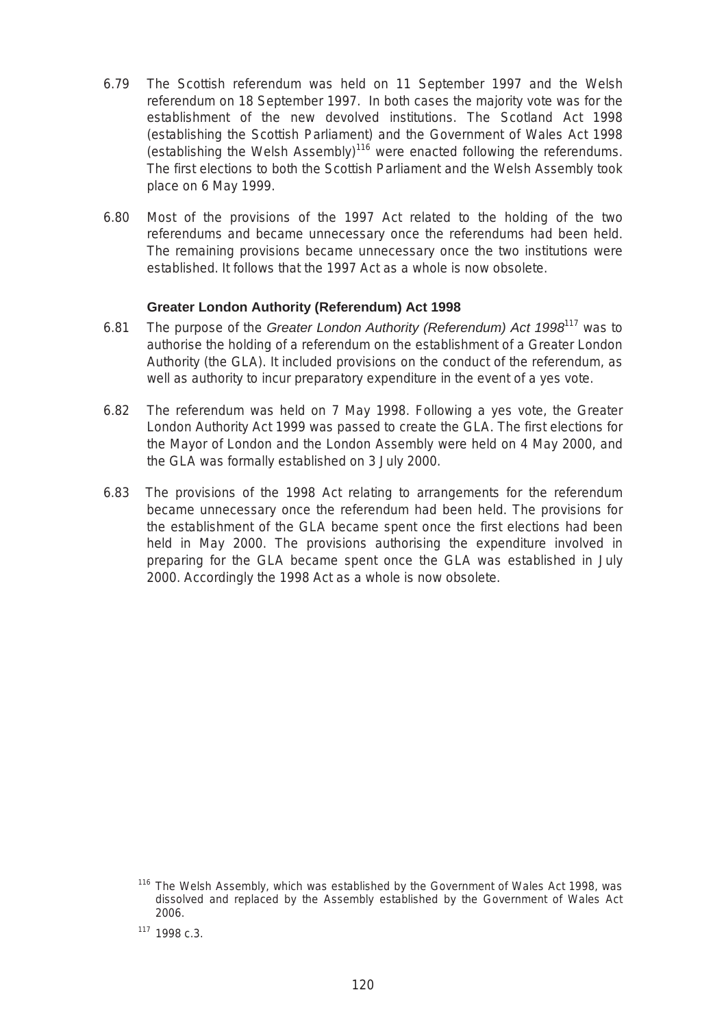6.79 The Scottish referendum was held on 11 September 1997 and the Welsh referendum on 18 September 1997. In both cases the majority vote was for the establishment of the new devolved institutions. The Scotland Act 1998 (establishing the Scottish Parliament) and the Government of Wales Act 1998 (establishing the Welsh Assembly)[116] were enacted following the referendums. The first elections to both the Scottish Parliament and the Welsh Assembly took place on 6 May 1999.

6.80 Most of the provisions of the 1997 Act related to the holding of the two referendums and became unnecessary once the referendums had been held. The remaining provisions became unnecessary once the two institutions were established. It follows that the 1997 Act as a whole is now obsolete.

### Greater London Authority (Referendum) Act 1998

6.81 The purpose of the *Greater London Authority (Referendum) Act 1998*[117] was to authorise the holding of a referendum on the establishment of a Greater London Authority (the GLA). It included provisions on the conduct of the referendum, as well as authority to incur preparatory expenditure in the event of a yes vote.

6.82 The referendum was held on 7 May 1998. Following a yes vote, the Greater London Authority Act 1999 was passed to create the GLA. The first elections for the Mayor of London and the London Assembly were held on 4 May 2000, and the GLA was formally established on 3 July 2000.

6.83 The provisions of the 1998 Act relating to arrangements for the referendum became unnecessary once the referendum had been held. The provisions for the establishment of the GLA became spent once the first elections had been held in May 2000. The provisions authorising the expenditure involved in preparing for the GLA became spent once the GLA was established in July 2000. Accordingly the 1998 Act as a whole is now obsolete.

[116] The Welsh Assembly, which was established by the Government of Wales Act 1998, was dissolved and replaced by the Assembly established by the Government of Wales Act 2006.

[117] 1998 c.3.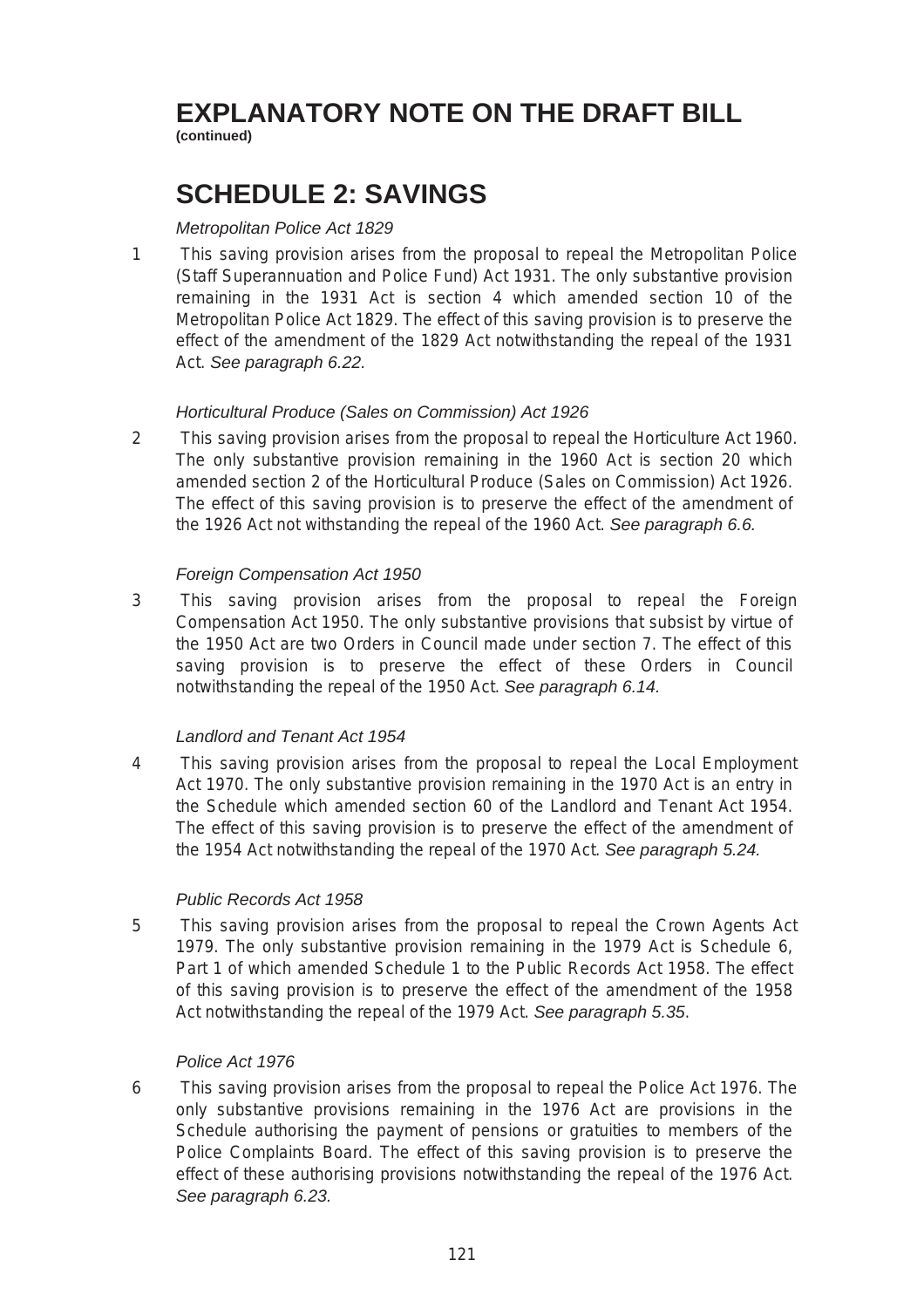# EXPLANATORY NOTE ON THE DRAFT BILL

**(continued)**

## SCHEDULE 2: SAVINGS

*Metropolitan Police Act 1829*

1 This saving provision arises from the proposal to repeal the Metropolitan Police (Staff Superannuation and Police Fund) Act 1931. The only substantive provision remaining in the 1931 Act is section 4 which amended section 10 of the Metropolitan Police Act 1829. The effect of this saving provision is to preserve the effect of the amendment of the 1829 Act notwithstanding the repeal of the 1931 Act. *See paragraph 6.22*.

*Horticultural Produce (Sales on Commission) Act 1926*

2 This saving provision arises from the proposal to repeal the Horticulture Act 1960. The only substantive provision remaining in the 1960 Act is section 20 which amended section 2 of the Horticultural Produce (Sales on Commission) Act 1926. The effect of this saving provision is to preserve the effect of the amendment of the 1926 Act not withstanding the repeal of the 1960 Act. *See paragraph 6.6.*

*Foreign Compensation Act 1950*

3 This saving provision arises from the proposal to repeal the Foreign Compensation Act 1950. The only substantive provisions that subsist by virtue of the 1950 Act are two Orders in Council made under section 7. The effect of this saving provision is to preserve the effect of these Orders in Council notwithstanding the repeal of the 1950 Act. *See paragraph 6.14.*

*Landlord and Tenant Act 1954*

4 This saving provision arises from the proposal to repeal the Local Employment Act 1970. The only substantive provision remaining in the 1970 Act is an entry in the Schedule which amended section 60 of the Landlord and Tenant Act 1954. The effect of this saving provision is to preserve the effect of the amendment of the 1954 Act notwithstanding the repeal of the 1970 Act. *See paragraph 5.24.*

*Public Records Act 1958*

5 This saving provision arises from the proposal to repeal the Crown Agents Act 1979. The only substantive provision remaining in the 1979 Act is Schedule 6, Part 1 of which amended Schedule 1 to the Public Records Act 1958. The effect of this saving provision is to preserve the effect of the amendment of the 1958 Act notwithstanding the repeal of the 1979 Act. *See paragraph 5.35*.

*Police Act 1976*

6 This saving provision arises from the proposal to repeal the Police Act 1976. The only substantive provisions remaining in the 1976 Act are provisions in the Schedule authorising the payment of pensions or gratuities to members of the Police Complaints Board. The effect of this saving provision is to preserve the effect of these authorising provisions notwithstanding the repeal of the 1976 Act. *See paragraph 6.23.*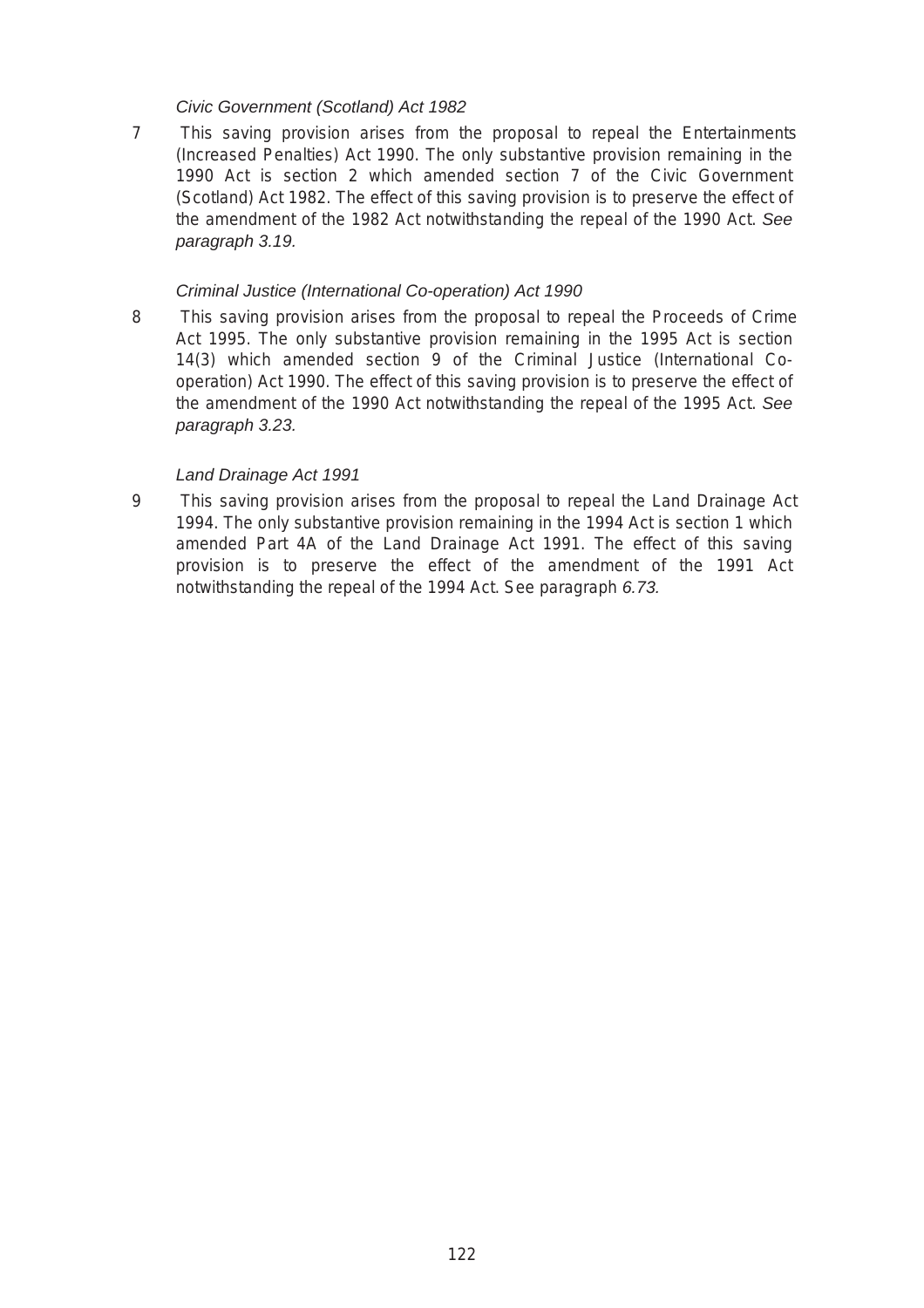*Civic Government (Scotland) Act 1982*

7 This saving provision arises from the proposal to repeal the Entertainments (Increased Penalties) Act 1990. The only substantive provision remaining in the 1990 Act is section 2 which amended section 7 of the Civic Government (Scotland) Act 1982. The effect of this saving provision is to preserve the effect of the amendment of the 1982 Act notwithstanding the repeal of the 1990 Act. *See paragraph 3.19.*

*Criminal Justice (International Co-operation) Act 1990*

8 This saving provision arises from the proposal to repeal the Proceeds of Crime Act 1995. The only substantive provision remaining in the 1995 Act is section 14(3) which amended section 9 of the Criminal Justice (International Co-operation) Act 1990. The effect of this saving provision is to preserve the effect of the amendment of the 1990 Act notwithstanding the repeal of the 1995 Act. *See paragraph 3.23.*

*Land Drainage Act 1991*

9 This saving provision arises from the proposal to repeal the Land Drainage Act 1994. The only substantive provision remaining in the 1994 Act is section 1 which amended Part 4A of the Land Drainage Act 1991. The effect of this saving provision is to preserve the effect of the amendment of the 1991 Act notwithstanding the repeal of the 1994 Act. See paragraph *6.73.*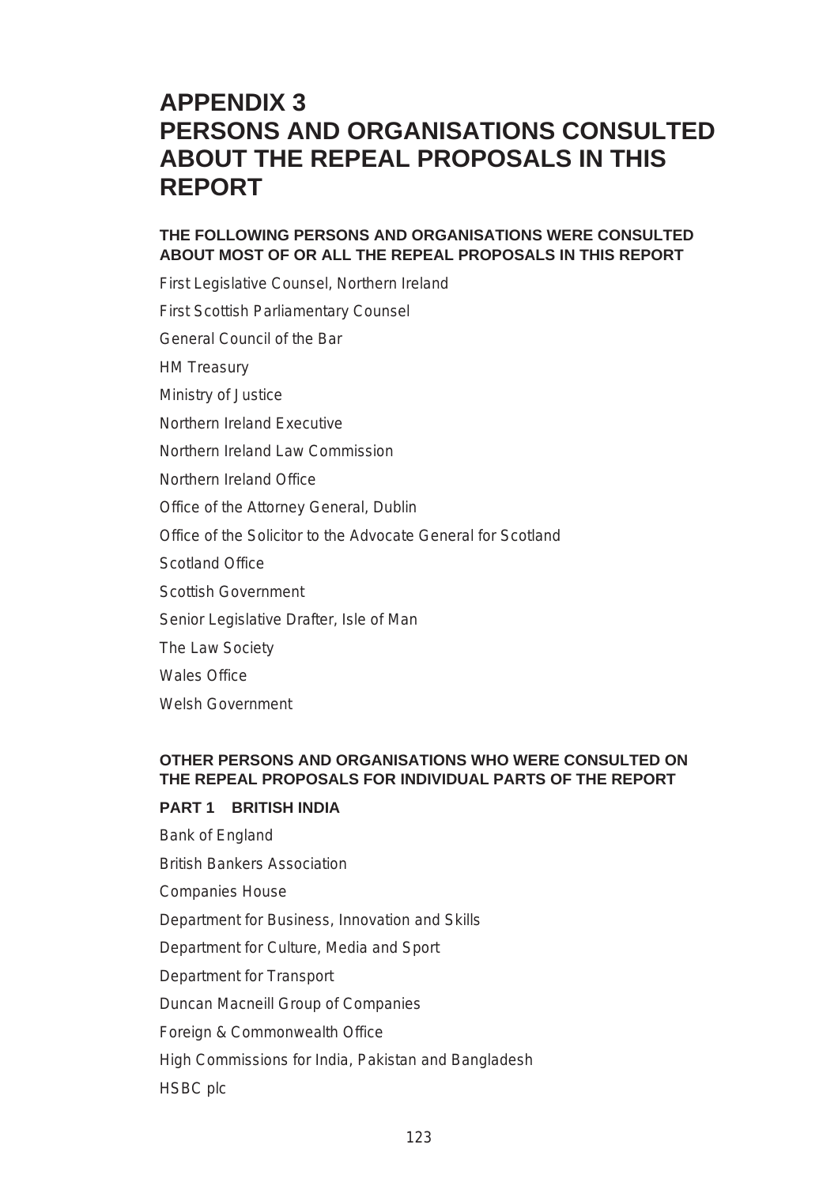# APPENDIX 3
# PERSONS AND ORGANISATIONS CONSULTED ABOUT THE REPEAL PROPOSALS IN THIS REPORT

### THE FOLLOWING PERSONS AND ORGANISATIONS WERE CONSULTED ABOUT MOST OF OR ALL THE REPEAL PROPOSALS IN THIS REPORT

First Legislative Counsel, Northern Ireland

First Scottish Parliamentary Counsel

General Council of the Bar

HM Treasury

Ministry of Justice

Northern Ireland Executive

Northern Ireland Law Commission

Northern Ireland Office

Office of the Attorney General, Dublin

Office of the Solicitor to the Advocate General for Scotland

Scotland Office

Scottish Government

Senior Legislative Drafter, Isle of Man

The Law Society

Wales Office

Welsh Government

### OTHER PERSONS AND ORGANISATIONS WHO WERE CONSULTED ON THE REPEAL PROPOSALS FOR INDIVIDUAL PARTS OF THE REPORT

#### PART 1 BRITISH INDIA

Bank of England

British Bankers Association

Companies House

Department for Business, Innovation and Skills

Department for Culture, Media and Sport

Department for Transport

Duncan Macneill Group of Companies

Foreign & Commonwealth Office

High Commissions for India, Pakistan and Bangladesh

HSBC plc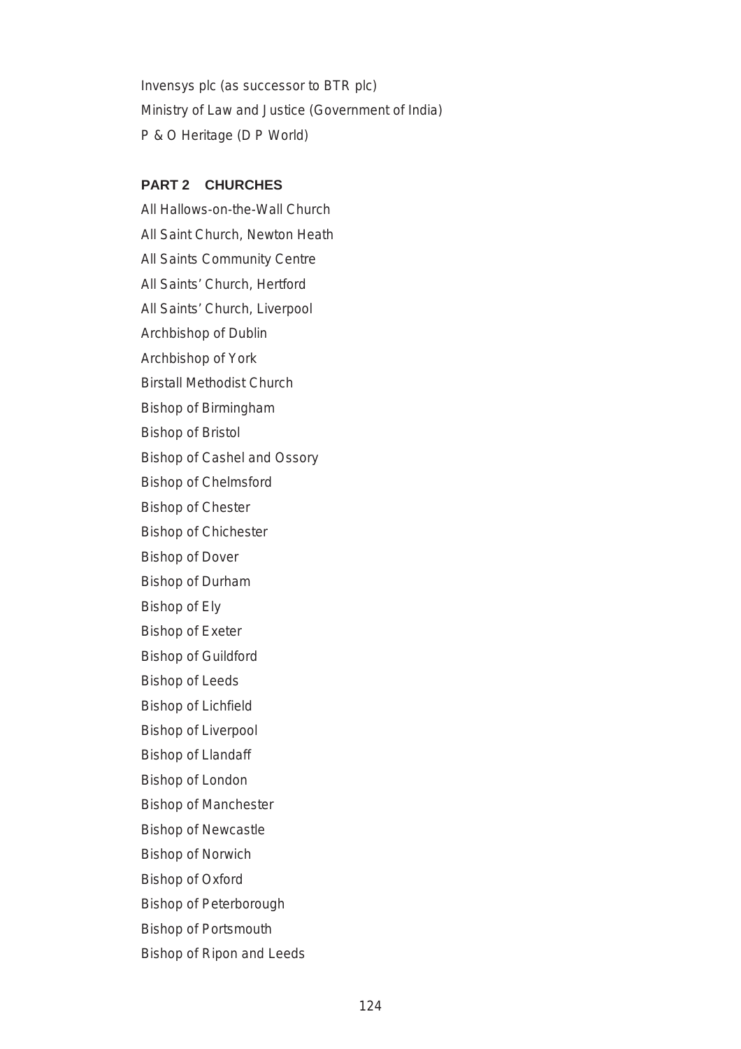Invensys plc (as successor to BTR plc)

Ministry of Law and Justice (Government of India)

P & O Heritage (D P World)

**PART 2 CHURCHES**

All Hallows-on-the-Wall Church

All Saint Church, Newton Heath

All Saints Community Centre

All Saints' Church, Hertford

All Saints' Church, Liverpool

Archbishop of Dublin

Archbishop of York

Birstall Methodist Church

Bishop of Birmingham

Bishop of Bristol

Bishop of Cashel and Ossory

Bishop of Chelmsford

Bishop of Chester

Bishop of Chichester

Bishop of Dover

Bishop of Durham

Bishop of Ely

Bishop of Exeter

Bishop of Guildford

Bishop of Leeds

Bishop of Lichfield

Bishop of Liverpool

Bishop of Llandaff

Bishop of London

Bishop of Manchester

Bishop of Newcastle

Bishop of Norwich

Bishop of Oxford

Bishop of Peterborough

Bishop of Portsmouth

Bishop of Ripon and Leeds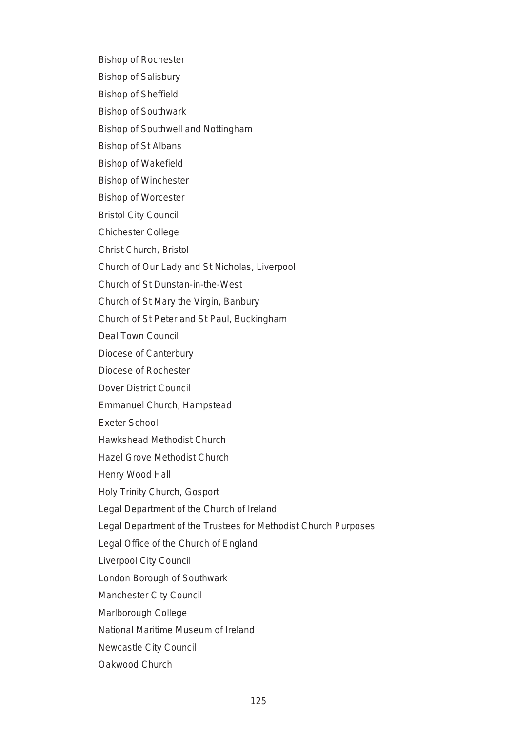Bishop of Rochester

Bishop of Salisbury

Bishop of Sheffield

Bishop of Southwark

Bishop of Southwell and Nottingham

Bishop of St Albans

Bishop of Wakefield

Bishop of Winchester

Bishop of Worcester

Bristol City Council

Chichester College

Christ Church, Bristol

Church of Our Lady and St Nicholas, Liverpool

Church of St Dunstan-in-the-West

Church of St Mary the Virgin, Banbury

Church of St Peter and St Paul, Buckingham

Deal Town Council

Diocese of Canterbury

Diocese of Rochester

Dover District Council

Emmanuel Church, Hampstead

Exeter School

Hawkshead Methodist Church

Hazel Grove Methodist Church

Henry Wood Hall

Holy Trinity Church, Gosport

Legal Department of the Church of Ireland

Legal Department of the Trustees for Methodist Church Purposes

Legal Office of the Church of England

Liverpool City Council

London Borough of Southwark

Manchester City Council

Marlborough College

National Maritime Museum of Ireland

Newcastle City Council

Oakwood Church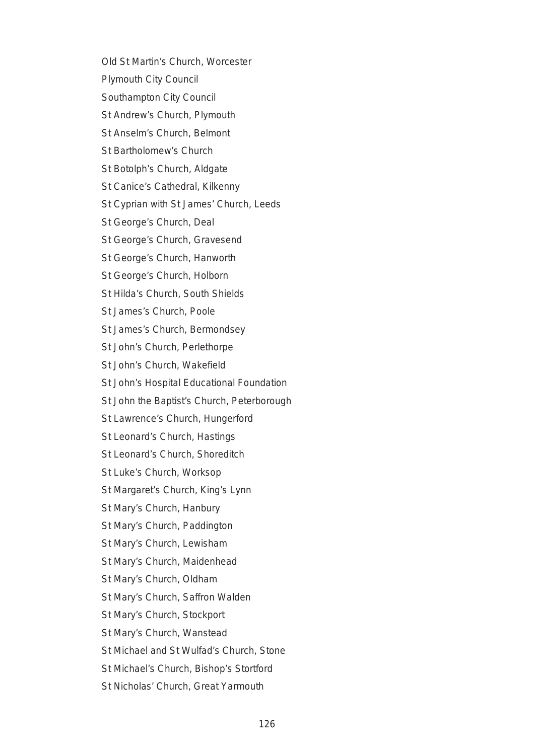Old St Martin's Church, Worcester

Plymouth City Council

Southampton City Council

St Andrew's Church, Plymouth

St Anselm's Church, Belmont

St Bartholomew's Church

St Botolph's Church, Aldgate

St Canice's Cathedral, Kilkenny

St Cyprian with St James' Church, Leeds

St George's Church, Deal

St George's Church, Gravesend

St George's Church, Hanworth

St George's Church, Holborn

St Hilda's Church, South Shields

St James's Church, Poole

St James's Church, Bermondsey

St John's Church, Perlethorpe

St John's Church, Wakefield

St John's Hospital Educational Foundation

St John the Baptist's Church, Peterborough

St Lawrence's Church, Hungerford

St Leonard's Church, Hastings

St Leonard's Church, Shoreditch

St Luke's Church, Worksop

St Margaret's Church, King's Lynn

St Mary's Church, Hanbury

St Mary's Church, Paddington

St Mary's Church, Lewisham

St Mary's Church, Maidenhead

St Mary's Church, Oldham

St Mary's Church, Saffron Walden

St Mary's Church, Stockport

St Mary's Church, Wanstead

St Michael and St Wulfad's Church, Stone

St Michael's Church, Bishop's Stortford

St Nicholas' Church, Great Yarmouth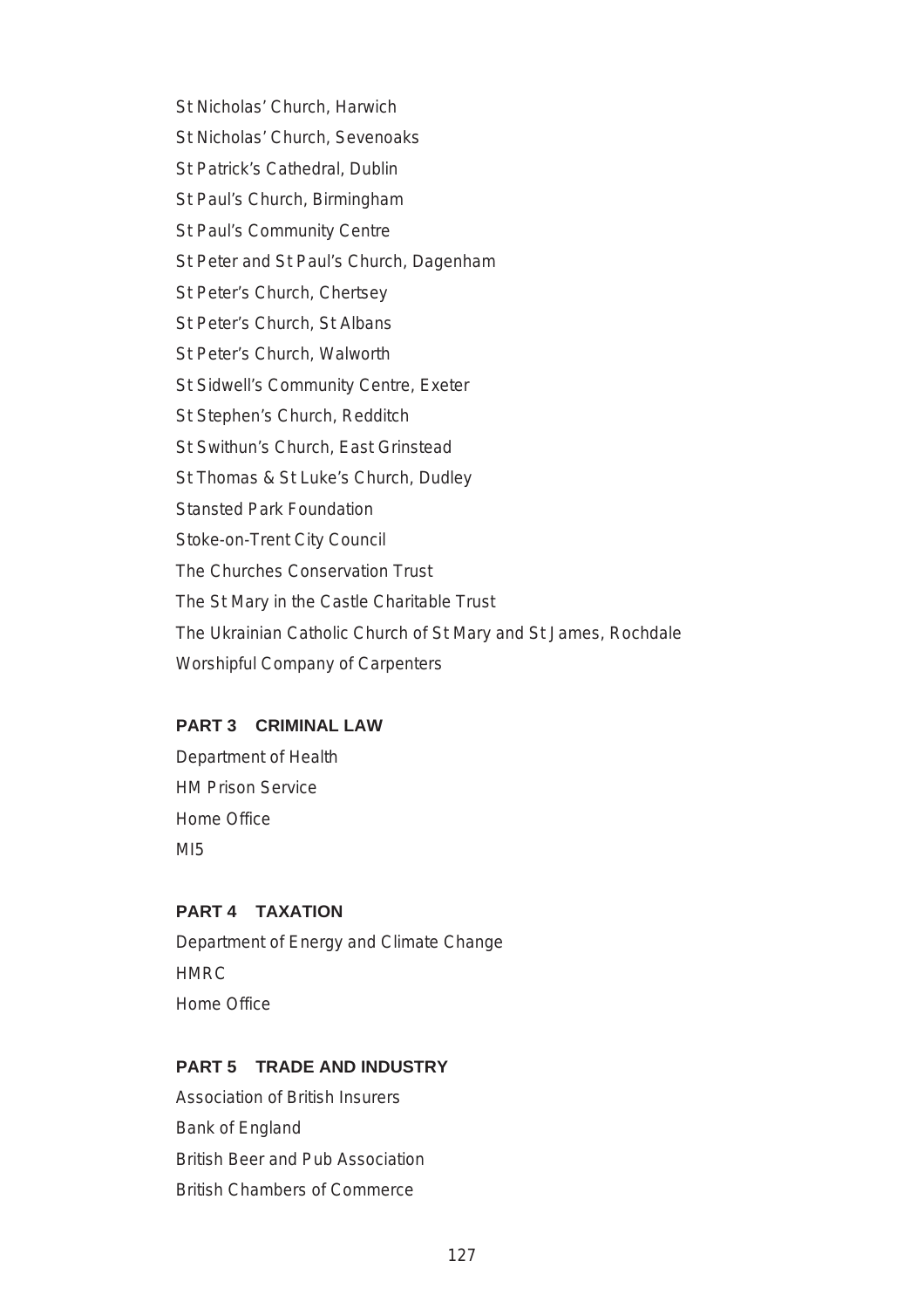St Nicholas' Church, Harwich

St Nicholas' Church, Sevenoaks

St Patrick's Cathedral, Dublin

St Paul's Church, Birmingham

St Paul's Community Centre

St Peter and St Paul's Church, Dagenham

St Peter's Church, Chertsey

St Peter's Church, St Albans

St Peter's Church, Walworth

St Sidwell's Community Centre, Exeter

St Stephen's Church, Redditch

St Swithun's Church, East Grinstead

St Thomas & St Luke's Church, Dudley

Stansted Park Foundation

Stoke-on-Trent City Council

The Churches Conservation Trust

The St Mary in the Castle Charitable Trust

The Ukrainian Catholic Church of St Mary and St James, Rochdale

Worshipful Company of Carpenters

## PART 3 CRIMINAL LAW

Department of Health

HM Prison Service

Home Office

MI5

## PART 4 TAXATION

Department of Energy and Climate Change

HMRC

Home Office

## PART 5 TRADE AND INDUSTRY

Association of British Insurers

Bank of England

British Beer and Pub Association

British Chambers of Commerce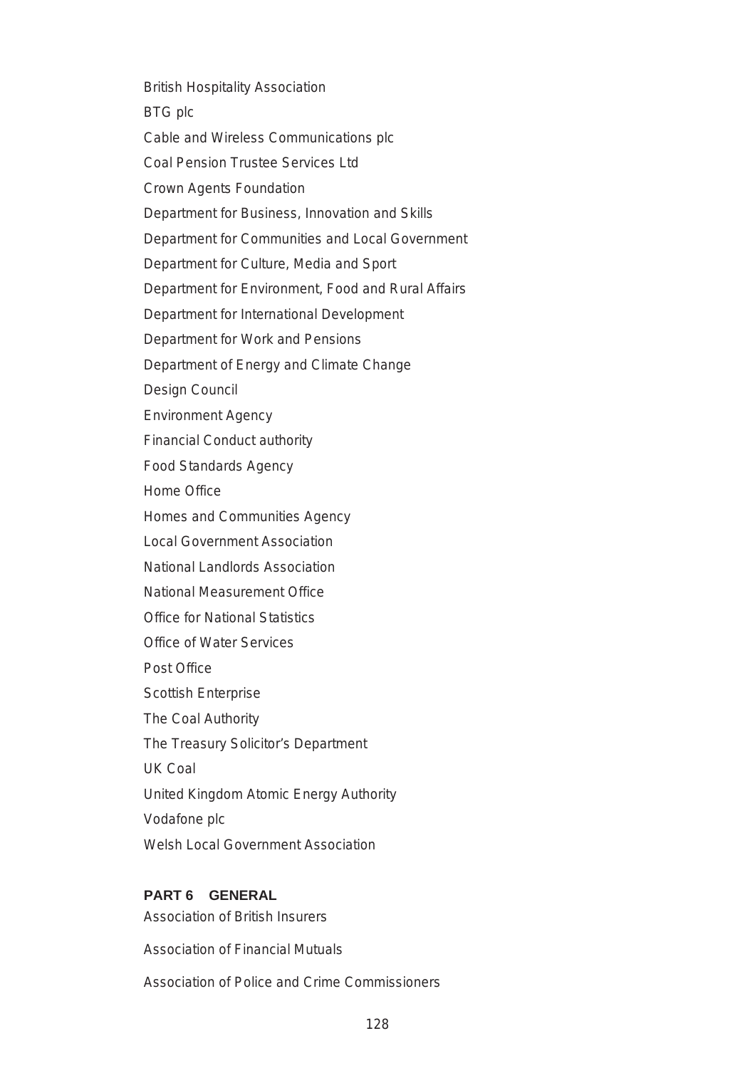British Hospitality Association

BTG plc

Cable and Wireless Communications plc

Coal Pension Trustee Services Ltd

Crown Agents Foundation

Department for Business, Innovation and Skills

Department for Communities and Local Government

Department for Culture, Media and Sport

Department for Environment, Food and Rural Affairs

Department for International Development

Department for Work and Pensions

Department of Energy and Climate Change

Design Council

Environment Agency

Financial Conduct authority

Food Standards Agency

Home Office

Homes and Communities Agency

Local Government Association

National Landlords Association

National Measurement Office

Office for National Statistics

Office of Water Services

Post Office

Scottish Enterprise

The Coal Authority

The Treasury Solicitor's Department

UK Coal

United Kingdom Atomic Energy Authority

Vodafone plc

Welsh Local Government Association

**PART 6 GENERAL**

Association of British Insurers

Association of Financial Mutuals

Association of Police and Crime Commissioners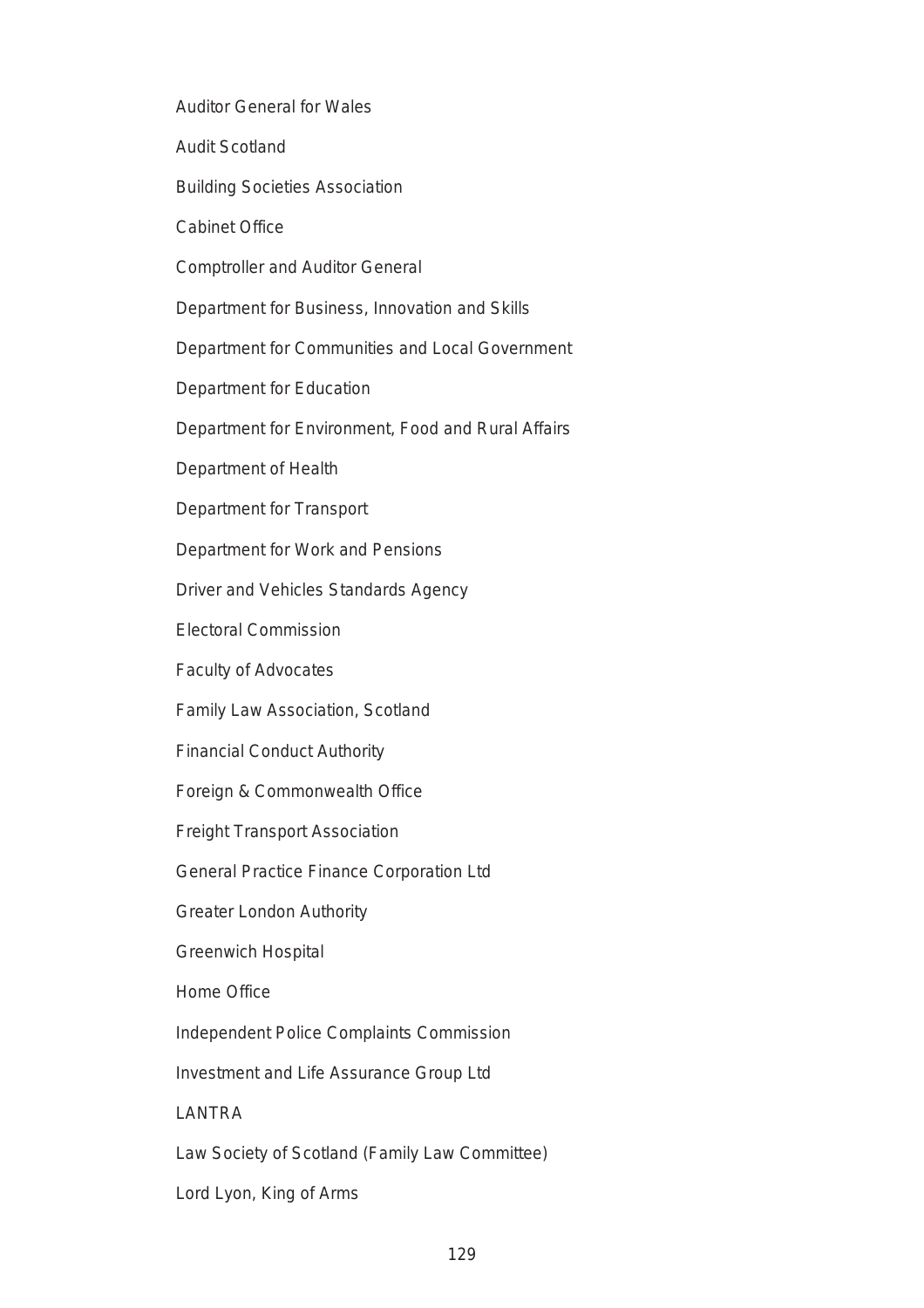Auditor General for Wales

Audit Scotland

Building Societies Association

Cabinet Office

Comptroller and Auditor General

Department for Business, Innovation and Skills

Department for Communities and Local Government

Department for Education

Department for Environment, Food and Rural Affairs

Department of Health

Department for Transport

Department for Work and Pensions

Driver and Vehicles Standards Agency

Electoral Commission

Faculty of Advocates

Family Law Association, Scotland

Financial Conduct Authority

Foreign & Commonwealth Office

Freight Transport Association

General Practice Finance Corporation Ltd

Greater London Authority

Greenwich Hospital

Home Office

Independent Police Complaints Commission

Investment and Life Assurance Group Ltd

LANTRA

Law Society of Scotland (Family Law Committee)

Lord Lyon, King of Arms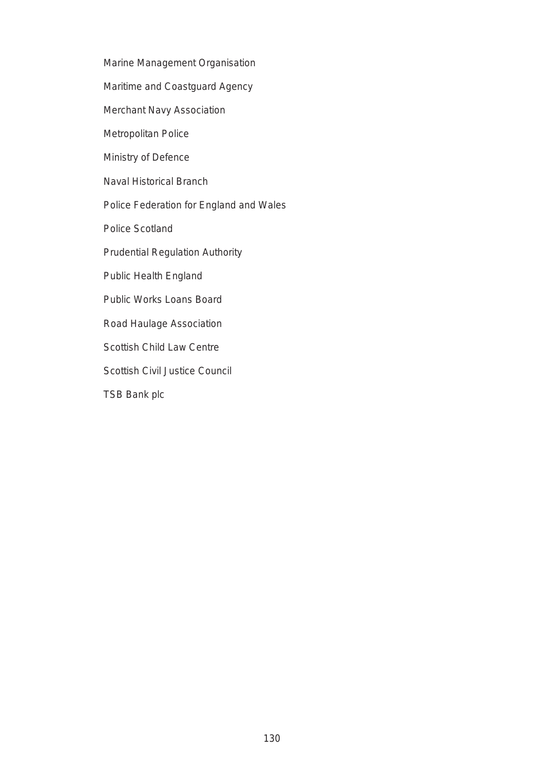Marine Management Organisation

Maritime and Coastguard Agency

Merchant Navy Association

Metropolitan Police

Ministry of Defence

Naval Historical Branch

Police Federation for England and Wales

Police Scotland

Prudential Regulation Authority

Public Health England

Public Works Loans Board

Road Haulage Association

Scottish Child Law Centre

Scottish Civil Justice Council

TSB Bank plc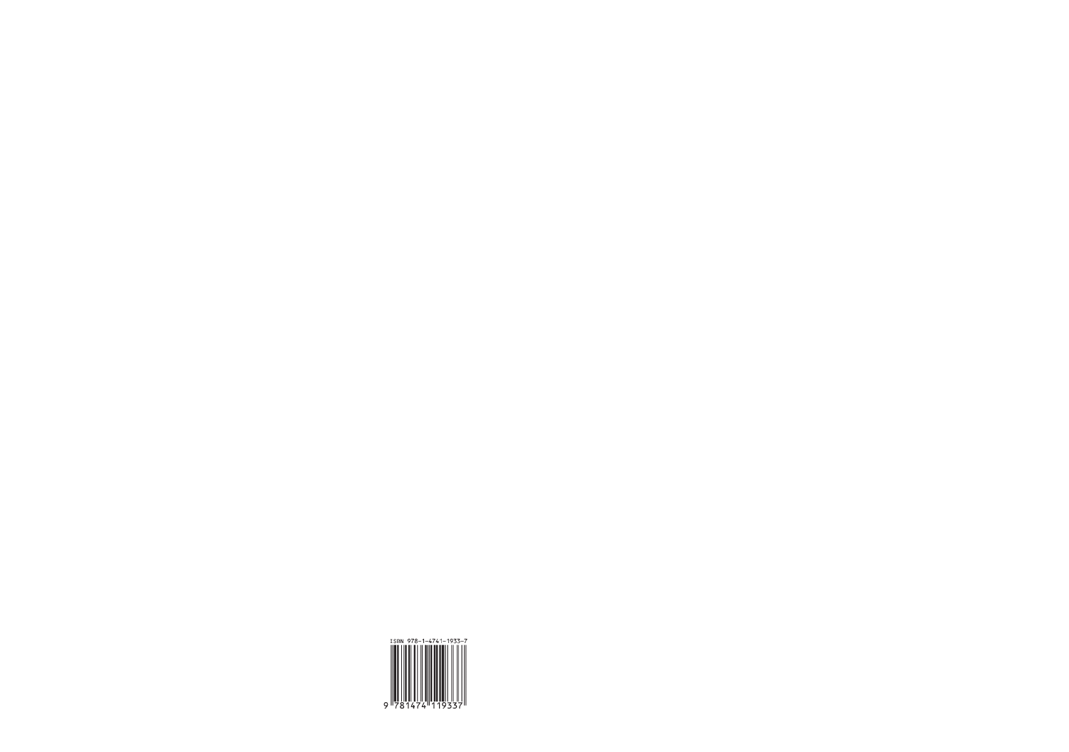ISBN 978-1-4741-1933-7

9 781474 119337